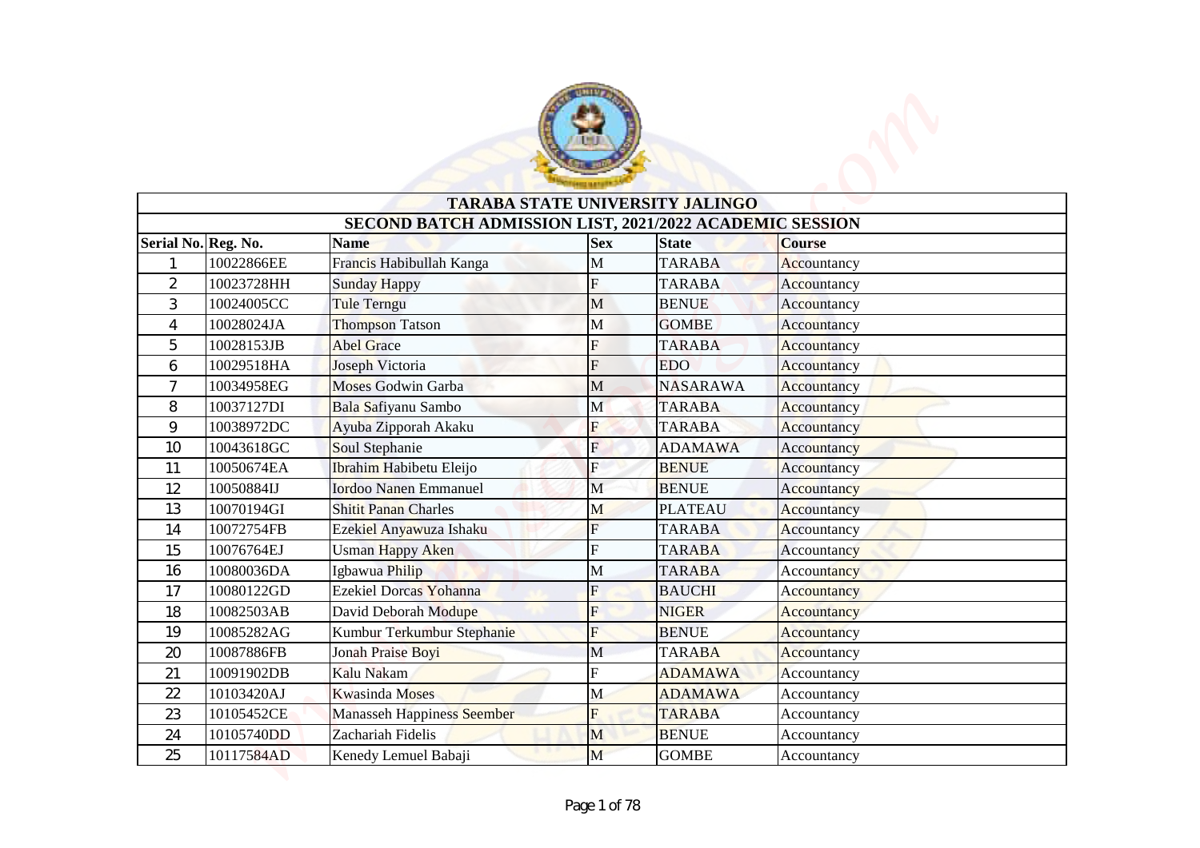| TARABA STATE UNIVERSITY JALINGO | | | | | |
|---|---|---|---|---|---|
| SECOND BATCH ADMISSION LIST, 2021/2022 ACADEMIC SESSION | | | | | |
| **Serial No.** | **Reg. No.** | **Name** | **Sex** | **State** | **Course** |
| 1 | 10022866EE | Francis Habibullah Kanga | M | TARABA | Accountancy |
| 2 | 10023728HH | Sunday Happy | F | TARABA | Accountancy |
| 3 | 10024005CC | Tule Terngu | M | BENUE | Accountancy |
| 4 | 10028024JA | Thompson Tatson | M | GOMBE | Accountancy |
| 5 | 10028153JB | Abel Grace | F | TARABA | Accountancy |
| 6 | 10029518HA | Joseph Victoria | F | EDO | Accountancy |
| 7 | 10034958EG | Moses Godwin Garba | M | NASARAWA | Accountancy |
| 8 | 10037127DI | Bala Safiyanu Sambo | M | TARABA | Accountancy |
| 9 | 10038972DC | Ayuba Zipporah Akaku | F | TARABA | Accountancy |
| 10 | 10043618GC | Soul Stephanie | F | ADAMAWA | Accountancy |
| 11 | 10050674EA | Ibrahim Habibetu Eleijo | F | BENUE | Accountancy |
| 12 | 10050884IJ | Iordoo Nanen Emmanuel | M | BENUE | Accountancy |
| 13 | 10070194GI | Shitit Panan Charles | M | PLATEAU | Accountancy |
| 14 | 10072754FB | Ezekiel Anyawuza Ishaku | F | TARABA | Accountancy |
| 15 | 10076764EJ | Usman Happy Aken | F | TARABA | Accountancy |
| 16 | 10080036DA | Igbawua Philip | M | TARABA | Accountancy |
| 17 | 10080122GD | Ezekiel Dorcas Yohanna | F | BAUCHI | Accountancy |
| 18 | 10082503AB | David Deborah Modupe | F | NIGER | Accountancy |
| 19 | 10085282AG | Kumbur Terkumbur Stephanie | F | BENUE | Accountancy |
| 20 | 10087886FB | Jonah Praise Boyi | M | TARABA | Accountancy |
| 21 | 10091902DB | Kalu Nakam | F | ADAMAWA | Accountancy |
| 22 | 10103420AJ | Kwasinda Moses | M | ADAMAWA | Accountancy |
| 23 | 10105452CE | Manasseh Happiness Seember | F | TARABA | Accountancy |
| 24 | 10105740DD | Zachariah Fidelis | M | BENUE | Accountancy |
| 25 | 10117584AD | Kenedy Lemuel Babaji | M | GOMBE | Accountancy |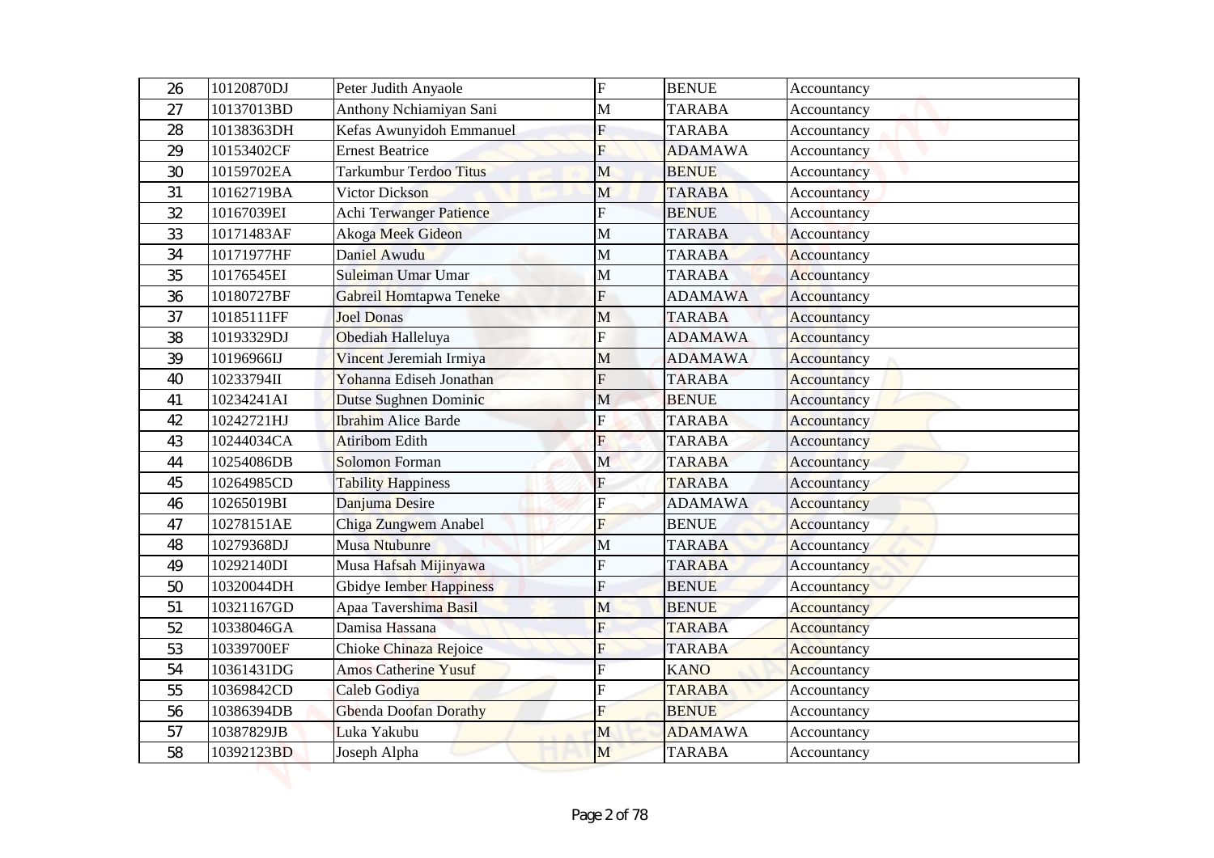| 26 | 10120870DJ | Peter Judith Anyaole | F | BENUE | Accountancy |
|---|---|---|---|---|---|
| 27 | 10137013BD | Anthony Nchiamiyan Sani | M | TARABA | Accountancy |
| 28 | 10138363DH | Kefas Awunyidoh Emmanuel | F | TARABA | Accountancy |
| 29 | 10153402CF | Ernest Beatrice | F | ADAMAWA | Accountancy |
| 30 | 10159702EA | Tarkumbur Terdoo Titus | M | BENUE | Accountancy |
| 31 | 10162719BA | Victor Dickson | M | TARABA | Accountancy |
| 32 | 10167039EI | Achi Terwanger Patience | F | BENUE | Accountancy |
| 33 | 10171483AF | Akoga Meek Gideon | M | TARABA | Accountancy |
| 34 | 10171977HF | Daniel Awudu | M | TARABA | Accountancy |
| 35 | 10176545EI | Suleiman Umar Umar | M | TARABA | Accountancy |
| 36 | 10180727BF | Gabreil Homtapwa Teneke | F | ADAMAWA | Accountancy |
| 37 | 10185111FF | Joel Donas | M | TARABA | Accountancy |
| 38 | 10193329DJ | Obediah Halleluya | F | ADAMAWA | Accountancy |
| 39 | 10196966IJ | Vincent Jeremiah Irmiya | M | ADAMAWA | Accountancy |
| 40 | 10233794II | Yohanna Ediseh Jonathan | F | TARABA | Accountancy |
| 41 | 10234241AI | Dutse Sughnen Dominic | M | BENUE | Accountancy |
| 42 | 10242721HJ | Ibrahim Alice Barde | F | TARABA | Accountancy |
| 43 | 10244034CA | Atiribom Edith | F | TARABA | Accountancy |
| 44 | 10254086DB | Solomon Forman | M | TARABA | Accountancy |
| 45 | 10264985CD | Tability Happiness | F | TARABA | Accountancy |
| 46 | 10265019BI | Danjuma Desire | F | ADAMAWA | Accountancy |
| 47 | 10278151AE | Chiga Zungwem Anabel | F | BENUE | Accountancy |
| 48 | 10279368DJ | Musa Ntubunre | M | TARABA | Accountancy |
| 49 | 10292140DI | Musa Hafsah Mijinyawa | F | TARABA | Accountancy |
| 50 | 10320044DH | Gbidye Iember Happiness | F | BENUE | Accountancy |
| 51 | 10321167GD | Apaa Tavershima Basil | M | BENUE | Accountancy |
| 52 | 10338046GA | Damisa Hassana | F | TARABA | Accountancy |
| 53 | 10339700EF | Chioke Chinaza Rejoice | F | TARABA | Accountancy |
| 54 | 10361431DG | Amos Catherine Yusuf | F | KANO | Accountancy |
| 55 | 10369842CD | Caleb Godiya | F | TARABA | Accountancy |
| 56 | 10386394DB | Gbenda Doofan Dorathy | F | BENUE | Accountancy |
| 57 | 10387829JB | Luka Yakubu | M | ADAMAWA | Accountancy |
| 58 | 10392123BD | Joseph Alpha | M | TARABA | Accountancy |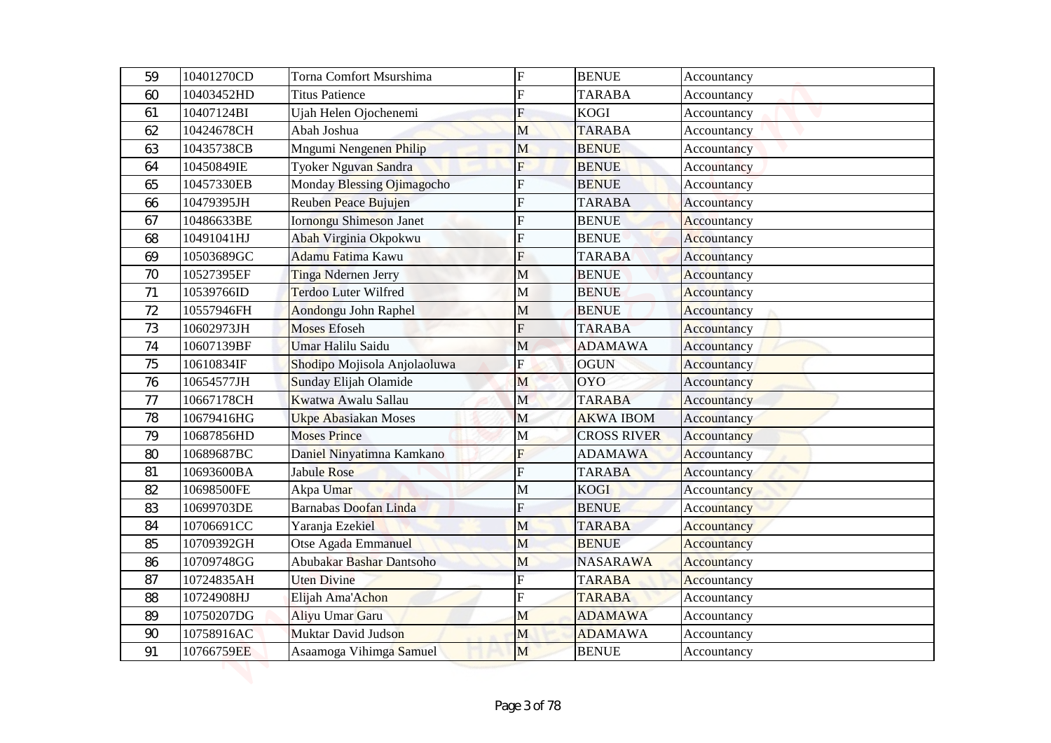| 59 | 10401270CD | Torna Comfort Msurshima | F | BENUE | Accountancy |
|---|---|---|---|---|---|
| 60 | 10403452HD | Titus Patience | F | TARABA | Accountancy |
| 61 | 10407124BI | Ujah Helen Ojochenemi | F | KOGI | Accountancy |
| 62 | 10424678CH | Abah Joshua | M | TARABA | Accountancy |
| 63 | 10435738CB | Mngumi Nengenen Philip | M | BENUE | Accountancy |
| 64 | 10450849IE | Tyoker Nguvan Sandra | F | BENUE | Accountancy |
| 65 | 10457330EB | Monday Blessing Ojimagocho | F | BENUE | Accountancy |
| 66 | 10479395JH | Reuben Peace Bujujen | F | TARABA | Accountancy |
| 67 | 10486633BE | Iornongu Shimeson Janet | F | BENUE | Accountancy |
| 68 | 10491041HJ | Abah Virginia Okpokwu | F | BENUE | Accountancy |
| 69 | 10503689GC | Adamu Fatima Kawu | F | TARABA | Accountancy |
| 70 | 10527395EF | Tinga Ndernen Jerry | M | BENUE | Accountancy |
| 71 | 10539766ID | Terdoo Luter Wilfred | M | BENUE | Accountancy |
| 72 | 10557946FH | Aondongu John Raphel | M | BENUE | Accountancy |
| 73 | 10602973JH | Moses Efoseh | F | TARABA | Accountancy |
| 74 | 10607139BF | Umar Halilu Saidu | M | ADAMAWA | Accountancy |
| 75 | 10610834IF | Shodipo Mojisola Anjolaoluwa | F | OGUN | Accountancy |
| 76 | 10654577JH | Sunday Elijah Olamide | M | OYO | Accountancy |
| 77 | 10667178CH | Kwatwa Awalu Sallau | M | TARABA | Accountancy |
| 78 | 10679416HG | Ukpe Abasiakan Moses | M | AKWA IBOM | Accountancy |
| 79 | 10687856HD | Moses Prince | M | CROSS RIVER | Accountancy |
| 80 | 10689687BC | Daniel Ninyatimna Kamkano | F | ADAMAWA | Accountancy |
| 81 | 10693600BA | Jabule Rose | F | TARABA | Accountancy |
| 82 | 10698500FE | Akpa Umar | M | KOGI | Accountancy |
| 83 | 10699703DE | Barnabas Doofan Linda | F | BENUE | Accountancy |
| 84 | 10706691CC | Yaranja Ezekiel | M | TARABA | Accountancy |
| 85 | 10709392GH | Otse Agada Emmanuel | M | BENUE | Accountancy |
| 86 | 10709748GG | Abubakar Bashar Dantsoho | M | NASARAWA | Accountancy |
| 87 | 10724835AH | Uten Divine | F | TARABA | Accountancy |
| 88 | 10724908HJ | Elijah Ama'Achon | F | TARABA | Accountancy |
| 89 | 10750207DG | Aliyu Umar Garu | M | ADAMAWA | Accountancy |
| 90 | 10758916AC | Muktar David Judson | M | ADAMAWA | Accountancy |
| 91 | 10766759EE | Asaamoga Vihimga Samuel | M | BENUE | Accountancy |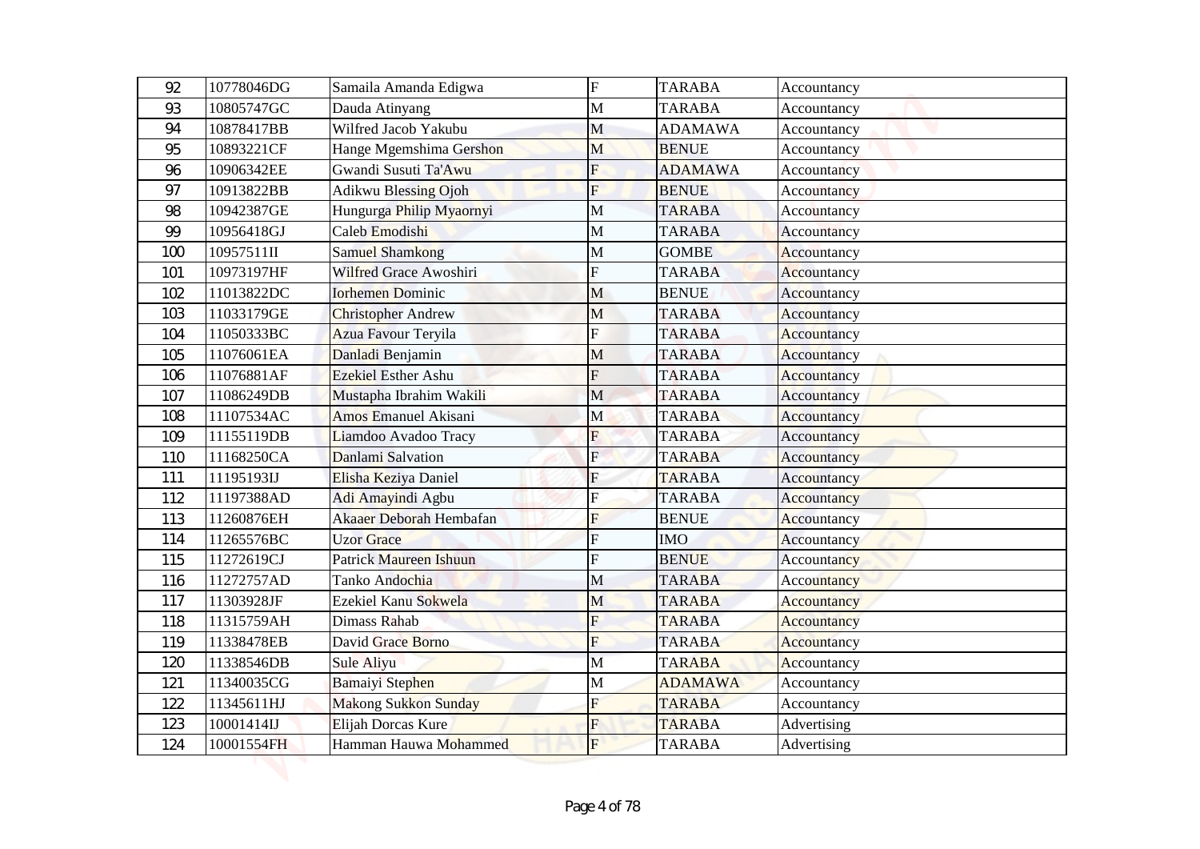| 92 | 10778046DG | Samaila Amanda Edigwa | F | TARABA | Accountancy |
|---|---|---|---|---|---|
| 93 | 10805747GC | Dauda Atinyang | M | TARABA | Accountancy |
| 94 | 10878417BB | Wilfred Jacob Yakubu | M | ADAMAWA | Accountancy |
| 95 | 10893221CF | Hange Mgemshima Gershon | M | BENUE | Accountancy |
| 96 | 10906342EE | Gwandi Susuti Ta'Awu | F | ADAMAWA | Accountancy |
| 97 | 10913822BB | Adikwu Blessing Ojoh | F | BENUE | Accountancy |
| 98 | 10942387GE | Hungurga Philip Myaornyi | M | TARABA | Accountancy |
| 99 | 10956418GJ | Caleb Emodishi | M | TARABA | Accountancy |
| 100 | 10957511II | Samuel Shamkong | M | GOMBE | Accountancy |
| 101 | 10973197HF | Wilfred Grace Awoshiri | F | TARABA | Accountancy |
| 102 | 11013822DC | Iorhemen Dominic | M | BENUE | Accountancy |
| 103 | 11033179GE | Christopher Andrew | M | TARABA | Accountancy |
| 104 | 11050333BC | Azua Favour Teryila | F | TARABA | Accountancy |
| 105 | 11076061EA | Danladi Benjamin | M | TARABA | Accountancy |
| 106 | 11076881AF | Ezekiel Esther Ashu | F | TARABA | Accountancy |
| 107 | 11086249DB | Mustapha Ibrahim Wakili | M | TARABA | Accountancy |
| 108 | 11107534AC | Amos Emanuel Akisani | M | TARABA | Accountancy |
| 109 | 11155119DB | Liamdoo Avadoo Tracy | F | TARABA | Accountancy |
| 110 | 11168250CA | Danlami Salvation | F | TARABA | Accountancy |
| 111 | 11195193IJ | Elisha Keziya Daniel | F | TARABA | Accountancy |
| 112 | 11197388AD | Adi Amayindi Agbu | F | TARABA | Accountancy |
| 113 | 11260876EH | Akaaer Deborah Hembafan | F | BENUE | Accountancy |
| 114 | 11265576BC | Uzor Grace | F | IMO | Accountancy |
| 115 | 11272619CJ | Patrick Maureen Ishuun | F | BENUE | Accountancy |
| 116 | 11272757AD | Tanko Andochia | M | TARABA | Accountancy |
| 117 | 11303928JF | Ezekiel Kanu Sokwela | M | TARABA | Accountancy |
| 118 | 11315759AH | Dimass Rahab | F | TARABA | Accountancy |
| 119 | 11338478EB | David Grace Borno | F | TARABA | Accountancy |
| 120 | 11338546DB | Sule Aliyu | M | TARABA | Accountancy |
| 121 | 11340035CG | Bamaiyi Stephen | M | ADAMAWA | Accountancy |
| 122 | 11345611HJ | Makong Sukkon Sunday | F | TARABA | Accountancy |
| 123 | 10001414IJ | Elijah Dorcas Kure | F | TARABA | Advertising |
| 124 | 10001554FH | Hamman Hauwa Mohammed | F | TARABA | Advertising |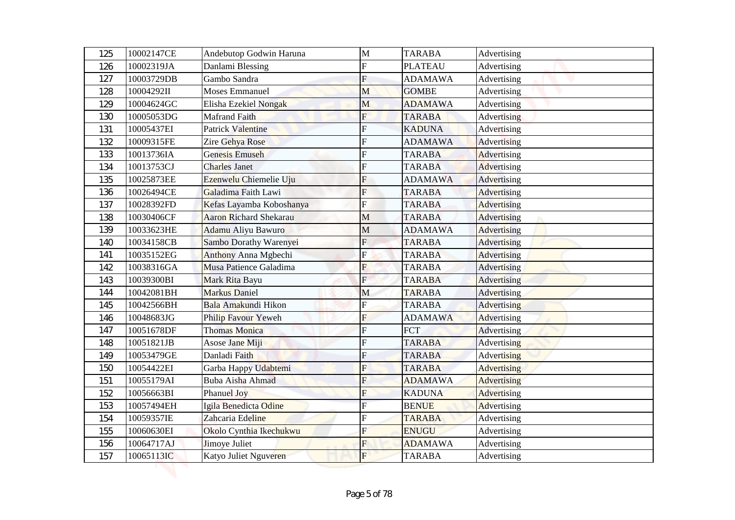| 125 | 10002147CE | Andebutop Godwin Haruna | M | TARABA | Advertising |
|---|---|---|---|---|---|
| 126 | 10002319JA | Danlami Blessing | F | PLATEAU | Advertising |
| 127 | 10003729DB | Gambo Sandra | F | ADAMAWA | Advertising |
| 128 | 10004292II | Moses Emmanuel | M | GOMBE | Advertising |
| 129 | 10004624GC | Elisha Ezekiel Nongak | M | ADAMAWA | Advertising |
| 130 | 10005053DG | Mafrand Faith | F | TARABA | Advertising |
| 131 | 10005437EI | Patrick Valentine | F | KADUNA | Advertising |
| 132 | 10009315FE | Zire Gehya Rose | F | ADAMAWA | Advertising |
| 133 | 10013736IA | Genesis Emuseh | F | TARABA | Advertising |
| 134 | 10013753CJ | Charles Janet | F | TARABA | Advertising |
| 135 | 10025873EE | Ezenwelu Chiemelie Uju | F | ADAMAWA | Advertising |
| 136 | 10026494CE | Galadima Faith Lawi | F | TARABA | Advertising |
| 137 | 10028392FD | Kefas Layamba Koboshanya | F | TARABA | Advertising |
| 138 | 10030406CF | Aaron Richard Shekarau | M | TARABA | Advertising |
| 139 | 10033623HE | Adamu Aliyu Bawuro | M | ADAMAWA | Advertising |
| 140 | 10034158CB | Sambo Dorathy Warenyei | F | TARABA | Advertising |
| 141 | 10035152EG | Anthony Anna Mgbechi | F | TARABA | Advertising |
| 142 | 10038316GA | Musa Patience Galadima | F | TARABA | Advertising |
| 143 | 10039300BI | Mark Rita Bayu | F | TARABA | Advertising |
| 144 | 10042081BH | Markus Daniel | M | TARABA | Advertising |
| 145 | 10042566BH | Bala Amakundi Hikon | F | TARABA | Advertising |
| 146 | 10048683JG | Philip Favour Yeweh | F | ADAMAWA | Advertising |
| 147 | 10051678DF | Thomas Monica | F | FCT | Advertising |
| 148 | 10051821JB | Asose Jane Miji | F | TARABA | Advertising |
| 149 | 10053479GE | Danladi Faith | F | TARABA | Advertising |
| 150 | 10054422EI | Garba Happy Udabtemi | F | TARABA | Advertising |
| 151 | 10055179AI | Buba Aisha Ahmad | F | ADAMAWA | Advertising |
| 152 | 10056663BI | Phanuel Joy | F | KADUNA | Advertising |
| 153 | 10057494EH | Igila Benedicta Odine | F | BENUE | Advertising |
| 154 | 10059357IE | Zahcaria Edeline | F | TARABA | Advertising |
| 155 | 10060630EI | Okolo Cynthia Ikechukwu | F | ENUGU | Advertising |
| 156 | 10064717AJ | Jimoye Juliet | F | ADAMAWA | Advertising |
| 157 | 10065113IC | Katyo Juliet Nguveren | F | TARABA | Advertising |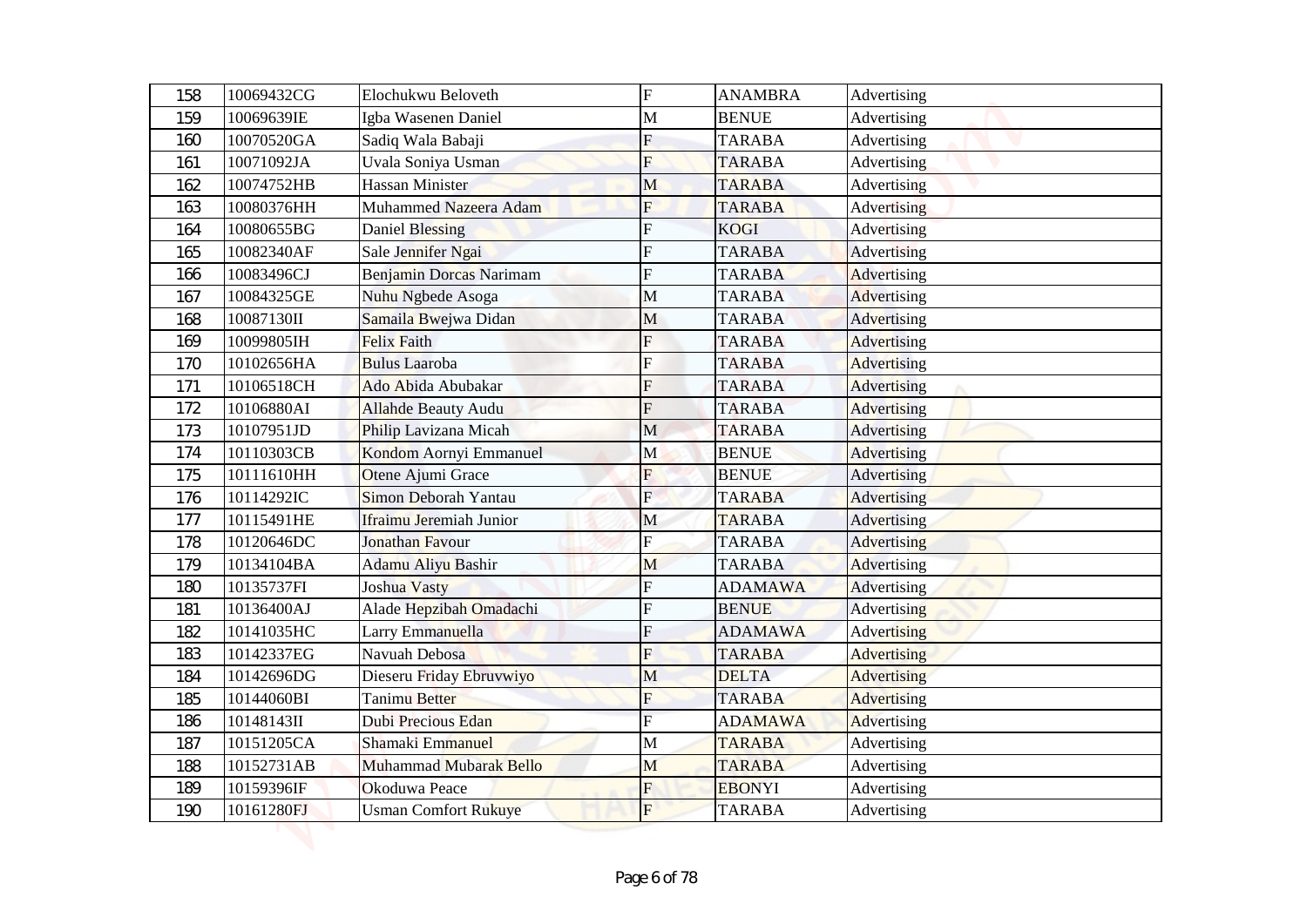| 158 | 10069432CG | Elochukwu Beloveth | F | ANAMBRA | Advertising |
|---|---|---|---|---|---|
| 159 | 10069639IE | Igba Wasenen Daniel | M | BENUE | Advertising |
| 160 | 10070520GA | Sadiq Wala Babaji | F | TARABA | Advertising |
| 161 | 10071092JA | Uvala Soniya Usman | F | TARABA | Advertising |
| 162 | 10074752HB | Hassan Minister | M | TARABA | Advertising |
| 163 | 10080376HH | Muhammed Nazeera Adam | F | TARABA | Advertising |
| 164 | 10080655BG | Daniel Blessing | F | KOGI | Advertising |
| 165 | 10082340AF | Sale Jennifer Ngai | F | TARABA | Advertising |
| 166 | 10083496CJ | Benjamin Dorcas Narimam | F | TARABA | Advertising |
| 167 | 10084325GE | Nuhu Ngbede Asoga | M | TARABA | Advertising |
| 168 | 10087130II | Samaila Bwejwa Didan | M | TARABA | Advertising |
| 169 | 10099805IH | Felix Faith | F | TARABA | Advertising |
| 170 | 10102656HA | Bulus Laaroba | F | TARABA | Advertising |
| 171 | 10106518CH | Ado Abida Abubakar | F | TARABA | Advertising |
| 172 | 10106880AI | Allahde Beauty Audu | F | TARABA | Advertising |
| 173 | 10107951JD | Philip Lavizana Micah | M | TARABA | Advertising |
| 174 | 10110303CB | Kondom Aornyi Emmanuel | M | BENUE | Advertising |
| 175 | 10111610HH | Otene Ajumi Grace | F | BENUE | Advertising |
| 176 | 10114292IC | Simon Deborah Yantau | F | TARABA | Advertising |
| 177 | 10115491HE | Ifraimu Jeremiah Junior | M | TARABA | Advertising |
| 178 | 10120646DC | Jonathan Favour | F | TARABA | Advertising |
| 179 | 10134104BA | Adamu Aliyu Bashir | M | TARABA | Advertising |
| 180 | 10135737FI | Joshua Vasty | F | ADAMAWA | Advertising |
| 181 | 10136400AJ | Alade Hepzibah Omadachi | F | BENUE | Advertising |
| 182 | 10141035HC | Larry Emmanuella | F | ADAMAWA | Advertising |
| 183 | 10142337EG | Navuah Debosa | F | TARABA | Advertising |
| 184 | 10142696DG | Dieseru Friday Ebruvwiyo | M | DELTA | Advertising |
| 185 | 10144060BI | Tanimu Better | F | TARABA | Advertising |
| 186 | 10148143II | Dubi Precious Edan | F | ADAMAWA | Advertising |
| 187 | 10151205CA | Shamaki Emmanuel | M | TARABA | Advertising |
| 188 | 10152731AB | Muhammad Mubarak Bello | M | TARABA | Advertising |
| 189 | 10159396IF | Okoduwa Peace | F | EBONYI | Advertising |
| 190 | 10161280FJ | Usman Comfort Rukuye | F | TARABA | Advertising |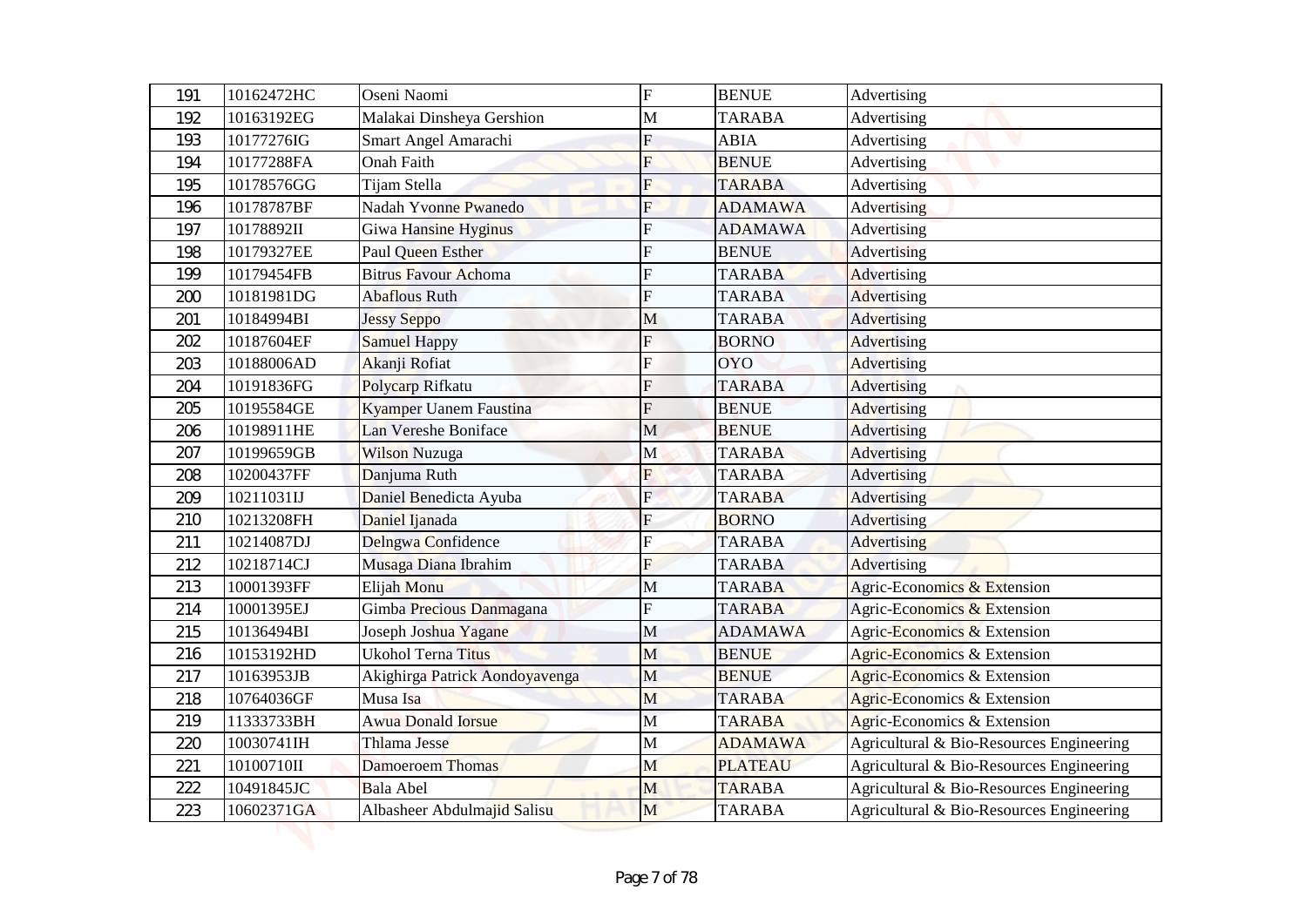| | | | | | |
|---|---|---|---|---|---|
| 191 | 10162472HC | Oseni Naomi | F | BENUE | Advertising |
| 192 | 10163192EG | Malakai Dinsheya Gershion | M | TARABA | Advertising |
| 193 | 10177276IG | Smart Angel Amarachi | F | ABIA | Advertising |
| 194 | 10177288FA | Onah Faith | F | BENUE | Advertising |
| 195 | 10178576GG | Tijam Stella | F | TARABA | Advertising |
| 196 | 10178787BF | Nadah Yvonne Pwanedo | F | ADAMAWA | Advertising |
| 197 | 10178892II | Giwa Hansine Hyginus | F | ADAMAWA | Advertising |
| 198 | 10179327EE | Paul Queen Esther | F | BENUE | Advertising |
| 199 | 10179454FB | Bitrus Favour Achoma | F | TARABA | Advertising |
| 200 | 10181981DG | Abaflous Ruth | F | TARABA | Advertising |
| 201 | 10184994BI | Jessy Seppo | M | TARABA | Advertising |
| 202 | 10187604EF | Samuel Happy | F | BORNO | Advertising |
| 203 | 10188006AD | Akanji Rofiat | F | OYO | Advertising |
| 204 | 10191836FG | Polycarp Rifkatu | F | TARABA | Advertising |
| 205 | 10195584GE | Kyamper Uanem Faustina | F | BENUE | Advertising |
| 206 | 10198911HE | Lan Vereshe Boniface | M | BENUE | Advertising |
| 207 | 10199659GB | Wilson Nuzuga | M | TARABA | Advertising |
| 208 | 10200437FF | Danjuma Ruth | F | TARABA | Advertising |
| 209 | 10211031IJ | Daniel Benedicta Ayuba | F | TARABA | Advertising |
| 210 | 10213208FH | Daniel Ijanada | F | BORNO | Advertising |
| 211 | 10214087DJ | Delngwa Confidence | F | TARABA | Advertising |
| 212 | 10218714CJ | Musaga Diana Ibrahim | F | TARABA | Advertising |
| 213 | 10001393FF | Elijah Monu | M | TARABA | Agric-Economics & Extension |
| 214 | 10001395EJ | Gimba Precious Danmagana | F | TARABA | Agric-Economics & Extension |
| 215 | 10136494BI | Joseph Joshua Yagane | M | ADAMAWA | Agric-Economics & Extension |
| 216 | 10153192HD | Ukohol Terna Titus | M | BENUE | Agric-Economics & Extension |
| 217 | 10163953JB | Akighirga Patrick Aondoyavenga | M | BENUE | Agric-Economics & Extension |
| 218 | 10764036GF | Musa Isa | M | TARABA | Agric-Economics & Extension |
| 219 | 11333733BH | Awua Donald Iorsue | M | TARABA | Agric-Economics & Extension |
| 220 | 10030741IH | Thlama Jesse | M | ADAMAWA | Agricultural & Bio-Resources Engineering |
| 221 | 10100710II | Damoeroem Thomas | M | PLATEAU | Agricultural & Bio-Resources Engineering |
| 222 | 10491845JC | Bala Abel | M | TARABA | Agricultural & Bio-Resources Engineering |
| 223 | 10602371GA | Albasheer Abdulmajid Salisu | M | TARABA | Agricultural & Bio-Resources Engineering |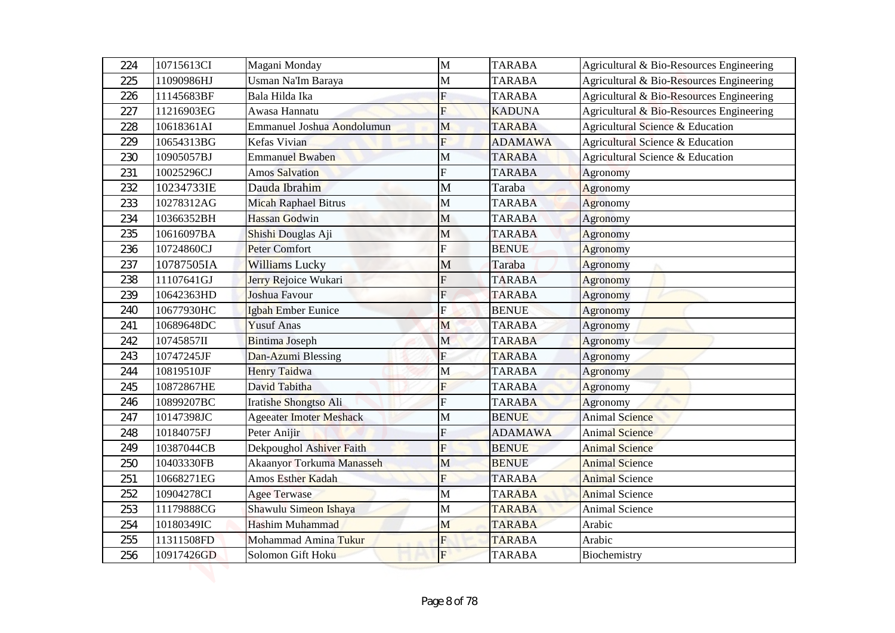| 224 | 10715613CI | Magani Monday | M | TARABA | Agricultural & Bio-Resources Engineering |
|---|---|---|---|---|---|
| 225 | 11090986HJ | Usman Na'Im Baraya | M | TARABA | Agricultural & Bio-Resources Engineering |
| 226 | 11145683BF | Bala Hilda Ika | F | TARABA | Agricultural & Bio-Resources Engineering |
| 227 | 11216903EG | Awasa Hannatu | F | KADUNA | Agricultural & Bio-Resources Engineering |
| 228 | 10618361AI | Emmanuel Joshua Aondolumun | M | TARABA | Agricultural Science & Education |
| 229 | 10654313BG | Kefas Vivian | F | ADAMAWA | Agricultural Science & Education |
| 230 | 10905057BJ | Emmanuel Bwaben | M | TARABA | Agricultural Science & Education |
| 231 | 10025296CJ | Amos Salvation | F | TARABA | Agronomy |
| 232 | 10234733IE | Dauda Ibrahim | M | Taraba | Agronomy |
| 233 | 10278312AG | Micah Raphael Bitrus | M | TARABA | Agronomy |
| 234 | 10366352BH | Hassan Godwin | M | TARABA | Agronomy |
| 235 | 10616097BA | Shishi Douglas Aji | M | TARABA | Agronomy |
| 236 | 10724860CJ | Peter Comfort | F | BENUE | Agronomy |
| 237 | 10787505IA | Williams Lucky | M | Taraba | Agronomy |
| 238 | 11107641GJ | Jerry Rejoice Wukari | F | TARABA | Agronomy |
| 239 | 10642363HD | Joshua Favour | F | TARABA | Agronomy |
| 240 | 10677930HC | Igbah Ember Eunice | F | BENUE | Agronomy |
| 241 | 10689648DC | Yusuf Anas | M | TARABA | Agronomy |
| 242 | 10745857II | Bintima Joseph | M | TARABA | Agronomy |
| 243 | 10747245JF | Dan-Azumi Blessing | F | TARABA | Agronomy |
| 244 | 10819510JF | Henry Taidwa | M | TARABA | Agronomy |
| 245 | 10872867HE | David Tabitha | F | TARABA | Agronomy |
| 246 | 10899207BC | Iratishe Shongtso Ali | F | TARABA | Agronomy |
| 247 | 10147398JC | Ageeater Imoter Meshack | M | BENUE | Animal Science |
| 248 | 10184075FJ | Peter Anijir | F | ADAMAWA | Animal Science |
| 249 | 10387044CB | Dekpoughol Ashiver Faith | F | BENUE | Animal Science |
| 250 | 10403330FB | Akaanyor Torkuma Manasseh | M | BENUE | Animal Science |
| 251 | 10668271EG | Amos Esther Kadah | F | TARABA | Animal Science |
| 252 | 10904278CI | Agee Terwase | M | TARABA | Animal Science |
| 253 | 11179888CG | Shawulu Simeon Ishaya | M | TARABA | Animal Science |
| 254 | 10180349IC | Hashim Muhammad | M | TARABA | Arabic |
| 255 | 11311508FD | Mohammad Amina Tukur | F | TARABA | Arabic |
| 256 | 10917426GD | Solomon Gift Hoku | F | TARABA | Biochemistry |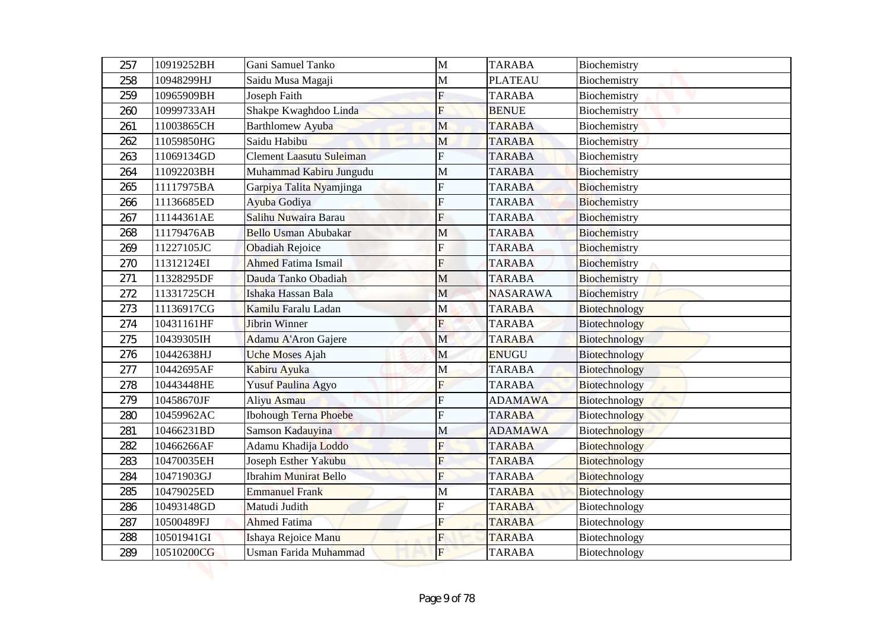| 257 | 10919252BH | Gani Samuel Tanko | M | TARABA | Biochemistry |
|---|---|---|---|---|---|
| 258 | 10948299HJ | Saidu Musa Magaji | M | PLATEAU | Biochemistry |
| 259 | 10965909BH | Joseph Faith | F | TARABA | Biochemistry |
| 260 | 10999733AH | Shakpe Kwaghdoo Linda | F | BENUE | Biochemistry |
| 261 | 11003865CH | Barthlomew Ayuba | M | TARABA | Biochemistry |
| 262 | 11059850HG | Saidu Habibu | M | TARABA | Biochemistry |
| 263 | 11069134GD | Clement Laasutu Suleiman | F | TARABA | Biochemistry |
| 264 | 11092203BH | Muhammad Kabiru Jungudu | M | TARABA | Biochemistry |
| 265 | 11117975BA | Garpiya Talita Nyamjinga | F | TARABA | Biochemistry |
| 266 | 11136685ED | Ayuba Godiya | F | TARABA | Biochemistry |
| 267 | 11144361AE | Salihu Nuwaira Barau | F | TARABA | Biochemistry |
| 268 | 11179476AB | Bello Usman Abubakar | M | TARABA | Biochemistry |
| 269 | 11227105JC | Obadiah Rejoice | F | TARABA | Biochemistry |
| 270 | 11312124EI | Ahmed Fatima Ismail | F | TARABA | Biochemistry |
| 271 | 11328295DF | Dauda Tanko Obadiah | M | TARABA | Biochemistry |
| 272 | 11331725CH | Ishaka Hassan Bala | M | NASARAWA | Biochemistry |
| 273 | 11136917CG | Kamilu Faralu Ladan | M | TARABA | Biotechnology |
| 274 | 10431161HF | Jibrin Winner | F | TARABA | Biotechnology |
| 275 | 10439305IH | Adamu A'Aron Gajere | M | TARABA | Biotechnology |
| 276 | 10442638HJ | Uche Moses Ajah | M | ENUGU | Biotechnology |
| 277 | 10442695AF | Kabiru Ayuka | M | TARABA | Biotechnology |
| 278 | 10443448HE | Yusuf Paulina Agyo | F | TARABA | Biotechnology |
| 279 | 10458670JF | Aliyu Asmau | F | ADAMAWA | Biotechnology |
| 280 | 10459962AC | Ibohough Terna Phoebe | F | TARABA | Biotechnology |
| 281 | 10466231BD | Samson Kadauyina | M | ADAMAWA | Biotechnology |
| 282 | 10466266AF | Adamu Khadija Loddo | F | TARABA | Biotechnology |
| 283 | 10470035EH | Joseph Esther Yakubu | F | TARABA | Biotechnology |
| 284 | 10471903GJ | Ibrahim Munirat Bello | F | TARABA | Biotechnology |
| 285 | 10479025ED | Emmanuel Frank | M | TARABA | Biotechnology |
| 286 | 10493148GD | Matudi Judith | F | TARABA | Biotechnology |
| 287 | 10500489FJ | Ahmed Fatima | F | TARABA | Biotechnology |
| 288 | 10501941GI | Ishaya Rejoice Manu | F | TARABA | Biotechnology |
| 289 | 10510200CG | Usman Farida Muhammad | F | TARABA | Biotechnology |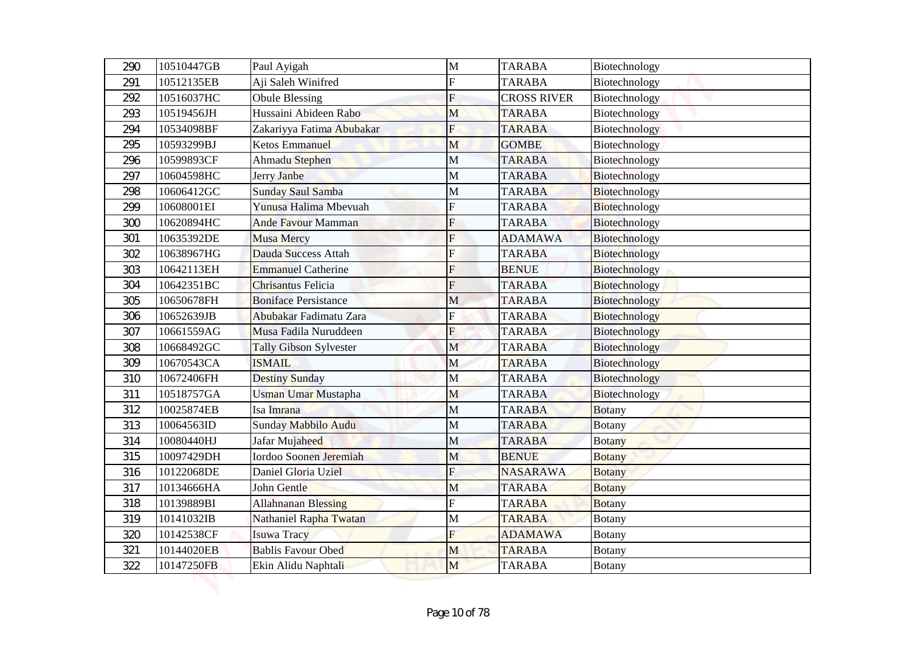| | | | | | |
|---|---|---|---|---|---|
| 290 | 10510447GB | Paul Ayigah | M | TARABA | Biotechnology |
| 291 | 10512135EB | Aji Saleh Winifred | F | TARABA | Biotechnology |
| 292 | 10516037HC | Obule Blessing | F | CROSS RIVER | Biotechnology |
| 293 | 10519456JH | Hussaini Abideen Rabo | M | TARABA | Biotechnology |
| 294 | 10534098BF | Zakariyya Fatima Abubakar | F | TARABA | Biotechnology |
| 295 | 10593299BJ | Ketos Emmanuel | M | GOMBE | Biotechnology |
| 296 | 10599893CF | Ahmadu Stephen | M | TARABA | Biotechnology |
| 297 | 10604598HC | Jerry Janbe | M | TARABA | Biotechnology |
| 298 | 10606412GC | Sunday Saul Samba | M | TARABA | Biotechnology |
| 299 | 10608001EI | Yunusa Halima Mbevuah | F | TARABA | Biotechnology |
| 300 | 10620894HC | Ande Favour Mamman | F | TARABA | Biotechnology |
| 301 | 10635392DE | Musa Mercy | F | ADAMAWA | Biotechnology |
| 302 | 10638967HG | Dauda Success Attah | F | TARABA | Biotechnology |
| 303 | 10642113EH | Emmanuel Catherine | F | BENUE | Biotechnology |
| 304 | 10642351BC | Chrisantus Felicia | F | TARABA | Biotechnology |
| 305 | 10650678FH | Boniface Persistance | M | TARABA | Biotechnology |
| 306 | 10652639JB | Abubakar Fadimatu Zara | F | TARABA | Biotechnology |
| 307 | 10661559AG | Musa Fadila Nuruddeen | F | TARABA | Biotechnology |
| 308 | 10668492GC | Tally Gibson Sylvester | M | TARABA | Biotechnology |
| 309 | 10670543CA | ISMAIL | M | TARABA | Biotechnology |
| 310 | 10672406FH | Destiny Sunday | M | TARABA | Biotechnology |
| 311 | 10518757GA | Usman Umar Mustapha | M | TARABA | Biotechnology |
| 312 | 10025874EB | Isa Imrana | M | TARABA | Botany |
| 313 | 10064563ID | Sunday Mabbilo Audu | M | TARABA | Botany |
| 314 | 10080440HJ | Jafar Mujaheed | M | TARABA | Botany |
| 315 | 10097429DH | Iordoo Soonen Jeremiah | M | BENUE | Botany |
| 316 | 10122068DE | Daniel Gloria Uziel | F | NASARAWA | Botany |
| 317 | 10134666HA | John Gentle | M | TARABA | Botany |
| 318 | 10139889BI | Allahnanan Blessing | F | TARABA | Botany |
| 319 | 10141032IB | Nathaniel Rapha Twatan | M | TARABA | Botany |
| 320 | 10142538CF | Isuwa Tracy | F | ADAMAWA | Botany |
| 321 | 10144020EB | Bablis Favour Obed | M | TARABA | Botany |
| 322 | 10147250FB | Ekin Alidu Naphtali | M | TARABA | Botany |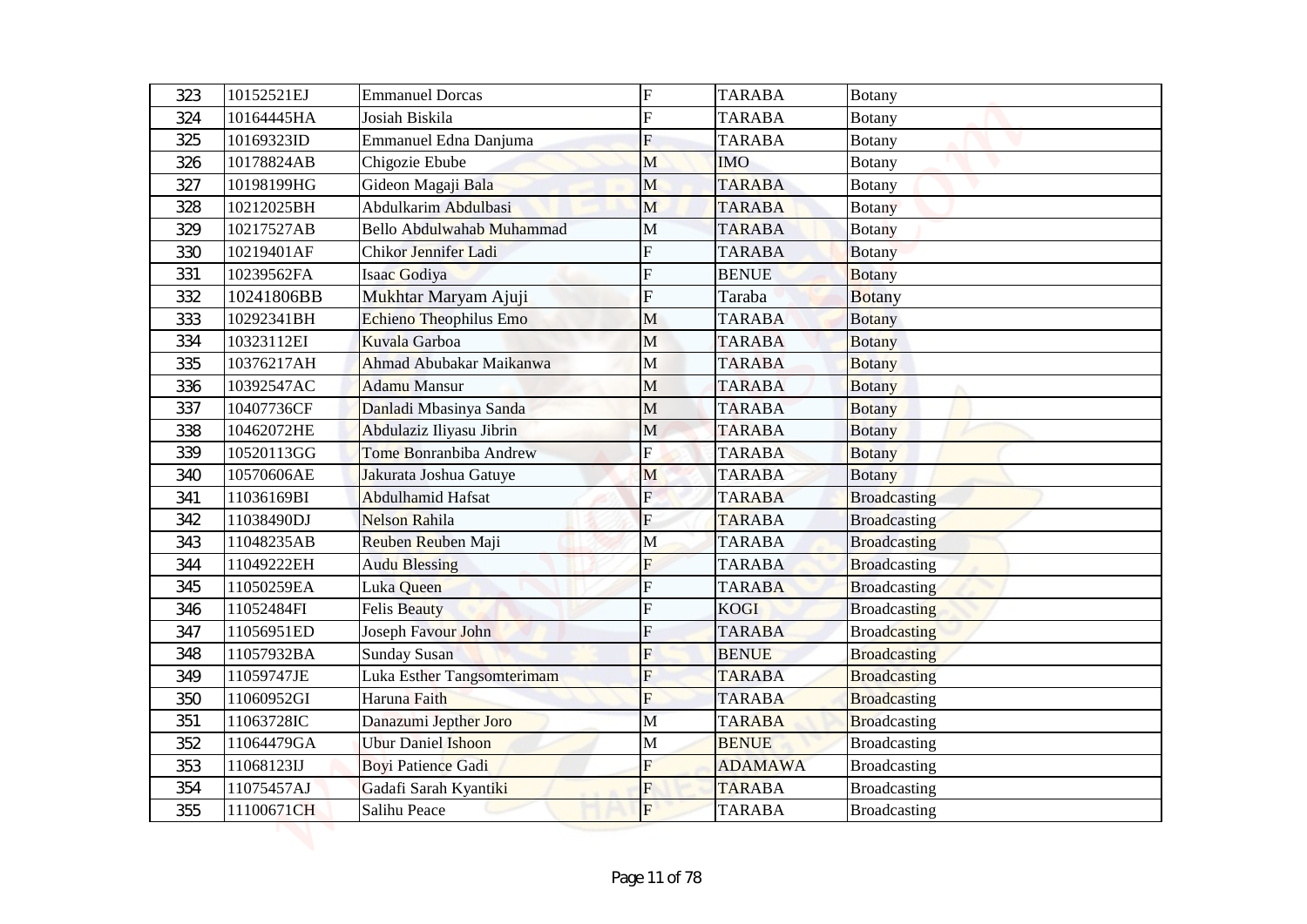| 323 | 10152521EJ | Emmanuel Dorcas | F | TARABA | Botany |
|---|---|---|---|---|---|
| 324 | 10164445HA | Josiah Biskila | F | TARABA | Botany |
| 325 | 10169323ID | Emmanuel Edna Danjuma | F | TARABA | Botany |
| 326 | 10178824AB | Chigozie Ebube | M | IMO | Botany |
| 327 | 10198199HG | Gideon Magaji Bala | M | TARABA | Botany |
| 328 | 10212025BH | Abdulkarim Abdulbasi | M | TARABA | Botany |
| 329 | 10217527AB | Bello Abdulwahab Muhammad | M | TARABA | Botany |
| 330 | 10219401AF | Chikor Jennifer Ladi | F | TARABA | Botany |
| 331 | 10239562FA | Isaac Godiya | F | BENUE | Botany |
| 332 | 10241806BB | Mukhtar Maryam Ajuji | F | Taraba | Botany |
| 333 | 10292341BH | Echieno Theophilus Emo | M | TARABA | Botany |
| 334 | 10323112EI | Kuvala Garboa | M | TARABA | Botany |
| 335 | 10376217AH | Ahmad Abubakar Maikanwa | M | TARABA | Botany |
| 336 | 10392547AC | Adamu Mansur | M | TARABA | Botany |
| 337 | 10407736CF | Danladi Mbasinya Sanda | M | TARABA | Botany |
| 338 | 10462072HE | Abdulaziz Iliyasu Jibrin | M | TARABA | Botany |
| 339 | 10520113GG | Tome Bonranbiba Andrew | F | TARABA | Botany |
| 340 | 10570606AE | Jakurata Joshua Gatuye | M | TARABA | Botany |
| 341 | 11036169BI | Abdulhamid Hafsat | F | TARABA | Broadcasting |
| 342 | 11038490DJ | Nelson Rahila | F | TARABA | Broadcasting |
| 343 | 11048235AB | Reuben Reuben Maji | M | TARABA | Broadcasting |
| 344 | 11049222EH | Audu Blessing | F | TARABA | Broadcasting |
| 345 | 11050259EA | Luka Queen | F | TARABA | Broadcasting |
| 346 | 11052484FI | Felis Beauty | F | KOGI | Broadcasting |
| 347 | 11056951ED | Joseph Favour John | F | TARABA | Broadcasting |
| 348 | 11057932BA | Sunday Susan | F | BENUE | Broadcasting |
| 349 | 11059747JE | Luka Esther Tangsomterimam | F | TARABA | Broadcasting |
| 350 | 11060952GI | Haruna Faith | F | TARABA | Broadcasting |
| 351 | 11063728IC | Danazumi Jepther Joro | M | TARABA | Broadcasting |
| 352 | 11064479GA | Ubur Daniel Ishoon | M | BENUE | Broadcasting |
| 353 | 11068123IJ | Boyi Patience Gadi | F | ADAMAWA | Broadcasting |
| 354 | 11075457AJ | Gadafi Sarah Kyantiki | F | TARABA | Broadcasting |
| 355 | 11100671CH | Salihu Peace | F | TARABA | Broadcasting |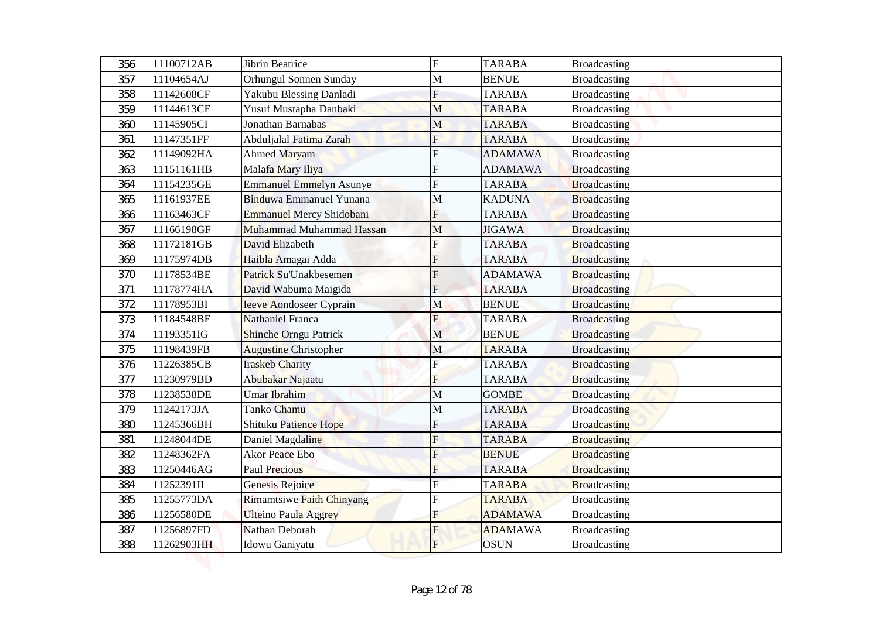| 356 | 11100712AB | Jibrin Beatrice | F | TARABA | Broadcasting |
|---|---|---|---|---|---|
| 357 | 11104654AJ | Orhungul Sonnen Sunday | M | BENUE | Broadcasting |
| 358 | 11142608CF | Yakubu Blessing Danladi | F | TARABA | Broadcasting |
| 359 | 11144613CE | Yusuf Mustapha Danbaki | M | TARABA | Broadcasting |
| 360 | 11145905CI | Jonathan Barnabas | M | TARABA | Broadcasting |
| 361 | 11147351FF | Abduljalal Fatima Zarah | F | TARABA | Broadcasting |
| 362 | 11149092HA | Ahmed Maryam | F | ADAMAWA | Broadcasting |
| 363 | 11151161HB | Malafa Mary Iliya | F | ADAMAWA | Broadcasting |
| 364 | 11154235GE | Emmanuel Emmelyn Asunye | F | TARABA | Broadcasting |
| 365 | 11161937EE | Binduwa Emmanuel Yunana | M | KADUNA | Broadcasting |
| 366 | 11163463CF | Emmanuel Mercy Shidobani | F | TARABA | Broadcasting |
| 367 | 11166198GF | Muhammad Muhammad Hassan | M | JIGAWA | Broadcasting |
| 368 | 11172181GB | David Elizabeth | F | TARABA | Broadcasting |
| 369 | 11175974DB | Haibla Amagai Adda | F | TARABA | Broadcasting |
| 370 | 11178534BE | Patrick Su'Unakbesemen | F | ADAMAWA | Broadcasting |
| 371 | 11178774HA | David Wabuma Maigida | F | TARABA | Broadcasting |
| 372 | 11178953BI | Ieeve Aondoseer Cyprain | M | BENUE | Broadcasting |
| 373 | 11184548BE | Nathaniel Franca | F | TARABA | Broadcasting |
| 374 | 11193351IG | Shinche Orngu Patrick | M | BENUE | Broadcasting |
| 375 | 11198439FB | Augustine Christopher | M | TARABA | Broadcasting |
| 376 | 11226385CB | Iraskeb Charity | F | TARABA | Broadcasting |
| 377 | 11230979BD | Abubakar Najaatu | F | TARABA | Broadcasting |
| 378 | 11238538DE | Umar Ibrahim | M | GOMBE | Broadcasting |
| 379 | 11242173JA | Tanko Chamu | M | TARABA | Broadcasting |
| 380 | 11245366BH | Shituku Patience Hope | F | TARABA | Broadcasting |
| 381 | 11248044DE | Daniel Magdaline | F | TARABA | Broadcasting |
| 382 | 11248362FA | Akor Peace Ebo | F | BENUE | Broadcasting |
| 383 | 11250446AG | Paul Precious | F | TARABA | Broadcasting |
| 384 | 11252391II | Genesis Rejoice | F | TARABA | Broadcasting |
| 385 | 11255773DA | Rimamtsiwe Faith Chinyang | F | TARABA | Broadcasting |
| 386 | 11256580DE | Ulteino Paula Aggrey | F | ADAMAWA | Broadcasting |
| 387 | 11256897FD | Nathan Deborah | F | ADAMAWA | Broadcasting |
| 388 | 11262903HH | Idowu Ganiyatu | F | OSUN | Broadcasting |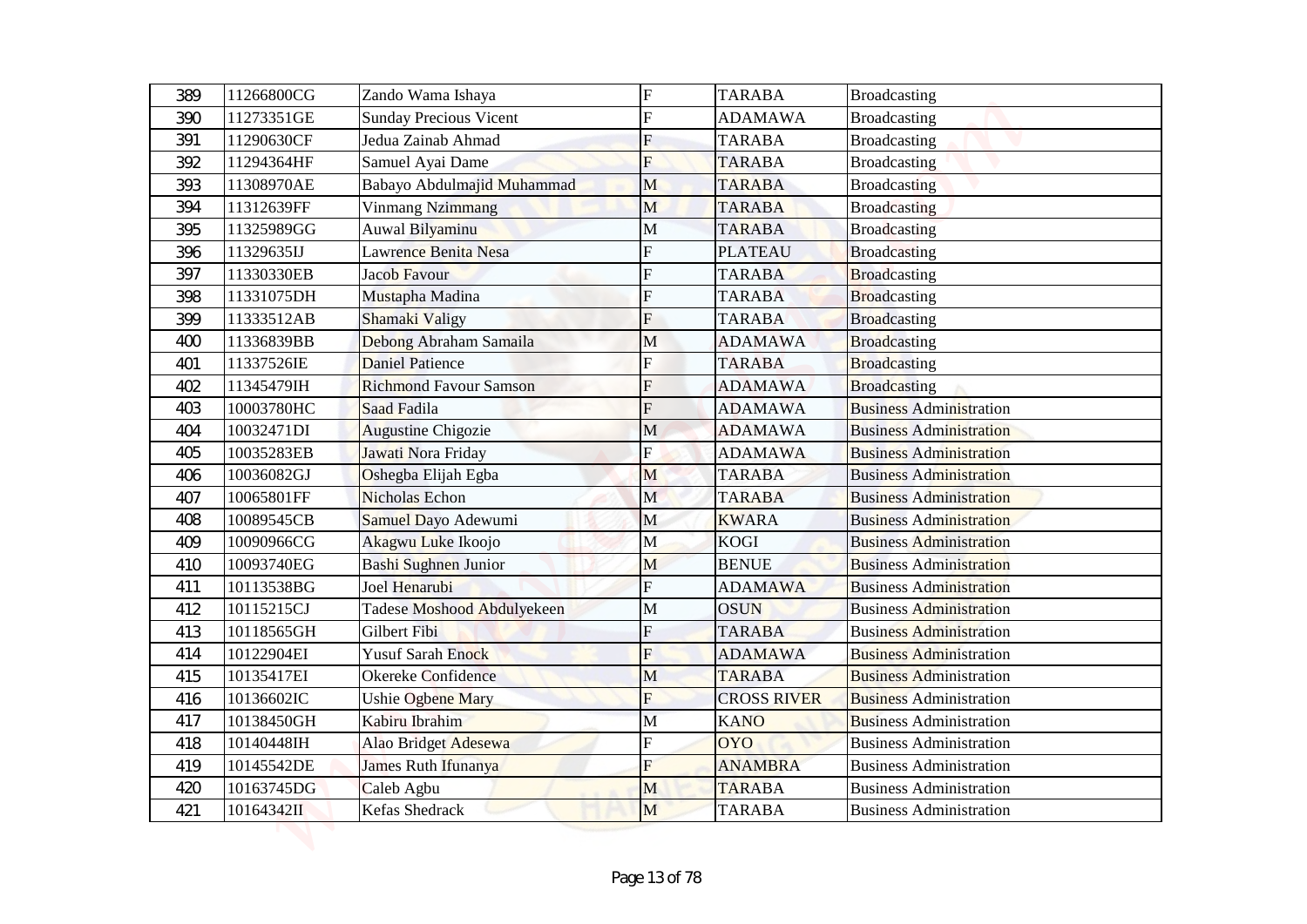| 389 | 11266800CG | Zando Wama Ishaya | F | TARABA | Broadcasting |
|---|---|---|---|---|---|
| 390 | 11273351GE | Sunday Precious Vicent | F | ADAMAWA | Broadcasting |
| 391 | 11290630CF | Jedua Zainab Ahmad | F | TARABA | Broadcasting |
| 392 | 11294364HF | Samuel Ayai Dame | F | TARABA | Broadcasting |
| 393 | 11308970AE | Babayo Abdulmajid Muhammad | M | TARABA | Broadcasting |
| 394 | 11312639FF | Vinmang Nzimmang | M | TARABA | Broadcasting |
| 395 | 11325989GG | Auwal Bilyaminu | M | TARABA | Broadcasting |
| 396 | 11329635IJ | Lawrence Benita Nesa | F | PLATEAU | Broadcasting |
| 397 | 11330330EB | Jacob Favour | F | TARABA | Broadcasting |
| 398 | 11331075DH | Mustapha Madina | F | TARABA | Broadcasting |
| 399 | 11333512AB | Shamaki Valigy | F | TARABA | Broadcasting |
| 400 | 11336839BB | Debong Abraham Samaila | M | ADAMAWA | Broadcasting |
| 401 | 11337526IE | Daniel Patience | F | TARABA | Broadcasting |
| 402 | 11345479IH | Richmond Favour Samson | F | ADAMAWA | Broadcasting |
| 403 | 10003780HC | Saad Fadila | F | ADAMAWA | Business Administration |
| 404 | 10032471DI | Augustine Chigozie | M | ADAMAWA | Business Administration |
| 405 | 10035283EB | Jawati Nora Friday | F | ADAMAWA | Business Administration |
| 406 | 10036082GJ | Oshegba Elijah Egba | M | TARABA | Business Administration |
| 407 | 10065801FF | Nicholas Echon | M | TARABA | Business Administration |
| 408 | 10089545CB | Samuel Dayo Adewumi | M | KWARA | Business Administration |
| 409 | 10090966CG | Akagwu Luke Ikoojo | M | KOGI | Business Administration |
| 410 | 10093740EG | Bashi Sughnen Junior | M | BENUE | Business Administration |
| 411 | 10113538BG | Joel Henarubi | F | ADAMAWA | Business Administration |
| 412 | 10115215CJ | Tadese Moshood Abdulyekeen | M | OSUN | Business Administration |
| 413 | 10118565GH | Gilbert Fibi | F | TARABA | Business Administration |
| 414 | 10122904EI | Yusuf Sarah Enock | F | ADAMAWA | Business Administration |
| 415 | 10135417EI | Okereke Confidence | M | TARABA | Business Administration |
| 416 | 10136602IC | Ushie Ogbene Mary | F | CROSS RIVER | Business Administration |
| 417 | 10138450GH | Kabiru Ibrahim | M | KANO | Business Administration |
| 418 | 10140448IH | Alao Bridget Adesewa | F | OYO | Business Administration |
| 419 | 10145542DE | James Ruth Ifunanya | F | ANAMBRA | Business Administration |
| 420 | 10163745DG | Caleb Agbu | M | TARABA | Business Administration |
| 421 | 10164342II | Kefas Shedrack | M | TARABA | Business Administration |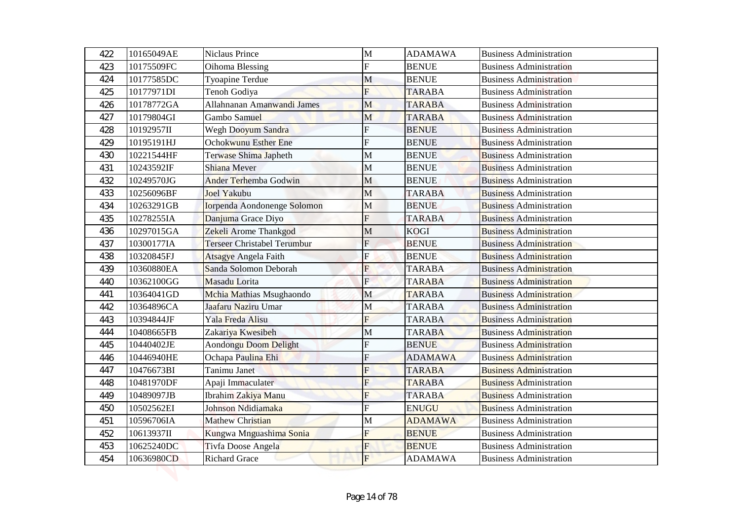| 422 | 10165049AE | Niclaus Prince | M | ADAMAWA | Business Administration |
|---|---|---|---|---|---|
| 423 | 10175509FC | Oihoma Blessing | F | BENUE | Business Administration |
| 424 | 10177585DC | Tyoapine Terdue | M | BENUE | Business Administration |
| 425 | 10177971DI | Tenoh Godiya | F | TARABA | Business Administration |
| 426 | 10178772GA | Allahnanan Amanwandi James | M | TARABA | Business Administration |
| 427 | 10179804GI | Gambo Samuel | M | TARABA | Business Administration |
| 428 | 10192957II | Wegh Dooyum Sandra | F | BENUE | Business Administration |
| 429 | 10195191HJ | Ochokwunu Esther Ene | F | BENUE | Business Administration |
| 430 | 10221544HF | Terwase Shima Japheth | M | BENUE | Business Administration |
| 431 | 10243592IF | Shiana Mever | M | BENUE | Business Administration |
| 432 | 10249570JG | Ander Terhemba Godwin | M | BENUE | Business Administration |
| 433 | 10256096BF | Joel Yakubu | M | TARABA | Business Administration |
| 434 | 10263291GB | Iorpenda Aondonenge Solomon | M | BENUE | Business Administration |
| 435 | 10278255IA | Danjuma Grace Diyo | F | TARABA | Business Administration |
| 436 | 10297015GA | Zekeli Arome Thankgod | M | KOGI | Business Administration |
| 437 | 10300177IA | Terseer Christabel Terumbur | F | BENUE | Business Administration |
| 438 | 10320845FJ | Atsagye Angela Faith | F | BENUE | Business Administration |
| 439 | 10360880EA | Sanda Solomon Deborah | F | TARABA | Business Administration |
| 440 | 10362100GG | Masadu Lorita | F | TARABA | Business Administration |
| 441 | 10364041GD | Mchia Mathias Msughaondo | M | TARABA | Business Administration |
| 442 | 10364896CA | Jaafaru Naziru Umar | M | TARABA | Business Administration |
| 443 | 10394844JF | Yala Freda Alisu | F | TARABA | Business Administration |
| 444 | 10408665FB | Zakariya Kwesibeh | M | TARABA | Business Administration |
| 445 | 10440402JE | Aondongu Doom Delight | F | BENUE | Business Administration |
| 446 | 10446940HE | Ochapa Paulina Ehi | F | ADAMAWA | Business Administration |
| 447 | 10476673BI | Tanimu Janet | F | TARABA | Business Administration |
| 448 | 10481970DF | Apaji Immaculater | F | TARABA | Business Administration |
| 449 | 10489097JB | Ibrahim Zakiya Manu | F | TARABA | Business Administration |
| 450 | 10502562EI | Johnson Ndidiamaka | F | ENUGU | Business Administration |
| 451 | 10596706IA | Mathew Christian | M | ADAMAWA | Business Administration |
| 452 | 10613937II | Kungwa Mnguashima Sonia | F | BENUE | Business Administration |
| 453 | 10625240DC | Tivfa Doose Angela | F | BENUE | Business Administration |
| 454 | 10636980CD | Richard Grace | F | ADAMAWA | Business Administration |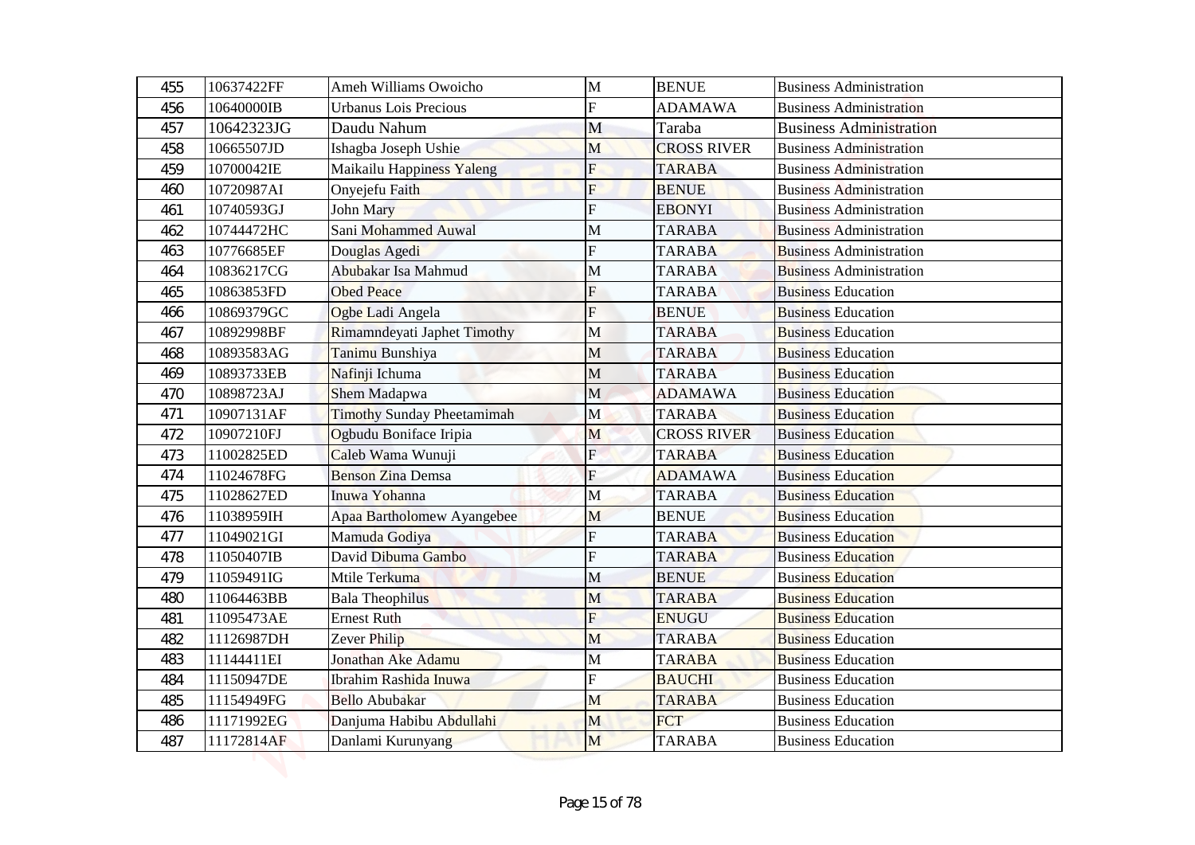| 455 | 10637422FF | Ameh Williams Owoicho | M | BENUE | Business Administration |
|---|---|---|---|---|---|
| 456 | 10640000IB | Urbanus Lois Precious | F | ADAMAWA | Business Administration |
| 457 | 10642323JG | Daudu Nahum | M | Taraba | Business Administration |
| 458 | 10665507JD | Ishagba Joseph Ushie | M | CROSS RIVER | Business Administration |
| 459 | 10700042IE | Maikailu Happiness Yaleng | F | TARABA | Business Administration |
| 460 | 10720987AI | Onyejefu Faith | F | BENUE | Business Administration |
| 461 | 10740593GJ | John Mary | F | EBONYI | Business Administration |
| 462 | 10744472HC | Sani Mohammed Auwal | M | TARABA | Business Administration |
| 463 | 10776685EF | Douglas Agedi | F | TARABA | Business Administration |
| 464 | 10836217CG | Abubakar Isa Mahmud | M | TARABA | Business Administration |
| 465 | 10863853FD | Obed Peace | F | TARABA | Business Education |
| 466 | 10869379GC | Ogbe Ladi Angela | F | BENUE | Business Education |
| 467 | 10892998BF | Rimamndeyati Japhet Timothy | M | TARABA | Business Education |
| 468 | 10893583AG | Tanimu Bunshiya | M | TARABA | Business Education |
| 469 | 10893733EB | Nafinji Ichuma | M | TARABA | Business Education |
| 470 | 10898723AJ | Shem Madapwa | M | ADAMAWA | Business Education |
| 471 | 10907131AF | Timothy Sunday Pheetamimah | M | TARABA | Business Education |
| 472 | 10907210FJ | Ogbudu Boniface Iripia | M | CROSS RIVER | Business Education |
| 473 | 11002825ED | Caleb Wama Wunuji | F | TARABA | Business Education |
| 474 | 11024678FG | Benson Zina Demsa | F | ADAMAWA | Business Education |
| 475 | 11028627ED | Inuwa Yohanna | M | TARABA | Business Education |
| 476 | 11038959IH | Apaa Bartholomew Ayangebee | M | BENUE | Business Education |
| 477 | 11049021GI | Mamuda Godiya | F | TARABA | Business Education |
| 478 | 11050407IB | David Dibuma Gambo | F | TARABA | Business Education |
| 479 | 11059491IG | Mtile Terkuma | M | BENUE | Business Education |
| 480 | 11064463BB | Bala Theophilus | M | TARABA | Business Education |
| 481 | 11095473AE | Ernest Ruth | F | ENUGU | Business Education |
| 482 | 11126987DH | Zever Philip | M | TARABA | Business Education |
| 483 | 11144411EI | Jonathan Ake Adamu | M | TARABA | Business Education |
| 484 | 11150947DE | Ibrahim Rashida Inuwa | F | BAUCHI | Business Education |
| 485 | 11154949FG | Bello Abubakar | M | TARABA | Business Education |
| 486 | 11171992EG | Danjuma Habibu Abdullahi | M | FCT | Business Education |
| 487 | 11172814AF | Danlami Kurunyang | M | TARABA | Business Education |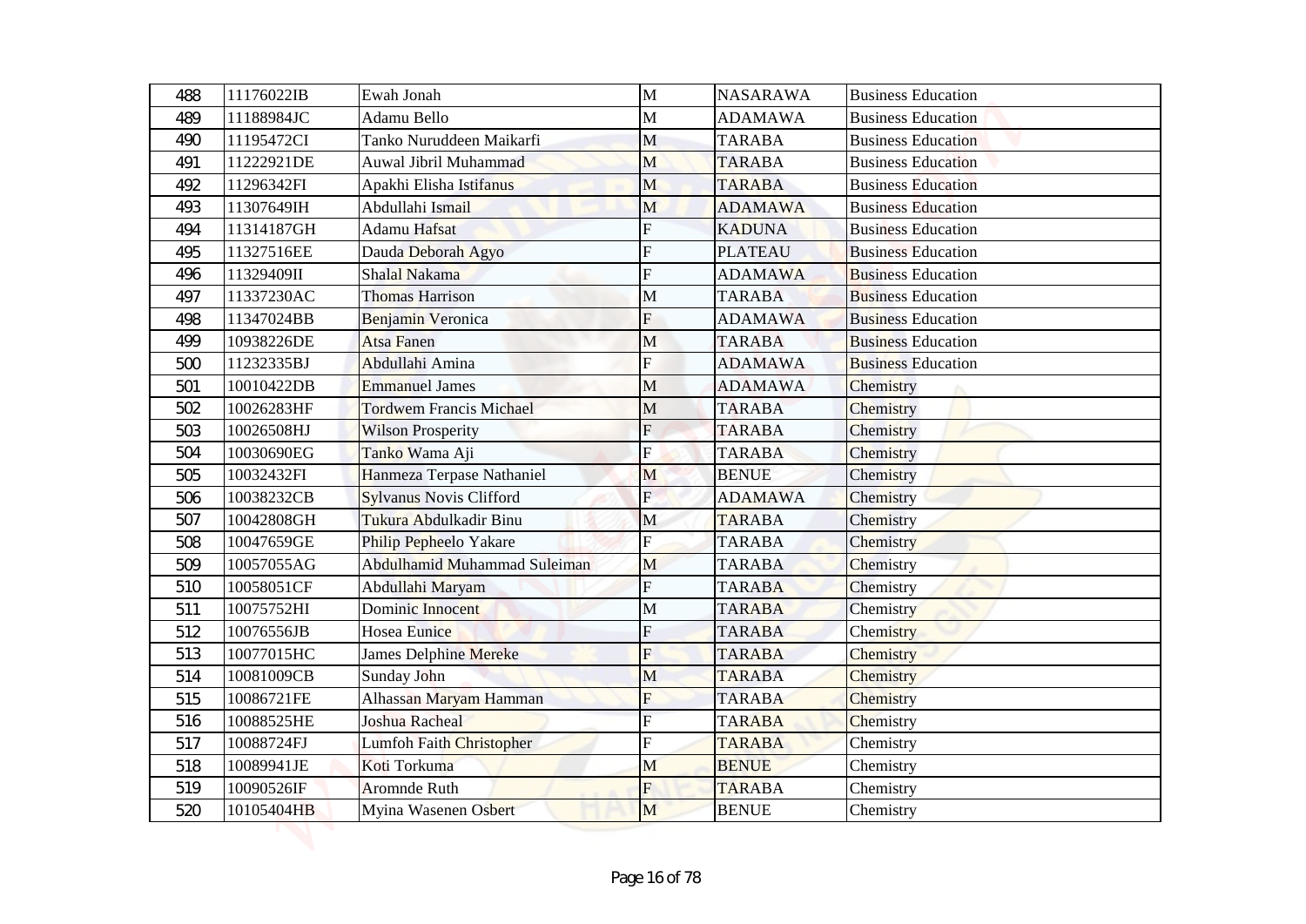| 488 | 11176022IB | Ewah Jonah | M | NASARAWA | Business Education |
|---|---|---|---|---|---|
| 489 | 11188984JC | Adamu Bello | M | ADAMAWA | Business Education |
| 490 | 11195472CI | Tanko Nuruddeen Maikarfi | M | TARABA | Business Education |
| 491 | 11222921DE | Auwal Jibril Muhammad | M | TARABA | Business Education |
| 492 | 11296342FI | Apakhi Elisha Istifanus | M | TARABA | Business Education |
| 493 | 11307649IH | Abdullahi Ismail | M | ADAMAWA | Business Education |
| 494 | 11314187GH | Adamu Hafsat | F | KADUNA | Business Education |
| 495 | 11327516EE | Dauda Deborah Agyo | F | PLATEAU | Business Education |
| 496 | 11329409II | Shalal Nakama | F | ADAMAWA | Business Education |
| 497 | 11337230AC | Thomas Harrison | M | TARABA | Business Education |
| 498 | 11347024BB | Benjamin Veronica | F | ADAMAWA | Business Education |
| 499 | 10938226DE | Atsa Fanen | M | TARABA | Business Education |
| 500 | 11232335BJ | Abdullahi Amina | F | ADAMAWA | Business Education |
| 501 | 10010422DB | Emmanuel James | M | ADAMAWA | Chemistry |
| 502 | 10026283HF | Tordwem Francis Michael | M | TARABA | Chemistry |
| 503 | 10026508HJ | Wilson Prosperity | F | TARABA | Chemistry |
| 504 | 10030690EG | Tanko Wama Aji | F | TARABA | Chemistry |
| 505 | 10032432FI | Hanmeza Terpase Nathaniel | M | BENUE | Chemistry |
| 506 | 10038232CB | Sylvanus Novis Clifford | F | ADAMAWA | Chemistry |
| 507 | 10042808GH | Tukura Abdulkadir Binu | M | TARABA | Chemistry |
| 508 | 10047659GE | Philip Pepheelo Yakare | F | TARABA | Chemistry |
| 509 | 10057055AG | Abdulhamid Muhammad Suleiman | M | TARABA | Chemistry |
| 510 | 10058051CF | Abdullahi Maryam | F | TARABA | Chemistry |
| 511 | 10075752HI | Dominic Innocent | M | TARABA | Chemistry |
| 512 | 10076556JB | Hosea Eunice | F | TARABA | Chemistry |
| 513 | 10077015HC | James Delphine Mereke | F | TARABA | Chemistry |
| 514 | 10081009CB | Sunday John | M | TARABA | Chemistry |
| 515 | 10086721FE | Alhassan Maryam Hamman | F | TARABA | Chemistry |
| 516 | 10088525HE | Joshua Racheal | F | TARABA | Chemistry |
| 517 | 10088724FJ | Lumfoh Faith Christopher | F | TARABA | Chemistry |
| 518 | 10089941JE | Koti Torkuma | M | BENUE | Chemistry |
| 519 | 10090526IF | Aromnde Ruth | F | TARABA | Chemistry |
| 520 | 10105404HB | Myina Wasenen Osbert | M | BENUE | Chemistry |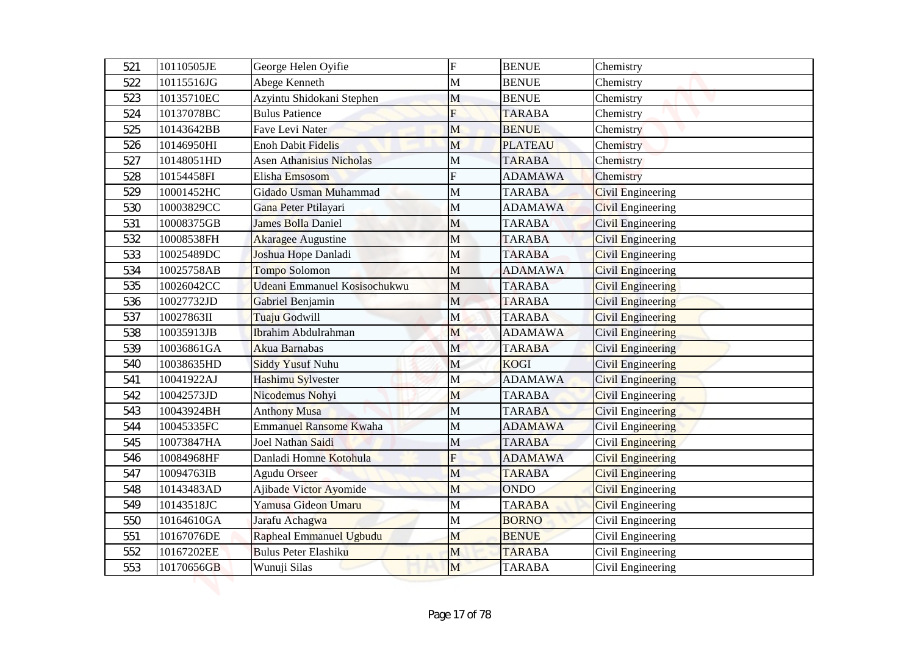| 521 | 10110505JE | George Helen Oyifie | F | BENUE | Chemistry |
|---|---|---|---|---|---|
| 522 | 10115516JG | Abege Kenneth | M | BENUE | Chemistry |
| 523 | 10135710EC | Azyintu Shidokani Stephen | M | BENUE | Chemistry |
| 524 | 10137078BC | Bulus Patience | F | TARABA | Chemistry |
| 525 | 10143642BB | Fave Levi Nater | M | BENUE | Chemistry |
| 526 | 10146950HI | Enoh Dabit Fidelis | M | PLATEAU | Chemistry |
| 527 | 10148051HD | Asen Athanisius Nicholas | M | TARABA | Chemistry |
| 528 | 10154458FI | Elisha Emsosom | F | ADAMAWA | Chemistry |
| 529 | 10001452HC | Gidado Usman Muhammad | M | TARABA | Civil Engineering |
| 530 | 10003829CC | Gana Peter Ptilayari | M | ADAMAWA | Civil Engineering |
| 531 | 10008375GB | James Bolla Daniel | M | TARABA | Civil Engineering |
| 532 | 10008538FH | Akaragee Augustine | M | TARABA | Civil Engineering |
| 533 | 10025489DC | Joshua Hope Danladi | M | TARABA | Civil Engineering |
| 534 | 10025758AB | Tompo Solomon | M | ADAMAWA | Civil Engineering |
| 535 | 10026042CC | Udeani Emmanuel Kosisochukwu | M | TARABA | Civil Engineering |
| 536 | 10027732JD | Gabriel Benjamin | M | TARABA | Civil Engineering |
| 537 | 10027863II | Tuaju Godwill | M | TARABA | Civil Engineering |
| 538 | 10035913JB | Ibrahim Abdulrahman | M | ADAMAWA | Civil Engineering |
| 539 | 10036861GA | Akua Barnabas | M | TARABA | Civil Engineering |
| 540 | 10038635HD | Siddy Yusuf Nuhu | M | KOGI | Civil Engineering |
| 541 | 10041922AJ | Hashimu Sylvester | M | ADAMAWA | Civil Engineering |
| 542 | 10042573JD | Nicodemus Nohyi | M | TARABA | Civil Engineering |
| 543 | 10043924BH | Anthony Musa | M | TARABA | Civil Engineering |
| 544 | 10045335FC | Emmanuel Ransome Kwaha | M | ADAMAWA | Civil Engineering |
| 545 | 10073847HA | Joel Nathan Saidi | M | TARABA | Civil Engineering |
| 546 | 10084968HF | Danladi Homne Kotohula | F | ADAMAWA | Civil Engineering |
| 547 | 10094763IB | Agudu Orseer | M | TARABA | Civil Engineering |
| 548 | 10143483AD | Ajibade Victor Ayomide | M | ONDO | Civil Engineering |
| 549 | 10143518JC | Yamusa Gideon Umaru | M | TARABA | Civil Engineering |
| 550 | 10164610GA | Jarafu Achagwa | M | BORNO | Civil Engineering |
| 551 | 10167076DE | Rapheal Emmanuel Ugbudu | M | BENUE | Civil Engineering |
| 552 | 10167202EE | Bulus Peter Elashiku | M | TARABA | Civil Engineering |
| 553 | 10170656GB | Wunuji Silas | M | TARABA | Civil Engineering |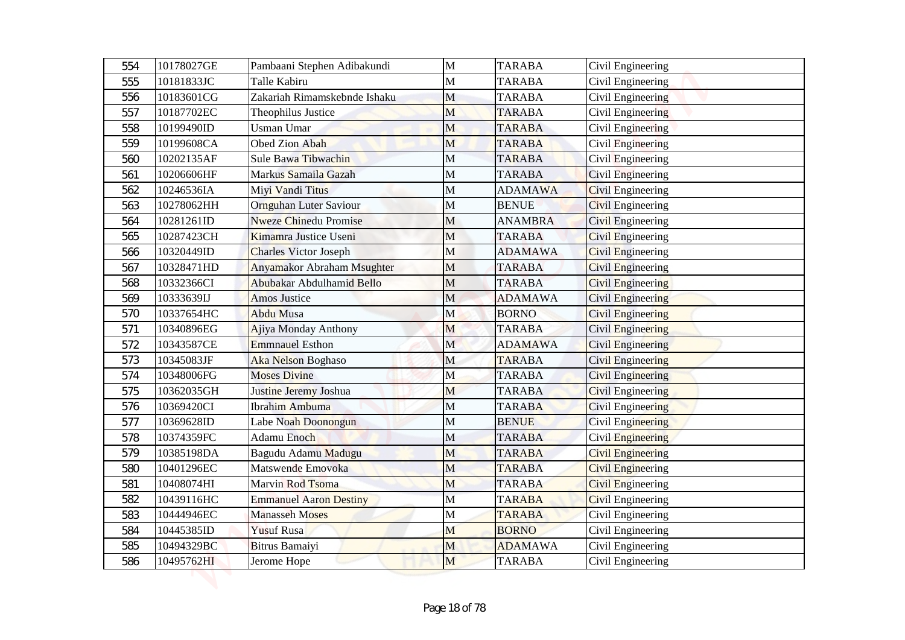| 554 | 10178027GE | Pambaani Stephen Adibakundi | M | TARABA | Civil Engineering |
|---|---|---|---|---|---|
| 555 | 10181833JC | Talle Kabiru | M | TARABA | Civil Engineering |
| 556 | 10183601CG | Zakariah Rimamskebnde Ishaku | M | TARABA | Civil Engineering |
| 557 | 10187702EC | Theophilus Justice | M | TARABA | Civil Engineering |
| 558 | 10199490ID | Usman Umar | M | TARABA | Civil Engineering |
| 559 | 10199608CA | Obed Zion Abah | M | TARABA | Civil Engineering |
| 560 | 10202135AF | Sule Bawa Tibwachin | M | TARABA | Civil Engineering |
| 561 | 10206606HF | Markus Samaila Gazah | M | TARABA | Civil Engineering |
| 562 | 10246536IA | Miyi Vandi Titus | M | ADAMAWA | Civil Engineering |
| 563 | 10278062HH | Ornguhan Luter Saviour | M | BENUE | Civil Engineering |
| 564 | 10281261ID | Nweze Chinedu Promise | M | ANAMBRA | Civil Engineering |
| 565 | 10287423CH | Kimamra Justice Useni | M | TARABA | Civil Engineering |
| 566 | 10320449ID | Charles Victor Joseph | M | ADAMAWA | Civil Engineering |
| 567 | 10328471HD | Anyamakor Abraham Msughter | M | TARABA | Civil Engineering |
| 568 | 10332366CI | Abubakar Abdulhamid Bello | M | TARABA | Civil Engineering |
| 569 | 10333639IJ | Amos Justice | M | ADAMAWA | Civil Engineering |
| 570 | 10337654HC | Abdu Musa | M | BORNO | Civil Engineering |
| 571 | 10340896EG | Ajiya Monday Anthony | M | TARABA | Civil Engineering |
| 572 | 10343587CE | Emmnauel Esthon | M | ADAMAWA | Civil Engineering |
| 573 | 10345083JF | Aka Nelson Boghaso | M | TARABA | Civil Engineering |
| 574 | 10348006FG | Moses Divine | M | TARABA | Civil Engineering |
| 575 | 10362035GH | Justine Jeremy Joshua | M | TARABA | Civil Engineering |
| 576 | 10369420CI | Ibrahim Ambuma | M | TARABA | Civil Engineering |
| 577 | 10369628ID | Labe Noah Doonongun | M | BENUE | Civil Engineering |
| 578 | 10374359FC | Adamu Enoch | M | TARABA | Civil Engineering |
| 579 | 10385198DA | Bagudu Adamu Madugu | M | TARABA | Civil Engineering |
| 580 | 10401296EC | Matswende Emovoka | M | TARABA | Civil Engineering |
| 581 | 10408074HI | Marvin Rod Tsoma | M | TARABA | Civil Engineering |
| 582 | 10439116HC | Emmanuel Aaron Destiny | M | TARABA | Civil Engineering |
| 583 | 10444946EC | Manasseh Moses | M | TARABA | Civil Engineering |
| 584 | 10445385ID | Yusuf Rusa | M | BORNO | Civil Engineering |
| 585 | 10494329BC | Bitrus Bamaiyi | M | ADAMAWA | Civil Engineering |
| 586 | 10495762HI | Jerome Hope | M | TARABA | Civil Engineering |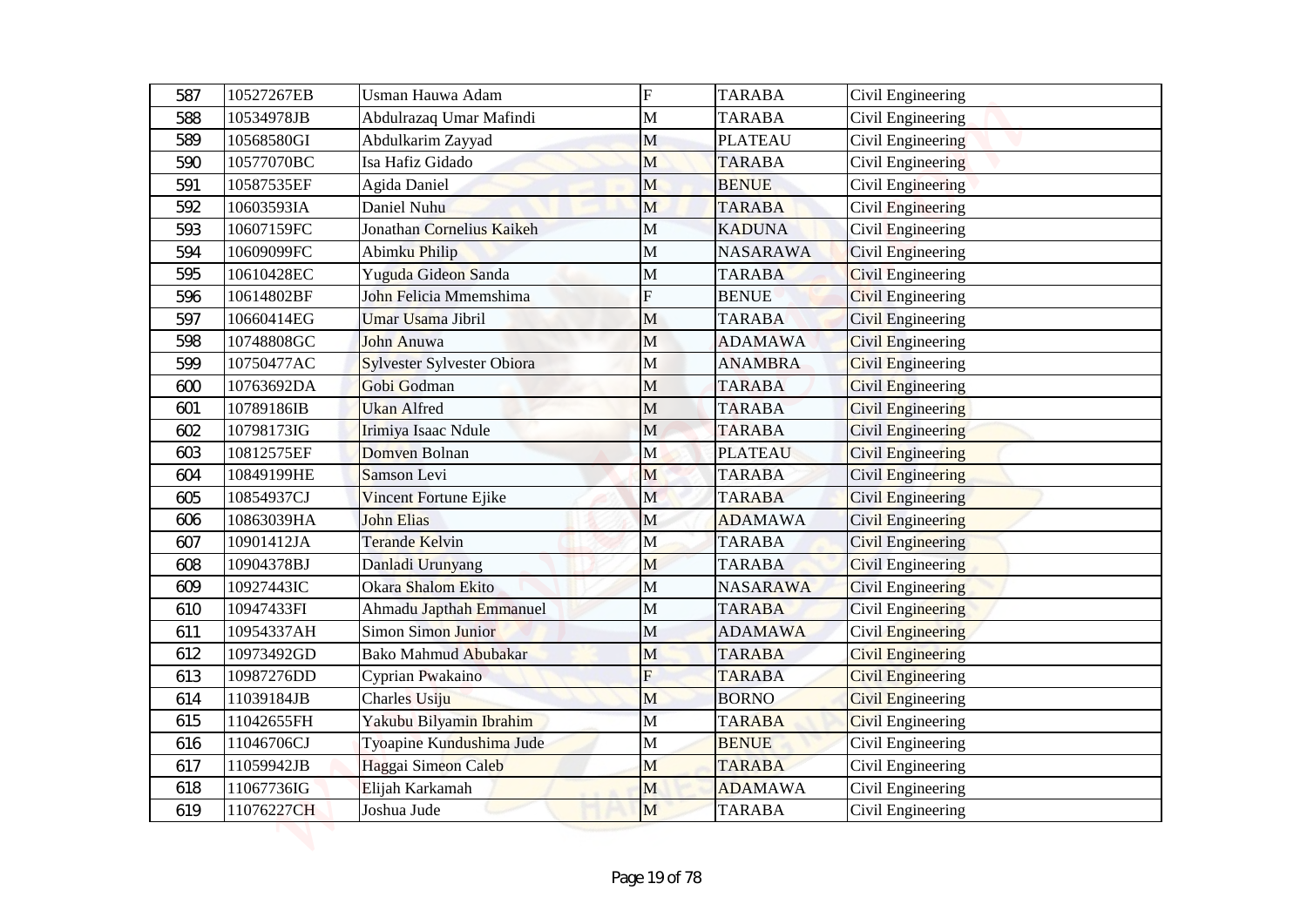| 587 | 10527267EB | Usman Hauwa Adam | F | TARABA | Civil Engineering |
|---|---|---|---|---|---|
| 588 | 10534978JB | Abdulrazaq Umar Mafindi | M | TARABA | Civil Engineering |
| 589 | 10568580GI | Abdulkarim Zayyad | M | PLATEAU | Civil Engineering |
| 590 | 10577070BC | Isa Hafiz Gidado | M | TARABA | Civil Engineering |
| 591 | 10587535EF | Agida Daniel | M | BENUE | Civil Engineering |
| 592 | 10603593IA | Daniel Nuhu | M | TARABA | Civil Engineering |
| 593 | 10607159FC | Jonathan Cornelius Kaikeh | M | KADUNA | Civil Engineering |
| 594 | 10609099FC | Abimku Philip | M | NASARAWA | Civil Engineering |
| 595 | 10610428EC | Yuguda Gideon Sanda | M | TARABA | Civil Engineering |
| 596 | 10614802BF | John Felicia Mmemshima | F | BENUE | Civil Engineering |
| 597 | 10660414EG | Umar Usama Jibril | M | TARABA | Civil Engineering |
| 598 | 10748808GC | John Anuwa | M | ADAMAWA | Civil Engineering |
| 599 | 10750477AC | Sylvester Sylvester Obiora | M | ANAMBRA | Civil Engineering |
| 600 | 10763692DA | Gobi Godman | M | TARABA | Civil Engineering |
| 601 | 10789186IB | Ukan Alfred | M | TARABA | Civil Engineering |
| 602 | 10798173IG | Irimiya Isaac Ndule | M | TARABA | Civil Engineering |
| 603 | 10812575EF | Domven Bolnan | M | PLATEAU | Civil Engineering |
| 604 | 10849199HE | Samson Levi | M | TARABA | Civil Engineering |
| 605 | 10854937CJ | Vincent Fortune Ejike | M | TARABA | Civil Engineering |
| 606 | 10863039HA | John Elias | M | ADAMAWA | Civil Engineering |
| 607 | 10901412JA | Terande Kelvin | M | TARABA | Civil Engineering |
| 608 | 10904378BJ | Danladi Urunyang | M | TARABA | Civil Engineering |
| 609 | 10927443IC | Okara Shalom Ekito | M | NASARAWA | Civil Engineering |
| 610 | 10947433FI | Ahmadu Japthah Emmanuel | M | TARABA | Civil Engineering |
| 611 | 10954337AH | Simon Simon Junior | M | ADAMAWA | Civil Engineering |
| 612 | 10973492GD | Bako Mahmud Abubakar | M | TARABA | Civil Engineering |
| 613 | 10987276DD | Cyprian Pwakaino | F | TARABA | Civil Engineering |
| 614 | 11039184JB | Charles Usiju | M | BORNO | Civil Engineering |
| 615 | 11042655FH | Yakubu Bilyamin Ibrahim | M | TARABA | Civil Engineering |
| 616 | 11046706CJ | Tyoapine Kundushima Jude | M | BENUE | Civil Engineering |
| 617 | 11059942JB | Haggai Simeon Caleb | M | TARABA | Civil Engineering |
| 618 | 11067736IG | Elijah Karkamah | M | ADAMAWA | Civil Engineering |
| 619 | 11076227CH | Joshua Jude | M | TARABA | Civil Engineering |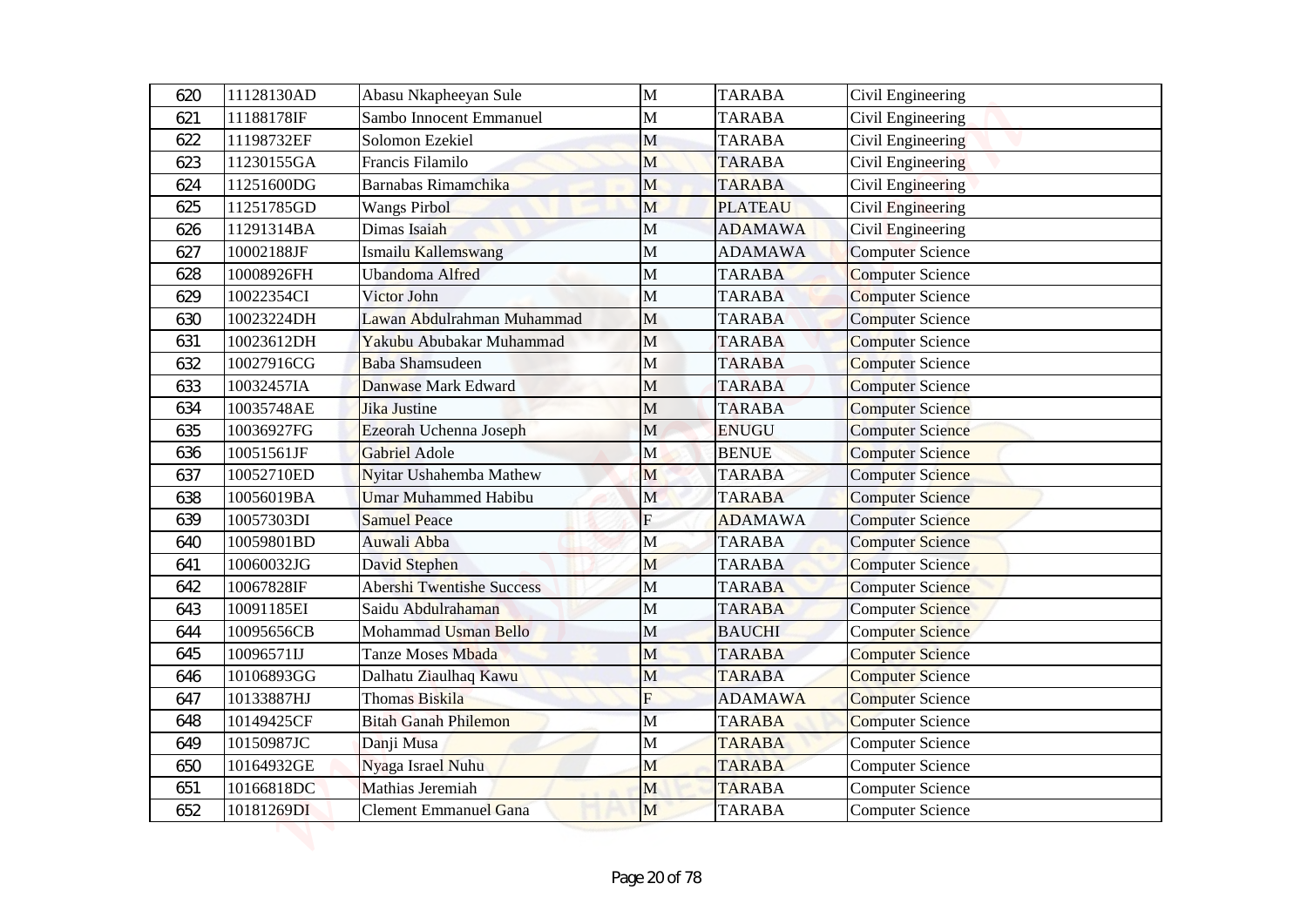| 620 | 11128130AD | Abasu Nkapheeyan Sule | M | TARABA | Civil Engineering |
|---|---|---|---|---|---|
| 621 | 11188178IF | Sambo Innocent Emmanuel | M | TARABA | Civil Engineering |
| 622 | 11198732EF | Solomon Ezekiel | M | TARABA | Civil Engineering |
| 623 | 11230155GA | Francis Filamilo | M | TARABA | Civil Engineering |
| 624 | 11251600DG | Barnabas Rimamchika | M | TARABA | Civil Engineering |
| 625 | 11251785GD | Wangs Pirbol | M | PLATEAU | Civil Engineering |
| 626 | 11291314BA | Dimas Isaiah | M | ADAMAWA | Civil Engineering |
| 627 | 10002188JF | Ismailu Kallemswang | M | ADAMAWA | Computer Science |
| 628 | 10008926FH | Ubandoma Alfred | M | TARABA | Computer Science |
| 629 | 10022354CI | Victor John | M | TARABA | Computer Science |
| 630 | 10023224DH | Lawan Abdulrahman Muhammad | M | TARABA | Computer Science |
| 631 | 10023612DH | Yakubu Abubakar Muhammad | M | TARABA | Computer Science |
| 632 | 10027916CG | Baba Shamsudeen | M | TARABA | Computer Science |
| 633 | 10032457IA | Danwase Mark Edward | M | TARABA | Computer Science |
| 634 | 10035748AE | Jika Justine | M | TARABA | Computer Science |
| 635 | 10036927FG | Ezeorah Uchenna Joseph | M | ENUGU | Computer Science |
| 636 | 10051561JF | Gabriel Adole | M | BENUE | Computer Science |
| 637 | 10052710ED | Nyitar Ushahemba Mathew | M | TARABA | Computer Science |
| 638 | 10056019BA | Umar Muhammed Habibu | M | TARABA | Computer Science |
| 639 | 10057303DI | Samuel Peace | F | ADAMAWA | Computer Science |
| 640 | 10059801BD | Auwali Abba | M | TARABA | Computer Science |
| 641 | 10060032JG | David Stephen | M | TARABA | Computer Science |
| 642 | 10067828IF | Abershi Twentishe Success | M | TARABA | Computer Science |
| 643 | 10091185EI | Saidu Abdulrahaman | M | TARABA | Computer Science |
| 644 | 10095656CB | Mohammad Usman Bello | M | BAUCHI | Computer Science |
| 645 | 10096571IJ | Tanze Moses Mbada | M | TARABA | Computer Science |
| 646 | 10106893GG | Dalhatu Ziaulhaq Kawu | M | TARABA | Computer Science |
| 647 | 10133887HJ | Thomas Biskila | F | ADAMAWA | Computer Science |
| 648 | 10149425CF | Bitah Ganah Philemon | M | TARABA | Computer Science |
| 649 | 10150987JC | Danji Musa | M | TARABA | Computer Science |
| 650 | 10164932GE | Nyaga Israel Nuhu | M | TARABA | Computer Science |
| 651 | 10166818DC | Mathias Jeremiah | M | TARABA | Computer Science |
| 652 | 10181269DI | Clement Emmanuel Gana | M | TARABA | Computer Science |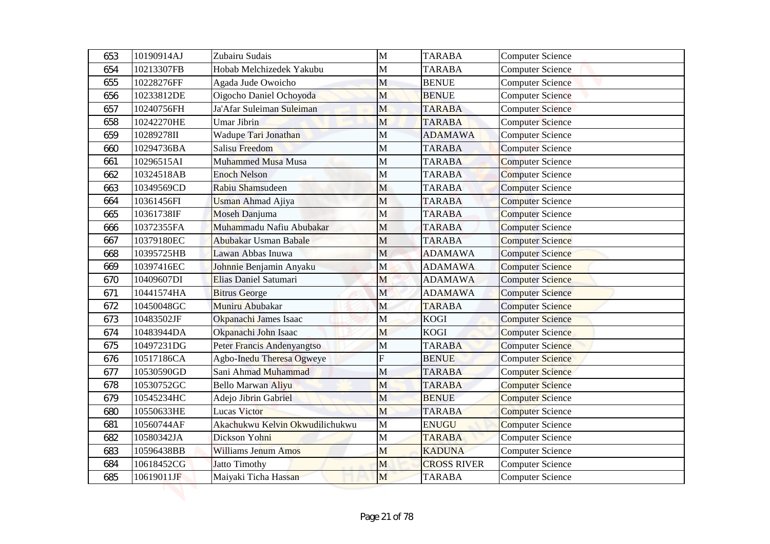| 653 | 10190914AJ | Zubairu Sudais | M | TARABA | Computer Science |
|---|---|---|---|---|---|
| 654 | 10213307FB | Hobab Melchizedek Yakubu | M | TARABA | Computer Science |
| 655 | 10228276FF | Agada Jude Owoicho | M | BENUE | Computer Science |
| 656 | 10233812DE | Oigocho Daniel Ochoyoda | M | BENUE | Computer Science |
| 657 | 10240756FH | Ja'Afar Suleiman Suleiman | M | TARABA | Computer Science |
| 658 | 10242270HE | Umar Jibrin | M | TARABA | Computer Science |
| 659 | 10289278II | Wadupe Tari Jonathan | M | ADAMAWA | Computer Science |
| 660 | 10294736BA | Salisu Freedom | M | TARABA | Computer Science |
| 661 | 10296515AI | Muhammed Musa Musa | M | TARABA | Computer Science |
| 662 | 10324518AB | Enoch Nelson | M | TARABA | Computer Science |
| 663 | 10349569CD | Rabiu Shamsudeen | M | TARABA | Computer Science |
| 664 | 10361456FI | Usman Ahmad Ajiya | M | TARABA | Computer Science |
| 665 | 10361738IF | Moseh Danjuma | M | TARABA | Computer Science |
| 666 | 10372355FA | Muhammadu Nafiu Abubakar | M | TARABA | Computer Science |
| 667 | 10379180EC | Abubakar Usman Babale | M | TARABA | Computer Science |
| 668 | 10395725HB | Lawan Abbas Inuwa | M | ADAMAWA | Computer Science |
| 669 | 10397416EC | Johnnie Benjamin Anyaku | M | ADAMAWA | Computer Science |
| 670 | 10409607DI | Elias Daniel Satumari | M | ADAMAWA | Computer Science |
| 671 | 10441574HA | Bitrus George | M | ADAMAWA | Computer Science |
| 672 | 10450048GC | Muniru Abubakar | M | TARABA | Computer Science |
| 673 | 10483502JF | Okpanachi James Isaac | M | KOGI | Computer Science |
| 674 | 10483944DA | Okpanachi John Isaac | M | KOGI | Computer Science |
| 675 | 10497231DG | Peter Francis Andenyangtso | M | TARABA | Computer Science |
| 676 | 10517186CA | Agbo-Inedu Theresa Ogweye | F | BENUE | Computer Science |
| 677 | 10530590GD | Sani Ahmad Muhammad | M | TARABA | Computer Science |
| 678 | 10530752GC | Bello Marwan Aliyu | M | TARABA | Computer Science |
| 679 | 10545234HC | Adejo Jibrin Gabriel | M | BENUE | Computer Science |
| 680 | 10550633HE | Lucas Victor | M | TARABA | Computer Science |
| 681 | 10560744AF | Akachukwu Kelvin Okwudilichukwu | M | ENUGU | Computer Science |
| 682 | 10580342JA | Dickson Yohni | M | TARABA | Computer Science |
| 683 | 10596438BB | Williams Jenum Amos | M | KADUNA | Computer Science |
| 684 | 10618452CG | Jatto Timothy | M | CROSS RIVER | Computer Science |
| 685 | 10619011JF | Maiyaki Ticha Hassan | M | TARABA | Computer Science |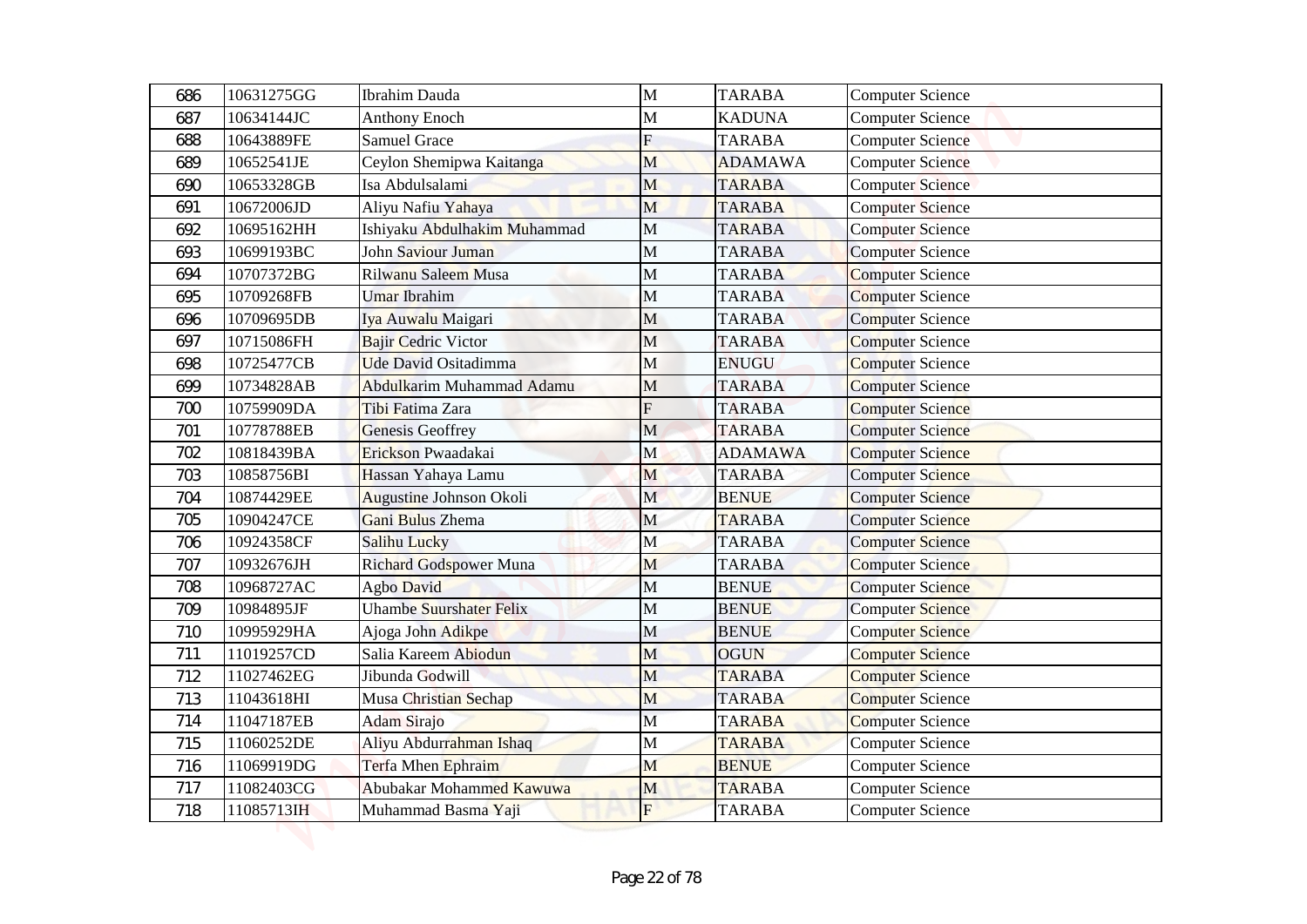| 686 | 10631275GG | Ibrahim Dauda | M | TARABA | Computer Science |
|---|---|---|---|---|---|
| 687 | 10634144JC | Anthony Enoch | M | KADUNA | Computer Science |
| 688 | 10643889FE | Samuel Grace | F | TARABA | Computer Science |
| 689 | 10652541JE | Ceylon Shemipwa Kaitanga | M | ADAMAWA | Computer Science |
| 690 | 10653328GB | Isa Abdulsalami | M | TARABA | Computer Science |
| 691 | 10672006JD | Aliyu Nafiu Yahaya | M | TARABA | Computer Science |
| 692 | 10695162HH | Ishiyaku Abdulhakim Muhammad | M | TARABA | Computer Science |
| 693 | 10699193BC | John Saviour Juman | M | TARABA | Computer Science |
| 694 | 10707372BG | Rilwanu Saleem Musa | M | TARABA | Computer Science |
| 695 | 10709268FB | Umar Ibrahim | M | TARABA | Computer Science |
| 696 | 10709695DB | Iya Auwalu Maigari | M | TARABA | Computer Science |
| 697 | 10715086FH | Bajir Cedric Victor | M | TARABA | Computer Science |
| 698 | 10725477CB | Ude David Ositadimma | M | ENUGU | Computer Science |
| 699 | 10734828AB | Abdulkarim Muhammad Adamu | M | TARABA | Computer Science |
| 700 | 10759909DA | Tibi Fatima Zara | F | TARABA | Computer Science |
| 701 | 10778788EB | Genesis Geoffrey | M | TARABA | Computer Science |
| 702 | 10818439BA | Erickson Pwaadakai | M | ADAMAWA | Computer Science |
| 703 | 10858756BI | Hassan Yahaya Lamu | M | TARABA | Computer Science |
| 704 | 10874429EE | Augustine Johnson Okoli | M | BENUE | Computer Science |
| 705 | 10904247CE | Gani Bulus Zhema | M | TARABA | Computer Science |
| 706 | 10924358CF | Salihu Lucky | M | TARABA | Computer Science |
| 707 | 10932676JH | Richard Godspower Muna | M | TARABA | Computer Science |
| 708 | 10968727AC | Agbo David | M | BENUE | Computer Science |
| 709 | 10984895JF | Uhambe Suurshater Felix | M | BENUE | Computer Science |
| 710 | 10995929HA | Ajoga John Adikpe | M | BENUE | Computer Science |
| 711 | 11019257CD | Salia Kareem Abiodun | M | OGUN | Computer Science |
| 712 | 11027462EG | Jibunda Godwill | M | TARABA | Computer Science |
| 713 | 11043618HI | Musa Christian Sechap | M | TARABA | Computer Science |
| 714 | 11047187EB | Adam Sirajo | M | TARABA | Computer Science |
| 715 | 11060252DE | Aliyu Abdurrahman Ishaq | M | TARABA | Computer Science |
| 716 | 11069919DG | Terfa Mhen Ephraim | M | BENUE | Computer Science |
| 717 | 11082403CG | Abubakar Mohammed Kawuwa | M | TARABA | Computer Science |
| 718 | 11085713IH | Muhammad Basma Yaji | F | TARABA | Computer Science |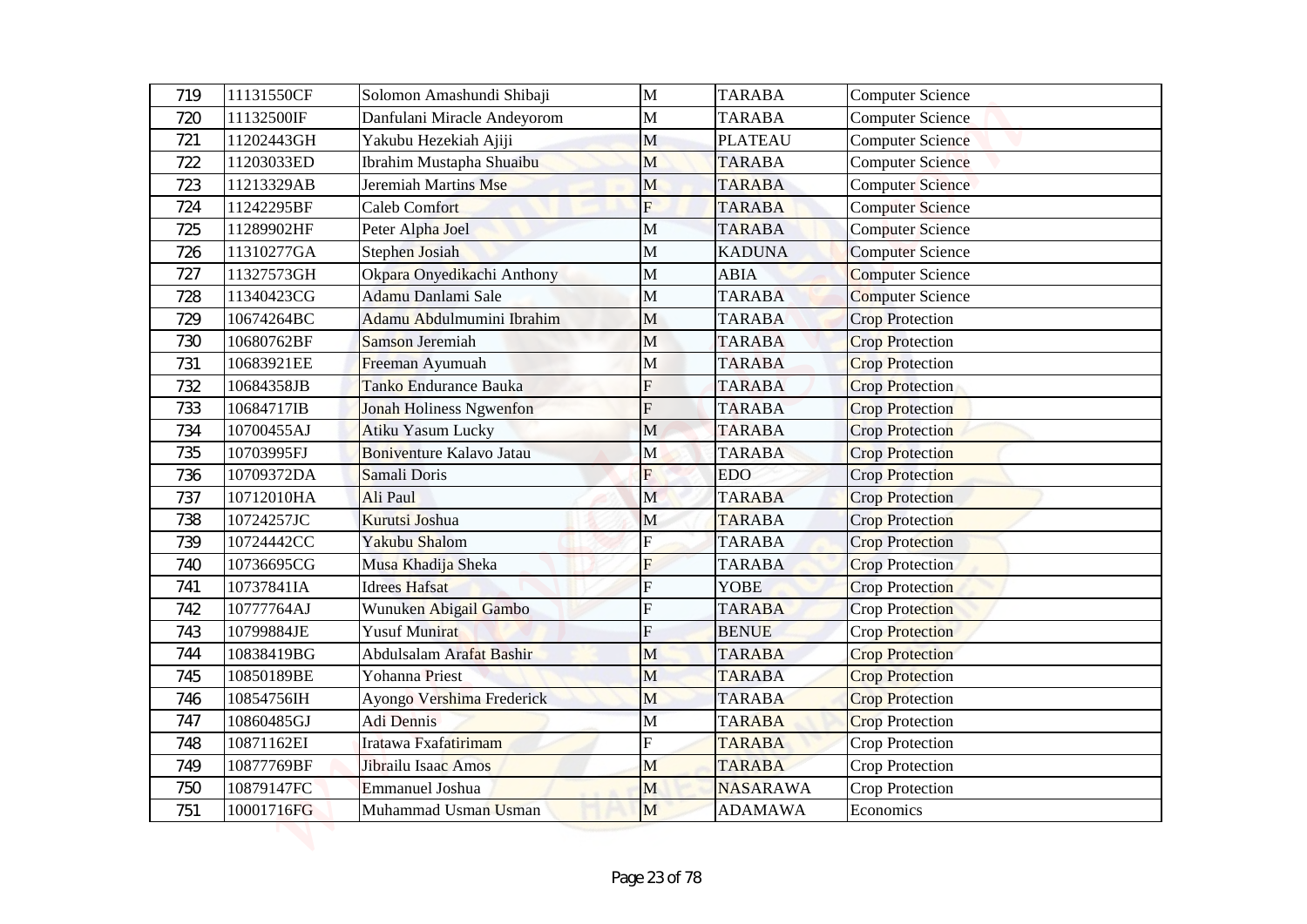| 719 | 11131550CF | Solomon Amashundi Shibaji | M | TARABA | Computer Science |
|---|---|---|---|---|---|
| 720 | 11132500IF | Danfulani Miracle Andeyorom | M | TARABA | Computer Science |
| 721 | 11202443GH | Yakubu Hezekiah Ajiji | M | PLATEAU | Computer Science |
| 722 | 11203033ED | Ibrahim Mustapha Shuaibu | M | TARABA | Computer Science |
| 723 | 11213329AB | Jeremiah Martins Mse | M | TARABA | Computer Science |
| 724 | 11242295BF | Caleb Comfort | F | TARABA | Computer Science |
| 725 | 11289902HF | Peter Alpha Joel | M | TARABA | Computer Science |
| 726 | 11310277GA | Stephen Josiah | M | KADUNA | Computer Science |
| 727 | 11327573GH | Okpara Onyedikachi Anthony | M | ABIA | Computer Science |
| 728 | 11340423CG | Adamu Danlami Sale | M | TARABA | Computer Science |
| 729 | 10674264BC | Adamu Abdulmumini Ibrahim | M | TARABA | Crop Protection |
| 730 | 10680762BF | Samson Jeremiah | M | TARABA | Crop Protection |
| 731 | 10683921EE | Freeman Ayumuah | M | TARABA | Crop Protection |
| 732 | 10684358JB | Tanko Endurance Bauka | F | TARABA | Crop Protection |
| 733 | 10684717IB | Jonah Holiness Ngwenfon | F | TARABA | Crop Protection |
| 734 | 10700455AJ | Atiku Yasum Lucky | M | TARABA | Crop Protection |
| 735 | 10703995FJ | Boniventure Kalavo Jatau | M | TARABA | Crop Protection |
| 736 | 10709372DA | Samali Doris | F | EDO | Crop Protection |
| 737 | 10712010HA | Ali Paul | M | TARABA | Crop Protection |
| 738 | 10724257JC | Kurutsi Joshua | M | TARABA | Crop Protection |
| 739 | 10724442CC | Yakubu Shalom | F | TARABA | Crop Protection |
| 740 | 10736695CG | Musa Khadija Sheka | F | TARABA | Crop Protection |
| 741 | 10737841IA | Idrees Hafsat | F | YOBE | Crop Protection |
| 742 | 10777764AJ | Wunuken Abigail Gambo | F | TARABA | Crop Protection |
| 743 | 10799884JE | Yusuf Munirat | F | BENUE | Crop Protection |
| 744 | 10838419BG | Abdulsalam Arafat Bashir | M | TARABA | Crop Protection |
| 745 | 10850189BE | Yohanna Priest | M | TARABA | Crop Protection |
| 746 | 10854756IH | Ayongo Vershima Frederick | M | TARABA | Crop Protection |
| 747 | 10860485GJ | Adi Dennis | M | TARABA | Crop Protection |
| 748 | 10871162EI | Iratawa Fxafatirimam | F | TARABA | Crop Protection |
| 749 | 10877769BF | Jibrailu Isaac Amos | M | TARABA | Crop Protection |
| 750 | 10879147FC | Emmanuel Joshua | M | NASARAWA | Crop Protection |
| 751 | 10001716FG | Muhammad Usman Usman | M | ADAMAWA | Economics |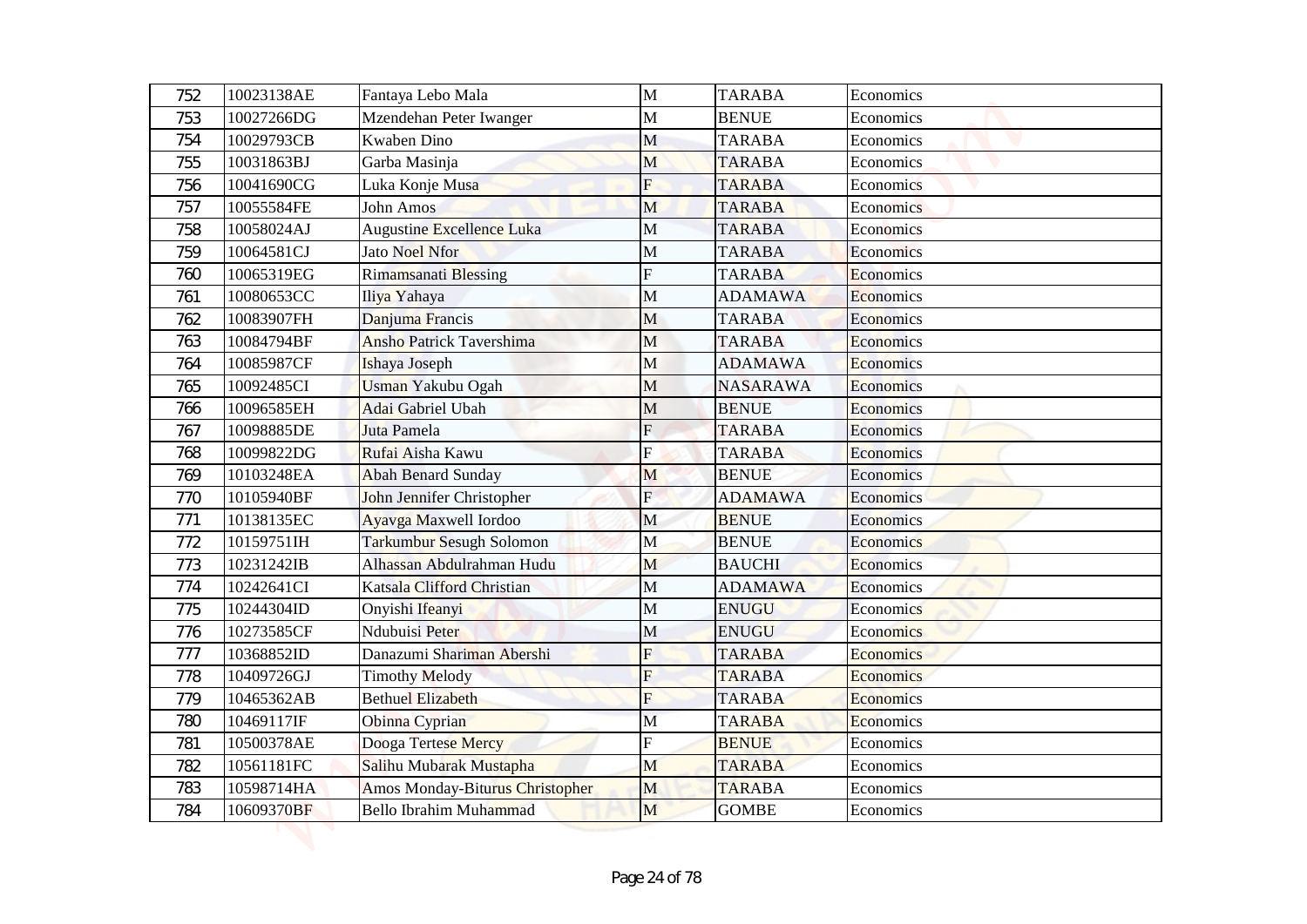| 752 | 10023138AE | Fantaya Lebo Mala | M | TARABA | Economics |
|---|---|---|---|---|---|
| 753 | 10027266DG | Mzendehan Peter Iwanger | M | BENUE | Economics |
| 754 | 10029793CB | Kwaben Dino | M | TARABA | Economics |
| 755 | 10031863BJ | Garba Masinja | M | TARABA | Economics |
| 756 | 10041690CG | Luka Konje Musa | F | TARABA | Economics |
| 757 | 10055584FE | John Amos | M | TARABA | Economics |
| 758 | 10058024AJ | Augustine Excellence Luka | M | TARABA | Economics |
| 759 | 10064581CJ | Jato Noel Nfor | M | TARABA | Economics |
| 760 | 10065319EG | Rimamsanati Blessing | F | TARABA | Economics |
| 761 | 10080653CC | Iliya Yahaya | M | ADAMAWA | Economics |
| 762 | 10083907FH | Danjuma Francis | M | TARABA | Economics |
| 763 | 10084794BF | Ansho Patrick Tavershima | M | TARABA | Economics |
| 764 | 10085987CF | Ishaya Joseph | M | ADAMAWA | Economics |
| 765 | 10092485CI | Usman Yakubu Ogah | M | NASARAWA | Economics |
| 766 | 10096585EH | Adai Gabriel Ubah | M | BENUE | Economics |
| 767 | 10098885DE | Juta Pamela | F | TARABA | Economics |
| 768 | 10099822DG | Rufai Aisha Kawu | F | TARABA | Economics |
| 769 | 10103248EA | Abah Benard Sunday | M | BENUE | Economics |
| 770 | 10105940BF | John Jennifer Christopher | F | ADAMAWA | Economics |
| 771 | 10138135EC | Ayavga Maxwell Iordoo | M | BENUE | Economics |
| 772 | 10159751IH | Tarkumbur Sesugh Solomon | M | BENUE | Economics |
| 773 | 10231242IB | Alhassan Abdulrahman Hudu | M | BAUCHI | Economics |
| 774 | 10242641CI | Katsala Clifford Christian | M | ADAMAWA | Economics |
| 775 | 10244304ID | Onyishi Ifeanyi | M | ENUGU | Economics |
| 776 | 10273585CF | Ndubuisi Peter | M | ENUGU | Economics |
| 777 | 10368852ID | Danazumi Shariman Abershi | F | TARABA | Economics |
| 778 | 10409726GJ | Timothy Melody | F | TARABA | Economics |
| 779 | 10465362AB | Bethuel Elizabeth | F | TARABA | Economics |
| 780 | 10469117IF | Obinna Cyprian | M | TARABA | Economics |
| 781 | 10500378AE | Dooga Tertese Mercy | F | BENUE | Economics |
| 782 | 10561181FC | Salihu Mubarak Mustapha | M | TARABA | Economics |
| 783 | 10598714HA | Amos Monday-Biturus Christopher | M | TARABA | Economics |
| 784 | 10609370BF | Bello Ibrahim Muhammad | M | GOMBE | Economics |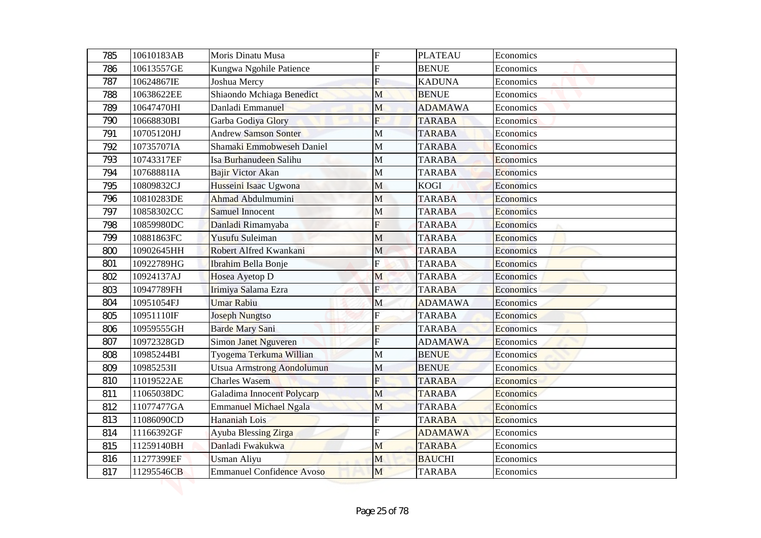| 785 | 10610183AB | Moris Dinatu Musa | F | PLATEAU | Economics |
|---|---|---|---|---|---|
| 786 | 10613557GE | Kungwa Ngohile Patience | F | BENUE | Economics |
| 787 | 10624867IE | Joshua Mercy | F | KADUNA | Economics |
| 788 | 10638622EE | Shiaondo Mchiaga Benedict | M | BENUE | Economics |
| 789 | 10647470HI | Danladi Emmanuel | M | ADAMAWA | Economics |
| 790 | 10668830BI | Garba Godiya Glory | F | TARABA | Economics |
| 791 | 10705120HJ | Andrew Samson Sonter | M | TARABA | Economics |
| 792 | 10735707IA | Shamaki Emmobweseh Daniel | M | TARABA | Economics |
| 793 | 10743317EF | Isa Burhanudeen Salihu | M | TARABA | Economics |
| 794 | 10768881IA | Bajir Victor Akan | M | TARABA | Economics |
| 795 | 10809832CJ | Husseini Isaac Ugwona | M | KOGI | Economics |
| 796 | 10810283DE | Ahmad Abdulmumini | M | TARABA | Economics |
| 797 | 10858302CC | Samuel Innocent | M | TARABA | Economics |
| 798 | 10859980DC | Danladi Rimamyaba | F | TARABA | Economics |
| 799 | 10881863FC | Yusufu Suleiman | M | TARABA | Economics |
| 800 | 10902645HH | Robert Alfred Kwankani | M | TARABA | Economics |
| 801 | 10922789HG | Ibrahim Bella Bonje | F | TARABA | Economics |
| 802 | 10924137AJ | Hosea Ayetop D | M | TARABA | Economics |
| 803 | 10947789FH | Irimiya Salama Ezra | F | TARABA | Economics |
| 804 | 10951054FJ | Umar Rabiu | M | ADAMAWA | Economics |
| 805 | 10951110IF | Joseph Nungtso | F | TARABA | Economics |
| 806 | 10959555GH | Barde Mary Sani | F | TARABA | Economics |
| 807 | 10972328GD | Simon Janet Nguveren | F | ADAMAWA | Economics |
| 808 | 10985244BI | Tyogema Terkuma Willian | M | BENUE | Economics |
| 809 | 10985253II | Utsua Armstrong Aondolumun | M | BENUE | Economics |
| 810 | 11019522AE | Charles Wasem | F | TARABA | Economics |
| 811 | 11065038DC | Galadima Innocent Polycarp | M | TARABA | Economics |
| 812 | 11077477GA | Emmanuel Michael Ngala | M | TARABA | Economics |
| 813 | 11086090CD | Hananiah Lois | F | TARABA | Economics |
| 814 | 11166392GF | Ayuba Blessing Zirga | F | ADAMAWA | Economics |
| 815 | 11259140BH | Danladi Fwakukwa | M | TARABA | Economics |
| 816 | 11277399EF | Usman Aliyu | M | BAUCHI | Economics |
| 817 | 11295546CB | Emmanuel Confidence Avoso | M | TARABA | Economics |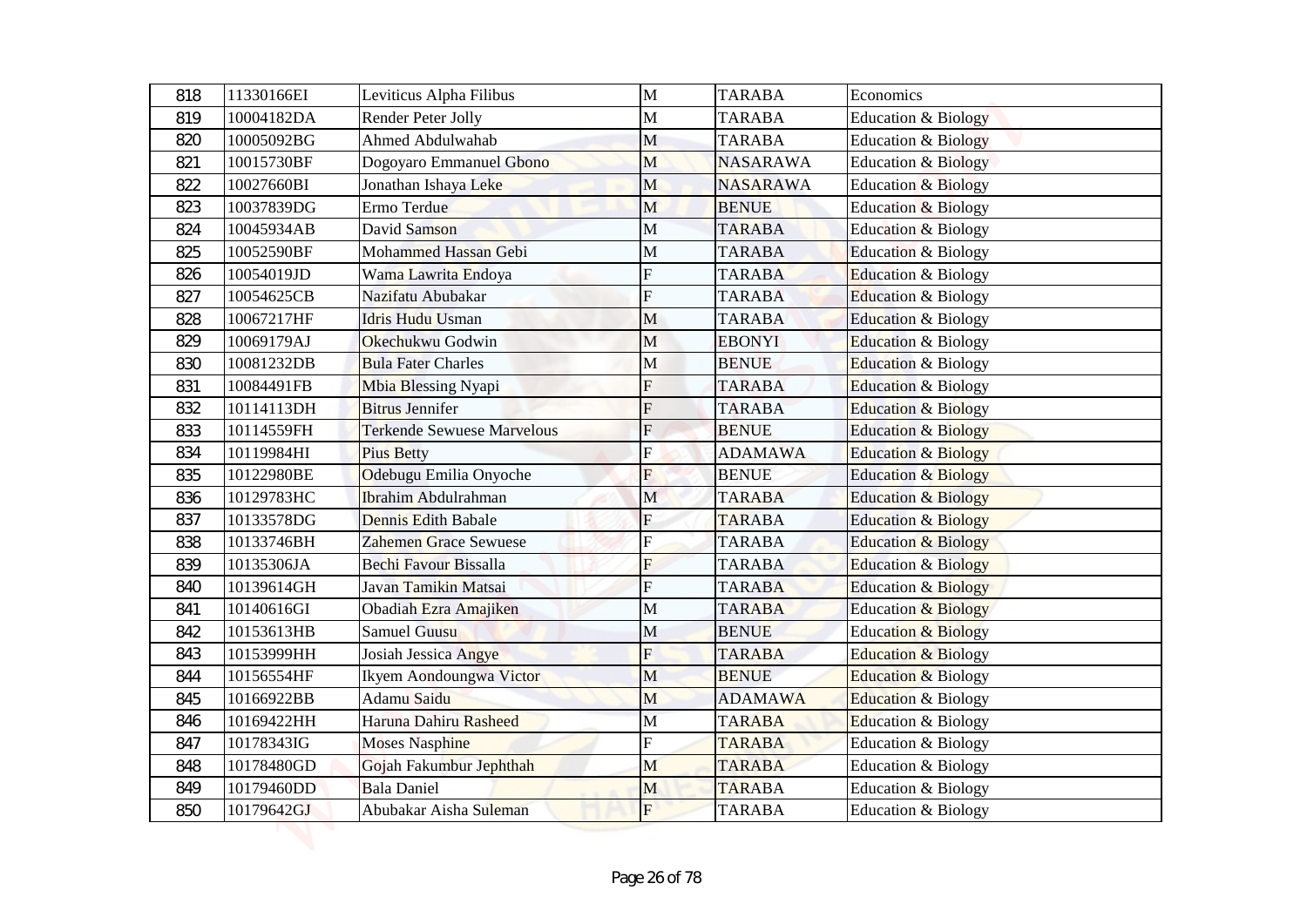| 818 | 11330166EI | Leviticus Alpha Filibus | M | TARABA | Economics |
|---|---|---|---|---|---|
| 819 | 10004182DA | Render Peter Jolly | M | TARABA | Education & Biology |
| 820 | 10005092BG | Ahmed Abdulwahab | M | TARABA | Education & Biology |
| 821 | 10015730BF | Dogoyaro Emmanuel Gbono | M | NASARAWA | Education & Biology |
| 822 | 10027660BI | Jonathan Ishaya Leke | M | NASARAWA | Education & Biology |
| 823 | 10037839DG | Ermo Terdue | M | BENUE | Education & Biology |
| 824 | 10045934AB | David Samson | M | TARABA | Education & Biology |
| 825 | 10052590BF | Mohammed Hassan Gebi | M | TARABA | Education & Biology |
| 826 | 10054019JD | Wama Lawrita Endoya | F | TARABA | Education & Biology |
| 827 | 10054625CB | Nazifatu Abubakar | F | TARABA | Education & Biology |
| 828 | 10067217HF | Idris Hudu Usman | M | TARABA | Education & Biology |
| 829 | 10069179AJ | Okechukwu Godwin | M | EBONYI | Education & Biology |
| 830 | 10081232DB | Bula Fater Charles | M | BENUE | Education & Biology |
| 831 | 10084491FB | Mbia Blessing Nyapi | F | TARABA | Education & Biology |
| 832 | 10114113DH | Bitrus Jennifer | F | TARABA | Education & Biology |
| 833 | 10114559FH | Terkende Sewuese Marvelous | F | BENUE | Education & Biology |
| 834 | 10119984HI | Pius Betty | F | ADAMAWA | Education & Biology |
| 835 | 10122980BE | Odebugu Emilia Onyoche | F | BENUE | Education & Biology |
| 836 | 10129783HC | Ibrahim Abdulrahman | M | TARABA | Education & Biology |
| 837 | 10133578DG | Dennis Edith Babale | F | TARABA | Education & Biology |
| 838 | 10133746BH | Zahemen Grace Sewuese | F | TARABA | Education & Biology |
| 839 | 10135306JA | Bechi Favour Bissalla | F | TARABA | Education & Biology |
| 840 | 10139614GH | Javan Tamikin Matsai | F | TARABA | Education & Biology |
| 841 | 10140616GI | Obadiah Ezra Amajiken | M | TARABA | Education & Biology |
| 842 | 10153613HB | Samuel Guusu | M | BENUE | Education & Biology |
| 843 | 10153999HH | Josiah Jessica Angye | F | TARABA | Education & Biology |
| 844 | 10156554HF | Ikyem Aondoungwa Victor | M | BENUE | Education & Biology |
| 845 | 10166922BB | Adamu Saidu | M | ADAMAWA | Education & Biology |
| 846 | 10169422HH | Haruna Dahiru Rasheed | M | TARABA | Education & Biology |
| 847 | 10178343IG | Moses Nasphine | F | TARABA | Education & Biology |
| 848 | 10178480GD | Gojah Fakumbur Jephthah | M | TARABA | Education & Biology |
| 849 | 10179460DD | Bala Daniel | M | TARABA | Education & Biology |
| 850 | 10179642GJ | Abubakar Aisha Suleman | F | TARABA | Education & Biology |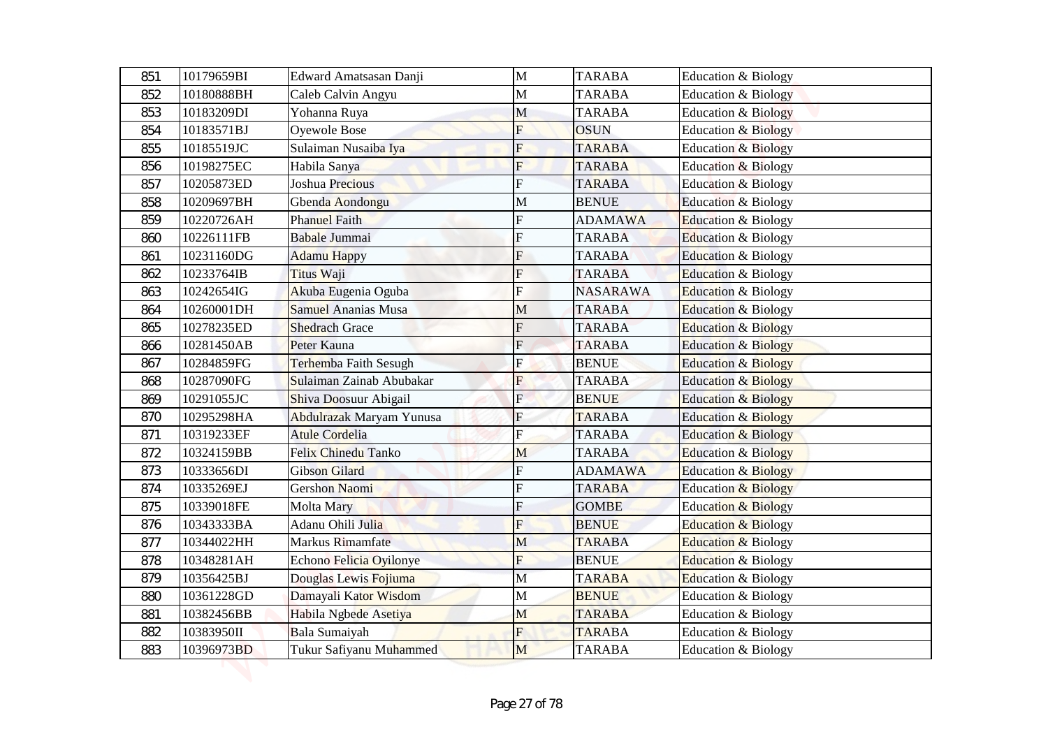| 851 | 10179659BI | Edward Amatsasan Danji | M | TARABA | Education & Biology |
|---|---|---|---|---|---|
| 852 | 10180888BH | Caleb Calvin Angyu | M | TARABA | Education & Biology |
| 853 | 10183209DI | Yohanna Ruya | M | TARABA | Education & Biology |
| 854 | 10183571BJ | Oyewole Bose | F | OSUN | Education & Biology |
| 855 | 10185519JC | Sulaiman Nusaiba Iya | F | TARABA | Education & Biology |
| 856 | 10198275EC | Habila Sanya | F | TARABA | Education & Biology |
| 857 | 10205873ED | Joshua Precious | F | TARABA | Education & Biology |
| 858 | 10209697BH | Gbenda Aondongu | M | BENUE | Education & Biology |
| 859 | 10220726AH | Phanuel Faith | F | ADAMAWA | Education & Biology |
| 860 | 10226111FB | Babale Jummai | F | TARABA | Education & Biology |
| 861 | 10231160DG | Adamu Happy | F | TARABA | Education & Biology |
| 862 | 10233764IB | Titus Waji | F | TARABA | Education & Biology |
| 863 | 10242654IG | Akuba Eugenia Oguba | F | NASARAWA | Education & Biology |
| 864 | 10260001DH | Samuel Ananias Musa | M | TARABA | Education & Biology |
| 865 | 10278235ED | Shedrach Grace | F | TARABA | Education & Biology |
| 866 | 10281450AB | Peter Kauna | F | TARABA | Education & Biology |
| 867 | 10284859FG | Terhemba Faith Sesugh | F | BENUE | Education & Biology |
| 868 | 10287090FG | Sulaiman Zainab Abubakar | F | TARABA | Education & Biology |
| 869 | 10291055JC | Shiva Doosuur Abigail | F | BENUE | Education & Biology |
| 870 | 10295298HA | Abdulrazak Maryam Yunusa | F | TARABA | Education & Biology |
| 871 | 10319233EF | Atule Cordelia | F | TARABA | Education & Biology |
| 872 | 10324159BB | Felix Chinedu Tanko | M | TARABA | Education & Biology |
| 873 | 10333656DI | Gibson Gilard | F | ADAMAWA | Education & Biology |
| 874 | 10335269EJ | Gershon Naomi | F | TARABA | Education & Biology |
| 875 | 10339018FE | Molta Mary | F | GOMBE | Education & Biology |
| 876 | 10343333BA | Adanu Ohili Julia | F | BENUE | Education & Biology |
| 877 | 10344022HH | Markus Rimamfate | M | TARABA | Education & Biology |
| 878 | 10348281AH | Echono Felicia Oyilonye | F | BENUE | Education & Biology |
| 879 | 10356425BJ | Douglas Lewis Fojiuma | M | TARABA | Education & Biology |
| 880 | 10361228GD | Damayali Kator Wisdom | M | BENUE | Education & Biology |
| 881 | 10382456BB | Habila Ngbede Asetiya | M | TARABA | Education & Biology |
| 882 | 10383950II | Bala Sumaiyah | F | TARABA | Education & Biology |
| 883 | 10396973BD | Tukur Safiyanu Muhammed | M | TARABA | Education & Biology |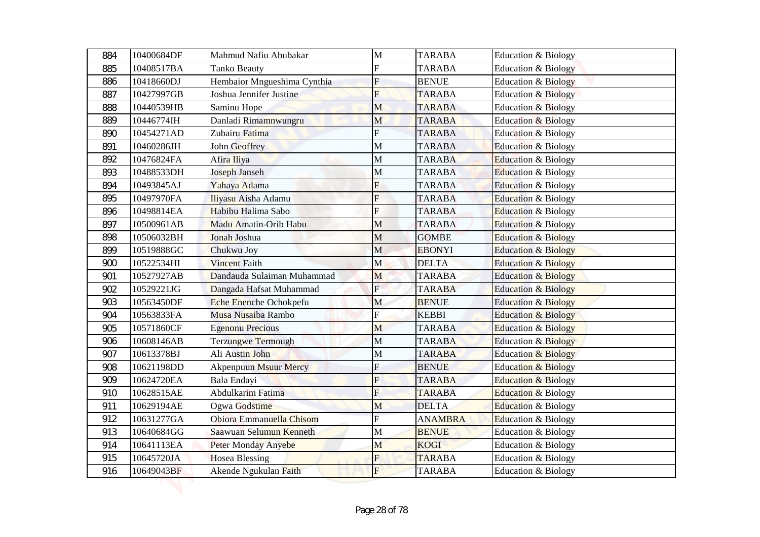| 884 | 10400684DF | Mahmud Nafiu Abubakar | M | TARABA | Education & Biology |
|---|---|---|---|---|---|
| 885 | 10408517BA | Tanko Beauty | F | TARABA | Education & Biology |
| 886 | 10418660DJ | Hembaior Mngueshima Cynthia | F | BENUE | Education & Biology |
| 887 | 10427997GB | Joshua Jennifer Justine | F | TARABA | Education & Biology |
| 888 | 10440539HB | Saminu Hope | M | TARABA | Education & Biology |
| 889 | 10446774IH | Danladi Rimamnwungru | M | TARABA | Education & Biology |
| 890 | 10454271AD | Zubairu Fatima | F | TARABA | Education & Biology |
| 891 | 10460286JH | John Geoffrey | M | TARABA | Education & Biology |
| 892 | 10476824FA | Afira Iliya | M | TARABA | Education & Biology |
| 893 | 10488533DH | Joseph Janseh | M | TARABA | Education & Biology |
| 894 | 10493845AJ | Yahaya Adama | F | TARABA | Education & Biology |
| 895 | 10497970FA | Iliyasu Aisha Adamu | F | TARABA | Education & Biology |
| 896 | 10498814EA | Habibu Halima Sabo | F | TARABA | Education & Biology |
| 897 | 10500961AB | Madu Amatin-Orib Habu | M | TARABA | Education & Biology |
| 898 | 10506032BH | Jonah Joshua | M | GOMBE | Education & Biology |
| 899 | 10519888GC | Chukwu Joy | M | EBONYI | Education & Biology |
| 900 | 10522534HI | Vincent Faith | M | DELTA | Education & Biology |
| 901 | 10527927AB | Dandauda Sulaiman Muhammad | M | TARABA | Education & Biology |
| 902 | 10529221JG | Dangada Hafsat Muhammad | F | TARABA | Education & Biology |
| 903 | 10563450DF | Eche Enenche Ochokpefu | M | BENUE | Education & Biology |
| 904 | 10563833FA | Musa Nusaiba Rambo | F | KEBBI | Education & Biology |
| 905 | 10571860CF | Egenonu Precious | M | TARABA | Education & Biology |
| 906 | 10608146AB | Terzungwe Termough | M | TARABA | Education & Biology |
| 907 | 10613378BJ | Ali Austin John | M | TARABA | Education & Biology |
| 908 | 10621198DD | Akpenpuun Msuur Mercy | F | BENUE | Education & Biology |
| 909 | 10624720EA | Bala Endayi | F | TARABA | Education & Biology |
| 910 | 10628515AE | Abdulkarim Fatima | F | TARABA | Education & Biology |
| 911 | 10629194AE | Ogwa Godstime | M | DELTA | Education & Biology |
| 912 | 10631277GA | Obiora Emmanuella Chisom | F | ANAMBRA | Education & Biology |
| 913 | 10640684GG | Saawuan Selumun Kenneth | M | BENUE | Education & Biology |
| 914 | 10641113EA | Peter Monday Anyebe | M | KOGI | Education & Biology |
| 915 | 10645720JA | Hosea Blessing | F | TARABA | Education & Biology |
| 916 | 10649043BF | Akende Ngukulan Faith | F | TARABA | Education & Biology |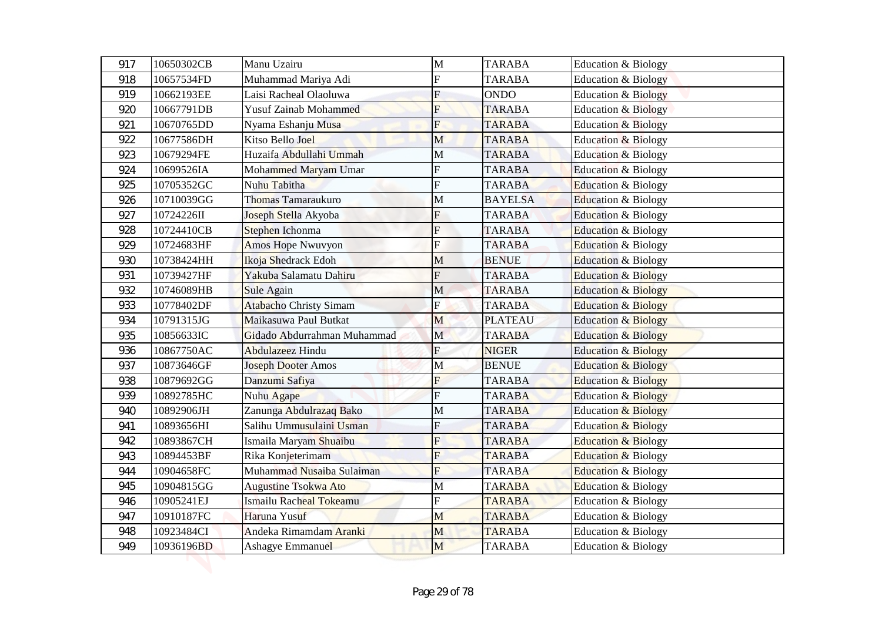| 917 | 10650302CB | Manu Uzairu | M | TARABA | Education & Biology |
|---|---|---|---|---|---|
| 918 | 10657534FD | Muhammad Mariya Adi | F | TARABA | Education & Biology |
| 919 | 10662193EE | Laisi Racheal Olaoluwa | F | ONDO | Education & Biology |
| 920 | 10667791DB | Yusuf Zainab Mohammed | F | TARABA | Education & Biology |
| 921 | 10670765DD | Nyama Eshanju Musa | F | TARABA | Education & Biology |
| 922 | 10677586DH | Kitso Bello Joel | M | TARABA | Education & Biology |
| 923 | 10679294FE | Huzaifa Abdullahi Ummah | M | TARABA | Education & Biology |
| 924 | 10699526IA | Mohammed Maryam Umar | F | TARABA | Education & Biology |
| 925 | 10705352GC | Nuhu Tabitha | F | TARABA | Education & Biology |
| 926 | 10710039GG | Thomas Tamaraukuro | M | BAYELSA | Education & Biology |
| 927 | 10724226II | Joseph Stella Akyoba | F | TARABA | Education & Biology |
| 928 | 10724410CB | Stephen Ichonma | F | TARABA | Education & Biology |
| 929 | 10724683HF | Amos Hope Nwuvyon | F | TARABA | Education & Biology |
| 930 | 10738424HH | Ikoja Shedrack Edoh | M | BENUE | Education & Biology |
| 931 | 10739427HF | Yakuba Salamatu Dahiru | F | TARABA | Education & Biology |
| 932 | 10746089HB | Sule Again | M | TARABA | Education & Biology |
| 933 | 10778402DF | Atabacho Christy Simam | F | TARABA | Education & Biology |
| 934 | 10791315JG | Maikasuwa Paul Butkat | M | PLATEAU | Education & Biology |
| 935 | 10856633IC | Gidado Abdurrahman Muhammad | M | TARABA | Education & Biology |
| 936 | 10867750AC | Abdulazeez Hindu | F | NIGER | Education & Biology |
| 937 | 10873646GF | Joseph Dooter Amos | M | BENUE | Education & Biology |
| 938 | 10879692GG | Danzumi Safiya | F | TARABA | Education & Biology |
| 939 | 10892785HC | Nuhu Agape | F | TARABA | Education & Biology |
| 940 | 10892906JH | Zanunga Abdulrazaq Bako | M | TARABA | Education & Biology |
| 941 | 10893656HI | Salihu Ummusulaini Usman | F | TARABA | Education & Biology |
| 942 | 10893867CH | Ismaila Maryam Shuaibu | F | TARABA | Education & Biology |
| 943 | 10894453BF | Rika Konjeterimam | F | TARABA | Education & Biology |
| 944 | 10904658FC | Muhammad Nusaiba Sulaiman | F | TARABA | Education & Biology |
| 945 | 10904815GG | Augustine Tsokwa Ato | M | TARABA | Education & Biology |
| 946 | 10905241EJ | Ismailu Racheal Tokeamu | F | TARABA | Education & Biology |
| 947 | 10910187FC | Haruna Yusuf | M | TARABA | Education & Biology |
| 948 | 10923484CI | Andeka Rimamdam Aranki | M | TARABA | Education & Biology |
| 949 | 10936196BD | Ashagye Emmanuel | M | TARABA | Education & Biology |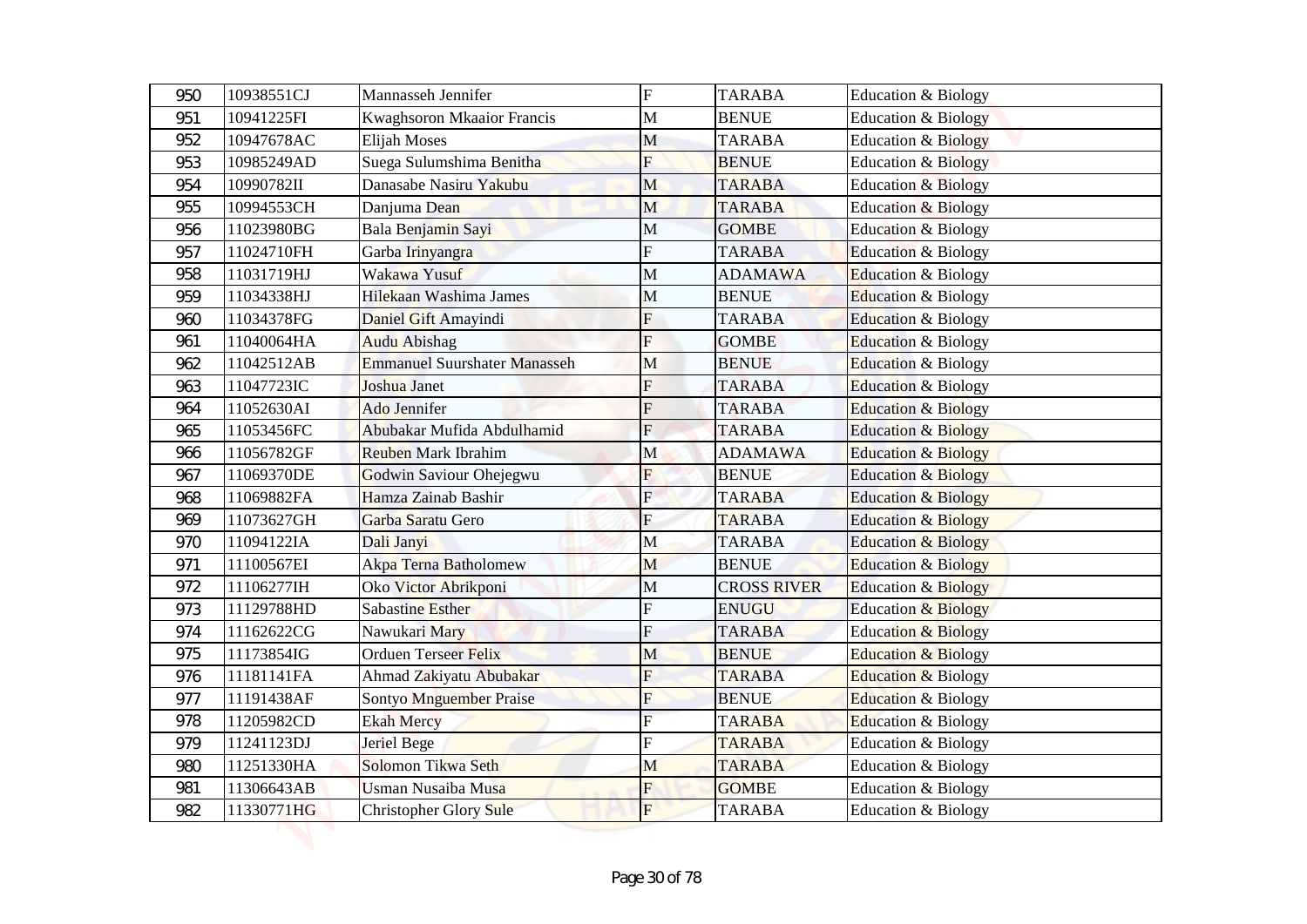| | | | | | |
|---|---|---|---|---|---|
| 950 | 10938551CJ | Mannasseh Jennifer | F | TARABA | Education & Biology |
| 951 | 10941225FI | Kwaghsoron Mkaaior Francis | M | BENUE | Education & Biology |
| 952 | 10947678AC | Elijah Moses | M | TARABA | Education & Biology |
| 953 | 10985249AD | Suega Sulumshima Benitha | F | BENUE | Education & Biology |
| 954 | 10990782II | Danasabe Nasiru Yakubu | M | TARABA | Education & Biology |
| 955 | 10994553CH | Danjuma Dean | M | TARABA | Education & Biology |
| 956 | 11023980BG | Bala Benjamin Sayi | M | GOMBE | Education & Biology |
| 957 | 11024710FH | Garba Irinyangra | F | TARABA | Education & Biology |
| 958 | 11031719HJ | Wakawa Yusuf | M | ADAMAWA | Education & Biology |
| 959 | 11034338HJ | Hilekaan Washima James | M | BENUE | Education & Biology |
| 960 | 11034378FG | Daniel Gift Amayindi | F | TARABA | Education & Biology |
| 961 | 11040064HA | Audu Abishag | F | GOMBE | Education & Biology |
| 962 | 11042512AB | Emmanuel Suurshater Manasseh | M | BENUE | Education & Biology |
| 963 | 11047723IC | Joshua Janet | F | TARABA | Education & Biology |
| 964 | 11052630AI | Ado Jennifer | F | TARABA | Education & Biology |
| 965 | 11053456FC | Abubakar Mufida Abdulhamid | F | TARABA | Education & Biology |
| 966 | 11056782GF | Reuben Mark Ibrahim | M | ADAMAWA | Education & Biology |
| 967 | 11069370DE | Godwin Saviour Ohejegwu | F | BENUE | Education & Biology |
| 968 | 11069882FA | Hamza Zainab Bashir | F | TARABA | Education & Biology |
| 969 | 11073627GH | Garba Saratu Gero | F | TARABA | Education & Biology |
| 970 | 11094122IA | Dali Janyi | M | TARABA | Education & Biology |
| 971 | 11100567EI | Akpa Terna Batholomew | M | BENUE | Education & Biology |
| 972 | 11106277IH | Oko Victor Abrikponi | M | CROSS RIVER | Education & Biology |
| 973 | 11129788HD | Sabastine Esther | F | ENUGU | Education & Biology |
| 974 | 11162622CG | Nawukari Mary | F | TARABA | Education & Biology |
| 975 | 11173854IG | Orduen Terseer Felix | M | BENUE | Education & Biology |
| 976 | 11181141FA | Ahmad Zakiyatu Abubakar | F | TARABA | Education & Biology |
| 977 | 11191438AF | Sontyo Mnguember Praise | F | BENUE | Education & Biology |
| 978 | 11205982CD | Ekah Mercy | F | TARABA | Education & Biology |
| 979 | 11241123DJ | Jeriel Bege | F | TARABA | Education & Biology |
| 980 | 11251330HA | Solomon Tikwa Seth | M | TARABA | Education & Biology |
| 981 | 11306643AB | Usman Nusaiba Musa | F | GOMBE | Education & Biology |
| 982 | 11330771HG | Christopher Glory Sule | F | TARABA | Education & Biology |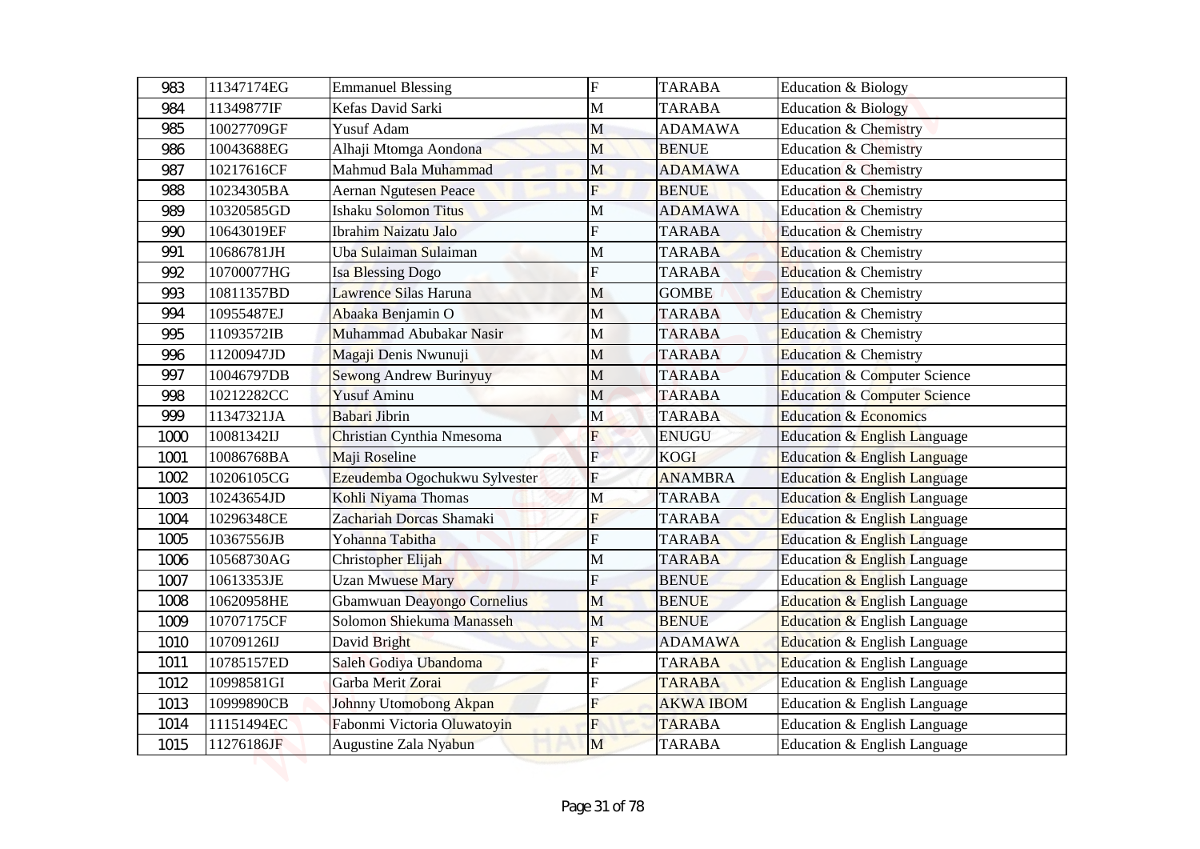| 983 | 11347174EG | Emmanuel Blessing | F | TARABA | Education & Biology |
|---|---|---|---|---|---|
| 984 | 11349877IF | Kefas David Sarki | M | TARABA | Education & Biology |
| 985 | 10027709GF | Yusuf Adam | M | ADAMAWA | Education & Chemistry |
| 986 | 10043688EG | Alhaji Mtomga Aondona | M | BENUE | Education & Chemistry |
| 987 | 10217616CF | Mahmud Bala Muhammad | M | ADAMAWA | Education & Chemistry |
| 988 | 10234305BA | Aernan Ngutesen Peace | F | BENUE | Education & Chemistry |
| 989 | 10320585GD | Ishaku Solomon Titus | M | ADAMAWA | Education & Chemistry |
| 990 | 10643019EF | Ibrahim Naizatu Jalo | F | TARABA | Education & Chemistry |
| 991 | 10686781JH | Uba Sulaiman Sulaiman | M | TARABA | Education & Chemistry |
| 992 | 10700077HG | Isa Blessing Dogo | F | TARABA | Education & Chemistry |
| 993 | 10811357BD | Lawrence Silas Haruna | M | GOMBE | Education & Chemistry |
| 994 | 10955487EJ | Abaaka Benjamin O | M | TARABA | Education & Chemistry |
| 995 | 11093572IB | Muhammad Abubakar Nasir | M | TARABA | Education & Chemistry |
| 996 | 11200947JD | Magaji Denis Nwunuji | M | TARABA | Education & Chemistry |
| 997 | 10046797DB | Sewong Andrew Burinyuy | M | TARABA | Education & Computer Science |
| 998 | 10212282CC | Yusuf Aminu | M | TARABA | Education & Computer Science |
| 999 | 11347321JA | Babari Jibrin | M | TARABA | Education & Economics |
| 1000 | 10081342IJ | Christian Cynthia Nmesoma | F | ENUGU | Education & English Language |
| 1001 | 10086768BA | Maji Roseline | F | KOGI | Education & English Language |
| 1002 | 10206105CG | Ezeudemba Ogochukwu Sylvester | F | ANAMBRA | Education & English Language |
| 1003 | 10243654JD | Kohli Niyama Thomas | M | TARABA | Education & English Language |
| 1004 | 10296348CE | Zachariah Dorcas Shamaki | F | TARABA | Education & English Language |
| 1005 | 10367556JB | Yohanna Tabitha | F | TARABA | Education & English Language |
| 1006 | 10568730AG | Christopher Elijah | M | TARABA | Education & English Language |
| 1007 | 10613353JE | Uzan Mwuese Mary | F | BENUE | Education & English Language |
| 1008 | 10620958HE | Gbamwuan Deayongo Cornelius | M | BENUE | Education & English Language |
| 1009 | 10707175CF | Solomon Shiekuma Manasseh | M | BENUE | Education & English Language |
| 1010 | 10709126IJ | David Bright | F | ADAMAWA | Education & English Language |
| 1011 | 10785157ED | Saleh Godiya Ubandoma | F | TARABA | Education & English Language |
| 1012 | 10998581GI | Garba Merit Zorai | F | TARABA | Education & English Language |
| 1013 | 10999890CB | Johnny Utomobong Akpan | F | AKWA IBOM | Education & English Language |
| 1014 | 11151494EC | Fabonmi Victoria Oluwatoyin | F | TARABA | Education & English Language |
| 1015 | 11276186JF | Augustine Zala Nyabun | M | TARABA | Education & English Language |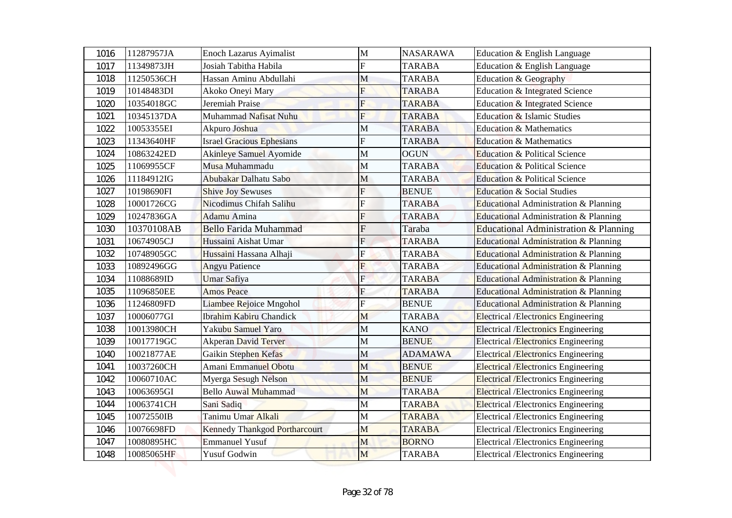| 1016 | 11287957JA | Enoch Lazarus Ayimalist | M | NASARAWA | Education & English Language |
|---|---|---|---|---|---|
| 1017 | 11349873JH | Josiah Tabitha Habila | F | TARABA | Education & English Language |
| 1018 | 11250536CH | Hassan Aminu Abdullahi | M | TARABA | Education & Geography |
| 1019 | 10148483DI | Akoko Oneyi Mary | F | TARABA | Education & Integrated Science |
| 1020 | 10354018GC | Jeremiah Praise | F | TARABA | Education & Integrated Science |
| 1021 | 10345137DA | Muhammad Nafisat Nuhu | F | TARABA | Education & Islamic Studies |
| 1022 | 10053355EI | Akpuro Joshua | M | TARABA | Education & Mathematics |
| 1023 | 11343640HF | Israel Gracious Ephesians | F | TARABA | Education & Mathematics |
| 1024 | 10863242ED | Akinleye Samuel Ayomide | M | OGUN | Education & Political Science |
| 1025 | 11069955CF | Musa Muhammadu | M | TARABA | Education & Political Science |
| 1026 | 11184912IG | Abubakar Dalhatu Sabo | M | TARABA | Education & Political Science |
| 1027 | 10198690FI | Shive Joy Sewuses | F | BENUE | Education & Social Studies |
| 1028 | 10001726CG | Nicodimus Chifah Salihu | F | TARABA | Educational Administration & Planning |
| 1029 | 10247836GA | Adamu Amina | F | TARABA | Educational Administration & Planning |
| 1030 | 10370108AB | Bello Farida Muhammad | F | Taraba | Educational Administration & Planning |
| 1031 | 10674905CJ | Hussaini Aishat Umar | F | TARABA | Educational Administration & Planning |
| 1032 | 10748905GC | Hussaini Hassana Alhaji | F | TARABA | Educational Administration & Planning |
| 1033 | 10892496GG | Angyu Patience | F | TARABA | Educational Administration & Planning |
| 1034 | 11088689ID | Umar Safiya | F | TARABA | Educational Administration & Planning |
| 1035 | 11096850EE | Amos Peace | F | TARABA | Educational Administration & Planning |
| 1036 | 11246809FD | Liambee Rejoice Mngohol | F | BENUE | Educational Administration & Planning |
| 1037 | 10006077GI | Ibrahim Kabiru Chandick | M | TARABA | Electrical /Electronics Engineering |
| 1038 | 10013980CH | Yakubu Samuel Yaro | M | KANO | Electrical /Electronics Engineering |
| 1039 | 10017719GC | Akperan David Terver | M | BENUE | Electrical /Electronics Engineering |
| 1040 | 10021877AE | Gaikin Stephen Kefas | M | ADAMAWA | Electrical /Electronics Engineering |
| 1041 | 10037260CH | Amani Emmanuel Obotu | M | BENUE | Electrical /Electronics Engineering |
| 1042 | 10060710AC | Myerga Sesugh Nelson | M | BENUE | Electrical /Electronics Engineering |
| 1043 | 10063695GI | Bello Auwal Muhammad | M | TARABA | Electrical /Electronics Engineering |
| 1044 | 10063741CH | Sani Sadiq | M | TARABA | Electrical /Electronics Engineering |
| 1045 | 10072550IB | Tanimu Umar Alkali | M | TARABA | Electrical /Electronics Engineering |
| 1046 | 10076698FD | Kennedy Thankgod Portharcourt | M | TARABA | Electrical /Electronics Engineering |
| 1047 | 10080895HC | Emmanuel Yusuf | M | BORNO | Electrical /Electronics Engineering |
| 1048 | 10085065HF | Yusuf Godwin | M | TARABA | Electrical /Electronics Engineering |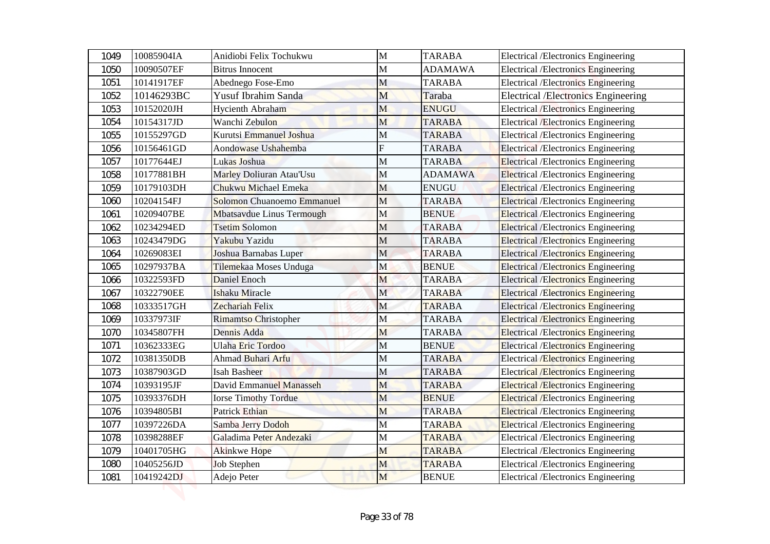| 1049 | 10085904IA | Anidiobi Felix Tochukwu | M | TARABA | Electrical /Electronics Engineering |
|---|---|---|---|---|---|
| 1050 | 10090507EF | Bitrus Innocent | M | ADAMAWA | Electrical /Electronics Engineering |
| 1051 | 10141917EF | Abednego Fose-Emo | M | TARABA | Electrical /Electronics Engineering |
| 1052 | 10146293BC | Yusuf Ibrahim Sanda | M | Taraba | Electrical /Electronics Engineering |
| 1053 | 10152020JH | Hycienth Abraham | M | ENUGU | Electrical /Electronics Engineering |
| 1054 | 10154317JD | Wanchi Zebulon | M | TARABA | Electrical /Electronics Engineering |
| 1055 | 10155297GD | Kurutsi Emmanuel Joshua | M | TARABA | Electrical /Electronics Engineering |
| 1056 | 10156461GD | Aondowase Ushahemba | F | TARABA | Electrical /Electronics Engineering |
| 1057 | 10177644EJ | Lukas Joshua | M | TARABA | Electrical /Electronics Engineering |
| 1058 | 10177881BH | Marley Doliuran Atau'Usu | M | ADAMAWA | Electrical /Electronics Engineering |
| 1059 | 10179103DH | Chukwu Michael Emeka | M | ENUGU | Electrical /Electronics Engineering |
| 1060 | 10204154FJ | Solomon Chuanoemo Emmanuel | M | TARABA | Electrical /Electronics Engineering |
| 1061 | 10209407BE | Mbatsavdue Linus Termough | M | BENUE | Electrical /Electronics Engineering |
| 1062 | 10234294ED | Tsetim Solomon | M | TARABA | Electrical /Electronics Engineering |
| 1063 | 10243479DG | Yakubu Yazidu | M | TARABA | Electrical /Electronics Engineering |
| 1064 | 10269083EI | Joshua Barnabas Luper | M | TARABA | Electrical /Electronics Engineering |
| 1065 | 10297937BA | Tilemekaa Moses Unduga | M | BENUE | Electrical /Electronics Engineering |
| 1066 | 10322593FD | Daniel Enoch | M | TARABA | Electrical /Electronics Engineering |
| 1067 | 10322790EE | Ishaku Miracle | M | TARABA | Electrical /Electronics Engineering |
| 1068 | 10333517GH | Zechariah Felix | M | TARABA | Electrical /Electronics Engineering |
| 1069 | 10337973IF | Rimamtso Christopher | M | TARABA | Electrical /Electronics Engineering |
| 1070 | 10345807FH | Dennis Adda | M | TARABA | Electrical /Electronics Engineering |
| 1071 | 10362333EG | Ulaha Eric Tordoo | M | BENUE | Electrical /Electronics Engineering |
| 1072 | 10381350DB | Ahmad Buhari Arfu | M | TARABA | Electrical /Electronics Engineering |
| 1073 | 10387903GD | Isah Basheer | M | TARABA | Electrical /Electronics Engineering |
| 1074 | 10393195JF | David Emmanuel Manasseh | M | TARABA | Electrical /Electronics Engineering |
| 1075 | 10393376DH | Iorse Timothy Tordue | M | BENUE | Electrical /Electronics Engineering |
| 1076 | 10394805BI | Patrick Ethian | M | TARABA | Electrical /Electronics Engineering |
| 1077 | 10397226DA | Samba Jerry Dodoh | M | TARABA | Electrical /Electronics Engineering |
| 1078 | 10398288EF | Galadima Peter Andezaki | M | TARABA | Electrical /Electronics Engineering |
| 1079 | 10401705HG | Akinkwe Hope | M | TARABA | Electrical /Electronics Engineering |
| 1080 | 10405256JD | Job Stephen | M | TARABA | Electrical /Electronics Engineering |
| 1081 | 10419242DJ | Adejo Peter | M | BENUE | Electrical /Electronics Engineering |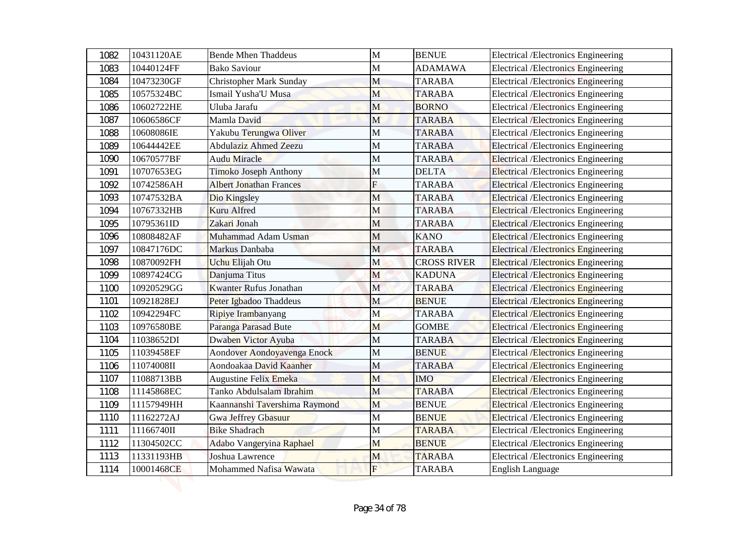| 1082 | 10431120AE | Bende Mhen Thaddeus | M | BENUE | Electrical /Electronics Engineering |
|---|---|---|---|---|---|
| 1083 | 10440124FF | Bako Saviour | M | ADAMAWA | Electrical /Electronics Engineering |
| 1084 | 10473230GF | Christopher Mark Sunday | M | TARABA | Electrical /Electronics Engineering |
| 1085 | 10575324BC | Ismail Yusha'U Musa | M | TARABA | Electrical /Electronics Engineering |
| 1086 | 10602722HE | Uluba Jarafu | M | BORNO | Electrical /Electronics Engineering |
| 1087 | 10606586CF | Mamla David | M | TARABA | Electrical /Electronics Engineering |
| 1088 | 10608086IE | Yakubu Terungwa Oliver | M | TARABA | Electrical /Electronics Engineering |
| 1089 | 10644442EE | Abdulaziz Ahmed Zeezu | M | TARABA | Electrical /Electronics Engineering |
| 1090 | 10670577BF | Audu Miracle | M | TARABA | Electrical /Electronics Engineering |
| 1091 | 10707653EG | Timoko Joseph Anthony | M | DELTA | Electrical /Electronics Engineering |
| 1092 | 10742586AH | Albert Jonathan Frances | F | TARABA | Electrical /Electronics Engineering |
| 1093 | 10747532BA | Dio Kingsley | M | TARABA | Electrical /Electronics Engineering |
| 1094 | 10767332HB | Kuru Alfred | M | TARABA | Electrical /Electronics Engineering |
| 1095 | 10795361ID | Zakari Jonah | M | TARABA | Electrical /Electronics Engineering |
| 1096 | 10808482AF | Muhammad Adam Usman | M | KANO | Electrical /Electronics Engineering |
| 1097 | 10847176DC | Markus Danbaba | M | TARABA | Electrical /Electronics Engineering |
| 1098 | 10870092FH | Uchu Elijah Otu | M | CROSS RIVER | Electrical /Electronics Engineering |
| 1099 | 10897424CG | Danjuma Titus | M | KADUNA | Electrical /Electronics Engineering |
| 1100 | 10920529GG | Kwanter Rufus Jonathan | M | TARABA | Electrical /Electronics Engineering |
| 1101 | 10921828EJ | Peter Igbadoo Thaddeus | M | BENUE | Electrical /Electronics Engineering |
| 1102 | 10942294FC | Ripiye Irambanyang | M | TARABA | Electrical /Electronics Engineering |
| 1103 | 10976580BE | Paranga Parasad Bute | M | GOMBE | Electrical /Electronics Engineering |
| 1104 | 11038652DI | Dwaben Victor Ayuba | M | TARABA | Electrical /Electronics Engineering |
| 1105 | 11039458EF | Aondover Aondoyavenga Enock | M | BENUE | Electrical /Electronics Engineering |
| 1106 | 11074008II | Aondoakaa David Kaanher | M | TARABA | Electrical /Electronics Engineering |
| 1107 | 11088713BB | Augustine Felix Emeka | M | IMO | Electrical /Electronics Engineering |
| 1108 | 11145868EC | Tanko Abdulsalam Ibrahim | M | TARABA | Electrical /Electronics Engineering |
| 1109 | 11157949HH | Kaannanshi Tavershima Raymond | M | BENUE | Electrical /Electronics Engineering |
| 1110 | 11162272AJ | Gwa Jeffrey Gbasuur | M | BENUE | Electrical /Electronics Engineering |
| 1111 | 11166740II | Bike Shadrach | M | TARABA | Electrical /Electronics Engineering |
| 1112 | 11304502CC | Adabo Vangeryina Raphael | M | BENUE | Electrical /Electronics Engineering |
| 1113 | 11331193HB | Joshua Lawrence | M | TARABA | Electrical /Electronics Engineering |
| 1114 | 10001468CE | Mohammed Nafisa Wawata | F | TARABA | English Language |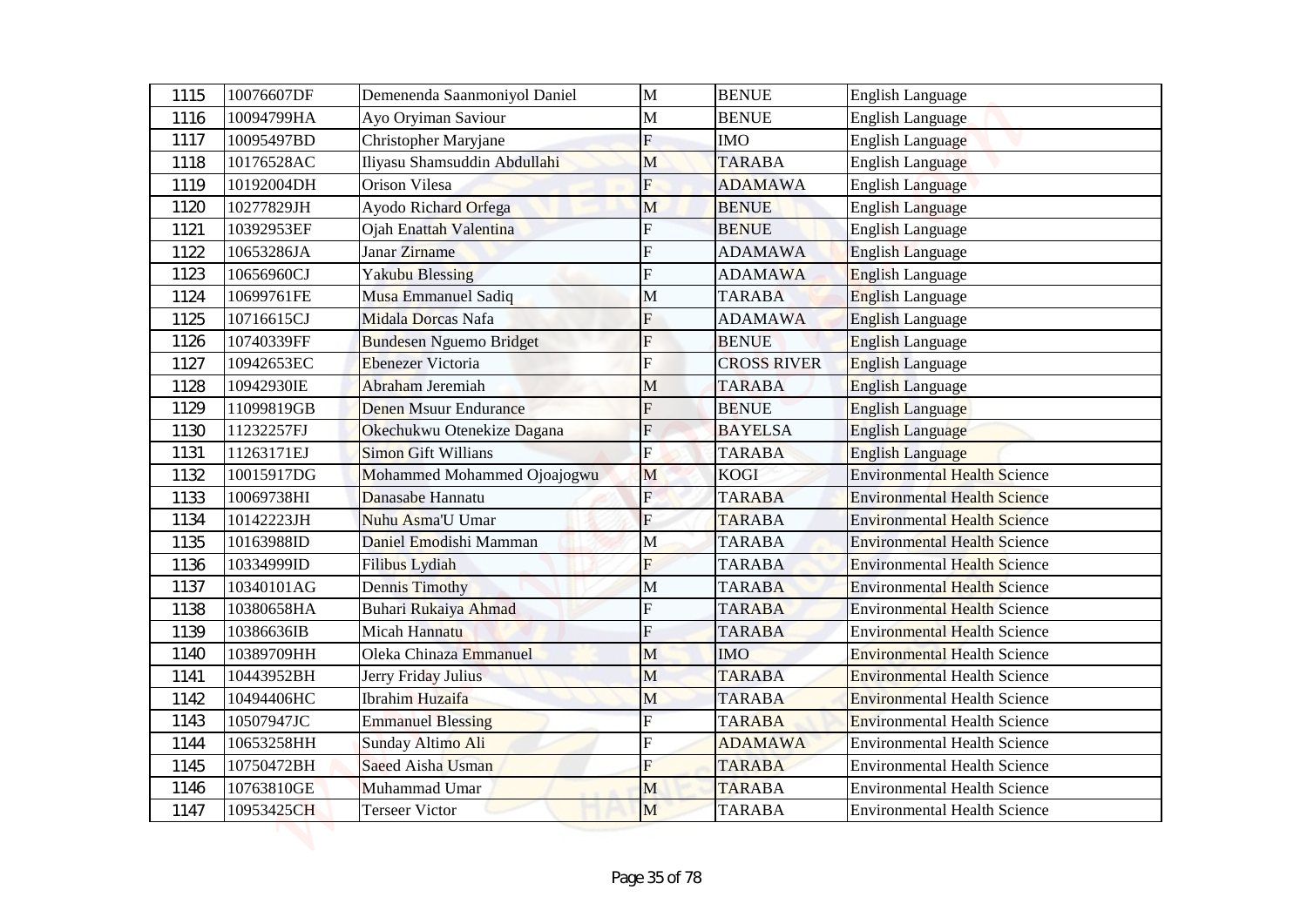| 1115 | 10076607DF | Demenenda Saanmoniyol Daniel | M | BENUE | English Language |
|---|---|---|---|---|---|
| 1116 | 10094799HA | Ayo Oryiman Saviour | M | BENUE | English Language |
| 1117 | 10095497BD | Christopher Maryjane | F | IMO | English Language |
| 1118 | 10176528AC | Iliyasu Shamsuddin Abdullahi | M | TARABA | English Language |
| 1119 | 10192004DH | Orison Vilesa | F | ADAMAWA | English Language |
| 1120 | 10277829JH | Ayodo Richard Orfega | M | BENUE | English Language |
| 1121 | 10392953EF | Ojah Enattah Valentina | F | BENUE | English Language |
| 1122 | 10653286JA | Janar Zirname | F | ADAMAWA | English Language |
| 1123 | 10656960CJ | Yakubu Blessing | F | ADAMAWA | English Language |
| 1124 | 10699761FE | Musa Emmanuel Sadiq | M | TARABA | English Language |
| 1125 | 10716615CJ | Midala Dorcas Nafa | F | ADAMAWA | English Language |
| 1126 | 10740339FF | Bundesen Nguemo Bridget | F | BENUE | English Language |
| 1127 | 10942653EC | Ebenezer Victoria | F | CROSS RIVER | English Language |
| 1128 | 10942930IE | Abraham Jeremiah | M | TARABA | English Language |
| 1129 | 11099819GB | Denen Msuur Endurance | F | BENUE | English Language |
| 1130 | 11232257FJ | Okechukwu Otenekize Dagana | F | BAYELSA | English Language |
| 1131 | 11263171EJ | Simon Gift Willians | F | TARABA | English Language |
| 1132 | 10015917DG | Mohammed Mohammed Ojoajogwu | M | KOGI | Environmental Health Science |
| 1133 | 10069738HI | Danasabe Hannatu | F | TARABA | Environmental Health Science |
| 1134 | 10142223JH | Nuhu Asma'U Umar | F | TARABA | Environmental Health Science |
| 1135 | 10163988ID | Daniel Emodishi Mamman | M | TARABA | Environmental Health Science |
| 1136 | 10334999ID | Filibus Lydiah | F | TARABA | Environmental Health Science |
| 1137 | 10340101AG | Dennis Timothy | M | TARABA | Environmental Health Science |
| 1138 | 10380658HA | Buhari Rukaiya Ahmad | F | TARABA | Environmental Health Science |
| 1139 | 10386636IB | Micah Hannatu | F | TARABA | Environmental Health Science |
| 1140 | 10389709HH | Oleka Chinaza Emmanuel | M | IMO | Environmental Health Science |
| 1141 | 10443952BH | Jerry Friday Julius | M | TARABA | Environmental Health Science |
| 1142 | 10494406HC | Ibrahim Huzaifa | M | TARABA | Environmental Health Science |
| 1143 | 10507947JC | Emmanuel Blessing | F | TARABA | Environmental Health Science |
| 1144 | 10653258HH | Sunday Altimo Ali | F | ADAMAWA | Environmental Health Science |
| 1145 | 10750472BH | Saeed Aisha Usman | F | TARABA | Environmental Health Science |
| 1146 | 10763810GE | Muhammad Umar | M | TARABA | Environmental Health Science |
| 1147 | 10953425CH | Terseer Victor | M | TARABA | Environmental Health Science |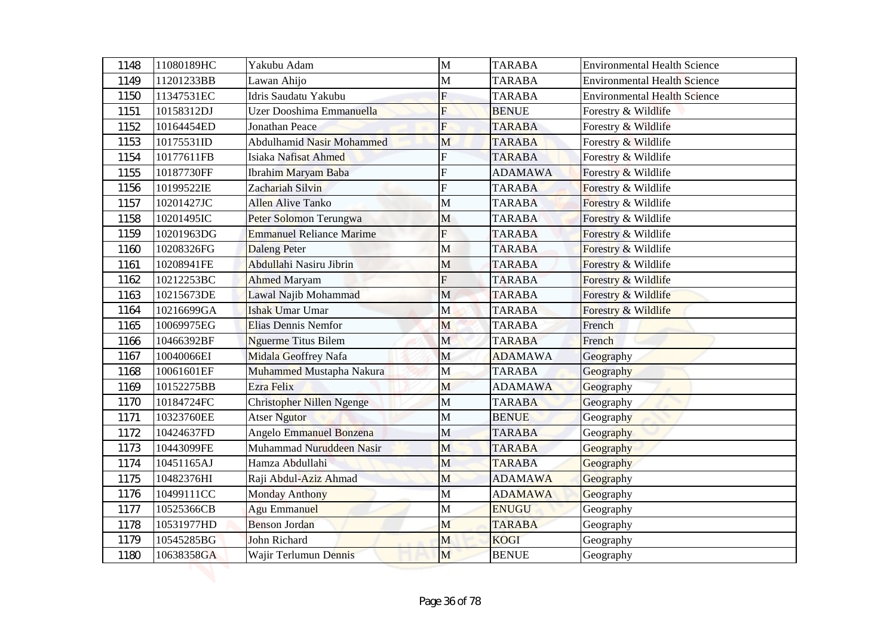| | | | | | |
|---|---|---|---|---|---|
| 1148 | 11080189HC | Yakubu Adam | M | TARABA | Environmental Health Science |
| 1149 | 11201233BB | Lawan Ahijo | M | TARABA | Environmental Health Science |
| 1150 | 11347531EC | Idris Saudatu Yakubu | F | TARABA | Environmental Health Science |
| 1151 | 10158312DJ | Uzer Dooshima Emmanuella | F | BENUE | Forestry & Wildlife |
| 1152 | 10164454ED | Jonathan Peace | F | TARABA | Forestry & Wildlife |
| 1153 | 10175531ID | Abdulhamid Nasir Mohammed | M | TARABA | Forestry & Wildlife |
| 1154 | 10177611FB | Isiaka Nafisat Ahmed | F | TARABA | Forestry & Wildlife |
| 1155 | 10187730FF | Ibrahim Maryam Baba | F | ADAMAWA | Forestry & Wildlife |
| 1156 | 10199522IE | Zachariah Silvin | F | TARABA | Forestry & Wildlife |
| 1157 | 10201427JC | Allen Alive Tanko | M | TARABA | Forestry & Wildlife |
| 1158 | 10201495IC | Peter Solomon Terungwa | M | TARABA | Forestry & Wildlife |
| 1159 | 10201963DG | Emmanuel Reliance Marime | F | TARABA | Forestry & Wildlife |
| 1160 | 10208326FG | Daleng Peter | M | TARABA | Forestry & Wildlife |
| 1161 | 10208941FE | Abdullahi Nasiru Jibrin | M | TARABA | Forestry & Wildlife |
| 1162 | 10212253BC | Ahmed Maryam | F | TARABA | Forestry & Wildlife |
| 1163 | 10215673DE | Lawal Najib Mohammad | M | TARABA | Forestry & Wildlife |
| 1164 | 10216699GA | Ishak Umar Umar | M | TARABA | Forestry & Wildlife |
| 1165 | 10069975EG | Elias Dennis Nemfor | M | TARABA | French |
| 1166 | 10466392BF | Nguerme Titus Bilem | M | TARABA | French |
| 1167 | 10040066EI | Midala Geoffrey Nafa | M | ADAMAWA | Geography |
| 1168 | 10061601EF | Muhammed Mustapha Nakura | M | TARABA | Geography |
| 1169 | 10152275BB | Ezra Felix | M | ADAMAWA | Geography |
| 1170 | 10184724FC | Christopher Nillen Ngenge | M | TARABA | Geography |
| 1171 | 10323760EE | Atser Ngutor | M | BENUE | Geography |
| 1172 | 10424637FD | Angelo Emmanuel Bonzena | M | TARABA | Geography |
| 1173 | 10443099FE | Muhammad Nuruddeen Nasir | M | TARABA | Geography |
| 1174 | 10451165AJ | Hamza Abdullahi | M | TARABA | Geography |
| 1175 | 10482376HI | Raji Abdul-Aziz Ahmad | M | ADAMAWA | Geography |
| 1176 | 10499111CC | Monday Anthony | M | ADAMAWA | Geography |
| 1177 | 10525366CB | Agu Emmanuel | M | ENUGU | Geography |
| 1178 | 10531977HD | Benson Jordan | M | TARABA | Geography |
| 1179 | 10545285BG | John Richard | M | KOGI | Geography |
| 1180 | 10638358GA | Wajir Terlumun Dennis | M | BENUE | Geography |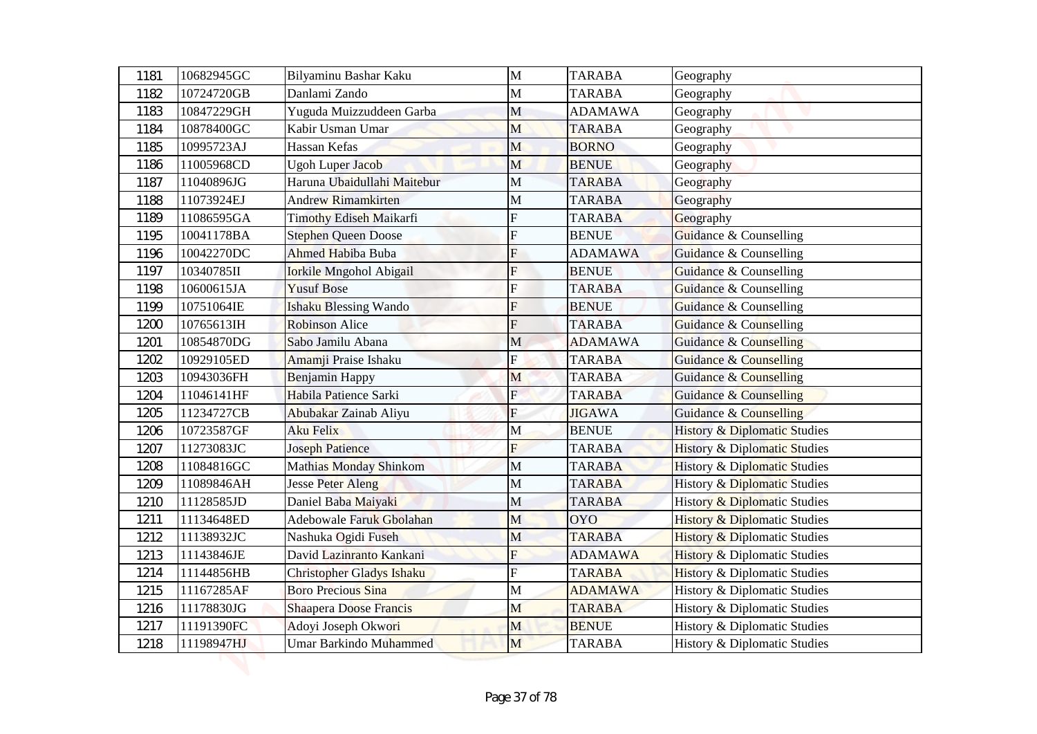| 1181 | 10682945GC | Bilyaminu Bashar Kaku | M | TARABA | Geography |
|---|---|---|---|---|---|
| 1182 | 10724720GB | Danlami Zando | M | TARABA | Geography |
| 1183 | 10847229GH | Yuguda Muizzuddeen Garba | M | ADAMAWA | Geography |
| 1184 | 10878400GC | Kabir Usman Umar | M | TARABA | Geography |
| 1185 | 10995723AJ | Hassan Kefas | M | BORNO | Geography |
| 1186 | 11005968CD | Ugoh Luper Jacob | M | BENUE | Geography |
| 1187 | 11040896JG | Haruna Ubaidullahi Maitebur | M | TARABA | Geography |
| 1188 | 11073924EJ | Andrew Rimamkirten | M | TARABA | Geography |
| 1189 | 11086595GA | Timothy Ediseh Maikarfi | F | TARABA | Geography |
| 1195 | 10041178BA | Stephen Queen Doose | F | BENUE | Guidance & Counselling |
| 1196 | 10042270DC | Ahmed Habiba Buba | F | ADAMAWA | Guidance & Counselling |
| 1197 | 10340785II | Iorkile Mngohol Abigail | F | BENUE | Guidance & Counselling |
| 1198 | 10600615JA | Yusuf Bose | F | TARABA | Guidance & Counselling |
| 1199 | 10751064IE | Ishaku Blessing Wando | F | BENUE | Guidance & Counselling |
| 1200 | 10765613IH | Robinson Alice | F | TARABA | Guidance & Counselling |
| 1201 | 10854870DG | Sabo Jamilu Abana | M | ADAMAWA | Guidance & Counselling |
| 1202 | 10929105ED | Amamji Praise Ishaku | F | TARABA | Guidance & Counselling |
| 1203 | 10943036FH | Benjamin Happy | M | TARABA | Guidance & Counselling |
| 1204 | 11046141HF | Habila Patience Sarki | F | TARABA | Guidance & Counselling |
| 1205 | 11234727CB | Abubakar Zainab Aliyu | F | JIGAWA | Guidance & Counselling |
| 1206 | 10723587GF | Aku Felix | M | BENUE | History & Diplomatic Studies |
| 1207 | 11273083JC | Joseph Patience | F | TARABA | History & Diplomatic Studies |
| 1208 | 11084816GC | Mathias Monday Shinkom | M | TARABA | History & Diplomatic Studies |
| 1209 | 11089846AH | Jesse Peter Aleng | M | TARABA | History & Diplomatic Studies |
| 1210 | 11128585JD | Daniel Baba Maiyaki | M | TARABA | History & Diplomatic Studies |
| 1211 | 11134648ED | Adebowale Faruk Gbolahan | M | OYO | History & Diplomatic Studies |
| 1212 | 11138932JC | Nashuka Ogidi Fuseh | M | TARABA | History & Diplomatic Studies |
| 1213 | 11143846JE | David Lazinranto Kankani | F | ADAMAWA | History & Diplomatic Studies |
| 1214 | 11144856HB | Christopher Gladys Ishaku | F | TARABA | History & Diplomatic Studies |
| 1215 | 11167285AF | Boro Precious Sina | M | ADAMAWA | History & Diplomatic Studies |
| 1216 | 11178830JG | Shaapera Doose Francis | M | TARABA | History & Diplomatic Studies |
| 1217 | 11191390FC | Adoyi Joseph Okwori | M | BENUE | History & Diplomatic Studies |
| 1218 | 11198947HJ | Umar Barkindo Muhammed | M | TARABA | History & Diplomatic Studies |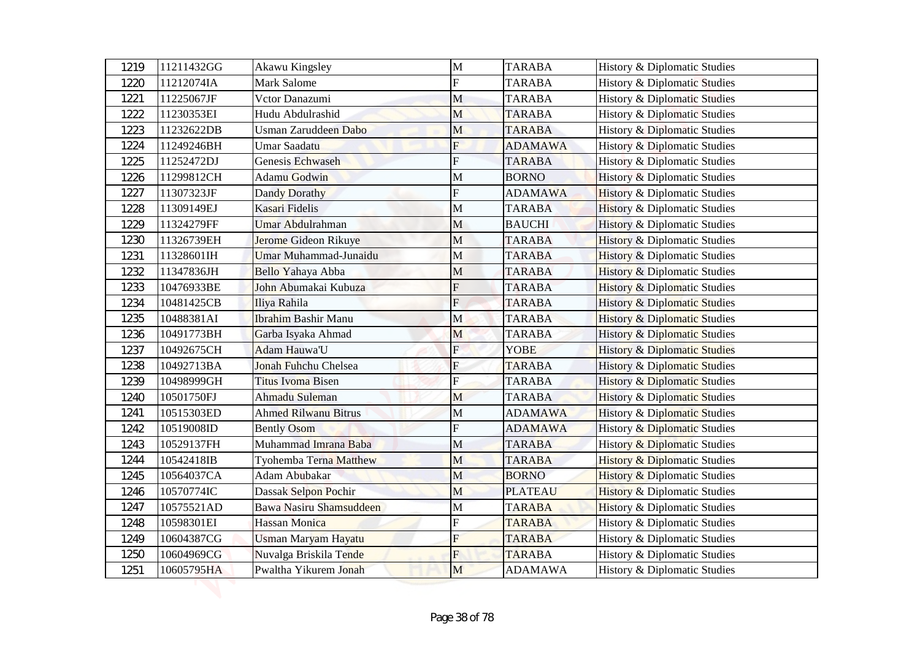| 1219 | 11211432GG | Akawu Kingsley | M | TARABA | History & Diplomatic Studies |
|---|---|---|---|---|---|
| 1220 | 11212074IA | Mark Salome | F | TARABA | History & Diplomatic Studies |
| 1221 | 11225067JF | Vctor Danazumi | M | TARABA | History & Diplomatic Studies |
| 1222 | 11230353EI | Hudu Abdulrashid | M | TARABA | History & Diplomatic Studies |
| 1223 | 11232622DB | Usman Zaruddeen Dabo | M | TARABA | History & Diplomatic Studies |
| 1224 | 11249246BH | Umar Saadatu | F | ADAMAWA | History & Diplomatic Studies |
| 1225 | 11252472DJ | Genesis Echwaseh | F | TARABA | History & Diplomatic Studies |
| 1226 | 11299812CH | Adamu Godwin | M | BORNO | History & Diplomatic Studies |
| 1227 | 11307323JF | Dandy Dorathy | F | ADAMAWA | History & Diplomatic Studies |
| 1228 | 11309149EJ | Kasari Fidelis | M | TARABA | History & Diplomatic Studies |
| 1229 | 11324279FF | Umar Abdulrahman | M | BAUCHI | History & Diplomatic Studies |
| 1230 | 11326739EH | Jerome Gideon Rikuye | M | TARABA | History & Diplomatic Studies |
| 1231 | 11328601IH | Umar Muhammad-Junaidu | M | TARABA | History & Diplomatic Studies |
| 1232 | 11347836JH | Bello Yahaya Abba | M | TARABA | History & Diplomatic Studies |
| 1233 | 10476933BE | John Abumakai Kubuza | F | TARABA | History & Diplomatic Studies |
| 1234 | 10481425CB | Iliya Rahila | F | TARABA | History & Diplomatic Studies |
| 1235 | 10488381AI | Ibrahim Bashir Manu | M | TARABA | History & Diplomatic Studies |
| 1236 | 10491773BH | Garba Isyaka Ahmad | M | TARABA | History & Diplomatic Studies |
| 1237 | 10492675CH | Adam Hauwa'U | F | YOBE | History & Diplomatic Studies |
| 1238 | 10492713BA | Jonah Fuhchu Chelsea | F | TARABA | History & Diplomatic Studies |
| 1239 | 10498999GH | Titus Ivoma Bisen | F | TARABA | History & Diplomatic Studies |
| 1240 | 10501750FJ | Ahmadu Suleman | M | TARABA | History & Diplomatic Studies |
| 1241 | 10515303ED | Ahmed Rilwanu Bitrus | M | ADAMAWA | History & Diplomatic Studies |
| 1242 | 10519008ID | Bently Osom | F | ADAMAWA | History & Diplomatic Studies |
| 1243 | 10529137FH | Muhammad Imrana Baba | M | TARABA | History & Diplomatic Studies |
| 1244 | 10542418IB | Tyohemba Terna Matthew | M | TARABA | History & Diplomatic Studies |
| 1245 | 10564037CA | Adam Abubakar | M | BORNO | History & Diplomatic Studies |
| 1246 | 10570774IC | Dassak Selpon Pochir | M | PLATEAU | History & Diplomatic Studies |
| 1247 | 10575521AD | Bawa Nasiru Shamsuddeen | M | TARABA | History & Diplomatic Studies |
| 1248 | 10598301EI | Hassan Monica | F | TARABA | History & Diplomatic Studies |
| 1249 | 10604387CG | Usman Maryam Hayatu | F | TARABA | History & Diplomatic Studies |
| 1250 | 10604969CG | Nuvalga Briskila Tende | F | TARABA | History & Diplomatic Studies |
| 1251 | 10605795HA | Pwaltha Yikurem Jonah | M | ADAMAWA | History & Diplomatic Studies |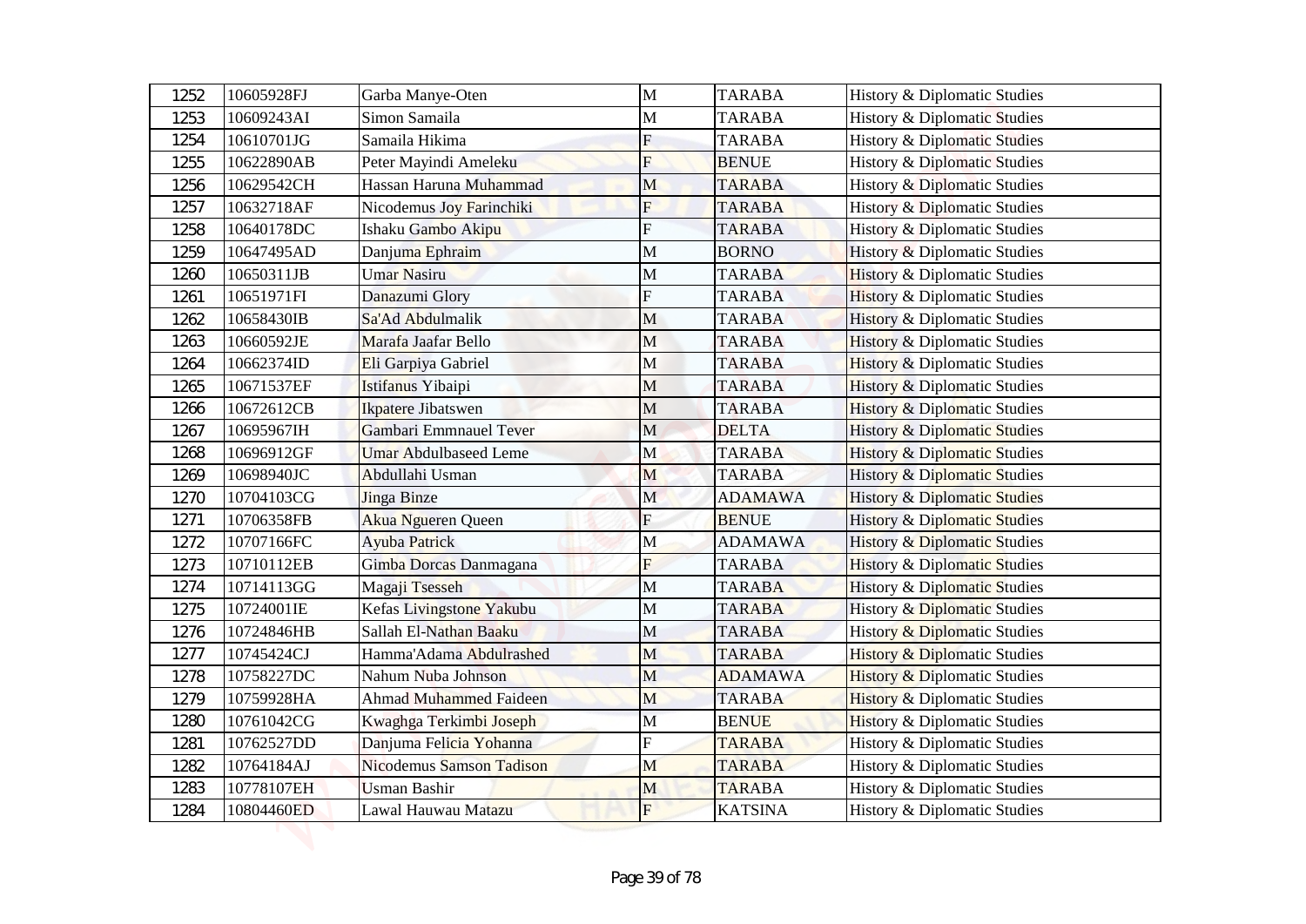| 1252 | 10605928FJ | Garba Manye-Oten | M | TARABA | History & Diplomatic Studies |
|---|---|---|---|---|---|
| 1253 | 10609243AI | Simon Samaila | M | TARABA | History & Diplomatic Studies |
| 1254 | 10610701JG | Samaila Hikima | F | TARABA | History & Diplomatic Studies |
| 1255 | 10622890AB | Peter Mayindi Ameleku | F | BENUE | History & Diplomatic Studies |
| 1256 | 10629542CH | Hassan Haruna Muhammad | M | TARABA | History & Diplomatic Studies |
| 1257 | 10632718AF | Nicodemus Joy Farinchiki | F | TARABA | History & Diplomatic Studies |
| 1258 | 10640178DC | Ishaku Gambo Akipu | F | TARABA | History & Diplomatic Studies |
| 1259 | 10647495AD | Danjuma Ephraim | M | BORNO | History & Diplomatic Studies |
| 1260 | 10650311JB | Umar Nasiru | M | TARABA | History & Diplomatic Studies |
| 1261 | 10651971FI | Danazumi Glory | F | TARABA | History & Diplomatic Studies |
| 1262 | 10658430IB | Sa'Ad Abdulmalik | M | TARABA | History & Diplomatic Studies |
| 1263 | 10660592JE | Marafa Jaafar Bello | M | TARABA | History & Diplomatic Studies |
| 1264 | 10662374ID | Eli Garpiya Gabriel | M | TARABA | History & Diplomatic Studies |
| 1265 | 10671537EF | Istifanus Yibaipi | M | TARABA | History & Diplomatic Studies |
| 1266 | 10672612CB | Ikpatere Jibatswen | M | TARABA | History & Diplomatic Studies |
| 1267 | 10695967IH | Gambari Emmnauel Tever | M | DELTA | History & Diplomatic Studies |
| 1268 | 10696912GF | Umar Abdulbaseed Leme | M | TARABA | History & Diplomatic Studies |
| 1269 | 10698940JC | Abdullahi Usman | M | TARABA | History & Diplomatic Studies |
| 1270 | 10704103CG | Jinga Binze | M | ADAMAWA | History & Diplomatic Studies |
| 1271 | 10706358FB | Akua Ngueren Queen | F | BENUE | History & Diplomatic Studies |
| 1272 | 10707166FC | Ayuba Patrick | M | ADAMAWA | History & Diplomatic Studies |
| 1273 | 10710112EB | Gimba Dorcas Danmagana | F | TARABA | History & Diplomatic Studies |
| 1274 | 10714113GG | Magaji Tsesseh | M | TARABA | History & Diplomatic Studies |
| 1275 | 10724001IE | Kefas Livingstone Yakubu | M | TARABA | History & Diplomatic Studies |
| 1276 | 10724846HB | Sallah El-Nathan Baaku | M | TARABA | History & Diplomatic Studies |
| 1277 | 10745424CJ | Hamma'Adama Abdulrashed | M | TARABA | History & Diplomatic Studies |
| 1278 | 10758227DC | Nahum Nuba Johnson | M | ADAMAWA | History & Diplomatic Studies |
| 1279 | 10759928HA | Ahmad Muhammed Faideen | M | TARABA | History & Diplomatic Studies |
| 1280 | 10761042CG | Kwaghga Terkimbi Joseph | M | BENUE | History & Diplomatic Studies |
| 1281 | 10762527DD | Danjuma Felicia Yohanna | F | TARABA | History & Diplomatic Studies |
| 1282 | 10764184AJ | Nicodemus Samson Tadison | M | TARABA | History & Diplomatic Studies |
| 1283 | 10778107EH | Usman Bashir | M | TARABA | History & Diplomatic Studies |
| 1284 | 10804460ED | Lawal Hauwau Matazu | F | KATSINA | History & Diplomatic Studies |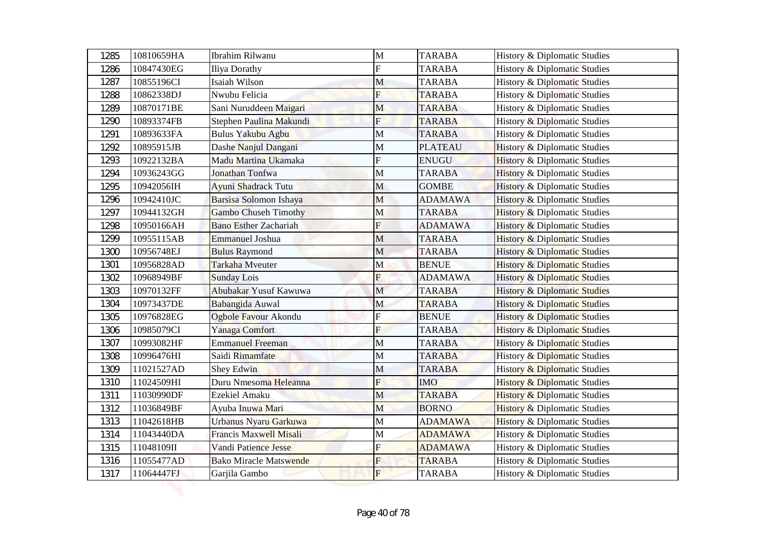| 1285 | 10810659HA | Ibrahim Rilwanu | M | TARABA | History & Diplomatic Studies |
|---|---|---|---|---|---|
| 1286 | 10847430EG | Iliya Dorathy | F | TARABA | History & Diplomatic Studies |
| 1287 | 10855196CI | Isaiah Wilson | M | TARABA | History & Diplomatic Studies |
| 1288 | 10862338DJ | Nwubu Felicia | F | TARABA | History & Diplomatic Studies |
| 1289 | 10870171BE | Sani Nuruddeen Maigari | M | TARABA | History & Diplomatic Studies |
| 1290 | 10893374FB | Stephen Paulina Makundi | F | TARABA | History & Diplomatic Studies |
| 1291 | 10893633FA | Bulus Yakubu Agbu | M | TARABA | History & Diplomatic Studies |
| 1292 | 10895915JB | Dashe Nanjul Dangani | M | PLATEAU | History & Diplomatic Studies |
| 1293 | 10922132BA | Madu Martina Ukamaka | F | ENUGU | History & Diplomatic Studies |
| 1294 | 10936243GG | Jonathan Tonfwa | M | TARABA | History & Diplomatic Studies |
| 1295 | 10942056IH | Ayuni Shadrack Tutu | M | GOMBE | History & Diplomatic Studies |
| 1296 | 10942410JC | Barsisa Solomon Ishaya | M | ADAMAWA | History & Diplomatic Studies |
| 1297 | 10944132GH | Gambo Chuseh Timothy | M | TARABA | History & Diplomatic Studies |
| 1298 | 10950166AH | Bano Esther Zachariah | F | ADAMAWA | History & Diplomatic Studies |
| 1299 | 10955115AB | Emmanuel Joshua | M | TARABA | History & Diplomatic Studies |
| 1300 | 10956748EJ | Bulus Raymond | M | TARABA | History & Diplomatic Studies |
| 1301 | 10956828AD | Tarkaha Mveuter | M | BENUE | History & Diplomatic Studies |
| 1302 | 10968949BF | Sunday Lois | F | ADAMAWA | History & Diplomatic Studies |
| 1303 | 10970132FF | Abubakar Yusuf Kawuwa | M | TARABA | History & Diplomatic Studies |
| 1304 | 10973437DE | Babangida Auwal | M | TARABA | History & Diplomatic Studies |
| 1305 | 10976828EG | Ogbole Favour Akondu | F | BENUE | History & Diplomatic Studies |
| 1306 | 10985079CI | Yanaga Comfort | F | TARABA | History & Diplomatic Studies |
| 1307 | 10993082HF | Emmanuel Freeman | M | TARABA | History & Diplomatic Studies |
| 1308 | 10996476HI | Saidi Rimamfate | M | TARABA | History & Diplomatic Studies |
| 1309 | 11021527AD | Shey Edwin | M | TARABA | History & Diplomatic Studies |
| 1310 | 11024509HI | Duru Nmesoma Heleanna | F | IMO | History & Diplomatic Studies |
| 1311 | 11030990DF | Ezekiel Amaku | M | TARABA | History & Diplomatic Studies |
| 1312 | 11036849BF | Ayuba Inuwa Mari | M | BORNO | History & Diplomatic Studies |
| 1313 | 11042618HB | Urbanus Nyaru Garkuwa | M | ADAMAWA | History & Diplomatic Studies |
| 1314 | 11043440DA | Francis Maxwell Misali | M | ADAMAWA | History & Diplomatic Studies |
| 1315 | 11048109II | Vandi Patience Jesse | F | ADAMAWA | History & Diplomatic Studies |
| 1316 | 11055477AD | Bako Miracle Matswende | F | TARABA | History & Diplomatic Studies |
| 1317 | 11064447FJ | Garjila Gambo | F | TARABA | History & Diplomatic Studies |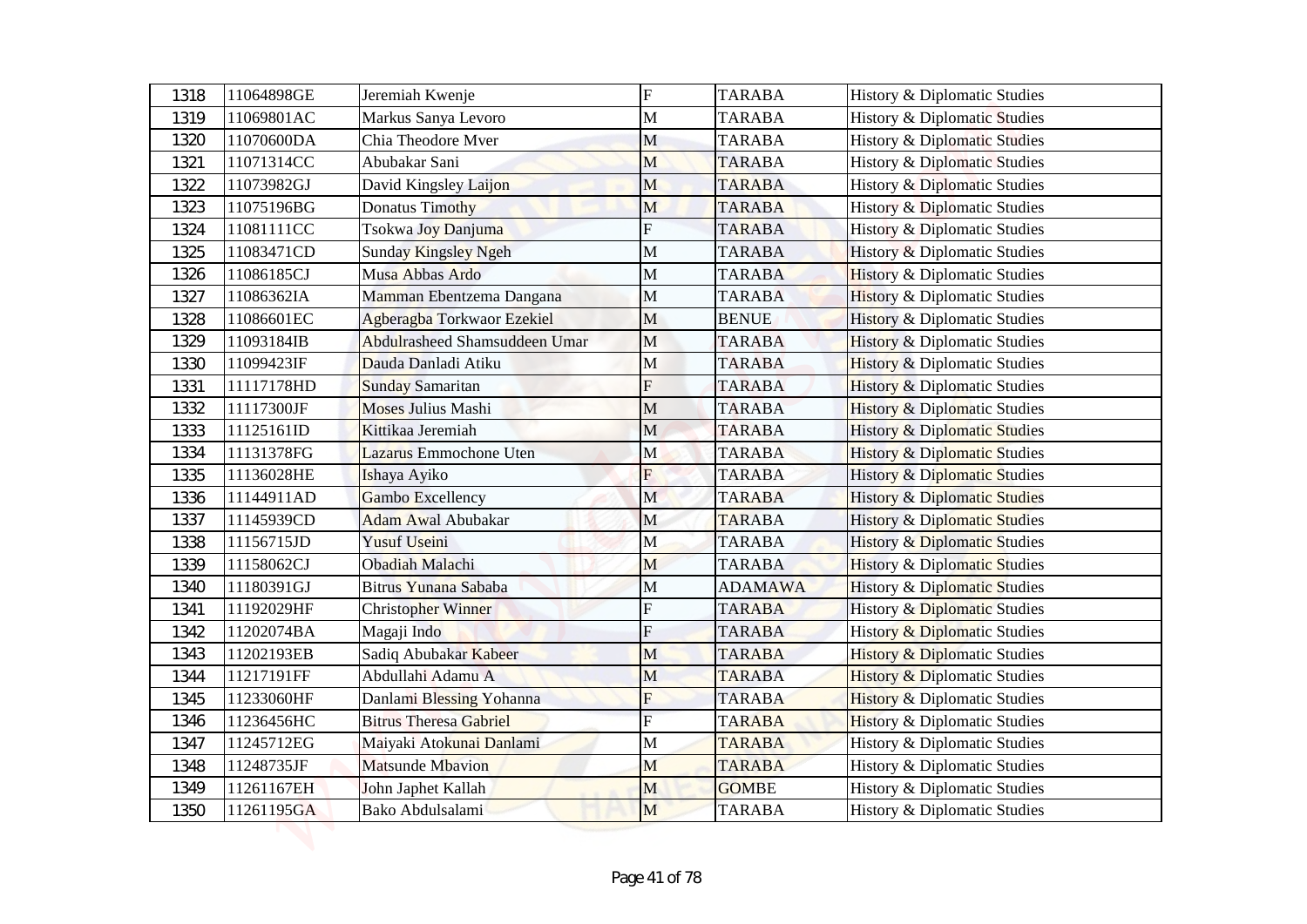| 1318 | 11064898GE | Jeremiah Kwenje | F | TARABA | History & Diplomatic Studies |
|---|---|---|---|---|---|
| 1319 | 11069801AC | Markus Sanya Levoro | M | TARABA | History & Diplomatic Studies |
| 1320 | 11070600DA | Chia Theodore Mver | M | TARABA | History & Diplomatic Studies |
| 1321 | 11071314CC | Abubakar Sani | M | TARABA | History & Diplomatic Studies |
| 1322 | 11073982GJ | David Kingsley Laijon | M | TARABA | History & Diplomatic Studies |
| 1323 | 11075196BG | Donatus Timothy | M | TARABA | History & Diplomatic Studies |
| 1324 | 11081111CC | Tsokwa Joy Danjuma | F | TARABA | History & Diplomatic Studies |
| 1325 | 11083471CD | Sunday Kingsley Ngeh | M | TARABA | History & Diplomatic Studies |
| 1326 | 11086185CJ | Musa Abbas Ardo | M | TARABA | History & Diplomatic Studies |
| 1327 | 11086362IA | Mamman Ebentzema Dangana | M | TARABA | History & Diplomatic Studies |
| 1328 | 11086601EC | Agberagba Torkwaor Ezekiel | M | BENUE | History & Diplomatic Studies |
| 1329 | 11093184IB | Abdulrasheed Shamsuddeen Umar | M | TARABA | History & Diplomatic Studies |
| 1330 | 11099423IF | Dauda Danladi Atiku | M | TARABA | History & Diplomatic Studies |
| 1331 | 11117178HD | Sunday Samaritan | F | TARABA | History & Diplomatic Studies |
| 1332 | 11117300JF | Moses Julius Mashi | M | TARABA | History & Diplomatic Studies |
| 1333 | 11125161ID | Kittikaa Jeremiah | M | TARABA | History & Diplomatic Studies |
| 1334 | 11131378FG | Lazarus Emmochone Uten | M | TARABA | History & Diplomatic Studies |
| 1335 | 11136028HE | Ishaya Ayiko | F | TARABA | History & Diplomatic Studies |
| 1336 | 11144911AD | Gambo Excellency | M | TARABA | History & Diplomatic Studies |
| 1337 | 11145939CD | Adam Awal Abubakar | M | TARABA | History & Diplomatic Studies |
| 1338 | 11156715JD | Yusuf Useini | M | TARABA | History & Diplomatic Studies |
| 1339 | 11158062CJ | Obadiah Malachi | M | TARABA | History & Diplomatic Studies |
| 1340 | 11180391GJ | Bitrus Yunana Sababa | M | ADAMAWA | History & Diplomatic Studies |
| 1341 | 11192029HF | Christopher Winner | F | TARABA | History & Diplomatic Studies |
| 1342 | 11202074BA | Magaji Indo | F | TARABA | History & Diplomatic Studies |
| 1343 | 11202193EB | Sadiq Abubakar Kabeer | M | TARABA | History & Diplomatic Studies |
| 1344 | 11217191FF | Abdullahi Adamu A | M | TARABA | History & Diplomatic Studies |
| 1345 | 11233060HF | Danlami Blessing Yohanna | F | TARABA | History & Diplomatic Studies |
| 1346 | 11236456HC | Bitrus Theresa Gabriel | F | TARABA | History & Diplomatic Studies |
| 1347 | 11245712EG | Maiyaki Atokunai Danlami | M | TARABA | History & Diplomatic Studies |
| 1348 | 11248735JF | Matsunde Mbavion | M | TARABA | History & Diplomatic Studies |
| 1349 | 11261167EH | John Japhet Kallah | M | GOMBE | History & Diplomatic Studies |
| 1350 | 11261195GA | Bako Abdulsalami | M | TARABA | History & Diplomatic Studies |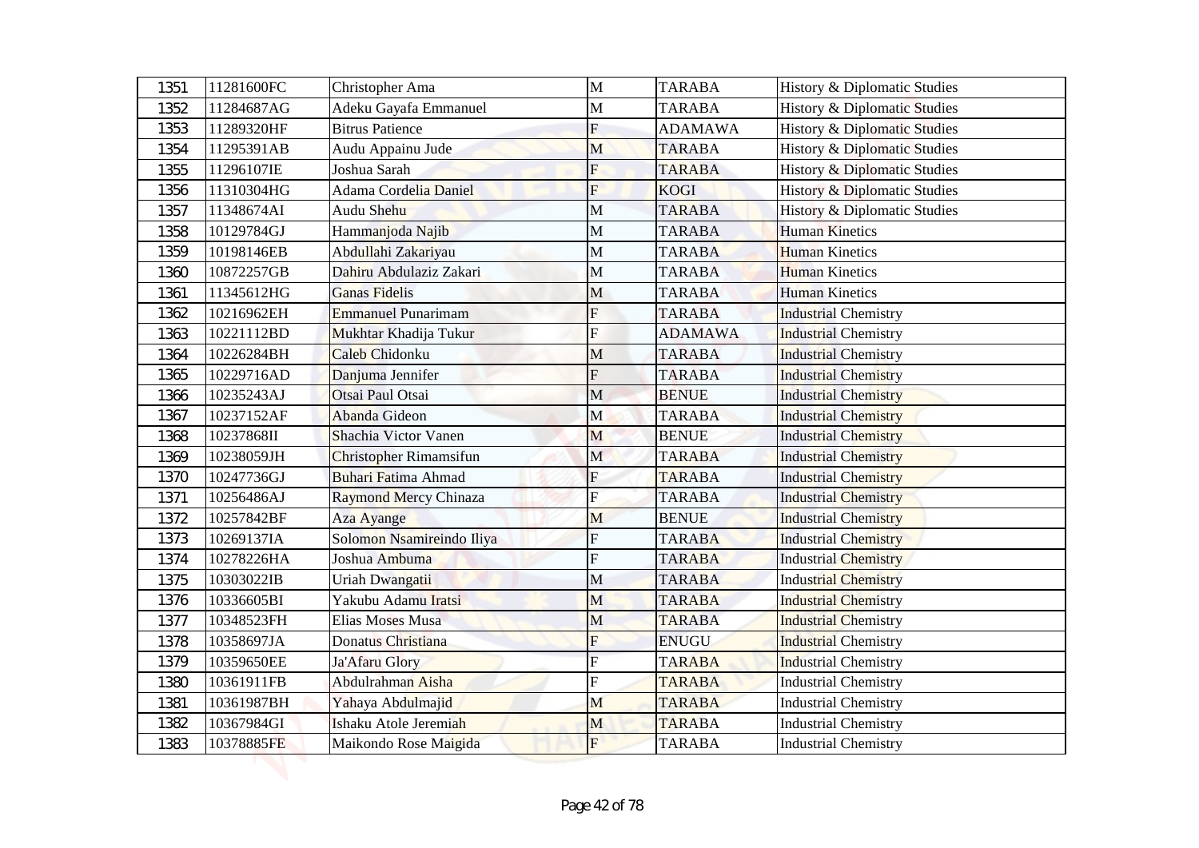| 1351 | 11281600FC | Christopher Ama | M | TARABA | History & Diplomatic Studies |
|---|---|---|---|---|---|
| 1352 | 11284687AG | Adeku Gayafa Emmanuel | M | TARABA | History & Diplomatic Studies |
| 1353 | 11289320HF | Bitrus Patience | F | ADAMAWA | History & Diplomatic Studies |
| 1354 | 11295391AB | Audu Appainu Jude | M | TARABA | History & Diplomatic Studies |
| 1355 | 11296107IE | Joshua Sarah | F | TARABA | History & Diplomatic Studies |
| 1356 | 11310304HG | Adama Cordelia Daniel | F | KOGI | History & Diplomatic Studies |
| 1357 | 11348674AI | Audu Shehu | M | TARABA | History & Diplomatic Studies |
| 1358 | 10129784GJ | Hammanjoda Najib | M | TARABA | Human Kinetics |
| 1359 | 10198146EB | Abdullahi Zakariyau | M | TARABA | Human Kinetics |
| 1360 | 10872257GB | Dahiru Abdulaziz Zakari | M | TARABA | Human Kinetics |
| 1361 | 11345612HG | Ganas Fidelis | M | TARABA | Human Kinetics |
| 1362 | 10216962EH | Emmanuel Punarimam | F | TARABA | Industrial Chemistry |
| 1363 | 10221112BD | Mukhtar Khadija Tukur | F | ADAMAWA | Industrial Chemistry |
| 1364 | 10226284BH | Caleb Chidonku | M | TARABA | Industrial Chemistry |
| 1365 | 10229716AD | Danjuma Jennifer | F | TARABA | Industrial Chemistry |
| 1366 | 10235243AJ | Otsai Paul Otsai | M | BENUE | Industrial Chemistry |
| 1367 | 10237152AF | Abanda Gideon | M | TARABA | Industrial Chemistry |
| 1368 | 10237868II | Shachia Victor Vanen | M | BENUE | Industrial Chemistry |
| 1369 | 10238059JH | Christopher Rimamsifun | M | TARABA | Industrial Chemistry |
| 1370 | 10247736GJ | Buhari Fatima Ahmad | F | TARABA | Industrial Chemistry |
| 1371 | 10256486AJ | Raymond Mercy Chinaza | F | TARABA | Industrial Chemistry |
| 1372 | 10257842BF | Aza Ayange | M | BENUE | Industrial Chemistry |
| 1373 | 10269137IA | Solomon Nsamireindo Iliya | F | TARABA | Industrial Chemistry |
| 1374 | 10278226HA | Joshua Ambuma | F | TARABA | Industrial Chemistry |
| 1375 | 10303022IB | Uriah Dwangatii | M | TARABA | Industrial Chemistry |
| 1376 | 10336605BI | Yakubu Adamu Iratsi | M | TARABA | Industrial Chemistry |
| 1377 | 10348523FH | Elias Moses Musa | M | TARABA | Industrial Chemistry |
| 1378 | 10358697JA | Donatus Christiana | F | ENUGU | Industrial Chemistry |
| 1379 | 10359650EE | Ja'Afaru Glory | F | TARABA | Industrial Chemistry |
| 1380 | 10361911FB | Abdulrahman Aisha | F | TARABA | Industrial Chemistry |
| 1381 | 10361987BH | Yahaya Abdulmajid | M | TARABA | Industrial Chemistry |
| 1382 | 10367984GI | Ishaku Atole Jeremiah | M | TARABA | Industrial Chemistry |
| 1383 | 10378885FE | Maikondo Rose Maigida | F | TARABA | Industrial Chemistry |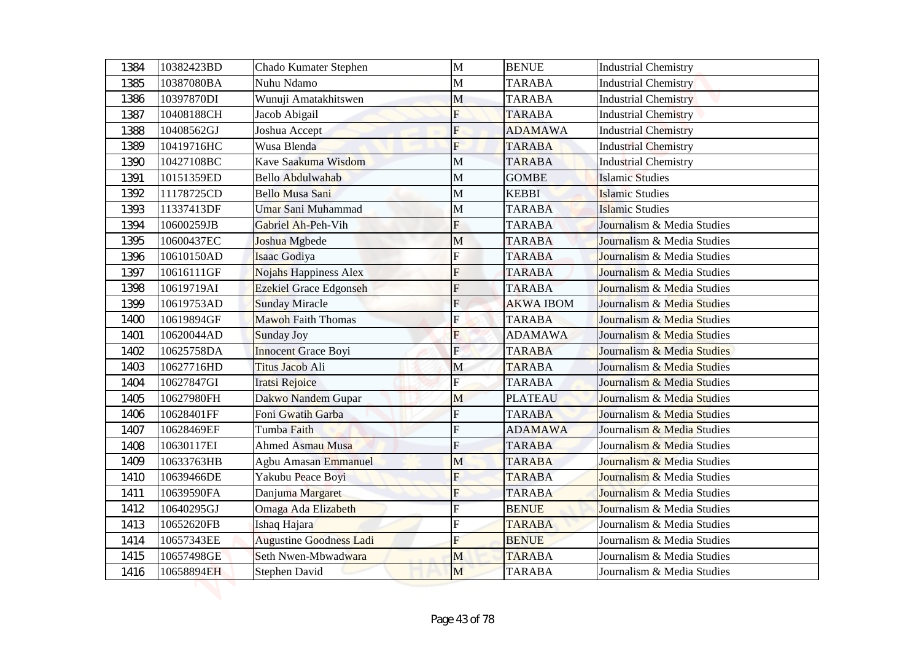| 1384 | 10382423BD | Chado Kumater Stephen | M | BENUE | Industrial Chemistry |
|---|---|---|---|---|---|
| 1385 | 10387080BA | Nuhu Ndamo | M | TARABA | Industrial Chemistry |
| 1386 | 10397870DI | Wunuji Amatakhitswen | M | TARABA | Industrial Chemistry |
| 1387 | 10408188CH | Jacob Abigail | F | TARABA | Industrial Chemistry |
| 1388 | 10408562GJ | Joshua Accept | F | ADAMAWA | Industrial Chemistry |
| 1389 | 10419716HC | Wusa Blenda | F | TARABA | Industrial Chemistry |
| 1390 | 10427108BC | Kave Saakuma Wisdom | M | TARABA | Industrial Chemistry |
| 1391 | 10151359ED | Bello Abdulwahab | M | GOMBE | Islamic Studies |
| 1392 | 11178725CD | Bello Musa Sani | M | KEBBI | Islamic Studies |
| 1393 | 11337413DF | Umar Sani Muhammad | M | TARABA | Islamic Studies |
| 1394 | 10600259JB | Gabriel Ah-Peh-Vih | F | TARABA | Journalism & Media Studies |
| 1395 | 10600437EC | Joshua Mgbede | M | TARABA | Journalism & Media Studies |
| 1396 | 10610150AD | Isaac Godiya | F | TARABA | Journalism & Media Studies |
| 1397 | 10616111GF | Nojahs Happiness Alex | F | TARABA | Journalism & Media Studies |
| 1398 | 10619719AI | Ezekiel Grace Edgonseh | F | TARABA | Journalism & Media Studies |
| 1399 | 10619753AD | Sunday Miracle | F | AKWA IBOM | Journalism & Media Studies |
| 1400 | 10619894GF | Mawoh Faith Thomas | F | TARABA | Journalism & Media Studies |
| 1401 | 10620044AD | Sunday Joy | F | ADAMAWA | Journalism & Media Studies |
| 1402 | 10625758DA | Innocent Grace Boyi | F | TARABA | Journalism & Media Studies |
| 1403 | 10627716HD | Titus Jacob Ali | M | TARABA | Journalism & Media Studies |
| 1404 | 10627847GI | Iratsi Rejoice | F | TARABA | Journalism & Media Studies |
| 1405 | 10627980FH | Dakwo Nandem Gupar | M | PLATEAU | Journalism & Media Studies |
| 1406 | 10628401FF | Foni Gwatih Garba | F | TARABA | Journalism & Media Studies |
| 1407 | 10628469EF | Tumba Faith | F | ADAMAWA | Journalism & Media Studies |
| 1408 | 10630117EI | Ahmed Asmau Musa | F | TARABA | Journalism & Media Studies |
| 1409 | 10633763HB | Agbu Amasan Emmanuel | M | TARABA | Journalism & Media Studies |
| 1410 | 10639466DE | Yakubu Peace Boyi | F | TARABA | Journalism & Media Studies |
| 1411 | 10639590FA | Danjuma Margaret | F | TARABA | Journalism & Media Studies |
| 1412 | 10640295GJ | Omaga Ada Elizabeth | F | BENUE | Journalism & Media Studies |
| 1413 | 10652620FB | Ishaq Hajara | F | TARABA | Journalism & Media Studies |
| 1414 | 10657343EE | Augustine Goodness Ladi | F | BENUE | Journalism & Media Studies |
| 1415 | 10657498GE | Seth Nwen-Mbwadwara | M | TARABA | Journalism & Media Studies |
| 1416 | 10658894EH | Stephen David | M | TARABA | Journalism & Media Studies |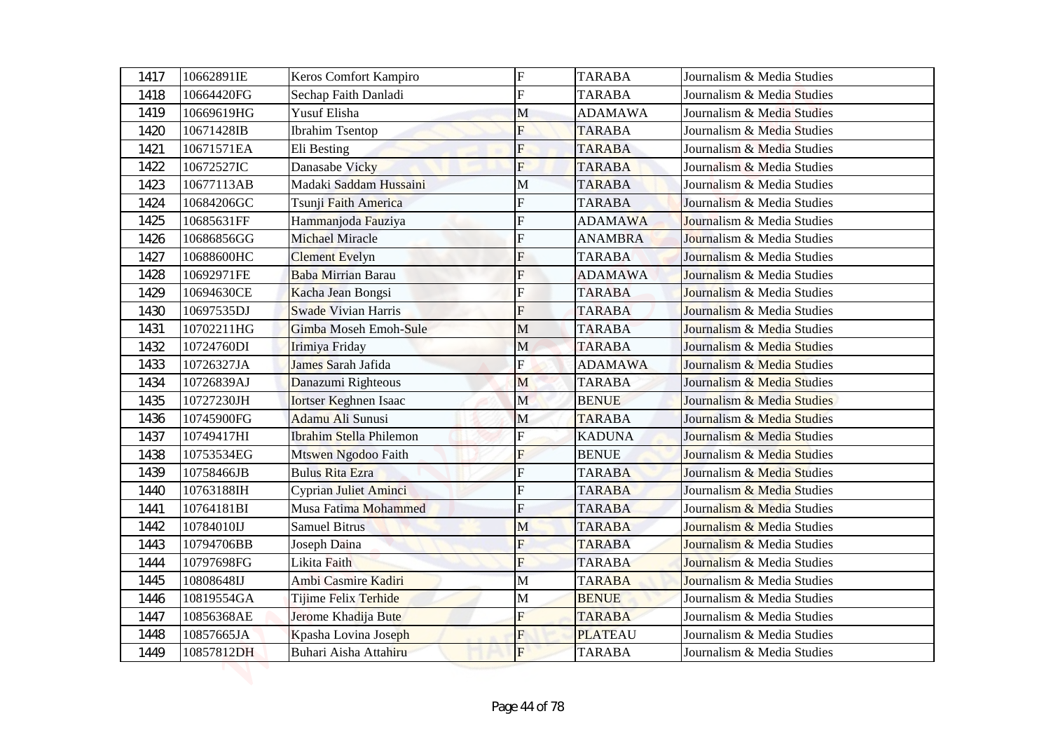| 1417 | 10662891IE | Keros Comfort Kampiro | F | TARABA | Journalism & Media Studies |
|---|---|---|---|---|---|
| 1418 | 10664420FG | Sechap Faith Danladi | F | TARABA | Journalism & Media Studies |
| 1419 | 10669619HG | Yusuf Elisha | M | ADAMAWA | Journalism & Media Studies |
| 1420 | 10671428IB | Ibrahim Tsentop | F | TARABA | Journalism & Media Studies |
| 1421 | 10671571EA | Eli Besting | F | TARABA | Journalism & Media Studies |
| 1422 | 10672527IC | Danasabe Vicky | F | TARABA | Journalism & Media Studies |
| 1423 | 10677113AB | Madaki Saddam Hussaini | M | TARABA | Journalism & Media Studies |
| 1424 | 10684206GC | Tsunji Faith America | F | TARABA | Journalism & Media Studies |
| 1425 | 10685631FF | Hammanjoda Fauziya | F | ADAMAWA | Journalism & Media Studies |
| 1426 | 10686856GG | Michael Miracle | F | ANAMBRA | Journalism & Media Studies |
| 1427 | 10688600HC | Clement Evelyn | F | TARABA | Journalism & Media Studies |
| 1428 | 10692971FE | Baba Mirrian Barau | F | ADAMAWA | Journalism & Media Studies |
| 1429 | 10694630CE | Kacha Jean Bongsi | F | TARABA | Journalism & Media Studies |
| 1430 | 10697535DJ | Swade Vivian Harris | F | TARABA | Journalism & Media Studies |
| 1431 | 10702211HG | Gimba Moseh Emoh-Sule | M | TARABA | Journalism & Media Studies |
| 1432 | 10724760DI | Irimiya Friday | M | TARABA | Journalism & Media Studies |
| 1433 | 10726327JA | James Sarah Jafida | F | ADAMAWA | Journalism & Media Studies |
| 1434 | 10726839AJ | Danazumi Righteous | M | TARABA | Journalism & Media Studies |
| 1435 | 10727230JH | Iortser Keghnen Isaac | M | BENUE | Journalism & Media Studies |
| 1436 | 10745900FG | Adamu Ali Sunusi | M | TARABA | Journalism & Media Studies |
| 1437 | 10749417HI | Ibrahim Stella Philemon | F | KADUNA | Journalism & Media Studies |
| 1438 | 10753534EG | Mtswen Ngodoo Faith | F | BENUE | Journalism & Media Studies |
| 1439 | 10758466JB | Bulus Rita Ezra | F | TARABA | Journalism & Media Studies |
| 1440 | 10763188IH | Cyprian Juliet Aminci | F | TARABA | Journalism & Media Studies |
| 1441 | 10764181BI | Musa Fatima Mohammed | F | TARABA | Journalism & Media Studies |
| 1442 | 10784010IJ | Samuel Bitrus | M | TARABA | Journalism & Media Studies |
| 1443 | 10794706BB | Joseph Daina | F | TARABA | Journalism & Media Studies |
| 1444 | 10797698FG | Likita Faith | F | TARABA | Journalism & Media Studies |
| 1445 | 10808648IJ | Ambi Casmire Kadiri | M | TARABA | Journalism & Media Studies |
| 1446 | 10819554GA | Tijime Felix Terhide | M | BENUE | Journalism & Media Studies |
| 1447 | 10856368AE | Jerome Khadija Bute | F | TARABA | Journalism & Media Studies |
| 1448 | 10857665JA | Kpasha Lovina Joseph | F | PLATEAU | Journalism & Media Studies |
| 1449 | 10857812DH | Buhari Aisha Attahiru | F | TARABA | Journalism & Media Studies |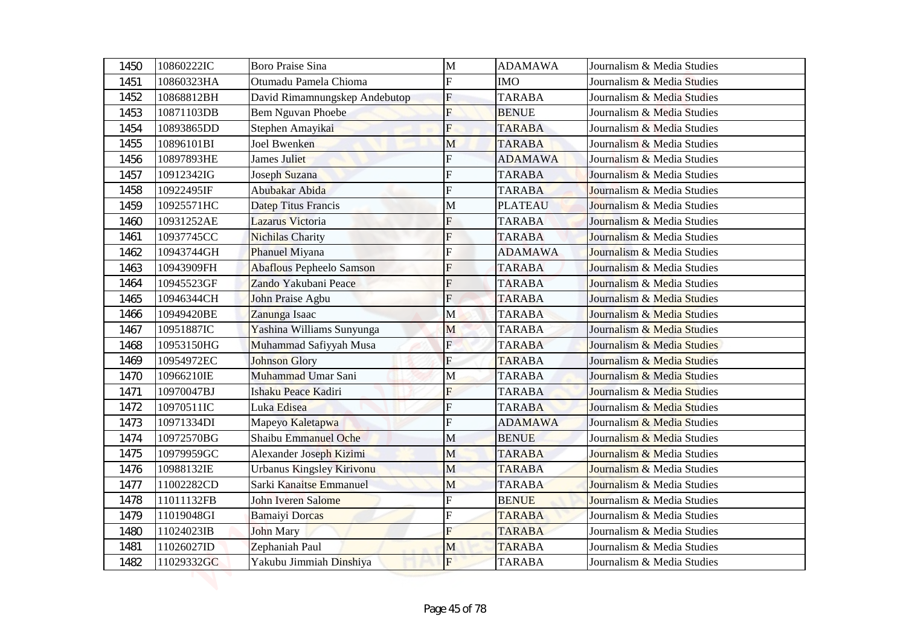| | | | | | |
|---|---|---|---|---|---|
| 1450 | 10860222IC | Boro Praise Sina | M | ADAMAWA | Journalism & Media Studies |
| 1451 | 10860323HA | Otumadu Pamela Chioma | F | IMO | Journalism & Media Studies |
| 1452 | 10868812BH | David Rimamnungskep Andebutop | F | TARABA | Journalism & Media Studies |
| 1453 | 10871103DB | Bem Nguvan Phoebe | F | BENUE | Journalism & Media Studies |
| 1454 | 10893865DD | Stephen Amayikai | F | TARABA | Journalism & Media Studies |
| 1455 | 10896101BI | Joel Bwenken | M | TARABA | Journalism & Media Studies |
| 1456 | 10897893HE | James Juliet | F | ADAMAWA | Journalism & Media Studies |
| 1457 | 10912342IG | Joseph Suzana | F | TARABA | Journalism & Media Studies |
| 1458 | 10922495IF | Abubakar Abida | F | TARABA | Journalism & Media Studies |
| 1459 | 10925571HC | Datep Titus Francis | M | PLATEAU | Journalism & Media Studies |
| 1460 | 10931252AE | Lazarus Victoria | F | TARABA | Journalism & Media Studies |
| 1461 | 10937745CC | Nichilas Charity | F | TARABA | Journalism & Media Studies |
| 1462 | 10943744GH | Phanuel Miyana | F | ADAMAWA | Journalism & Media Studies |
| 1463 | 10943909FH | Abaflous Pepheelo Samson | F | TARABA | Journalism & Media Studies |
| 1464 | 10945523GF | Zando Yakubani Peace | F | TARABA | Journalism & Media Studies |
| 1465 | 10946344CH | John Praise Agbu | F | TARABA | Journalism & Media Studies |
| 1466 | 10949420BE | Zanunga Isaac | M | TARABA | Journalism & Media Studies |
| 1467 | 10951887IC | Yashina Williams Sunyunga | M | TARABA | Journalism & Media Studies |
| 1468 | 10953150HG | Muhammad Safiyyah Musa | F | TARABA | Journalism & Media Studies |
| 1469 | 10954972EC | Johnson Glory | F | TARABA | Journalism & Media Studies |
| 1470 | 10966210IE | Muhammad Umar Sani | M | TARABA | Journalism & Media Studies |
| 1471 | 10970047BJ | Ishaku Peace Kadiri | F | TARABA | Journalism & Media Studies |
| 1472 | 10970511IC | Luka Edisea | F | TARABA | Journalism & Media Studies |
| 1473 | 10971334DI | Mapeyo Kaletapwa | F | ADAMAWA | Journalism & Media Studies |
| 1474 | 10972570BG | Shaibu Emmanuel Oche | M | BENUE | Journalism & Media Studies |
| 1475 | 10979959GC | Alexander Joseph Kizimi | M | TARABA | Journalism & Media Studies |
| 1476 | 10988132IE | Urbanus Kingsley Kirivonu | M | TARABA | Journalism & Media Studies |
| 1477 | 11002282CD | Sarki Kanaitse Emmanuel | M | TARABA | Journalism & Media Studies |
| 1478 | 11011132FB | John Iveren Salome | F | BENUE | Journalism & Media Studies |
| 1479 | 11019048GI | Bamaiyi Dorcas | F | TARABA | Journalism & Media Studies |
| 1480 | 11024023IB | John Mary | F | TARABA | Journalism & Media Studies |
| 1481 | 11026027ID | Zephaniah Paul | M | TARABA | Journalism & Media Studies |
| 1482 | 11029332GC | Yakubu Jimmiah Dinshiya | F | TARABA | Journalism & Media Studies |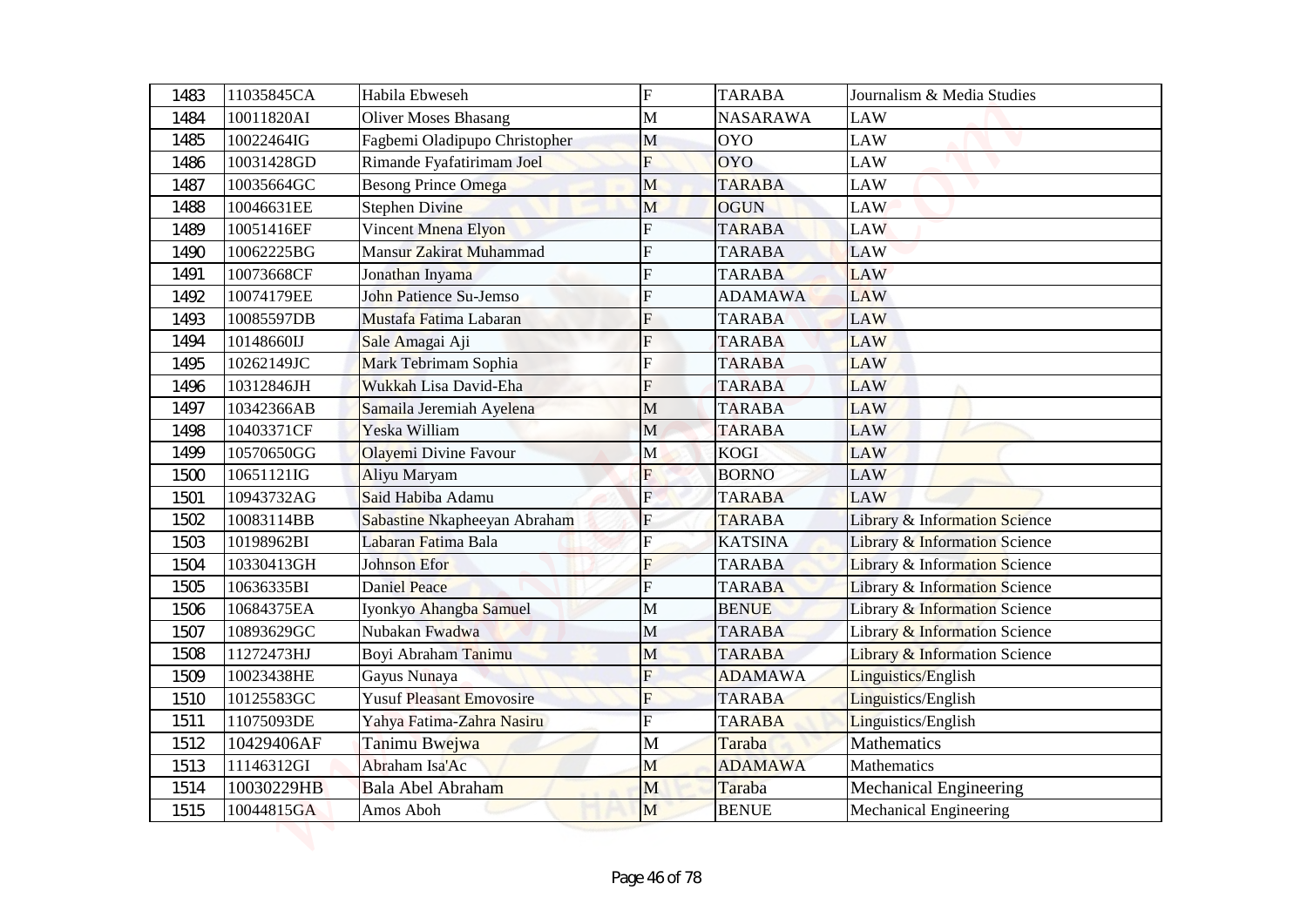| | | | | | |
|---|---|---|---|---|---|
| 1483 | 11035845CA | Habila Ebweseh | F | TARABA | Journalism & Media Studies |
| 1484 | 10011820AI | Oliver Moses Bhasang | M | NASARAWA | LAW |
| 1485 | 10022464IG | Fagbemi Oladipupo Christopher | M | OYO | LAW |
| 1486 | 10031428GD | Rimande Fyafatirimam Joel | F | OYO | LAW |
| 1487 | 10035664GC | Besong Prince Omega | M | TARABA | LAW |
| 1488 | 10046631EE | Stephen Divine | M | OGUN | LAW |
| 1489 | 10051416EF | Vincent Mnena Elyon | F | TARABA | LAW |
| 1490 | 10062225BG | Mansur Zakirat Muhammad | F | TARABA | LAW |
| 1491 | 10073668CF | Jonathan Inyama | F | TARABA | LAW |
| 1492 | 10074179EE | John Patience Su-Jemso | F | ADAMAWA | LAW |
| 1493 | 10085597DB | Mustafa Fatima Labaran | F | TARABA | LAW |
| 1494 | 10148660IJ | Sale Amagai Aji | F | TARABA | LAW |
| 1495 | 10262149JC | Mark Tebrimam Sophia | F | TARABA | LAW |
| 1496 | 10312846JH | Wukkah Lisa David-Eha | F | TARABA | LAW |
| 1497 | 10342366AB | Samaila Jeremiah Ayelena | M | TARABA | LAW |
| 1498 | 10403371CF | Yeska William | M | TARABA | LAW |
| 1499 | 10570650GG | Olayemi Divine Favour | M | KOGI | LAW |
| 1500 | 10651121IG | Aliyu Maryam | F | BORNO | LAW |
| 1501 | 10943732AG | Said Habiba Adamu | F | TARABA | LAW |
| 1502 | 10083114BB | Sabastine Nkapheeyan Abraham | F | TARABA | Library & Information Science |
| 1503 | 10198962BI | Labaran Fatima Bala | F | KATSINA | Library & Information Science |
| 1504 | 10330413GH | Johnson Efor | F | TARABA | Library & Information Science |
| 1505 | 10636335BI | Daniel Peace | F | TARABA | Library & Information Science |
| 1506 | 10684375EA | Iyonkyo Ahangba Samuel | M | BENUE | Library & Information Science |
| 1507 | 10893629GC | Nubakan Fwadwa | M | TARABA | Library & Information Science |
| 1508 | 11272473HJ | Boyi Abraham Tanimu | M | TARABA | Library & Information Science |
| 1509 | 10023438HE | Gayus Nunaya | F | ADAMAWA | Linguistics/English |
| 1510 | 10125583GC | Yusuf Pleasant Emovosire | F | TARABA | Linguistics/English |
| 1511 | 11075093DE | Yahya Fatima-Zahra Nasiru | F | TARABA | Linguistics/English |
| 1512 | 10429406AF | Tanimu Bwejwa | M | Taraba | Mathematics |
| 1513 | 11146312GI | Abraham Isa'Ac | M | ADAMAWA | Mathematics |
| 1514 | 10030229HB | Bala Abel Abraham | M | Taraba | Mechanical Engineering |
| 1515 | 10044815GA | Amos Aboh | M | BENUE | Mechanical Engineering |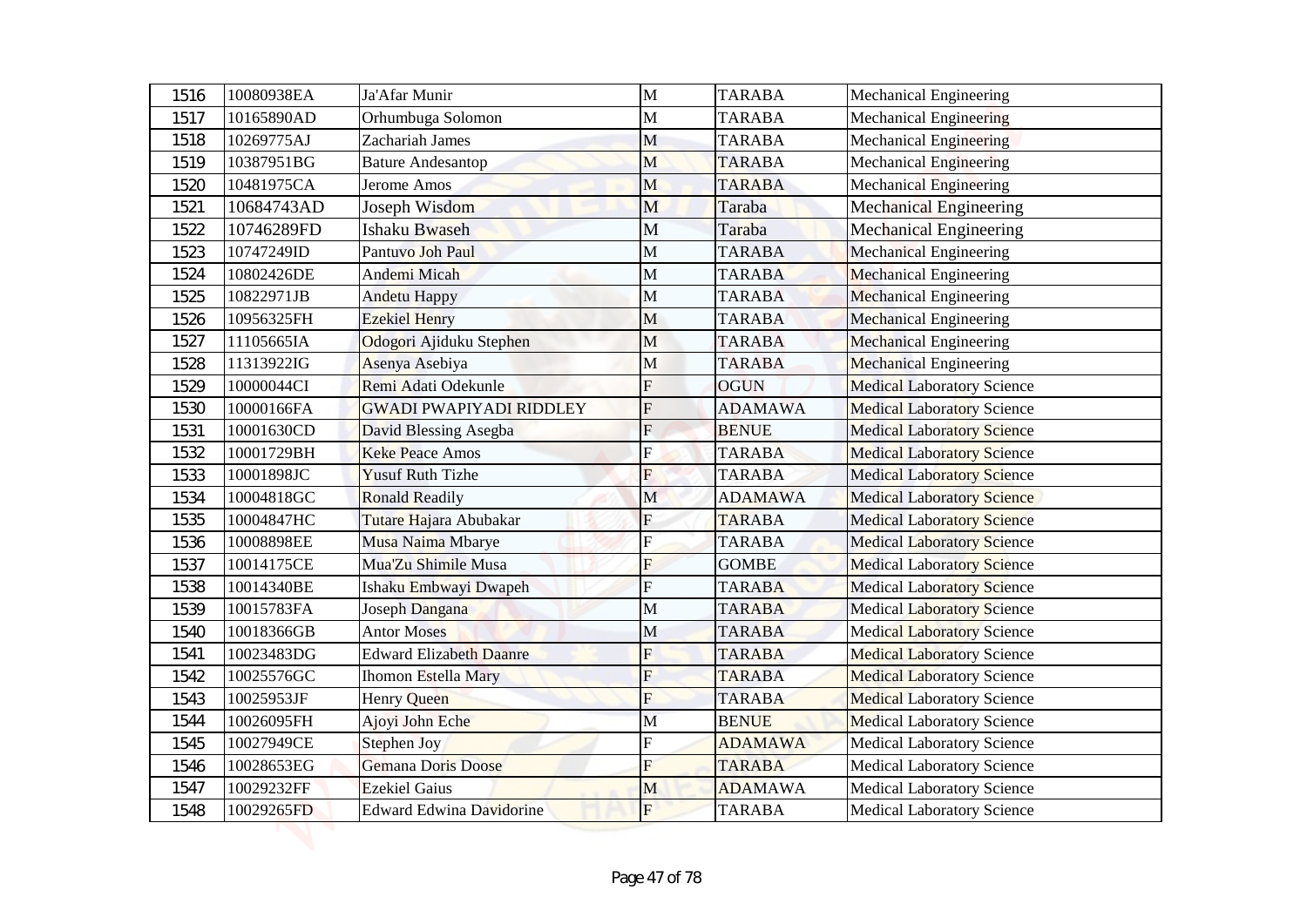| 1516 | 10080938EA | Ja'Afar Munir | M | TARABA | Mechanical Engineering |
|---|---|---|---|---|---|
| 1517 | 10165890AD | Orhumbuga Solomon | M | TARABA | Mechanical Engineering |
| 1518 | 10269775AJ | Zachariah James | M | TARABA | Mechanical Engineering |
| 1519 | 10387951BG | Bature Andesantop | M | TARABA | Mechanical Engineering |
| 1520 | 10481975CA | Jerome Amos | M | TARABA | Mechanical Engineering |
| 1521 | 10684743AD | Joseph Wisdom | M | Taraba | Mechanical Engineering |
| 1522 | 10746289FD | Ishaku Bwaseh | M | Taraba | Mechanical Engineering |
| 1523 | 10747249ID | Pantuvo Joh Paul | M | TARABA | Mechanical Engineering |
| 1524 | 10802426DE | Andemi Micah | M | TARABA | Mechanical Engineering |
| 1525 | 10822971JB | Andetu Happy | M | TARABA | Mechanical Engineering |
| 1526 | 10956325FH | Ezekiel Henry | M | TARABA | Mechanical Engineering |
| 1527 | 11105665IA | Odogori Ajiduku Stephen | M | TARABA | Mechanical Engineering |
| 1528 | 11313922IG | Asenya Asebiya | M | TARABA | Mechanical Engineering |
| 1529 | 10000044CI | Remi Adati Odekunle | F | OGUN | Medical Laboratory Science |
| 1530 | 10000166FA | GWADI PWAPIYADI RIDDLEY | F | ADAMAWA | Medical Laboratory Science |
| 1531 | 10001630CD | David Blessing Asegba | F | BENUE | Medical Laboratory Science |
| 1532 | 10001729BH | Keke Peace Amos | F | TARABA | Medical Laboratory Science |
| 1533 | 10001898JC | Yusuf Ruth Tizhe | F | TARABA | Medical Laboratory Science |
| 1534 | 10004818GC | Ronald Readily | M | ADAMAWA | Medical Laboratory Science |
| 1535 | 10004847HC | Tutare Hajara Abubakar | F | TARABA | Medical Laboratory Science |
| 1536 | 10008898EE | Musa Naima Mbarye | F | TARABA | Medical Laboratory Science |
| 1537 | 10014175CE | Mua'Zu Shimile Musa | F | GOMBE | Medical Laboratory Science |
| 1538 | 10014340BE | Ishaku Embwayi Dwapeh | F | TARABA | Medical Laboratory Science |
| 1539 | 10015783FA | Joseph Dangana | M | TARABA | Medical Laboratory Science |
| 1540 | 10018366GB | Antor Moses | M | TARABA | Medical Laboratory Science |
| 1541 | 10023483DG | Edward Elizabeth Daanre | F | TARABA | Medical Laboratory Science |
| 1542 | 10025576GC | Ihomon Estella Mary | F | TARABA | Medical Laboratory Science |
| 1543 | 10025953JF | Henry Queen | F | TARABA | Medical Laboratory Science |
| 1544 | 10026095FH | Ajoyi John Eche | M | BENUE | Medical Laboratory Science |
| 1545 | 10027949CE | Stephen Joy | F | ADAMAWA | Medical Laboratory Science |
| 1546 | 10028653EG | Gemana Doris Doose | F | TARABA | Medical Laboratory Science |
| 1547 | 10029232FF | Ezekiel Gaius | M | ADAMAWA | Medical Laboratory Science |
| 1548 | 10029265FD | Edward Edwina Davidorine | F | TARABA | Medical Laboratory Science |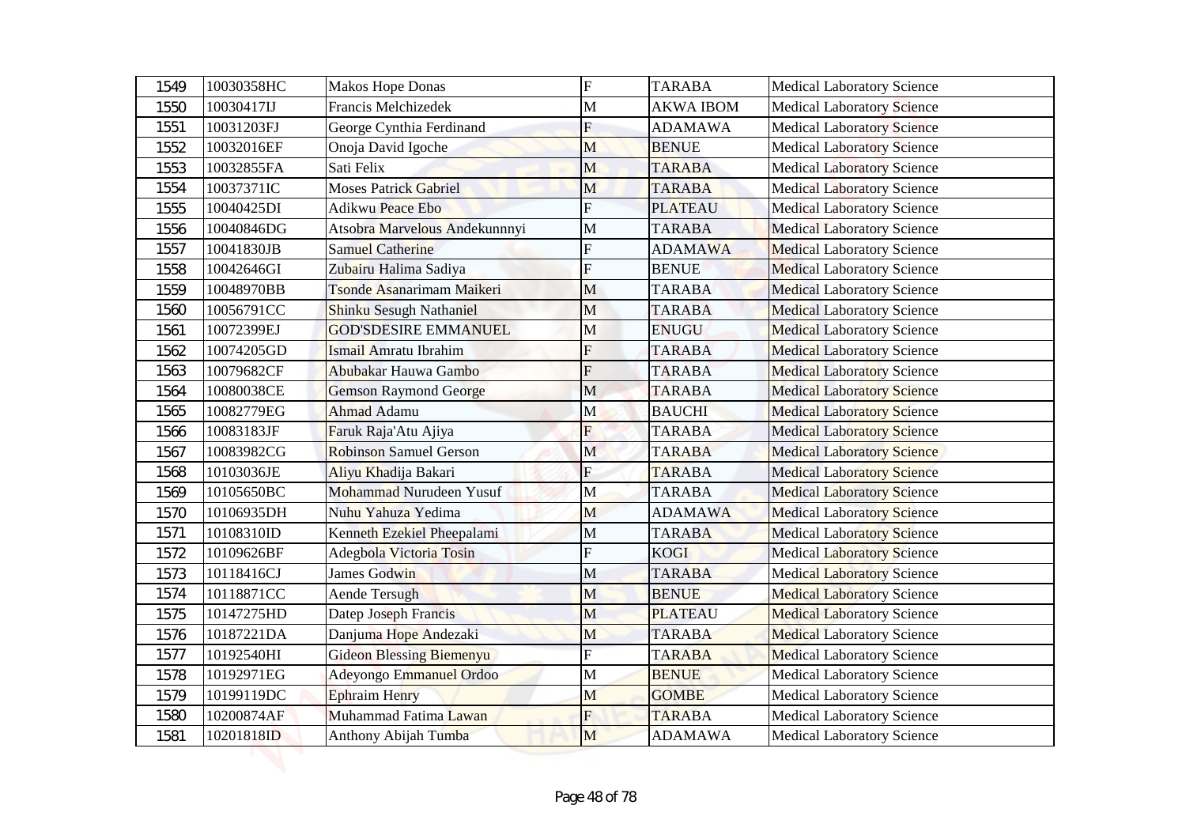| 1549 | 10030358HC | Makos Hope Donas | F | TARABA | Medical Laboratory Science |
|---|---|---|---|---|---|
| 1550 | 10030417IJ | Francis Melchizedek | M | AKWA IBOM | Medical Laboratory Science |
| 1551 | 10031203FJ | George Cynthia Ferdinand | F | ADAMAWA | Medical Laboratory Science |
| 1552 | 10032016EF | Onoja David Igoche | M | BENUE | Medical Laboratory Science |
| 1553 | 10032855FA | Sati Felix | M | TARABA | Medical Laboratory Science |
| 1554 | 10037371IC | Moses Patrick Gabriel | M | TARABA | Medical Laboratory Science |
| 1555 | 10040425DI | Adikwu Peace Ebo | F | PLATEAU | Medical Laboratory Science |
| 1556 | 10040846DG | Atsobra Marvelous Andekunnnyi | M | TARABA | Medical Laboratory Science |
| 1557 | 10041830JB | Samuel Catherine | F | ADAMAWA | Medical Laboratory Science |
| 1558 | 10042646GI | Zubairu Halima Sadiya | F | BENUE | Medical Laboratory Science |
| 1559 | 10048970BB | Tsonde Asanarimam Maikeri | M | TARABA | Medical Laboratory Science |
| 1560 | 10056791CC | Shinku Sesugh Nathaniel | M | TARABA | Medical Laboratory Science |
| 1561 | 10072399EJ | GOD'SDESIRE EMMANUEL | M | ENUGU | Medical Laboratory Science |
| 1562 | 10074205GD | Ismail Amratu Ibrahim | F | TARABA | Medical Laboratory Science |
| 1563 | 10079682CF | Abubakar Hauwa Gambo | F | TARABA | Medical Laboratory Science |
| 1564 | 10080038CE | Gemson Raymond George | M | TARABA | Medical Laboratory Science |
| 1565 | 10082779EG | Ahmad Adamu | M | BAUCHI | Medical Laboratory Science |
| 1566 | 10083183JF | Faruk Raja'Atu Ajiya | F | TARABA | Medical Laboratory Science |
| 1567 | 10083982CG | Robinson Samuel Gerson | M | TARABA | Medical Laboratory Science |
| 1568 | 10103036JE | Aliyu Khadija Bakari | F | TARABA | Medical Laboratory Science |
| 1569 | 10105650BC | Mohammad Nurudeen Yusuf | M | TARABA | Medical Laboratory Science |
| 1570 | 10106935DH | Nuhu Yahuza Yedima | M | ADAMAWA | Medical Laboratory Science |
| 1571 | 10108310ID | Kenneth Ezekiel Pheepalami | M | TARABA | Medical Laboratory Science |
| 1572 | 10109626BF | Adegbola Victoria Tosin | F | KOGI | Medical Laboratory Science |
| 1573 | 10118416CJ | James Godwin | M | TARABA | Medical Laboratory Science |
| 1574 | 10118871CC | Aende Tersugh | M | BENUE | Medical Laboratory Science |
| 1575 | 10147275HD | Datep Joseph Francis | M | PLATEAU | Medical Laboratory Science |
| 1576 | 10187221DA | Danjuma Hope Andezaki | M | TARABA | Medical Laboratory Science |
| 1577 | 10192540HI | Gideon Blessing Biemenyu | F | TARABA | Medical Laboratory Science |
| 1578 | 10192971EG | Adeyongo Emmanuel Ordoo | M | BENUE | Medical Laboratory Science |
| 1579 | 10199119DC | Ephraim Henry | M | GOMBE | Medical Laboratory Science |
| 1580 | 10200874AF | Muhammad Fatima Lawan | F | TARABA | Medical Laboratory Science |
| 1581 | 10201818ID | Anthony Abijah Tumba | M | ADAMAWA | Medical Laboratory Science |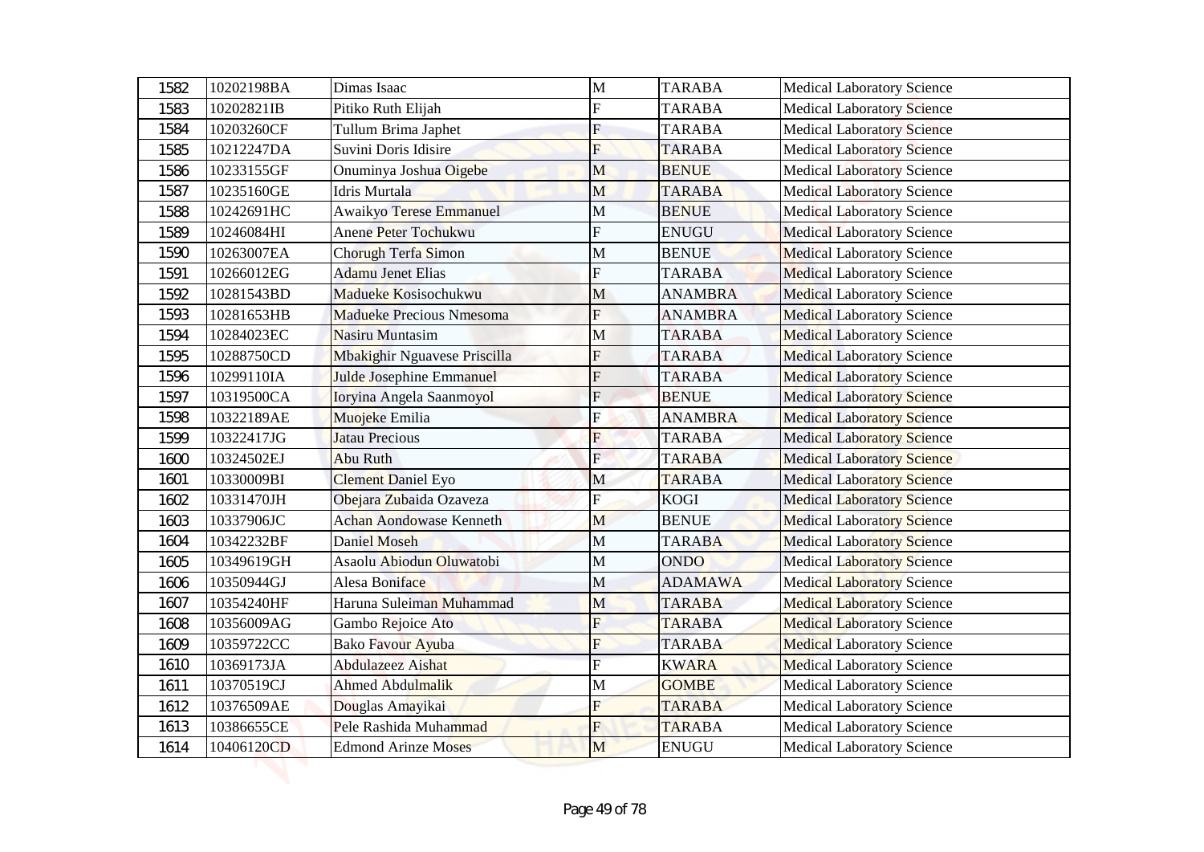| 1582 | 10202198BA | Dimas Isaac | M | TARABA | Medical Laboratory Science |
|---|---|---|---|---|---|
| 1583 | 10202821IB | Pitiko Ruth Elijah | F | TARABA | Medical Laboratory Science |
| 1584 | 10203260CF | Tullum Brima Japhet | F | TARABA | Medical Laboratory Science |
| 1585 | 10212247DA | Suvini Doris Idisire | F | TARABA | Medical Laboratory Science |
| 1586 | 10233155GF | Onuminya Joshua Oigebe | M | BENUE | Medical Laboratory Science |
| 1587 | 10235160GE | Idris Murtala | M | TARABA | Medical Laboratory Science |
| 1588 | 10242691HC | Awaikyo Terese Emmanuel | M | BENUE | Medical Laboratory Science |
| 1589 | 10246084HI | Anene Peter Tochukwu | F | ENUGU | Medical Laboratory Science |
| 1590 | 10263007EA | Chorugh Terfa Simon | M | BENUE | Medical Laboratory Science |
| 1591 | 10266012EG | Adamu Jenet Elias | F | TARABA | Medical Laboratory Science |
| 1592 | 10281543BD | Madueke Kosisochukwu | M | ANAMBRA | Medical Laboratory Science |
| 1593 | 10281653HB | Madueke Precious Nmesoma | F | ANAMBRA | Medical Laboratory Science |
| 1594 | 10284023EC | Nasiru Muntasim | M | TARABA | Medical Laboratory Science |
| 1595 | 10288750CD | Mbakighir Nguavese Priscilla | F | TARABA | Medical Laboratory Science |
| 1596 | 10299110IA | Julde Josephine Emmanuel | F | TARABA | Medical Laboratory Science |
| 1597 | 10319500CA | Ioryina Angela Saanmoyol | F | BENUE | Medical Laboratory Science |
| 1598 | 10322189AE | Muojeke Emilia | F | ANAMBRA | Medical Laboratory Science |
| 1599 | 10322417JG | Jatau Precious | F | TARABA | Medical Laboratory Science |
| 1600 | 10324502EJ | Abu Ruth | F | TARABA | Medical Laboratory Science |
| 1601 | 10330009BI | Clement Daniel Eyo | M | TARABA | Medical Laboratory Science |
| 1602 | 10331470JH | Obejara Zubaida Ozaveza | F | KOGI | Medical Laboratory Science |
| 1603 | 10337906JC | Achan Aondowase Kenneth | M | BENUE | Medical Laboratory Science |
| 1604 | 10342232BF | Daniel Moseh | M | TARABA | Medical Laboratory Science |
| 1605 | 10349619GH | Asaolu Abiodun Oluwatobi | M | ONDO | Medical Laboratory Science |
| 1606 | 10350944GJ | Alesa Boniface | M | ADAMAWA | Medical Laboratory Science |
| 1607 | 10354240HF | Haruna Suleiman Muhammad | M | TARABA | Medical Laboratory Science |
| 1608 | 10356009AG | Gambo Rejoice Ato | F | TARABA | Medical Laboratory Science |
| 1609 | 10359722CC | Bako Favour Ayuba | F | TARABA | Medical Laboratory Science |
| 1610 | 10369173JA | Abdulazeez Aishat | F | KWARA | Medical Laboratory Science |
| 1611 | 10370519CJ | Ahmed Abdulmalik | M | GOMBE | Medical Laboratory Science |
| 1612 | 10376509AE | Douglas Amayikai | F | TARABA | Medical Laboratory Science |
| 1613 | 10386655CE | Pele Rashida Muhammad | F | TARABA | Medical Laboratory Science |
| 1614 | 10406120CD | Edmond Arinze Moses | M | ENUGU | Medical Laboratory Science |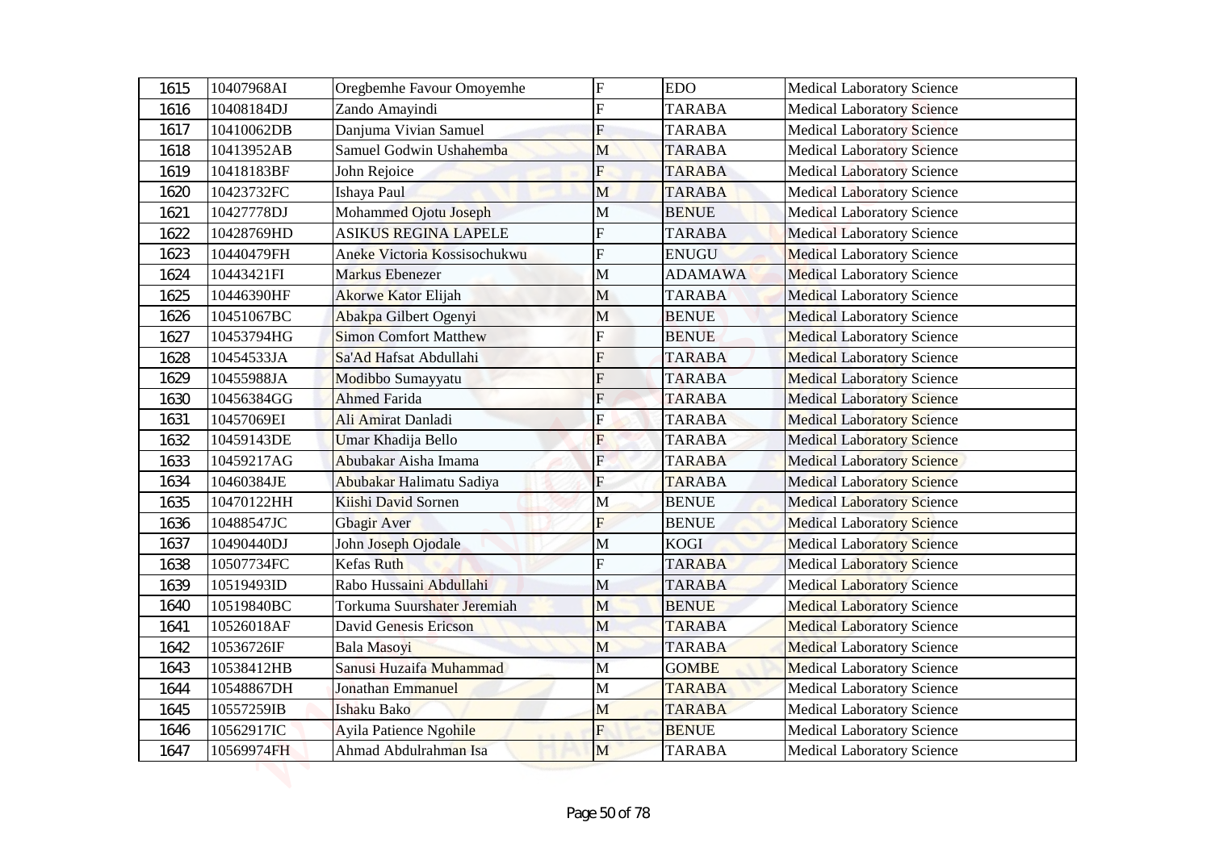| 1615 | 10407968AI | Oregbemhe Favour Omoyemhe | F | EDO | Medical Laboratory Science |
|---|---|---|---|---|---|
| 1616 | 10408184DJ | Zando Amayindi | F | TARABA | Medical Laboratory Science |
| 1617 | 10410062DB | Danjuma Vivian Samuel | F | TARABA | Medical Laboratory Science |
| 1618 | 10413952AB | Samuel Godwin Ushahemba | M | TARABA | Medical Laboratory Science |
| 1619 | 10418183BF | John Rejoice | F | TARABA | Medical Laboratory Science |
| 1620 | 10423732FC | Ishaya Paul | M | TARABA | Medical Laboratory Science |
| 1621 | 10427778DJ | Mohammed Ojotu Joseph | M | BENUE | Medical Laboratory Science |
| 1622 | 10428769HD | ASIKUS REGINA LAPELE | F | TARABA | Medical Laboratory Science |
| 1623 | 10440479FH | Aneke Victoria Kossisochukwu | F | ENUGU | Medical Laboratory Science |
| 1624 | 10443421FI | Markus Ebenezer | M | ADAMAWA | Medical Laboratory Science |
| 1625 | 10446390HF | Akorwe Kator Elijah | M | TARABA | Medical Laboratory Science |
| 1626 | 10451067BC | Abakpa Gilbert Ogenyi | M | BENUE | Medical Laboratory Science |
| 1627 | 10453794HG | Simon Comfort Matthew | F | BENUE | Medical Laboratory Science |
| 1628 | 10454533JA | Sa'Ad Hafsat Abdullahi | F | TARABA | Medical Laboratory Science |
| 1629 | 10455988JA | Modibbo Sumayyatu | F | TARABA | Medical Laboratory Science |
| 1630 | 10456384GG | Ahmed Farida | F | TARABA | Medical Laboratory Science |
| 1631 | 10457069EI | Ali Amirat Danladi | F | TARABA | Medical Laboratory Science |
| 1632 | 10459143DE | Umar Khadija Bello | F | TARABA | Medical Laboratory Science |
| 1633 | 10459217AG | Abubakar Aisha Imama | F | TARABA | Medical Laboratory Science |
| 1634 | 10460384JE | Abubakar Halimatu Sadiya | F | TARABA | Medical Laboratory Science |
| 1635 | 10470122HH | Kiishi David Sornen | M | BENUE | Medical Laboratory Science |
| 1636 | 10488547JC | Gbagir Aver | F | BENUE | Medical Laboratory Science |
| 1637 | 10490440DJ | John Joseph Ojodale | M | KOGI | Medical Laboratory Science |
| 1638 | 10507734FC | Kefas Ruth | F | TARABA | Medical Laboratory Science |
| 1639 | 10519493ID | Rabo Hussaini Abdullahi | M | TARABA | Medical Laboratory Science |
| 1640 | 10519840BC | Torkuma Suurshater Jeremiah | M | BENUE | Medical Laboratory Science |
| 1641 | 10526018AF | David Genesis Ericson | M | TARABA | Medical Laboratory Science |
| 1642 | 10536726IF | Bala Masoyi | M | TARABA | Medical Laboratory Science |
| 1643 | 10538412HB | Sanusi Huzaifa Muhammad | M | GOMBE | Medical Laboratory Science |
| 1644 | 10548867DH | Jonathan Emmanuel | M | TARABA | Medical Laboratory Science |
| 1645 | 10557259IB | Ishaku Bako | M | TARABA | Medical Laboratory Science |
| 1646 | 10562917IC | Ayila Patience Ngohile | F | BENUE | Medical Laboratory Science |
| 1647 | 10569974FH | Ahmad Abdulrahman Isa | M | TARABA | Medical Laboratory Science |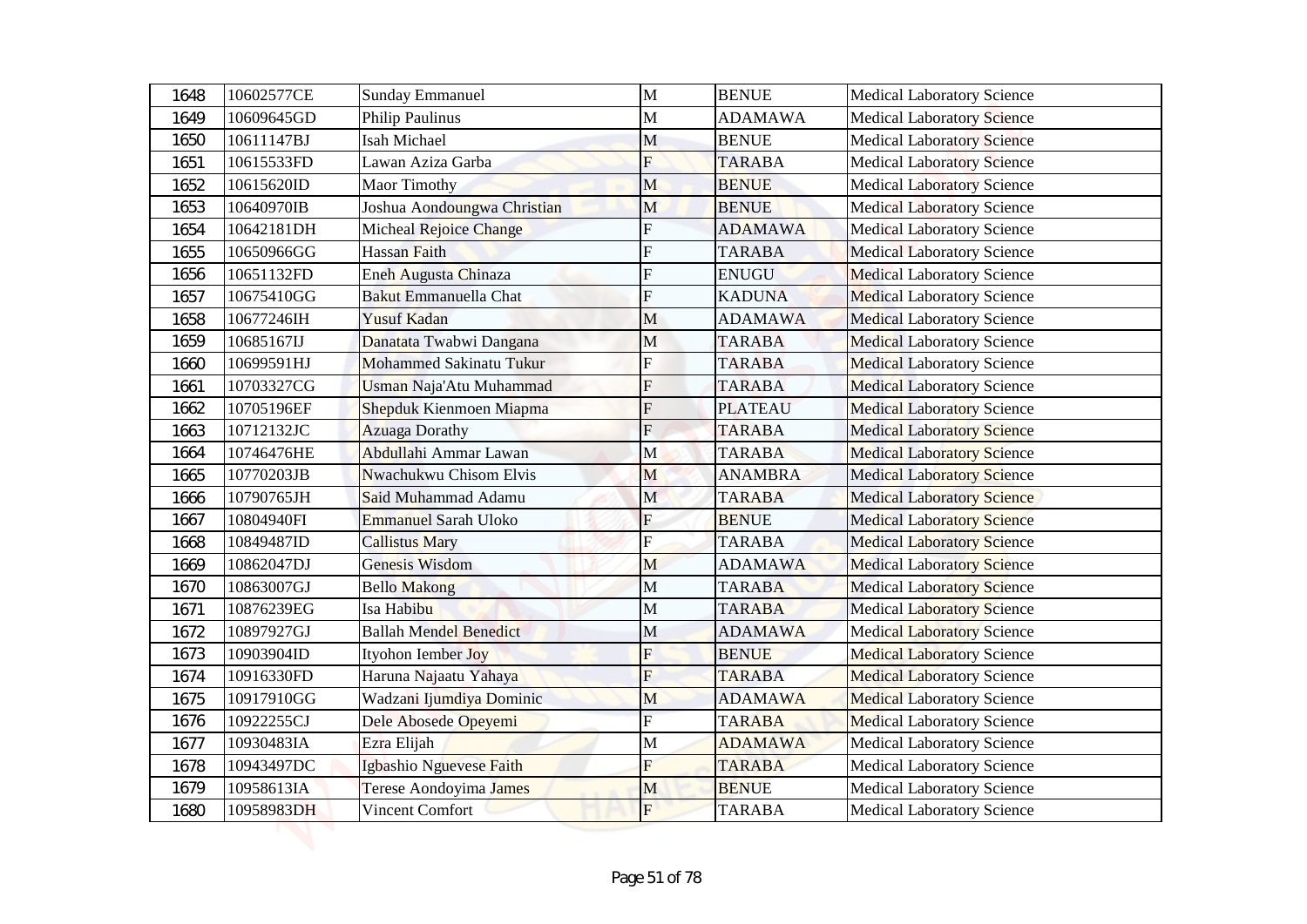| 1648 | 10602577CE | Sunday Emmanuel | M | BENUE | Medical Laboratory Science |
|---|---|---|---|---|---|
| 1649 | 10609645GD | Philip Paulinus | M | ADAMAWA | Medical Laboratory Science |
| 1650 | 10611147BJ | Isah Michael | M | BENUE | Medical Laboratory Science |
| 1651 | 10615533FD | Lawan Aziza Garba | F | TARABA | Medical Laboratory Science |
| 1652 | 10615620ID | Maor Timothy | M | BENUE | Medical Laboratory Science |
| 1653 | 10640970IB | Joshua Aondoungwa Christian | M | BENUE | Medical Laboratory Science |
| 1654 | 10642181DH | Micheal Rejoice Change | F | ADAMAWA | Medical Laboratory Science |
| 1655 | 10650966GG | Hassan Faith | F | TARABA | Medical Laboratory Science |
| 1656 | 10651132FD | Eneh Augusta Chinaza | F | ENUGU | Medical Laboratory Science |
| 1657 | 10675410GG | Bakut Emmanuella Chat | F | KADUNA | Medical Laboratory Science |
| 1658 | 10677246IH | Yusuf Kadan | M | ADAMAWA | Medical Laboratory Science |
| 1659 | 10685167IJ | Danatata Twabwi Dangana | M | TARABA | Medical Laboratory Science |
| 1660 | 10699591HJ | Mohammed Sakinatu Tukur | F | TARABA | Medical Laboratory Science |
| 1661 | 10703327CG | Usman Naja'Atu Muhammad | F | TARABA | Medical Laboratory Science |
| 1662 | 10705196EF | Shepduk Kienmoen Miapma | F | PLATEAU | Medical Laboratory Science |
| 1663 | 10712132JC | Azuaga Dorathy | F | TARABA | Medical Laboratory Science |
| 1664 | 10746476HE | Abdullahi Ammar Lawan | M | TARABA | Medical Laboratory Science |
| 1665 | 10770203JB | Nwachukwu Chisom Elvis | M | ANAMBRA | Medical Laboratory Science |
| 1666 | 10790765JH | Said Muhammad Adamu | M | TARABA | Medical Laboratory Science |
| 1667 | 10804940FI | Emmanuel Sarah Uloko | F | BENUE | Medical Laboratory Science |
| 1668 | 10849487ID | Callistus Mary | F | TARABA | Medical Laboratory Science |
| 1669 | 10862047DJ | Genesis Wisdom | M | ADAMAWA | Medical Laboratory Science |
| 1670 | 10863007GJ | Bello Makong | M | TARABA | Medical Laboratory Science |
| 1671 | 10876239EG | Isa Habibu | M | TARABA | Medical Laboratory Science |
| 1672 | 10897927GJ | Ballah Mendel Benedict | M | ADAMAWA | Medical Laboratory Science |
| 1673 | 10903904ID | Ityohon Iember Joy | F | BENUE | Medical Laboratory Science |
| 1674 | 10916330FD | Haruna Najaatu Yahaya | F | TARABA | Medical Laboratory Science |
| 1675 | 10917910GG | Wadzani Ijumdiya Dominic | M | ADAMAWA | Medical Laboratory Science |
| 1676 | 10922255CJ | Dele Abosede Opeyemi | F | TARABA | Medical Laboratory Science |
| 1677 | 10930483IA | Ezra Elijah | M | ADAMAWA | Medical Laboratory Science |
| 1678 | 10943497DC | Igbashio Nguevese Faith | F | TARABA | Medical Laboratory Science |
| 1679 | 10958613IA | Terese Aondoyima James | M | BENUE | Medical Laboratory Science |
| 1680 | 10958983DH | Vincent Comfort | F | TARABA | Medical Laboratory Science |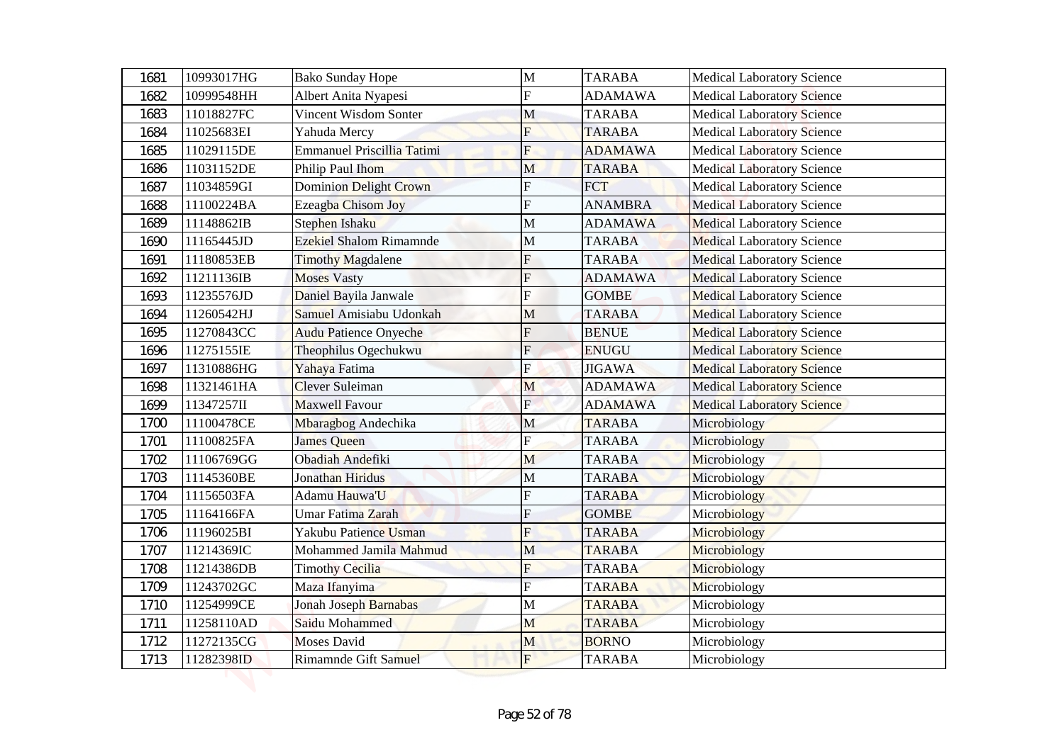| 1681 | 10993017HG | Bako Sunday Hope | M | TARABA | Medical Laboratory Science |
|---|---|---|---|---|---|
| 1682 | 10999548HH | Albert Anita Nyapesi | F | ADAMAWA | Medical Laboratory Science |
| 1683 | 11018827FC | Vincent Wisdom Sonter | M | TARABA | Medical Laboratory Science |
| 1684 | 11025683EI | Yahuda Mercy | F | TARABA | Medical Laboratory Science |
| 1685 | 11029115DE | Emmanuel Priscillia Tatimi | F | ADAMAWA | Medical Laboratory Science |
| 1686 | 11031152DE | Philip Paul Ihom | M | TARABA | Medical Laboratory Science |
| 1687 | 11034859GI | Dominion Delight Crown | F | FCT | Medical Laboratory Science |
| 1688 | 11100224BA | Ezeagba Chisom Joy | F | ANAMBRA | Medical Laboratory Science |
| 1689 | 11148862IB | Stephen Ishaku | M | ADAMAWA | Medical Laboratory Science |
| 1690 | 11165445JD | Ezekiel Shalom Rimamnde | M | TARABA | Medical Laboratory Science |
| 1691 | 11180853EB | Timothy Magdalene | F | TARABA | Medical Laboratory Science |
| 1692 | 11211136IB | Moses Vasty | F | ADAMAWA | Medical Laboratory Science |
| 1693 | 11235576JD | Daniel Bayila Janwale | F | GOMBE | Medical Laboratory Science |
| 1694 | 11260542HJ | Samuel Amisiabu Udonkah | M | TARABA | Medical Laboratory Science |
| 1695 | 11270843CC | Audu Patience Onyeche | F | BENUE | Medical Laboratory Science |
| 1696 | 11275155IE | Theophilus Ogechukwu | F | ENUGU | Medical Laboratory Science |
| 1697 | 11310886HG | Yahaya Fatima | F | JIGAWA | Medical Laboratory Science |
| 1698 | 11321461HA | Clever Suleiman | M | ADAMAWA | Medical Laboratory Science |
| 1699 | 11347257II | Maxwell Favour | F | ADAMAWA | Medical Laboratory Science |
| 1700 | 11100478CE | Mbaragbog Andechika | M | TARABA | Microbiology |
| 1701 | 11100825FA | James Queen | F | TARABA | Microbiology |
| 1702 | 11106769GG | Obadiah Andefiki | M | TARABA | Microbiology |
| 1703 | 11145360BE | Jonathan Hiridus | M | TARABA | Microbiology |
| 1704 | 11156503FA | Adamu Hauwa'U | F | TARABA | Microbiology |
| 1705 | 11164166FA | Umar Fatima Zarah | F | GOMBE | Microbiology |
| 1706 | 11196025BI | Yakubu Patience Usman | F | TARABA | Microbiology |
| 1707 | 11214369IC | Mohammed Jamila Mahmud | M | TARABA | Microbiology |
| 1708 | 11214386DB | Timothy Cecilia | F | TARABA | Microbiology |
| 1709 | 11243702GC | Maza Ifanyima | F | TARABA | Microbiology |
| 1710 | 11254999CE | Jonah Joseph Barnabas | M | TARABA | Microbiology |
| 1711 | 11258110AD | Saidu Mohammed | M | TARABA | Microbiology |
| 1712 | 11272135CG | Moses David | M | BORNO | Microbiology |
| 1713 | 11282398ID | Rimamnde Gift Samuel | F | TARABA | Microbiology |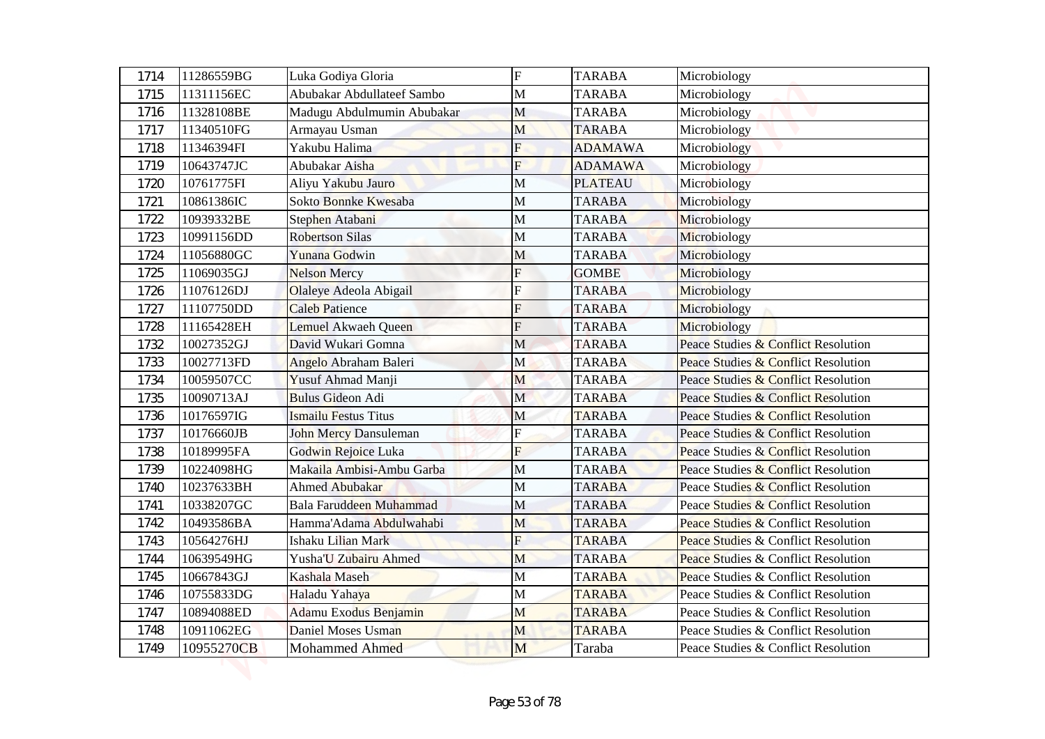| 1714 | 11286559BG | Luka Godiya Gloria | F | TARABA | Microbiology |
|---|---|---|---|---|---|
| 1715 | 11311156EC | Abubakar Abdullateef Sambo | M | TARABA | Microbiology |
| 1716 | 11328108BE | Madugu Abdulmumin Abubakar | M | TARABA | Microbiology |
| 1717 | 11340510FG | Armayau Usman | M | TARABA | Microbiology |
| 1718 | 11346394FI | Yakubu Halima | F | ADAMAWA | Microbiology |
| 1719 | 10643747JC | Abubakar Aisha | F | ADAMAWA | Microbiology |
| 1720 | 10761775FI | Aliyu Yakubu Jauro | M | PLATEAU | Microbiology |
| 1721 | 10861386IC | Sokto Bonnke Kwesaba | M | TARABA | Microbiology |
| 1722 | 10939332BE | Stephen Atabani | M | TARABA | Microbiology |
| 1723 | 10991156DD | Robertson Silas | M | TARABA | Microbiology |
| 1724 | 11056880GC | Yunana Godwin | M | TARABA | Microbiology |
| 1725 | 11069035GJ | Nelson Mercy | F | GOMBE | Microbiology |
| 1726 | 11076126DJ | Olaleye Adeola Abigail | F | TARABA | Microbiology |
| 1727 | 11107750DD | Caleb Patience | F | TARABA | Microbiology |
| 1728 | 11165428EH | Lemuel Akwaeh Queen | F | TARABA | Microbiology |
| 1732 | 10027352GJ | David Wukari Gomna | M | TARABA | Peace Studies & Conflict Resolution |
| 1733 | 10027713FD | Angelo Abraham Baleri | M | TARABA | Peace Studies & Conflict Resolution |
| 1734 | 10059507CC | Yusuf Ahmad Manji | M | TARABA | Peace Studies & Conflict Resolution |
| 1735 | 10090713AJ | Bulus Gideon Adi | M | TARABA | Peace Studies & Conflict Resolution |
| 1736 | 10176597IG | Ismailu Festus Titus | M | TARABA | Peace Studies & Conflict Resolution |
| 1737 | 10176660JB | John Mercy Dansuleman | F | TARABA | Peace Studies & Conflict Resolution |
| 1738 | 10189995FA | Godwin Rejoice Luka | F | TARABA | Peace Studies & Conflict Resolution |
| 1739 | 10224098HG | Makaila Ambisi-Ambu Garba | M | TARABA | Peace Studies & Conflict Resolution |
| 1740 | 10237633BH | Ahmed Abubakar | M | TARABA | Peace Studies & Conflict Resolution |
| 1741 | 10338207GC | Bala Faruddeen Muhammad | M | TARABA | Peace Studies & Conflict Resolution |
| 1742 | 10493586BA | Hamma'Adama Abdulwahabi | M | TARABA | Peace Studies & Conflict Resolution |
| 1743 | 10564276HJ | Ishaku Lilian Mark | F | TARABA | Peace Studies & Conflict Resolution |
| 1744 | 10639549HG | Yusha'U Zubairu Ahmed | M | TARABA | Peace Studies & Conflict Resolution |
| 1745 | 10667843GJ | Kashala Maseh | M | TARABA | Peace Studies & Conflict Resolution |
| 1746 | 10755833DG | Haladu Yahaya | M | TARABA | Peace Studies & Conflict Resolution |
| 1747 | 10894088ED | Adamu Exodus Benjamin | M | TARABA | Peace Studies & Conflict Resolution |
| 1748 | 10911062EG | Daniel Moses Usman | M | TARABA | Peace Studies & Conflict Resolution |
| 1749 | 10955270CB | Mohammed Ahmed | M | Taraba | Peace Studies & Conflict Resolution |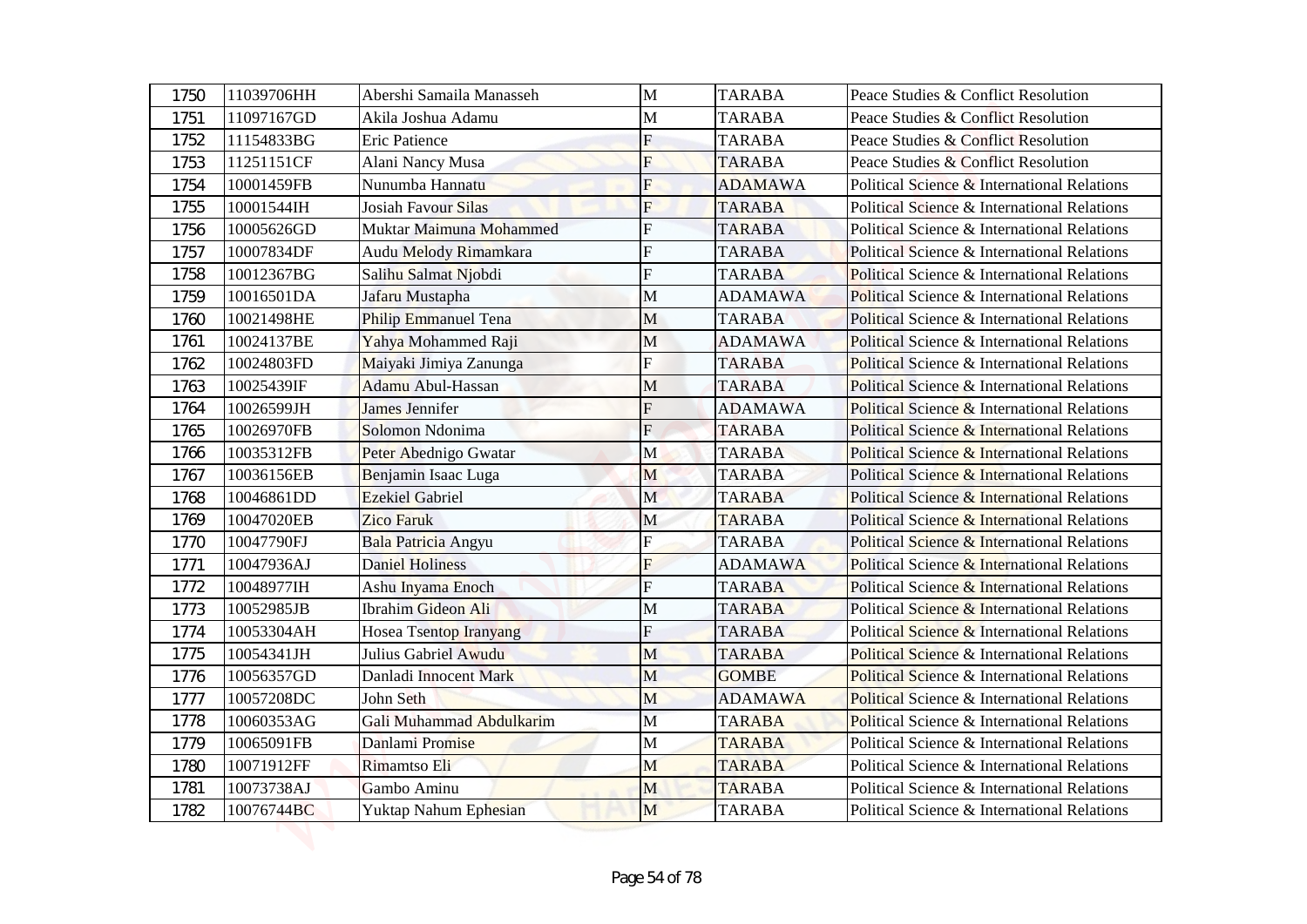| 1750 | 11039706HH | Abershi Samaila Manasseh | M | TARABA | Peace Studies & Conflict Resolution |
|---|---|---|---|---|---|
| 1751 | 11097167GD | Akila Joshua Adamu | M | TARABA | Peace Studies & Conflict Resolution |
| 1752 | 11154833BG | Eric Patience | F | TARABA | Peace Studies & Conflict Resolution |
| 1753 | 11251151CF | Alani Nancy Musa | F | TARABA | Peace Studies & Conflict Resolution |
| 1754 | 10001459FB | Nunumba Hannatu | F | ADAMAWA | Political Science & International Relations |
| 1755 | 10001544IH | Josiah Favour Silas | F | TARABA | Political Science & International Relations |
| 1756 | 10005626GD | Muktar Maimuna Mohammed | F | TARABA | Political Science & International Relations |
| 1757 | 10007834DF | Audu Melody Rimamkara | F | TARABA | Political Science & International Relations |
| 1758 | 10012367BG | Salihu Salmat Njobdi | F | TARABA | Political Science & International Relations |
| 1759 | 10016501DA | Jafaru Mustapha | M | ADAMAWA | Political Science & International Relations |
| 1760 | 10021498HE | Philip Emmanuel Tena | M | TARABA | Political Science & International Relations |
| 1761 | 10024137BE | Yahya Mohammed Raji | M | ADAMAWA | Political Science & International Relations |
| 1762 | 10024803FD | Maiyaki Jimiya Zanunga | F | TARABA | Political Science & International Relations |
| 1763 | 10025439IF | Adamu Abul-Hassan | M | TARABA | Political Science & International Relations |
| 1764 | 10026599JH | James Jennifer | F | ADAMAWA | Political Science & International Relations |
| 1765 | 10026970FB | Solomon Ndonima | F | TARABA | Political Science & International Relations |
| 1766 | 10035312FB | Peter Abednigo Gwatar | M | TARABA | Political Science & International Relations |
| 1767 | 10036156EB | Benjamin Isaac Luga | M | TARABA | Political Science & International Relations |
| 1768 | 10046861DD | Ezekiel Gabriel | M | TARABA | Political Science & International Relations |
| 1769 | 10047020EB | Zico Faruk | M | TARABA | Political Science & International Relations |
| 1770 | 10047790FJ | Bala Patricia Angyu | F | TARABA | Political Science & International Relations |
| 1771 | 10047936AJ | Daniel Holiness | F | ADAMAWA | Political Science & International Relations |
| 1772 | 10048977IH | Ashu Inyama Enoch | F | TARABA | Political Science & International Relations |
| 1773 | 10052985JB | Ibrahim Gideon Ali | M | TARABA | Political Science & International Relations |
| 1774 | 10053304AH | Hosea Tsentop Iranyang | F | TARABA | Political Science & International Relations |
| 1775 | 10054341JH | Julius Gabriel Awudu | M | TARABA | Political Science & International Relations |
| 1776 | 10056357GD | Danladi Innocent Mark | M | GOMBE | Political Science & International Relations |
| 1777 | 10057208DC | John Seth | M | ADAMAWA | Political Science & International Relations |
| 1778 | 10060353AG | Gali Muhammad Abdulkarim | M | TARABA | Political Science & International Relations |
| 1779 | 10065091FB | Danlami Promise | M | TARABA | Political Science & International Relations |
| 1780 | 10071912FF | Rimamtso Eli | M | TARABA | Political Science & International Relations |
| 1781 | 10073738AJ | Gambo Aminu | M | TARABA | Political Science & International Relations |
| 1782 | 10076744BC | Yuktap Nahum Ephesian | M | TARABA | Political Science & International Relations |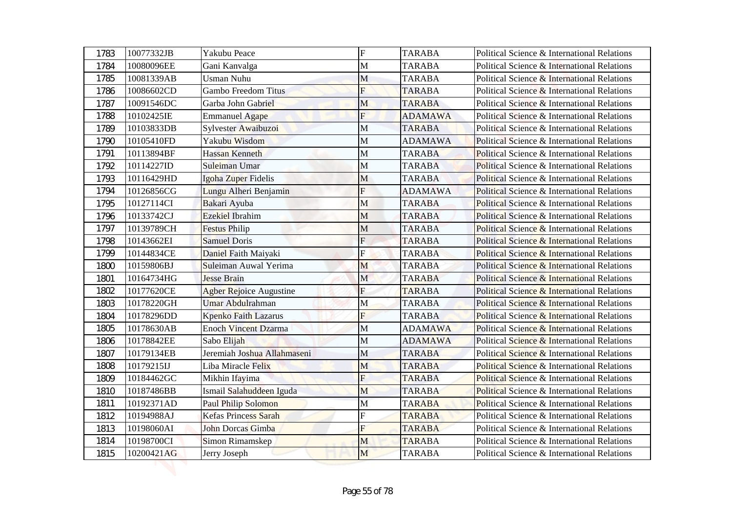| 1783 | 10077332JB | Yakubu Peace | F | TARABA | Political Science & International Relations |
|---|---|---|---|---|---|
| 1784 | 10080096EE | Gani Kanvalga | M | TARABA | Political Science & International Relations |
| 1785 | 10081339AB | Usman Nuhu | M | TARABA | Political Science & International Relations |
| 1786 | 10086602CD | Gambo Freedom Titus | F | TARABA | Political Science & International Relations |
| 1787 | 10091546DC | Garba John Gabriel | M | TARABA | Political Science & International Relations |
| 1788 | 10102425IE | Emmanuel Agape | F | ADAMAWA | Political Science & International Relations |
| 1789 | 10103833DB | Sylvester Awaibuzoi | M | TARABA | Political Science & International Relations |
| 1790 | 10105410FD | Yakubu Wisdom | M | ADAMAWA | Political Science & International Relations |
| 1791 | 10113894BF | Hassan Kenneth | M | TARABA | Political Science & International Relations |
| 1792 | 10114227ID | Suleiman Umar | M | TARABA | Political Science & International Relations |
| 1793 | 10116429HD | Igoha Zuper Fidelis | M | TARABA | Political Science & International Relations |
| 1794 | 10126856CG | Lungu Alheri Benjamin | F | ADAMAWA | Political Science & International Relations |
| 1795 | 10127114CI | Bakari Ayuba | M | TARABA | Political Science & International Relations |
| 1796 | 10133742CJ | Ezekiel Ibrahim | M | TARABA | Political Science & International Relations |
| 1797 | 10139789CH | Festus Philip | M | TARABA | Political Science & International Relations |
| 1798 | 10143662EI | Samuel Doris | F | TARABA | Political Science & International Relations |
| 1799 | 10144834CE | Daniel Faith Maiyaki | F | TARABA | Political Science & International Relations |
| 1800 | 10159806BJ | Suleiman Auwal Yerima | M | TARABA | Political Science & International Relations |
| 1801 | 10164734HG | Jesse Brain | M | TARABA | Political Science & International Relations |
| 1802 | 10177620CE | Agber Rejoice Augustine | F | TARABA | Political Science & International Relations |
| 1803 | 10178220GH | Umar Abdulrahman | M | TARABA | Political Science & International Relations |
| 1804 | 10178296DD | Kpenko Faith Lazarus | F | TARABA | Political Science & International Relations |
| 1805 | 10178630AB | Enoch Vincent Dzarma | M | ADAMAWA | Political Science & International Relations |
| 1806 | 10178842EE | Sabo Elijah | M | ADAMAWA | Political Science & International Relations |
| 1807 | 10179134EB | Jeremiah Joshua Allahmaseni | M | TARABA | Political Science & International Relations |
| 1808 | 10179215IJ | Liba Miracle Felix | M | TARABA | Political Science & International Relations |
| 1809 | 10184462GC | Mikhin Ifayima | F | TARABA | Political Science & International Relations |
| 1810 | 10187486BB | Ismail Salahuddeen Iguda | M | TARABA | Political Science & International Relations |
| 1811 | 10192371AD | Paul Philip Solomon | M | TARABA | Political Science & International Relations |
| 1812 | 10194988AJ | Kefas Princess Sarah | F | TARABA | Political Science & International Relations |
| 1813 | 10198060AI | John Dorcas Gimba | F | TARABA | Political Science & International Relations |
| 1814 | 10198700CI | Simon Rimamskep | M | TARABA | Political Science & International Relations |
| 1815 | 10200421AG | Jerry Joseph | M | TARABA | Political Science & International Relations |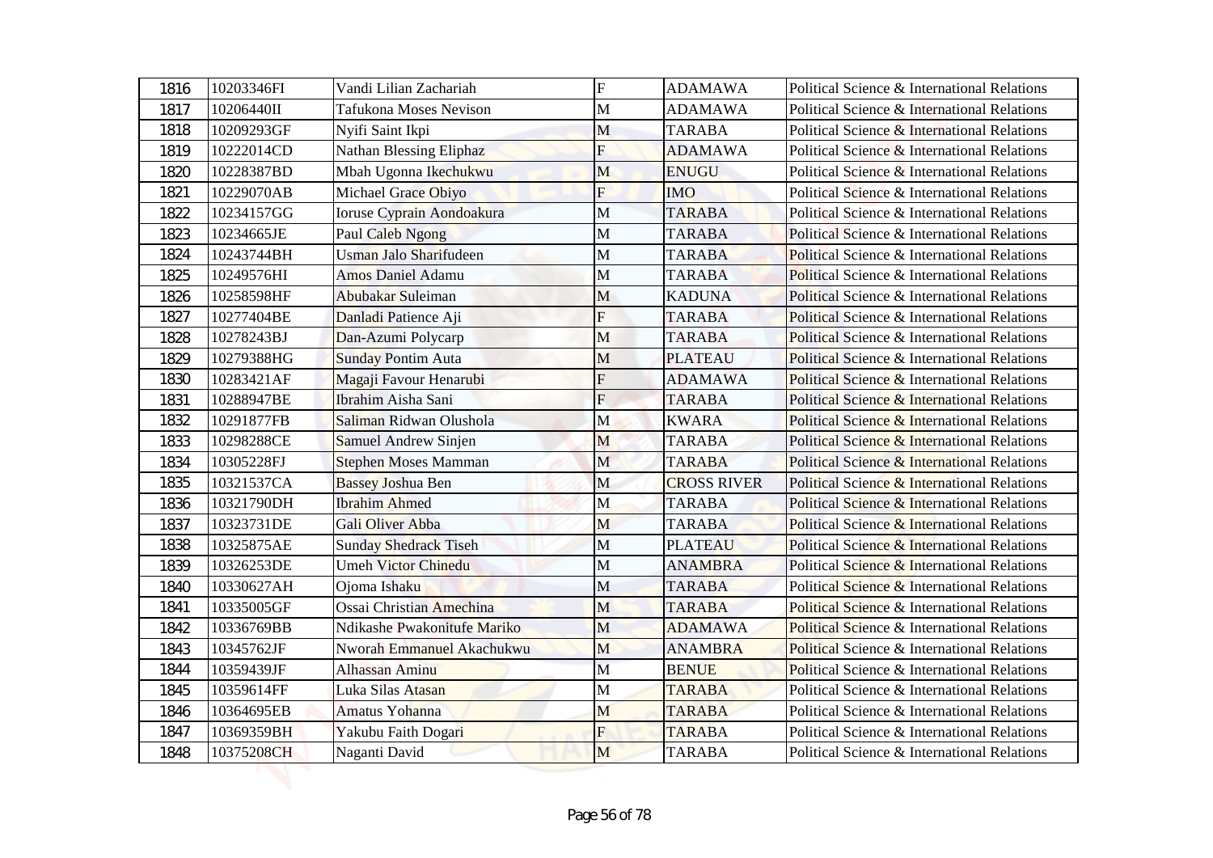| 1816 | 10203346FI | Vandi Lilian Zachariah | F | ADAMAWA | Political Science & International Relations |
|---|---|---|---|---|---|
| 1817 | 10206440II | Tafukona Moses Nevison | M | ADAMAWA | Political Science & International Relations |
| 1818 | 10209293GF | Nyifi Saint Ikpi | M | TARABA | Political Science & International Relations |
| 1819 | 10222014CD | Nathan Blessing Eliphaz | F | ADAMAWA | Political Science & International Relations |
| 1820 | 10228387BD | Mbah Ugonna Ikechukwu | M | ENUGU | Political Science & International Relations |
| 1821 | 10229070AB | Michael Grace Obiyo | F | IMO | Political Science & International Relations |
| 1822 | 10234157GG | Ioruse Cyprain Aondoakura | M | TARABA | Political Science & International Relations |
| 1823 | 10234665JE | Paul Caleb Ngong | M | TARABA | Political Science & International Relations |
| 1824 | 10243744BH | Usman Jalo Sharifudeen | M | TARABA | Political Science & International Relations |
| 1825 | 10249576HI | Amos Daniel Adamu | M | TARABA | Political Science & International Relations |
| 1826 | 10258598HF | Abubakar Suleiman | M | KADUNA | Political Science & International Relations |
| 1827 | 10277404BE | Danladi Patience Aji | F | TARABA | Political Science & International Relations |
| 1828 | 10278243BJ | Dan-Azumi Polycarp | M | TARABA | Political Science & International Relations |
| 1829 | 10279388HG | Sunday Pontim Auta | M | PLATEAU | Political Science & International Relations |
| 1830 | 10283421AF | Magaji Favour Henarubi | F | ADAMAWA | Political Science & International Relations |
| 1831 | 10288947BE | Ibrahim Aisha Sani | F | TARABA | Political Science & International Relations |
| 1832 | 10291877FB | Saliman Ridwan Olushola | M | KWARA | Political Science & International Relations |
| 1833 | 10298288CE | Samuel Andrew Sinjen | M | TARABA | Political Science & International Relations |
| 1834 | 10305228FJ | Stephen Moses Mamman | M | TARABA | Political Science & International Relations |
| 1835 | 10321537CA | Bassey Joshua Ben | M | CROSS RIVER | Political Science & International Relations |
| 1836 | 10321790DH | Ibrahim Ahmed | M | TARABA | Political Science & International Relations |
| 1837 | 10323731DE | Gali Oliver Abba | M | TARABA | Political Science & International Relations |
| 1838 | 10325875AE | Sunday Shedrack Tiseh | M | PLATEAU | Political Science & International Relations |
| 1839 | 10326253DE | Umeh Victor Chinedu | M | ANAMBRA | Political Science & International Relations |
| 1840 | 10330627AH | Ojoma Ishaku | M | TARABA | Political Science & International Relations |
| 1841 | 10335005GF | Ossai Christian Amechina | M | TARABA | Political Science & International Relations |
| 1842 | 10336769BB | Ndikashe Pwakonitufe Mariko | M | ADAMAWA | Political Science & International Relations |
| 1843 | 10345762JF | Nworah Emmanuel Akachukwu | M | ANAMBRA | Political Science & International Relations |
| 1844 | 10359439JF | Alhassan Aminu | M | BENUE | Political Science & International Relations |
| 1845 | 10359614FF | Luka Silas Atasan | M | TARABA | Political Science & International Relations |
| 1846 | 10364695EB | Amatus Yohanna | M | TARABA | Political Science & International Relations |
| 1847 | 10369359BH | Yakubu Faith Dogari | F | TARABA | Political Science & International Relations |
| 1848 | 10375208CH | Naganti David | M | TARABA | Political Science & International Relations |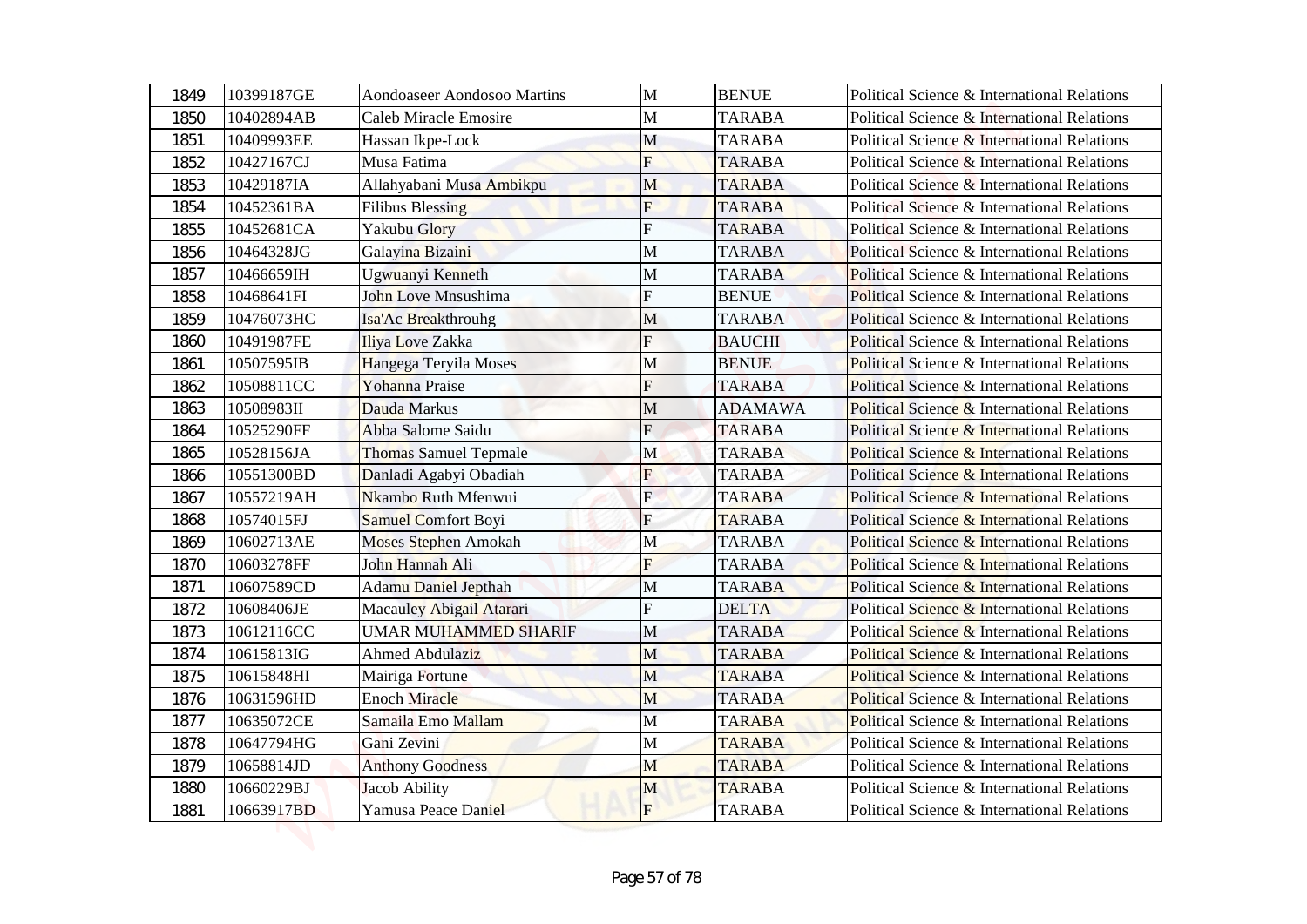| 1849 | 10399187GE | Aondoaseer Aondosoo Martins | M | BENUE | Political Science & International Relations |
|---|---|---|---|---|---|
| 1850 | 10402894AB | Caleb Miracle Emosire | M | TARABA | Political Science & International Relations |
| 1851 | 10409993EE | Hassan Ikpe-Lock | M | TARABA | Political Science & International Relations |
| 1852 | 10427167CJ | Musa Fatima | F | TARABA | Political Science & International Relations |
| 1853 | 10429187IA | Allahyabani Musa Ambikpu | M | TARABA | Political Science & International Relations |
| 1854 | 10452361BA | Filibus Blessing | F | TARABA | Political Science & International Relations |
| 1855 | 10452681CA | Yakubu Glory | F | TARABA | Political Science & International Relations |
| 1856 | 10464328JG | Galayina Bizaini | M | TARABA | Political Science & International Relations |
| 1857 | 10466659IH | Ugwuanyi Kenneth | M | TARABA | Political Science & International Relations |
| 1858 | 10468641FI | John Love Mnsushima | F | BENUE | Political Science & International Relations |
| 1859 | 10476073HC | Isa'Ac Breakthrouhg | M | TARABA | Political Science & International Relations |
| 1860 | 10491987FE | Iliya Love Zakka | F | BAUCHI | Political Science & International Relations |
| 1861 | 10507595IB | Hangega Teryila Moses | M | BENUE | Political Science & International Relations |
| 1862 | 10508811CC | Yohanna Praise | F | TARABA | Political Science & International Relations |
| 1863 | 10508983II | Dauda Markus | M | ADAMAWA | Political Science & International Relations |
| 1864 | 10525290FF | Abba Salome Saidu | F | TARABA | Political Science & International Relations |
| 1865 | 10528156JA | Thomas Samuel Tepmale | M | TARABA | Political Science & International Relations |
| 1866 | 10551300BD | Danladi Agabyi Obadiah | F | TARABA | Political Science & International Relations |
| 1867 | 10557219AH | Nkambo Ruth Mfenwui | F | TARABA | Political Science & International Relations |
| 1868 | 10574015FJ | Samuel Comfort Boyi | F | TARABA | Political Science & International Relations |
| 1869 | 10602713AE | Moses Stephen Amokah | M | TARABA | Political Science & International Relations |
| 1870 | 10603278FF | John Hannah Ali | F | TARABA | Political Science & International Relations |
| 1871 | 10607589CD | Adamu Daniel Jepthah | M | TARABA | Political Science & International Relations |
| 1872 | 10608406JE | Macauley Abigail Atarari | F | DELTA | Political Science & International Relations |
| 1873 | 10612116CC | UMAR MUHAMMED SHARIF | M | TARABA | Political Science & International Relations |
| 1874 | 10615813IG | Ahmed Abdulaziz | M | TARABA | Political Science & International Relations |
| 1875 | 10615848HI | Mairiga Fortune | M | TARABA | Political Science & International Relations |
| 1876 | 10631596HD | Enoch Miracle | M | TARABA | Political Science & International Relations |
| 1877 | 10635072CE | Samaila Emo Mallam | M | TARABA | Political Science & International Relations |
| 1878 | 10647794HG | Gani Zevini | M | TARABA | Political Science & International Relations |
| 1879 | 10658814JD | Anthony Goodness | M | TARABA | Political Science & International Relations |
| 1880 | 10660229BJ | Jacob Ability | M | TARABA | Political Science & International Relations |
| 1881 | 10663917BD | Yamusa Peace Daniel | F | TARABA | Political Science & International Relations |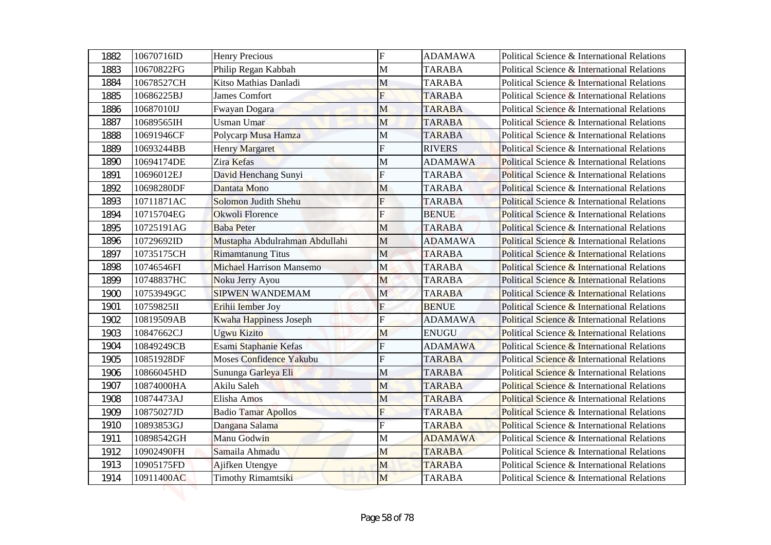| 1882 | 10670716ID | Henry Precious | F | ADAMAWA | Political Science & International Relations |
|---|---|---|---|---|---|
| 1883 | 10670822FG | Philip Regan Kabbah | M | TARABA | Political Science & International Relations |
| 1884 | 10678527CH | Kitso Mathias Danladi | M | TARABA | Political Science & International Relations |
| 1885 | 10686225BJ | James Comfort | F | TARABA | Political Science & International Relations |
| 1886 | 10687010IJ | Fwayan Dogara | M | TARABA | Political Science & International Relations |
| 1887 | 10689565IH | Usman Umar | M | TARABA | Political Science & International Relations |
| 1888 | 10691946CF | Polycarp Musa Hamza | M | TARABA | Political Science & International Relations |
| 1889 | 10693244BB | Henry Margaret | F | RIVERS | Political Science & International Relations |
| 1890 | 10694174DE | Zira Kefas | M | ADAMAWA | Political Science & International Relations |
| 1891 | 10696012EJ | David Henchang Sunyi | F | TARABA | Political Science & International Relations |
| 1892 | 10698280DF | Dantata Mono | M | TARABA | Political Science & International Relations |
| 1893 | 10711871AC | Solomon Judith Shehu | F | TARABA | Political Science & International Relations |
| 1894 | 10715704EG | Okwoli Florence | F | BENUE | Political Science & International Relations |
| 1895 | 10725191AG | Baba Peter | M | TARABA | Political Science & International Relations |
| 1896 | 10729692ID | Mustapha Abdulrahman Abdullahi | M | ADAMAWA | Political Science & International Relations |
| 1897 | 10735175CH | Rimamtanung Titus | M | TARABA | Political Science & International Relations |
| 1898 | 10746546FI | Michael Harrison Mansemo | M | TARABA | Political Science & International Relations |
| 1899 | 10748837HC | Noku Jerry Ayou | M | TARABA | Political Science & International Relations |
| 1900 | 10753949GC | SIPWEN WANDEMAM | M | TARABA | Political Science & International Relations |
| 1901 | 10759825II | Erihii Iember Joy | F | BENUE | Political Science & International Relations |
| 1902 | 10819509AB | Kwaha Happiness Joseph | F | ADAMAWA | Political Science & International Relations |
| 1903 | 10847662CJ | Ugwu Kizito | M | ENUGU | Political Science & International Relations |
| 1904 | 10849249CB | Esami Staphanie Kefas | F | ADAMAWA | Political Science & International Relations |
| 1905 | 10851928DF | Moses Confidence Yakubu | F | TARABA | Political Science & International Relations |
| 1906 | 10866045HD | Sununga Garleya Eli | M | TARABA | Political Science & International Relations |
| 1907 | 10874000HA | Akilu Saleh | M | TARABA | Political Science & International Relations |
| 1908 | 10874473AJ | Elisha Amos | M | TARABA | Political Science & International Relations |
| 1909 | 10875027JD | Badio Tamar Apollos | F | TARABA | Political Science & International Relations |
| 1910 | 10893853GJ | Dangana Salama | F | TARABA | Political Science & International Relations |
| 1911 | 10898542GH | Manu Godwin | M | ADAMAWA | Political Science & International Relations |
| 1912 | 10902490FH | Samaila Ahmadu | M | TARABA | Political Science & International Relations |
| 1913 | 10905175FD | Ajifken Utengye | M | TARABA | Political Science & International Relations |
| 1914 | 10911400AC | Timothy Rimamtsiki | M | TARABA | Political Science & International Relations |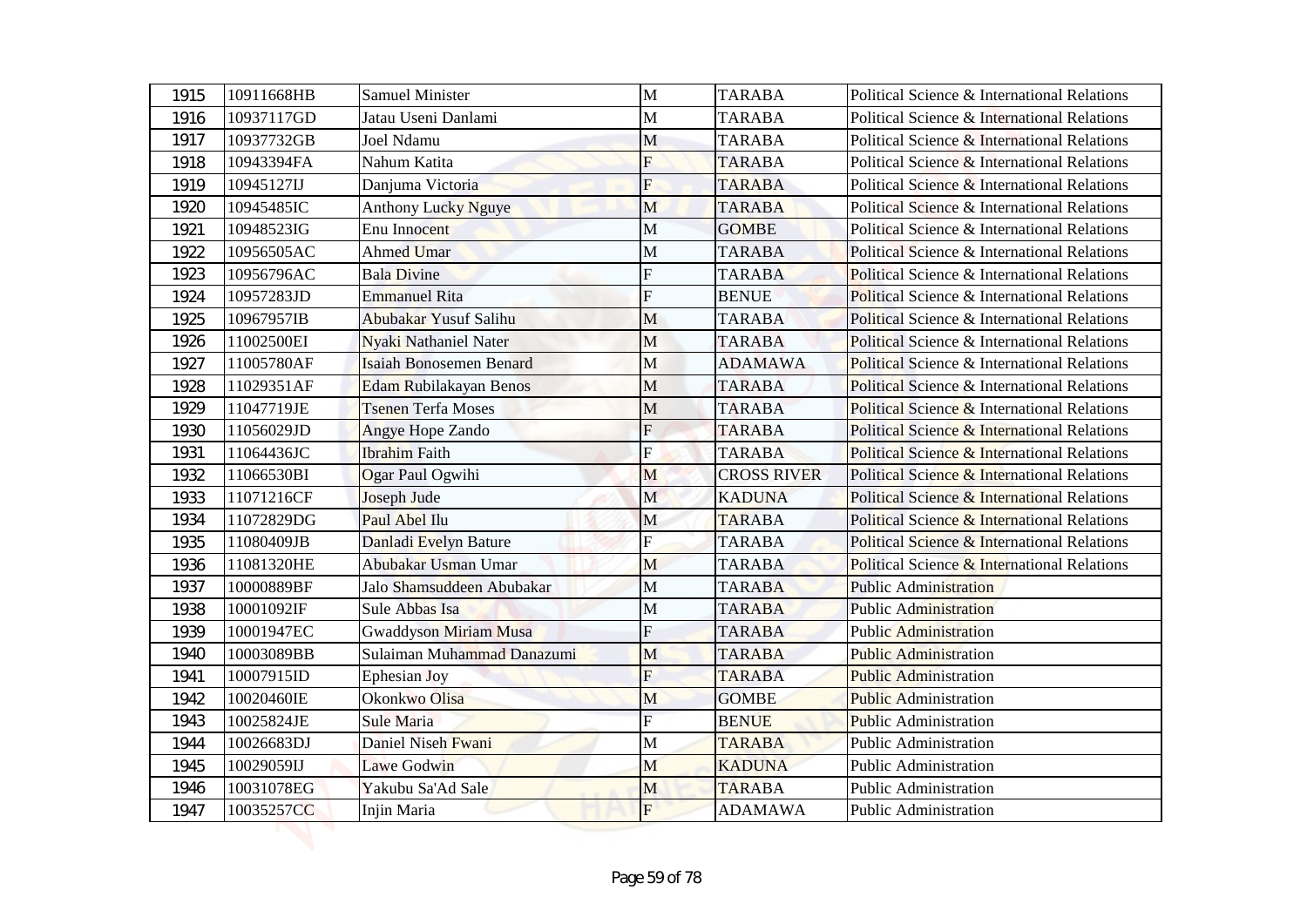| 1915 | 10911668HB | Samuel Minister | M | TARABA | Political Science & International Relations |
|---|---|---|---|---|---|
| 1916 | 10937117GD | Jatau Useni Danlami | M | TARABA | Political Science & International Relations |
| 1917 | 10937732GB | Joel Ndamu | M | TARABA | Political Science & International Relations |
| 1918 | 10943394FA | Nahum Katita | F | TARABA | Political Science & International Relations |
| 1919 | 10945127IJ | Danjuma Victoria | F | TARABA | Political Science & International Relations |
| 1920 | 10945485IC | Anthony Lucky Nguye | M | TARABA | Political Science & International Relations |
| 1921 | 10948523IG | Enu Innocent | M | GOMBE | Political Science & International Relations |
| 1922 | 10956505AC | Ahmed Umar | M | TARABA | Political Science & International Relations |
| 1923 | 10956796AC | Bala Divine | F | TARABA | Political Science & International Relations |
| 1924 | 10957283JD | Emmanuel Rita | F | BENUE | Political Science & International Relations |
| 1925 | 10967957IB | Abubakar Yusuf Salihu | M | TARABA | Political Science & International Relations |
| 1926 | 11002500EI | Nyaki Nathaniel Nater | M | TARABA | Political Science & International Relations |
| 1927 | 11005780AF | Isaiah Bonosemen Benard | M | ADAMAWA | Political Science & International Relations |
| 1928 | 11029351AF | Edam Rubilakayan Benos | M | TARABA | Political Science & International Relations |
| 1929 | 11047719JE | Tsenen Terfa Moses | M | TARABA | Political Science & International Relations |
| 1930 | 11056029JD | Angye Hope Zando | F | TARABA | Political Science & International Relations |
| 1931 | 11064436JC | Ibrahim Faith | F | TARABA | Political Science & International Relations |
| 1932 | 11066530BI | Ogar Paul Ogwihi | M | CROSS RIVER | Political Science & International Relations |
| 1933 | 11071216CF | Joseph Jude | M | KADUNA | Political Science & International Relations |
| 1934 | 11072829DG | Paul Abel Ilu | M | TARABA | Political Science & International Relations |
| 1935 | 11080409JB | Danladi Evelyn Bature | F | TARABA | Political Science & International Relations |
| 1936 | 11081320HE | Abubakar Usman Umar | M | TARABA | Political Science & International Relations |
| 1937 | 10000889BF | Jalo Shamsuddeen Abubakar | M | TARABA | Public Administration |
| 1938 | 10001092IF | Sule Abbas Isa | M | TARABA | Public Administration |
| 1939 | 10001947EC | Gwaddyson Miriam Musa | F | TARABA | Public Administration |
| 1940 | 10003089BB | Sulaiman Muhammad Danazumi | M | TARABA | Public Administration |
| 1941 | 10007915ID | Ephesian Joy | F | TARABA | Public Administration |
| 1942 | 10020460IE | Okonkwo Olisa | M | GOMBE | Public Administration |
| 1943 | 10025824JE | Sule Maria | F | BENUE | Public Administration |
| 1944 | 10026683DJ | Daniel Niseh Fwani | M | TARABA | Public Administration |
| 1945 | 10029059IJ | Lawe Godwin | M | KADUNA | Public Administration |
| 1946 | 10031078EG | Yakubu Sa'Ad Sale | M | TARABA | Public Administration |
| 1947 | 10035257CC | Injin Maria | F | ADAMAWA | Public Administration |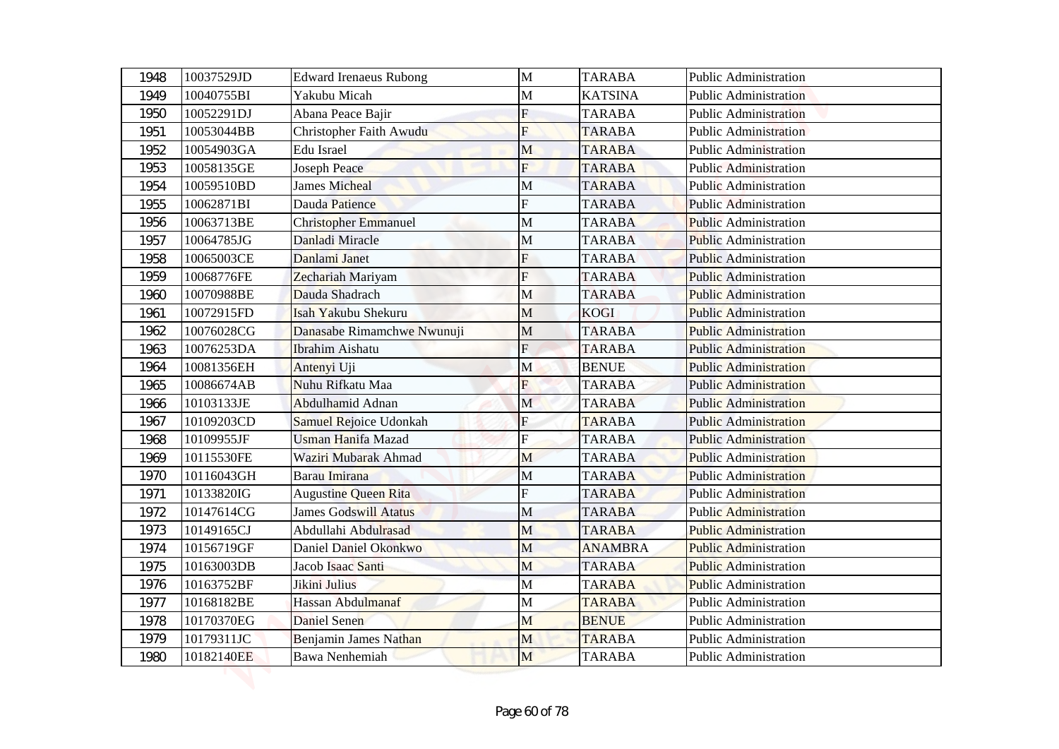| 1948 | 10037529JD | Edward Irenaeus Rubong | M | TARABA | Public Administration |
|---|---|---|---|---|---|
| 1949 | 10040755BI | Yakubu Micah | M | KATSINA | Public Administration |
| 1950 | 10052291DJ | Abana Peace Bajir | F | TARABA | Public Administration |
| 1951 | 10053044BB | Christopher Faith Awudu | F | TARABA | Public Administration |
| 1952 | 10054903GA | Edu Israel | M | TARABA | Public Administration |
| 1953 | 10058135GE | Joseph Peace | F | TARABA | Public Administration |
| 1954 | 10059510BD | James Micheal | M | TARABA | Public Administration |
| 1955 | 10062871BI | Dauda Patience | F | TARABA | Public Administration |
| 1956 | 10063713BE | Christopher Emmanuel | M | TARABA | Public Administration |
| 1957 | 10064785JG | Danladi Miracle | M | TARABA | Public Administration |
| 1958 | 10065003CE | Danlami Janet | F | TARABA | Public Administration |
| 1959 | 10068776FE | Zechariah Mariyam | F | TARABA | Public Administration |
| 1960 | 10070988BE | Dauda Shadrach | M | TARABA | Public Administration |
| 1961 | 10072915FD | Isah Yakubu Shekuru | M | KOGI | Public Administration |
| 1962 | 10076028CG | Danasabe Rimamchwe Nwunuji | M | TARABA | Public Administration |
| 1963 | 10076253DA | Ibrahim Aishatu | F | TARABA | Public Administration |
| 1964 | 10081356EH | Antenyi Uji | M | BENUE | Public Administration |
| 1965 | 10086674AB | Nuhu Rifkatu Maa | F | TARABA | Public Administration |
| 1966 | 10103133JE | Abdulhamid Adnan | M | TARABA | Public Administration |
| 1967 | 10109203CD | Samuel Rejoice Udonkah | F | TARABA | Public Administration |
| 1968 | 10109955JF | Usman Hanifa Mazad | F | TARABA | Public Administration |
| 1969 | 10115530FE | Waziri Mubarak Ahmad | M | TARABA | Public Administration |
| 1970 | 10116043GH | Barau Imirana | M | TARABA | Public Administration |
| 1971 | 10133820IG | Augustine Queen Rita | F | TARABA | Public Administration |
| 1972 | 10147614CG | James Godswill Atatus | M | TARABA | Public Administration |
| 1973 | 10149165CJ | Abdullahi Abdulrasad | M | TARABA | Public Administration |
| 1974 | 10156719GF | Daniel Daniel Okonkwo | M | ANAMBRA | Public Administration |
| 1975 | 10163003DB | Jacob Isaac Santi | M | TARABA | Public Administration |
| 1976 | 10163752BF | Jikini Julius | M | TARABA | Public Administration |
| 1977 | 10168182BE | Hassan Abdulmanaf | M | TARABA | Public Administration |
| 1978 | 10170370EG | Daniel Senen | M | BENUE | Public Administration |
| 1979 | 10179311JC | Benjamin James Nathan | M | TARABA | Public Administration |
| 1980 | 10182140EE | Bawa Nenhemiah | M | TARABA | Public Administration |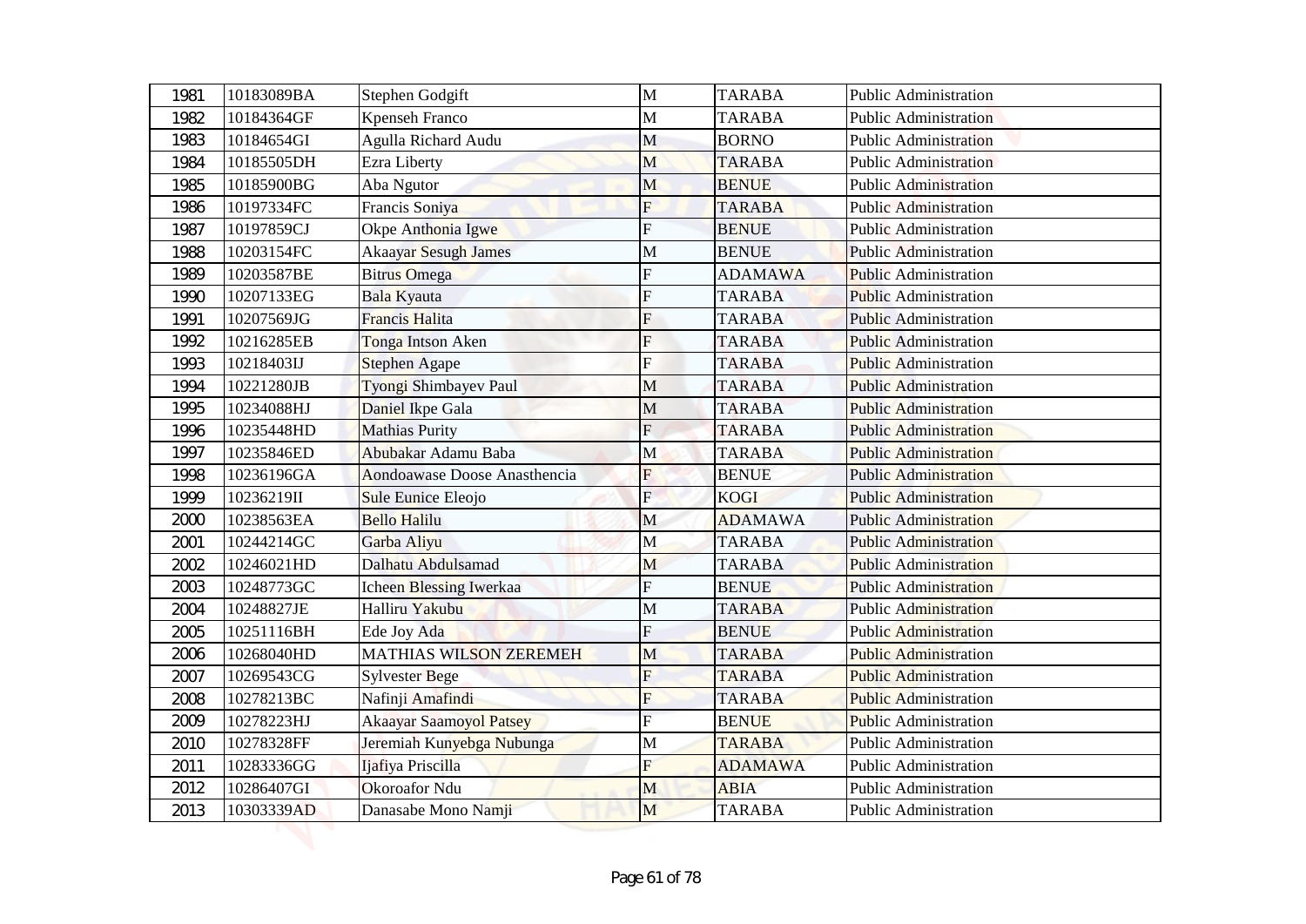| 1981 | 10183089BA | Stephen Godgift | M | TARABA | Public Administration |
|---|---|---|---|---|---|
| 1982 | 10184364GF | Kpenseh Franco | M | TARABA | Public Administration |
| 1983 | 10184654GI | Agulla Richard Audu | M | BORNO | Public Administration |
| 1984 | 10185505DH | Ezra Liberty | M | TARABA | Public Administration |
| 1985 | 10185900BG | Aba Ngutor | M | BENUE | Public Administration |
| 1986 | 10197334FC | Francis Soniya | F | TARABA | Public Administration |
| 1987 | 10197859CJ | Okpe Anthonia Igwe | F | BENUE | Public Administration |
| 1988 | 10203154FC | Akaayar Sesugh James | M | BENUE | Public Administration |
| 1989 | 10203587BE | Bitrus Omega | F | ADAMAWA | Public Administration |
| 1990 | 10207133EG | Bala Kyauta | F | TARABA | Public Administration |
| 1991 | 10207569JG | Francis Halita | F | TARABA | Public Administration |
| 1992 | 10216285EB | Tonga Intson Aken | F | TARABA | Public Administration |
| 1993 | 10218403IJ | Stephen Agape | F | TARABA | Public Administration |
| 1994 | 10221280JB | Tyongi Shimbayev Paul | M | TARABA | Public Administration |
| 1995 | 10234088HJ | Daniel Ikpe Gala | M | TARABA | Public Administration |
| 1996 | 10235448HD | Mathias Purity | F | TARABA | Public Administration |
| 1997 | 10235846ED | Abubakar Adamu Baba | M | TARABA | Public Administration |
| 1998 | 10236196GA | Aondoawase Doose Anasthencia | F | BENUE | Public Administration |
| 1999 | 10236219II | Sule Eunice Eleojo | F | KOGI | Public Administration |
| 2000 | 10238563EA | Bello Halilu | M | ADAMAWA | Public Administration |
| 2001 | 10244214GC | Garba Aliyu | M | TARABA | Public Administration |
| 2002 | 10246021HD | Dalhatu Abdulsamad | M | TARABA | Public Administration |
| 2003 | 10248773GC | Icheen Blessing Iwerkaa | F | BENUE | Public Administration |
| 2004 | 10248827JE | Halliru Yakubu | M | TARABA | Public Administration |
| 2005 | 10251116BH | Ede Joy Ada | F | BENUE | Public Administration |
| 2006 | 10268040HD | MATHIAS WILSON ZEREMEH | M | TARABA | Public Administration |
| 2007 | 10269543CG | Sylvester Bege | F | TARABA | Public Administration |
| 2008 | 10278213BC | Nafinji Amafindi | F | TARABA | Public Administration |
| 2009 | 10278223HJ | Akaayar Saamoyol Patsey | F | BENUE | Public Administration |
| 2010 | 10278328FF | Jeremiah Kunyebga Nubunga | M | TARABA | Public Administration |
| 2011 | 10283336GG | Ijafiya Priscilla | F | ADAMAWA | Public Administration |
| 2012 | 10286407GI | Okoroafor Ndu | M | ABIA | Public Administration |
| 2013 | 10303339AD | Danasabe Mono Namji | M | TARABA | Public Administration |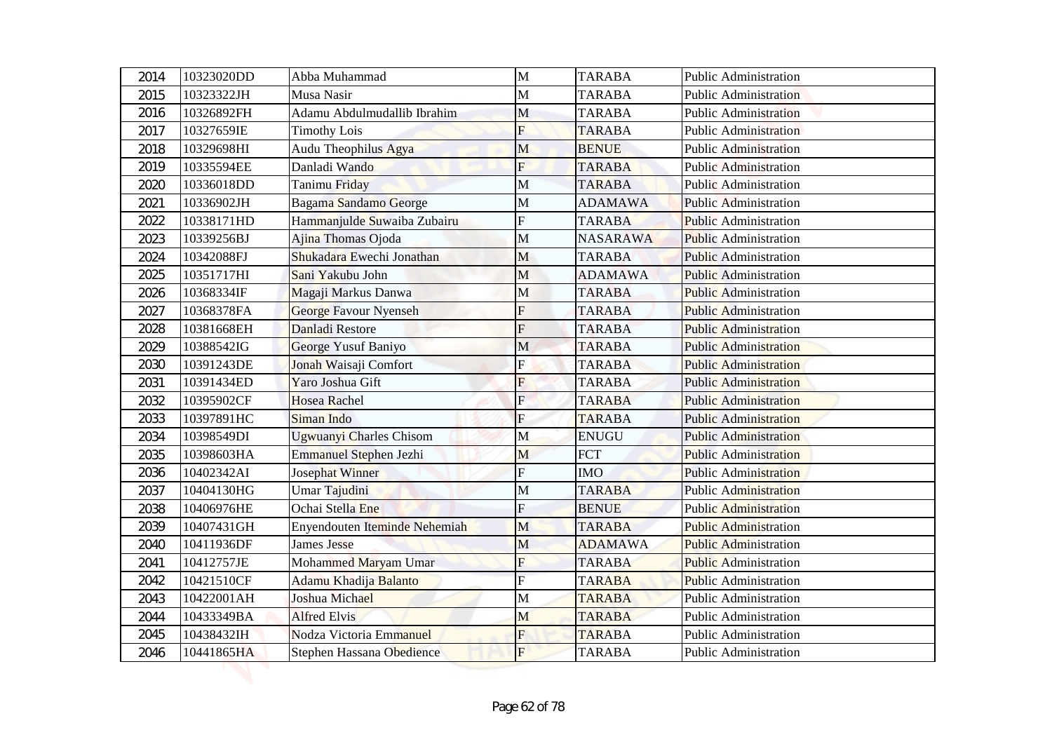| 2014 | 10323020DD | Abba Muhammad | M | TARABA | Public Administration |
|---|---|---|---|---|---|
| 2015 | 10323322JH | Musa Nasir | M | TARABA | Public Administration |
| 2016 | 10326892FH | Adamu Abdulmudallib Ibrahim | M | TARABA | Public Administration |
| 2017 | 10327659IE | Timothy Lois | F | TARABA | Public Administration |
| 2018 | 10329698HI | Audu Theophilus Agya | M | BENUE | Public Administration |
| 2019 | 10335594EE | Danladi Wando | F | TARABA | Public Administration |
| 2020 | 10336018DD | Tanimu Friday | M | TARABA | Public Administration |
| 2021 | 10336902JH | Bagama Sandamo George | M | ADAMAWA | Public Administration |
| 2022 | 10338171HD | Hammanjulde Suwaiba Zubairu | F | TARABA | Public Administration |
| 2023 | 10339256BJ | Ajina Thomas Ojoda | M | NASARAWA | Public Administration |
| 2024 | 10342088FJ | Shukadara Ewechi Jonathan | M | TARABA | Public Administration |
| 2025 | 10351717HI | Sani Yakubu John | M | ADAMAWA | Public Administration |
| 2026 | 10368334IF | Magaji Markus Danwa | M | TARABA | Public Administration |
| 2027 | 10368378FA | George Favour Nyenseh | F | TARABA | Public Administration |
| 2028 | 10381668EH | Danladi Restore | F | TARABA | Public Administration |
| 2029 | 10388542IG | George Yusuf Baniyo | M | TARABA | Public Administration |
| 2030 | 10391243DE | Jonah Waisaji Comfort | F | TARABA | Public Administration |
| 2031 | 10391434ED | Yaro Joshua Gift | F | TARABA | Public Administration |
| 2032 | 10395902CF | Hosea Rachel | F | TARABA | Public Administration |
| 2033 | 10397891HC | Siman Indo | F | TARABA | Public Administration |
| 2034 | 10398549DI | Ugwuanyi Charles Chisom | M | ENUGU | Public Administration |
| 2035 | 10398603HA | Emmanuel Stephen Jezhi | M | FCT | Public Administration |
| 2036 | 10402342AI | Josephat Winner | F | IMO | Public Administration |
| 2037 | 10404130HG | Umar Tajudini | M | TARABA | Public Administration |
| 2038 | 10406976HE | Ochai Stella Ene | F | BENUE | Public Administration |
| 2039 | 10407431GH | Enyendouten Iteminde Nehemiah | M | TARABA | Public Administration |
| 2040 | 10411936DF | James Jesse | M | ADAMAWA | Public Administration |
| 2041 | 10412757JE | Mohammed Maryam Umar | F | TARABA | Public Administration |
| 2042 | 10421510CF | Adamu Khadija Balanto | F | TARABA | Public Administration |
| 2043 | 10422001AH | Joshua Michael | M | TARABA | Public Administration |
| 2044 | 10433349BA | Alfred Elvis | M | TARABA | Public Administration |
| 2045 | 10438432IH | Nodza Victoria Emmanuel | F | TARABA | Public Administration |
| 2046 | 10441865HA | Stephen Hassana Obedience | F | TARABA | Public Administration |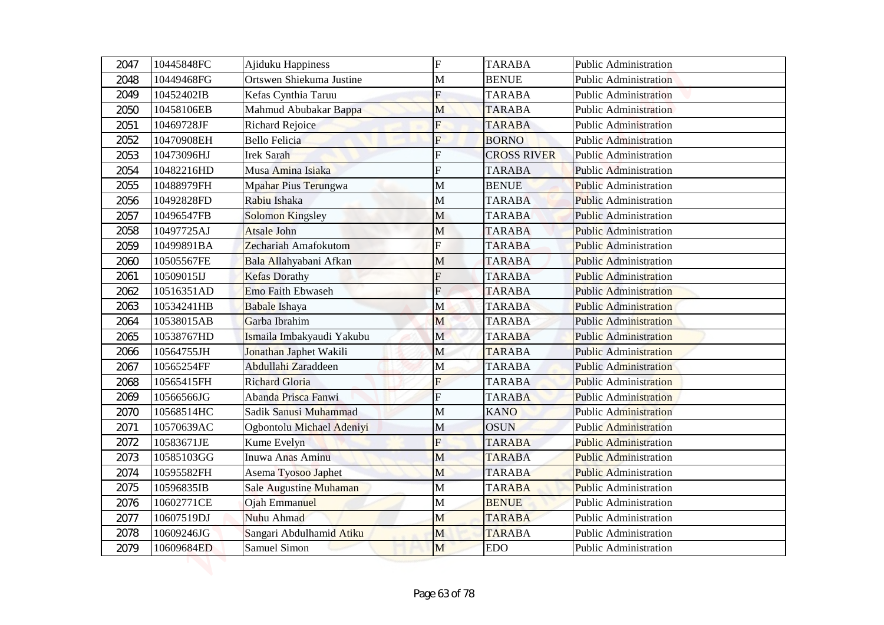| 2047 | 10445848FC | Ajiduku Happiness | F | TARABA | Public Administration |
|---|---|---|---|---|---|
| 2048 | 10449468FG | Ortswen Shiekuma Justine | M | BENUE | Public Administration |
| 2049 | 10452402IB | Kefas Cynthia Taruu | F | TARABA | Public Administration |
| 2050 | 10458106EB | Mahmud Abubakar Bappa | M | TARABA | Public Administration |
| 2051 | 10469728JF | Richard Rejoice | F | TARABA | Public Administration |
| 2052 | 10470908EH | Bello Felicia | F | BORNO | Public Administration |
| 2053 | 10473096HJ | Irek Sarah | F | CROSS RIVER | Public Administration |
| 2054 | 10482216HD | Musa Amina Isiaka | F | TARABA | Public Administration |
| 2055 | 10488979FH | Mpahar Pius Terungwa | M | BENUE | Public Administration |
| 2056 | 10492828FD | Rabiu Ishaka | M | TARABA | Public Administration |
| 2057 | 10496547FB | Solomon Kingsley | M | TARABA | Public Administration |
| 2058 | 10497725AJ | Atsale John | M | TARABA | Public Administration |
| 2059 | 10499891BA | Zechariah Amafokutom | F | TARABA | Public Administration |
| 2060 | 10505567FE | Bala Allahyabani Afkan | M | TARABA | Public Administration |
| 2061 | 10509015IJ | Kefas Dorathy | F | TARABA | Public Administration |
| 2062 | 10516351AD | Emo Faith Ebwaseh | F | TARABA | Public Administration |
| 2063 | 10534241HB | Babale Ishaya | M | TARABA | Public Administration |
| 2064 | 10538015AB | Garba Ibrahim | M | TARABA | Public Administration |
| 2065 | 10538767HD | Ismaila Imbakyaudi Yakubu | M | TARABA | Public Administration |
| 2066 | 10564755JH | Jonathan Japhet Wakili | M | TARABA | Public Administration |
| 2067 | 10565254FF | Abdullahi Zaraddeen | M | TARABA | Public Administration |
| 2068 | 10565415FH | Richard Gloria | F | TARABA | Public Administration |
| 2069 | 10566566JG | Abanda Prisca Fanwi | F | TARABA | Public Administration |
| 2070 | 10568514HC | Sadik Sanusi Muhammad | M | KANO | Public Administration |
| 2071 | 10570639AC | Ogbontolu Michael Adeniyi | M | OSUN | Public Administration |
| 2072 | 10583671JE | Kume Evelyn | F | TARABA | Public Administration |
| 2073 | 10585103GG | Inuwa Anas Aminu | M | TARABA | Public Administration |
| 2074 | 10595582FH | Asema Tyosoo Japhet | M | TARABA | Public Administration |
| 2075 | 10596835IB | Sale Augustine Muhaman | M | TARABA | Public Administration |
| 2076 | 10602771CE | Ojah Emmanuel | M | BENUE | Public Administration |
| 2077 | 10607519DJ | Nuhu Ahmad | M | TARABA | Public Administration |
| 2078 | 10609246JG | Sangari Abdulhamid Atiku | M | TARABA | Public Administration |
| 2079 | 10609684ED | Samuel Simon | M | EDO | Public Administration |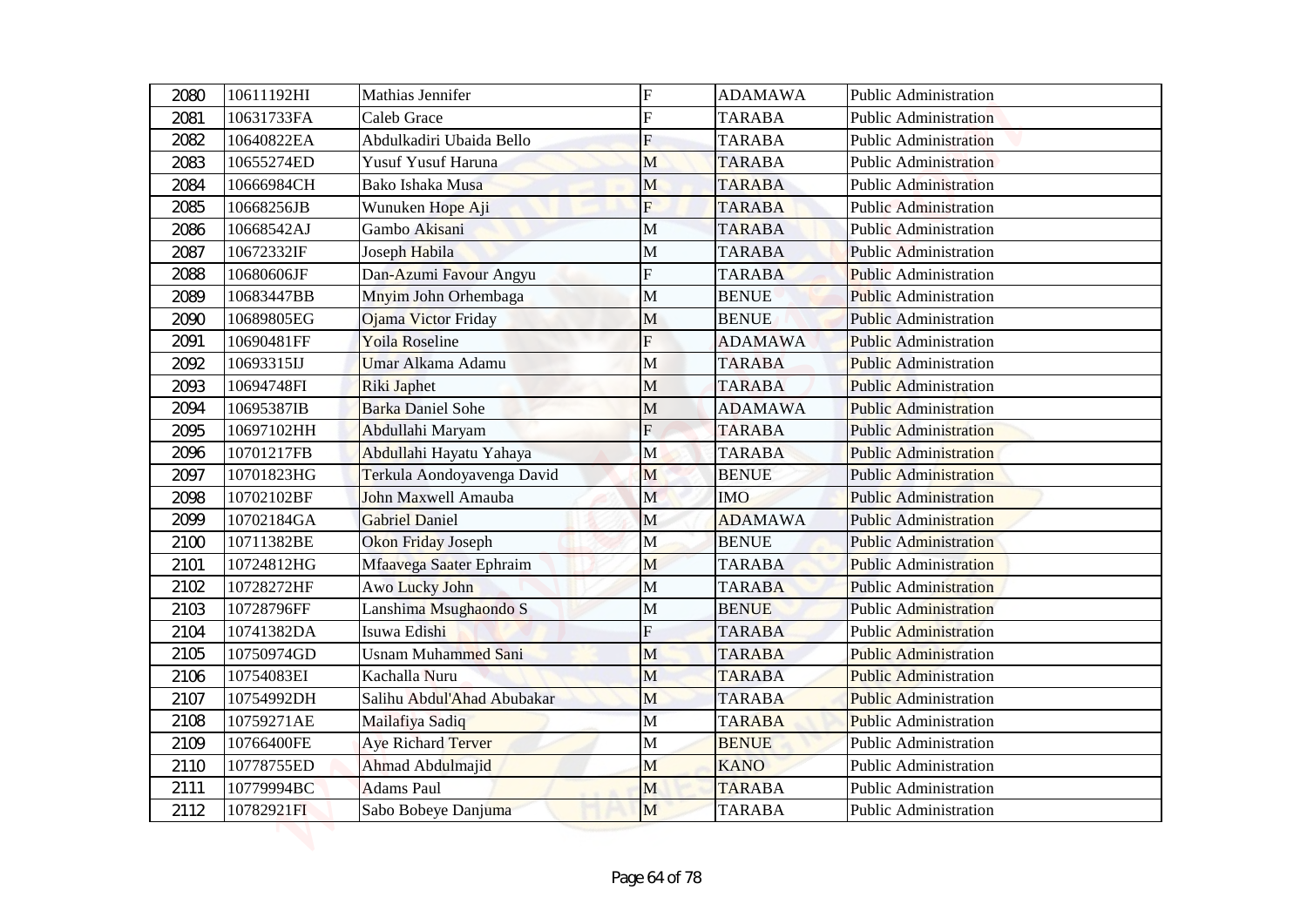| 2080 | 10611192HI | Mathias Jennifer | F | ADAMAWA | Public Administration |
|---|---|---|---|---|---|
| 2081 | 10631733FA | Caleb Grace | F | TARABA | Public Administration |
| 2082 | 10640822EA | Abdulkadiri Ubaida Bello | F | TARABA | Public Administration |
| 2083 | 10655274ED | Yusuf Yusuf Haruna | M | TARABA | Public Administration |
| 2084 | 10666984CH | Bako Ishaka Musa | M | TARABA | Public Administration |
| 2085 | 10668256JB | Wunuken Hope Aji | F | TARABA | Public Administration |
| 2086 | 10668542AJ | Gambo Akisani | M | TARABA | Public Administration |
| 2087 | 10672332IF | Joseph Habila | M | TARABA | Public Administration |
| 2088 | 10680606JF | Dan-Azumi Favour Angyu | F | TARABA | Public Administration |
| 2089 | 10683447BB | Mnyim John Orhembaga | M | BENUE | Public Administration |
| 2090 | 10689805EG | Ojama Victor Friday | M | BENUE | Public Administration |
| 2091 | 10690481FF | Yoila Roseline | F | ADAMAWA | Public Administration |
| 2092 | 10693315IJ | Umar Alkama Adamu | M | TARABA | Public Administration |
| 2093 | 10694748FI | Riki Japhet | M | TARABA | Public Administration |
| 2094 | 10695387IB | Barka Daniel Sohe | M | ADAMAWA | Public Administration |
| 2095 | 10697102HH | Abdullahi Maryam | F | TARABA | Public Administration |
| 2096 | 10701217FB | Abdullahi Hayatu Yahaya | M | TARABA | Public Administration |
| 2097 | 10701823HG | Terkula Aondoyavenga David | M | BENUE | Public Administration |
| 2098 | 10702102BF | John Maxwell Amauba | M | IMO | Public Administration |
| 2099 | 10702184GA | Gabriel Daniel | M | ADAMAWA | Public Administration |
| 2100 | 10711382BE | Okon Friday Joseph | M | BENUE | Public Administration |
| 2101 | 10724812HG | Mfaavega Saater Ephraim | M | TARABA | Public Administration |
| 2102 | 10728272HF | Awo Lucky John | M | TARABA | Public Administration |
| 2103 | 10728796FF | Lanshima Msughaondo S | M | BENUE | Public Administration |
| 2104 | 10741382DA | Isuwa Edishi | F | TARABA | Public Administration |
| 2105 | 10750974GD | Usnam Muhammed Sani | M | TARABA | Public Administration |
| 2106 | 10754083EI | Kachalla Nuru | M | TARABA | Public Administration |
| 2107 | 10754992DH | Salihu Abdul'Ahad Abubakar | M | TARABA | Public Administration |
| 2108 | 10759271AE | Mailafiya Sadiq | M | TARABA | Public Administration |
| 2109 | 10766400FE | Aye Richard Terver | M | BENUE | Public Administration |
| 2110 | 10778755ED | Ahmad Abdulmajid | M | KANO | Public Administration |
| 2111 | 10779994BC | Adams Paul | M | TARABA | Public Administration |
| 2112 | 10782921FI | Sabo Bobeye Danjuma | M | TARABA | Public Administration |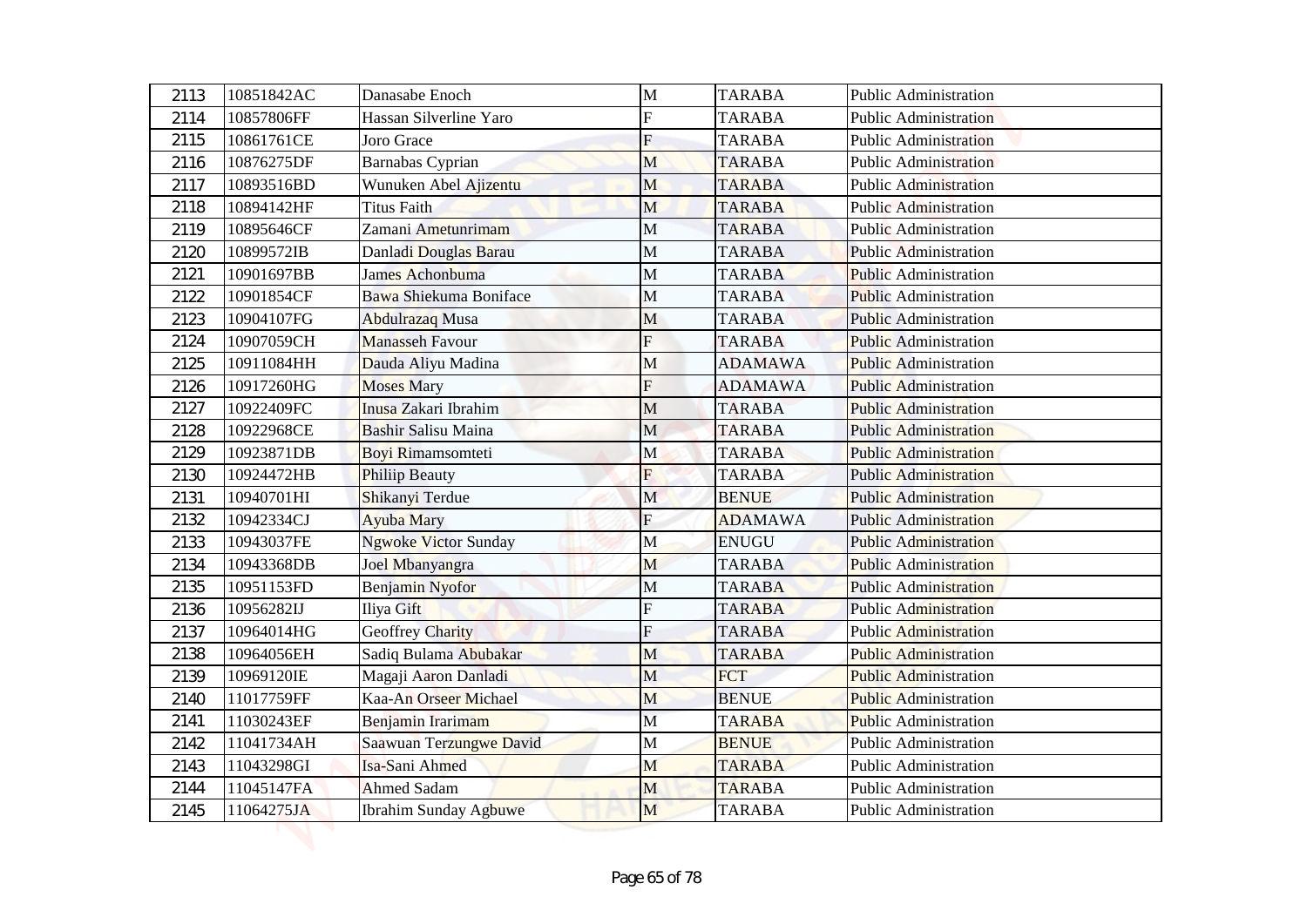| 2113 | 10851842AC | Danasabe Enoch | M | TARABA | Public Administration |
|---|---|---|---|---|---|
| 2114 | 10857806FF | Hassan Silverline Yaro | F | TARABA | Public Administration |
| 2115 | 10861761CE | Joro Grace | F | TARABA | Public Administration |
| 2116 | 10876275DF | Barnabas Cyprian | M | TARABA | Public Administration |
| 2117 | 10893516BD | Wunuken Abel Ajizentu | M | TARABA | Public Administration |
| 2118 | 10894142HF | Titus Faith | M | TARABA | Public Administration |
| 2119 | 10895646CF | Zamani Ametunrimam | M | TARABA | Public Administration |
| 2120 | 10899572IB | Danladi Douglas Barau | M | TARABA | Public Administration |
| 2121 | 10901697BB | James Achonbuma | M | TARABA | Public Administration |
| 2122 | 10901854CF | Bawa Shiekuma Boniface | M | TARABA | Public Administration |
| 2123 | 10904107FG | Abdulrazaq Musa | M | TARABA | Public Administration |
| 2124 | 10907059CH | Manasseh Favour | F | TARABA | Public Administration |
| 2125 | 10911084HH | Dauda Aliyu Madina | M | ADAMAWA | Public Administration |
| 2126 | 10917260HG | Moses Mary | F | ADAMAWA | Public Administration |
| 2127 | 10922409FC | Inusa Zakari Ibrahim | M | TARABA | Public Administration |
| 2128 | 10922968CE | Bashir Salisu Maina | M | TARABA | Public Administration |
| 2129 | 10923871DB | Boyi Rimamsomteti | M | TARABA | Public Administration |
| 2130 | 10924472HB | Philiip Beauty | F | TARABA | Public Administration |
| 2131 | 10940701HI | Shikanyi Terdue | M | BENUE | Public Administration |
| 2132 | 10942334CJ | Ayuba Mary | F | ADAMAWA | Public Administration |
| 2133 | 10943037FE | Ngwoke Victor Sunday | M | ENUGU | Public Administration |
| 2134 | 10943368DB | Joel Mbanyangra | M | TARABA | Public Administration |
| 2135 | 10951153FD | Benjamin Nyofor | M | TARABA | Public Administration |
| 2136 | 10956282IJ | Iliya Gift | F | TARABA | Public Administration |
| 2137 | 10964014HG | Geoffrey Charity | F | TARABA | Public Administration |
| 2138 | 10964056EH | Sadiq Bulama Abubakar | M | TARABA | Public Administration |
| 2139 | 10969120IE | Magaji Aaron Danladi | M | FCT | Public Administration |
| 2140 | 11017759FF | Kaa-An Orseer Michael | M | BENUE | Public Administration |
| 2141 | 11030243EF | Benjamin Irarimam | M | TARABA | Public Administration |
| 2142 | 11041734AH | Saawuan Terzungwe David | M | BENUE | Public Administration |
| 2143 | 11043298GI | Isa-Sani Ahmed | M | TARABA | Public Administration |
| 2144 | 11045147FA | Ahmed Sadam | M | TARABA | Public Administration |
| 2145 | 11064275JA | Ibrahim Sunday Agbuwe | M | TARABA | Public Administration |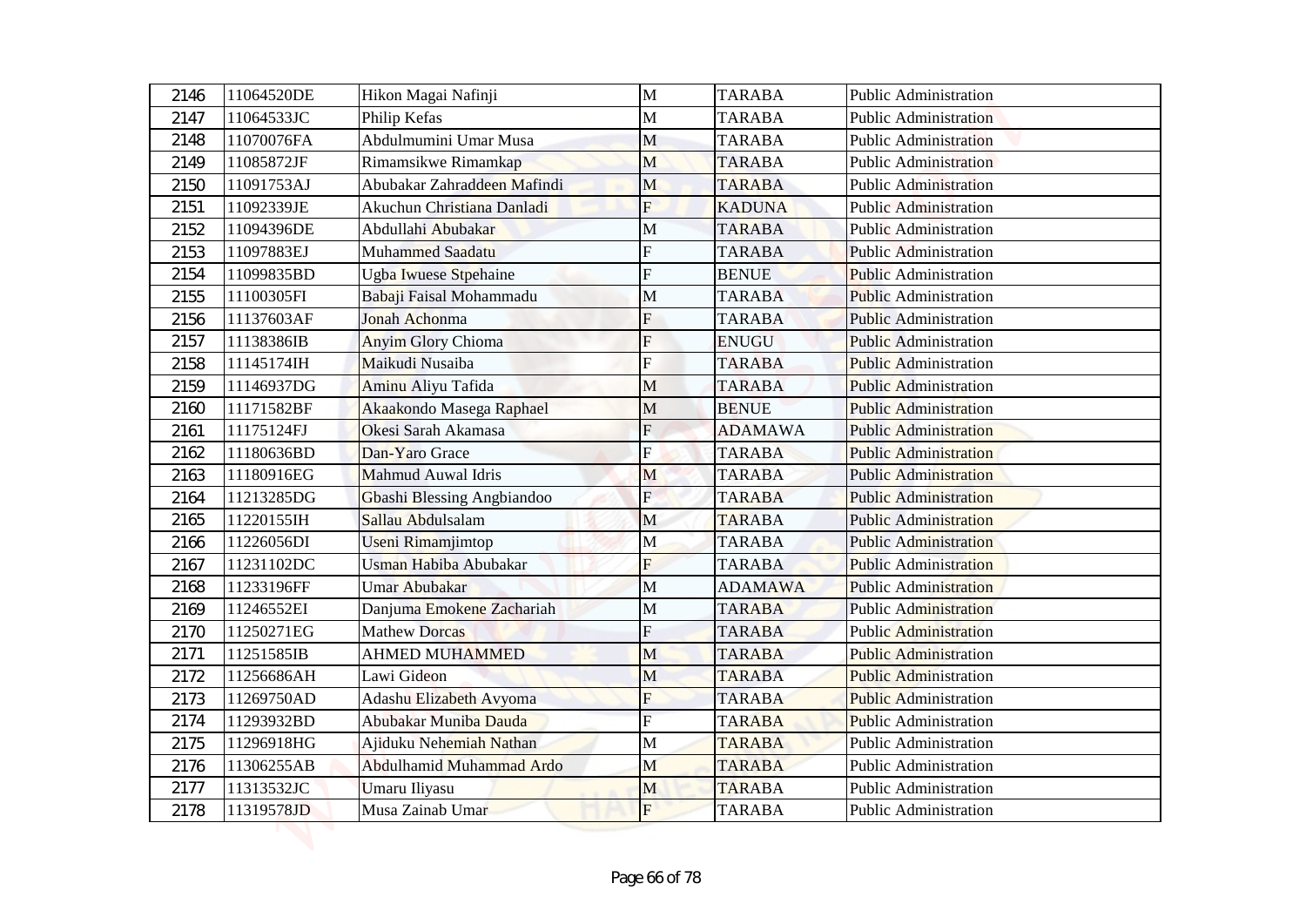| 2146 | 11064520DE | Hikon Magai Nafinji | M | TARABA | Public Administration |
|---|---|---|---|---|---|
| 2147 | 11064533JC | Philip Kefas | M | TARABA | Public Administration |
| 2148 | 11070076FA | Abdulmumini Umar Musa | M | TARABA | Public Administration |
| 2149 | 11085872JF | Rimamsikwe Rimamkap | M | TARABA | Public Administration |
| 2150 | 11091753AJ | Abubakar Zahraddeen Mafindi | M | TARABA | Public Administration |
| 2151 | 11092339JE | Akuchun Christiana Danladi | F | KADUNA | Public Administration |
| 2152 | 11094396DE | Abdullahi Abubakar | M | TARABA | Public Administration |
| 2153 | 11097883EJ | Muhammed Saadatu | F | TARABA | Public Administration |
| 2154 | 11099835BD | Ugba Iwuese Stpehaine | F | BENUE | Public Administration |
| 2155 | 11100305FI | Babaji Faisal Mohammadu | M | TARABA | Public Administration |
| 2156 | 11137603AF | Jonah Achonma | F | TARABA | Public Administration |
| 2157 | 11138386IB | Anyim Glory Chioma | F | ENUGU | Public Administration |
| 2158 | 11145174IH | Maikudi Nusaiba | F | TARABA | Public Administration |
| 2159 | 11146937DG | Aminu Aliyu Tafida | M | TARABA | Public Administration |
| 2160 | 11171582BF | Akaakondo Masega Raphael | M | BENUE | Public Administration |
| 2161 | 11175124FJ | Okesi Sarah Akamasa | F | ADAMAWA | Public Administration |
| 2162 | 11180636BD | Dan-Yaro Grace | F | TARABA | Public Administration |
| 2163 | 11180916EG | Mahmud Auwal Idris | M | TARABA | Public Administration |
| 2164 | 11213285DG | Gbashi Blessing Angbiandoo | F | TARABA | Public Administration |
| 2165 | 11220155IH | Sallau Abdulsalam | M | TARABA | Public Administration |
| 2166 | 11226056DI | Useni Rimamjimtop | M | TARABA | Public Administration |
| 2167 | 11231102DC | Usman Habiba Abubakar | F | TARABA | Public Administration |
| 2168 | 11233196FF | Umar Abubakar | M | ADAMAWA | Public Administration |
| 2169 | 11246552EI | Danjuma Emokene Zachariah | M | TARABA | Public Administration |
| 2170 | 11250271EG | Mathew Dorcas | F | TARABA | Public Administration |
| 2171 | 11251585IB | AHMED MUHAMMED | M | TARABA | Public Administration |
| 2172 | 11256686AH | Lawi Gideon | M | TARABA | Public Administration |
| 2173 | 11269750AD | Adashu Elizabeth Avyoma | F | TARABA | Public Administration |
| 2174 | 11293932BD | Abubakar Muniba Dauda | F | TARABA | Public Administration |
| 2175 | 11296918HG | Ajiduku Nehemiah Nathan | M | TARABA | Public Administration |
| 2176 | 11306255AB | Abdulhamid Muhammad Ardo | M | TARABA | Public Administration |
| 2177 | 11313532JC | Umaru Iliyasu | M | TARABA | Public Administration |
| 2178 | 11319578JD | Musa Zainab Umar | F | TARABA | Public Administration |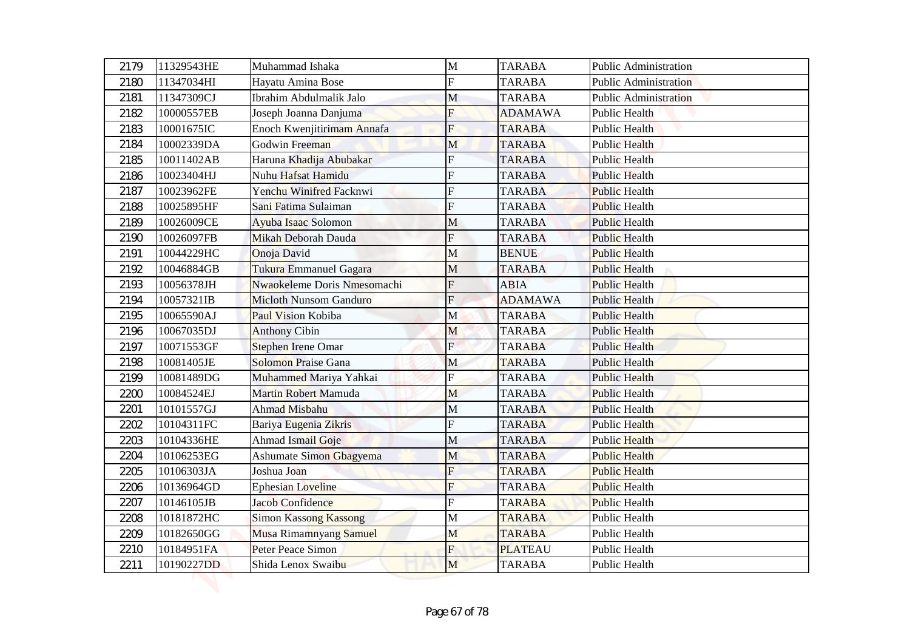| 2179 | 11329543HE | Muhammad Ishaka | M | TARABA | Public Administration |
|---|---|---|---|---|---|
| 2180 | 11347034HI | Hayatu Amina Bose | F | TARABA | Public Administration |
| 2181 | 11347309CJ | Ibrahim Abdulmalik Jalo | M | TARABA | Public Administration |
| 2182 | 10000557EB | Joseph Joanna Danjuma | F | ADAMAWA | Public Health |
| 2183 | 10001675IC | Enoch Kwenjitirimam Annafa | F | TARABA | Public Health |
| 2184 | 10002339DA | Godwin Freeman | M | TARABA | Public Health |
| 2185 | 10011402AB | Haruna Khadija Abubakar | F | TARABA | Public Health |
| 2186 | 10023404HJ | Nuhu Hafsat Hamidu | F | TARABA | Public Health |
| 2187 | 10023962FE | Yenchu Winifred Facknwi | F | TARABA | Public Health |
| 2188 | 10025895HF | Sani Fatima Sulaiman | F | TARABA | Public Health |
| 2189 | 10026009CE | Ayuba Isaac Solomon | M | TARABA | Public Health |
| 2190 | 10026097FB | Mikah Deborah Dauda | F | TARABA | Public Health |
| 2191 | 10044229HC | Onoja David | M | BENUE | Public Health |
| 2192 | 10046884GB | Tukura Emmanuel Gagara | M | TARABA | Public Health |
| 2193 | 10056378JH | Nwaokeleme Doris Nmesomachi | F | ABIA | Public Health |
| 2194 | 10057321IB | Micloth Nunsom Ganduro | F | ADAMAWA | Public Health |
| 2195 | 10065590AJ | Paul Vision Kobiba | M | TARABA | Public Health |
| 2196 | 10067035DJ | Anthony Cibin | M | TARABA | Public Health |
| 2197 | 10071553GF | Stephen Irene Omar | F | TARABA | Public Health |
| 2198 | 10081405JE | Solomon Praise Gana | M | TARABA | Public Health |
| 2199 | 10081489DG | Muhammed Mariya Yahkai | F | TARABA | Public Health |
| 2200 | 10084524EJ | Martin Robert Mamuda | M | TARABA | Public Health |
| 2201 | 10101557GJ | Ahmad Misbahu | M | TARABA | Public Health |
| 2202 | 10104311FC | Bariya Eugenia Zikris | F | TARABA | Public Health |
| 2203 | 10104336HE | Ahmad Ismail Goje | M | TARABA | Public Health |
| 2204 | 10106253EG | Ashumate Simon Gbagyema | M | TARABA | Public Health |
| 2205 | 10106303JA | Joshua Joan | F | TARABA | Public Health |
| 2206 | 10136964GD | Ephesian Loveline | F | TARABA | Public Health |
| 2207 | 10146105JB | Jacob Confidence | F | TARABA | Public Health |
| 2208 | 10181872HC | Simon Kassong Kassong | M | TARABA | Public Health |
| 2209 | 10182650GG | Musa Rimamnyang Samuel | M | TARABA | Public Health |
| 2210 | 10184951FA | Peter Peace Simon | F | PLATEAU | Public Health |
| 2211 | 10190227DD | Shida Lenox Swaibu | M | TARABA | Public Health |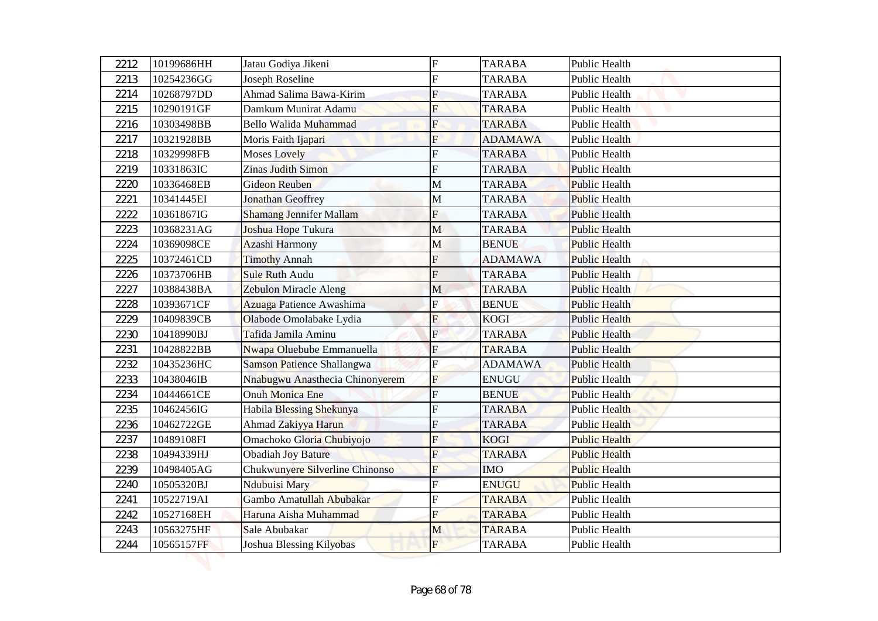| 2212 | 10199686HH | Jatau Godiya Jikeni | F | TARABA | Public Health |
|---|---|---|---|---|---|
| 2213 | 10254236GG | Joseph Roseline | F | TARABA | Public Health |
| 2214 | 10268797DD | Ahmad Salima Bawa-Kirim | F | TARABA | Public Health |
| 2215 | 10290191GF | Damkum Munirat Adamu | F | TARABA | Public Health |
| 2216 | 10303498BB | Bello Walida Muhammad | F | TARABA | Public Health |
| 2217 | 10321928BB | Moris Faith Ijapari | F | ADAMAWA | Public Health |
| 2218 | 10329998FB | Moses Lovely | F | TARABA | Public Health |
| 2219 | 10331863IC | Zinas Judith Simon | F | TARABA | Public Health |
| 2220 | 10336468EB | Gideon Reuben | M | TARABA | Public Health |
| 2221 | 10341445EI | Jonathan Geoffrey | M | TARABA | Public Health |
| 2222 | 10361867IG | Shamang Jennifer Mallam | F | TARABA | Public Health |
| 2223 | 10368231AG | Joshua Hope Tukura | M | TARABA | Public Health |
| 2224 | 10369098CE | Azashi Harmony | M | BENUE | Public Health |
| 2225 | 10372461CD | Timothy Annah | F | ADAMAWA | Public Health |
| 2226 | 10373706HB | Sule Ruth Audu | F | TARABA | Public Health |
| 2227 | 10388438BA | Zebulon Miracle Aleng | M | TARABA | Public Health |
| 2228 | 10393671CF | Azuaga Patience Awashima | F | BENUE | Public Health |
| 2229 | 10409839CB | Olabode Omolabake Lydia | F | KOGI | Public Health |
| 2230 | 10418990BJ | Tafida Jamila Aminu | F | TARABA | Public Health |
| 2231 | 10428822BB | Nwapa Oluebube Emmanuella | F | TARABA | Public Health |
| 2232 | 10435236HC | Samson Patience Shallangwa | F | ADAMAWA | Public Health |
| 2233 | 10438046IB | Nnabugwu Anasthecia Chinonyerem | F | ENUGU | Public Health |
| 2234 | 10444661CE | Onuh Monica Ene | F | BENUE | Public Health |
| 2235 | 10462456IG | Habila Blessing Shekunya | F | TARABA | Public Health |
| 2236 | 10462722GE | Ahmad Zakiyya Harun | F | TARABA | Public Health |
| 2237 | 10489108FI | Omachoko Gloria Chubiyojo | F | KOGI | Public Health |
| 2238 | 10494339HJ | Obadiah Joy Bature | F | TARABA | Public Health |
| 2239 | 10498405AG | Chukwunyere Silverline Chinonso | F | IMO | Public Health |
| 2240 | 10505320BJ | Ndubuisi Mary | F | ENUGU | Public Health |
| 2241 | 10522719AI | Gambo Amatullah Abubakar | F | TARABA | Public Health |
| 2242 | 10527168EH | Haruna Aisha Muhammad | F | TARABA | Public Health |
| 2243 | 10563275HF | Sale Abubakar | M | TARABA | Public Health |
| 2244 | 10565157FF | Joshua Blessing Kilyobas | F | TARABA | Public Health |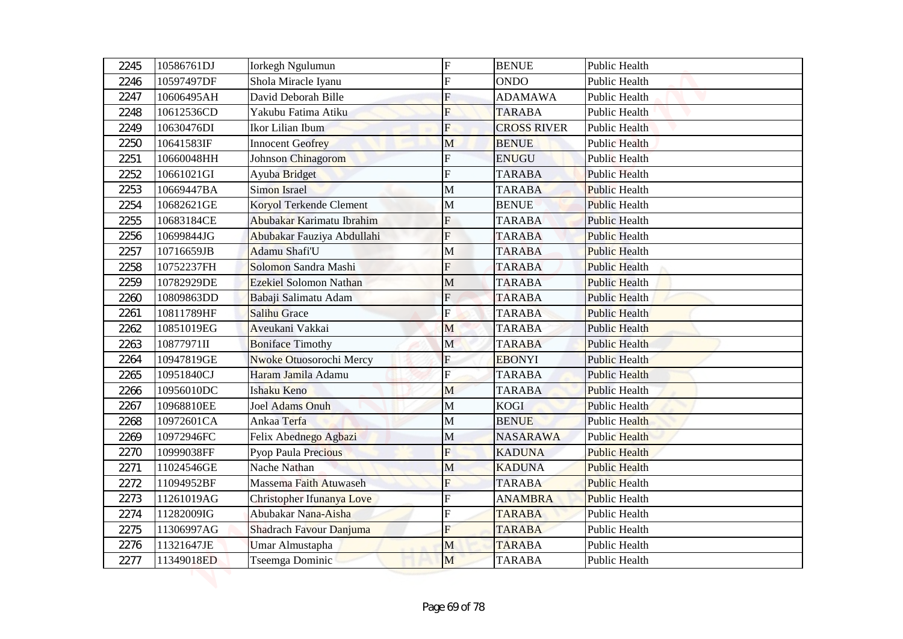| 2245 | 10586761DJ | Iorkegh Ngulumun | F | BENUE | Public Health |
|---|---|---|---|---|---|
| 2246 | 10597497DF | Shola Miracle Iyanu | F | ONDO | Public Health |
| 2247 | 10606495AH | David Deborah Bille | F | ADAMAWA | Public Health |
| 2248 | 10612536CD | Yakubu Fatima Atiku | F | TARABA | Public Health |
| 2249 | 10630476DI | Ikor Lilian Ibum | F | CROSS RIVER | Public Health |
| 2250 | 10641583IF | Innocent Geofrey | M | BENUE | Public Health |
| 2251 | 10660048HH | Johnson Chinagorom | F | ENUGU | Public Health |
| 2252 | 10661021GI | Ayuba Bridget | F | TARABA | Public Health |
| 2253 | 10669447BA | Simon Israel | M | TARABA | Public Health |
| 2254 | 10682621GE | Koryol Terkende Clement | M | BENUE | Public Health |
| 2255 | 10683184CE | Abubakar Karimatu Ibrahim | F | TARABA | Public Health |
| 2256 | 10699844JG | Abubakar Fauziya Abdullahi | F | TARABA | Public Health |
| 2257 | 10716659JB | Adamu Shafi'U | M | TARABA | Public Health |
| 2258 | 10752237FH | Solomon Sandra Mashi | F | TARABA | Public Health |
| 2259 | 10782929DE | Ezekiel Solomon Nathan | M | TARABA | Public Health |
| 2260 | 10809863DD | Babaji Salimatu Adam | F | TARABA | Public Health |
| 2261 | 10811789HF | Salihu Grace | F | TARABA | Public Health |
| 2262 | 10851019EG | Aveukani Vakkai | M | TARABA | Public Health |
| 2263 | 10877971II | Boniface Timothy | M | TARABA | Public Health |
| 2264 | 10947819GE | Nwoke Otuosorochi Mercy | F | EBONYI | Public Health |
| 2265 | 10951840CJ | Haram Jamila Adamu | F | TARABA | Public Health |
| 2266 | 10956010DC | Ishaku Keno | M | TARABA | Public Health |
| 2267 | 10968810EE | Joel Adams Onuh | M | KOGI | Public Health |
| 2268 | 10972601CA | Ankaa Terfa | M | BENUE | Public Health |
| 2269 | 10972946FC | Felix Abednego Agbazi | M | NASARAWA | Public Health |
| 2270 | 10999038FF | Pyop Paula Precious | F | KADUNA | Public Health |
| 2271 | 11024546GE | Nache Nathan | M | KADUNA | Public Health |
| 2272 | 11094952BF | Massema Faith Atuwaseh | F | TARABA | Public Health |
| 2273 | 11261019AG | Christopher Ifunanya Love | F | ANAMBRA | Public Health |
| 2274 | 11282009IG | Abubakar Nana-Aisha | F | TARABA | Public Health |
| 2275 | 11306997AG | Shadrach Favour Danjuma | F | TARABA | Public Health |
| 2276 | 11321647JE | Umar Almustapha | M | TARABA | Public Health |
| 2277 | 11349018ED | Tseemga Dominic | M | TARABA | Public Health |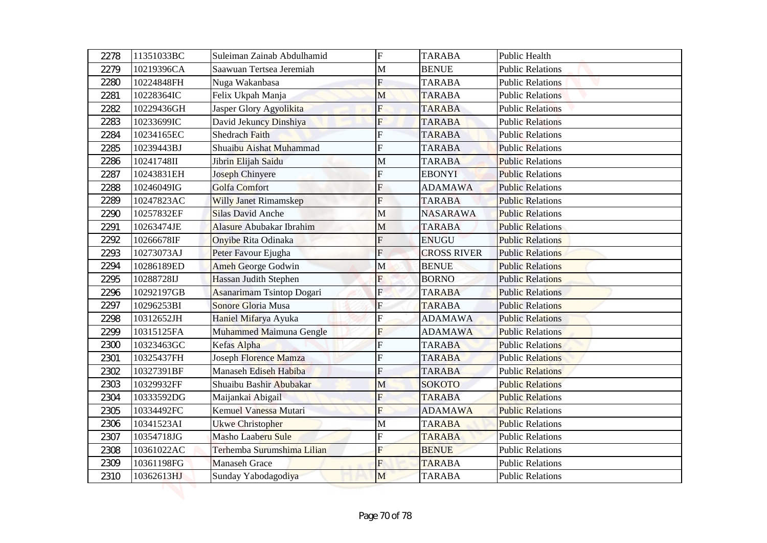| 2278 | 11351033BC | Suleiman Zainab Abdulhamid | F | TARABA | Public Health |
|---|---|---|---|---|---|
| 2279 | 10219396CA | Saawuan Tertsea Jeremiah | M | BENUE | Public Relations |
| 2280 | 10224848FH | Nuga Wakanbasa | F | TARABA | Public Relations |
| 2281 | 10228364IC | Felix Ukpah Manja | M | TARABA | Public Relations |
| 2282 | 10229436GH | Jasper Glory Agyolikita | F | TARABA | Public Relations |
| 2283 | 10233699IC | David Jekuncy Dinshiya | F | TARABA | Public Relations |
| 2284 | 10234165EC | Shedrach Faith | F | TARABA | Public Relations |
| 2285 | 10239443BJ | Shuaibu Aishat Muhammad | F | TARABA | Public Relations |
| 2286 | 10241748II | Jibrin Elijah Saidu | M | TARABA | Public Relations |
| 2287 | 10243831EH | Joseph Chinyere | F | EBONYI | Public Relations |
| 2288 | 10246049IG | Golfa Comfort | F | ADAMAWA | Public Relations |
| 2289 | 10247823AC | Willy Janet Rimamskep | F | TARABA | Public Relations |
| 2290 | 10257832EF | Silas David Anche | M | NASARAWA | Public Relations |
| 2291 | 10263474JE | Alasure Abubakar Ibrahim | M | TARABA | Public Relations |
| 2292 | 10266678IF | Onyibe Rita Odinaka | F | ENUGU | Public Relations |
| 2293 | 10273073AJ | Peter Favour Ejugha | F | CROSS RIVER | Public Relations |
| 2294 | 10286189ED | Ameh George Godwin | M | BENUE | Public Relations |
| 2295 | 10288728IJ | Hassan Judith Stephen | F | BORNO | Public Relations |
| 2296 | 10292197GB | Asanarimam Tsintop Dogari | F | TARABA | Public Relations |
| 2297 | 10296253BI | Sonore Gloria Musa | F | TARABA | Public Relations |
| 2298 | 10312652JH | Haniel Mifarya Ayuka | F | ADAMAWA | Public Relations |
| 2299 | 10315125FA | Muhammed Maimuna Gengle | F | ADAMAWA | Public Relations |
| 2300 | 10323463GC | Kefas Alpha | F | TARABA | Public Relations |
| 2301 | 10325437FH | Joseph Florence Mamza | F | TARABA | Public Relations |
| 2302 | 10327391BF | Manaseh Ediseh Habiba | F | TARABA | Public Relations |
| 2303 | 10329932FF | Shuaibu Bashir Abubakar | M | SOKOTO | Public Relations |
| 2304 | 10333592DG | Maijankai Abigail | F | TARABA | Public Relations |
| 2305 | 10334492FC | Kemuel Vanessa Mutari | F | ADAMAWA | Public Relations |
| 2306 | 10341523AI | Ukwe Christopher | M | TARABA | Public Relations |
| 2307 | 10354718JG | Masho Laaberu Sule | F | TARABA | Public Relations |
| 2308 | 10361022AC | Terhemba Surumshima Lilian | F | BENUE | Public Relations |
| 2309 | 10361198FG | Manaseh Grace | F | TARABA | Public Relations |
| 2310 | 10362613HJ | Sunday Yabodagodiya | M | TARABA | Public Relations |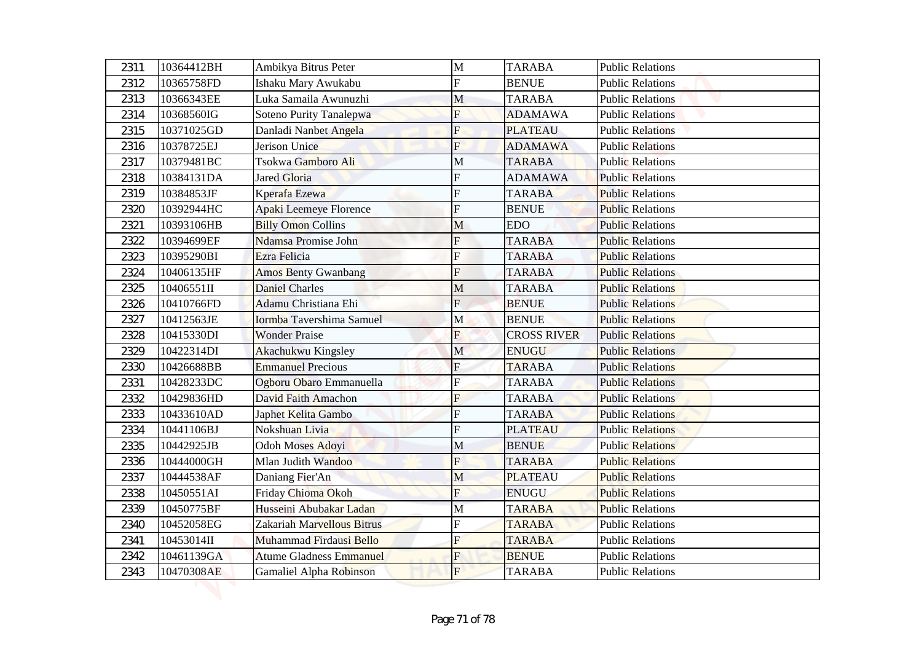| 2311 | 10364412BH | Ambikya Bitrus Peter | M | TARABA | Public Relations |
|---|---|---|---|---|---|
| 2312 | 10365758FD | Ishaku Mary Awukabu | F | BENUE | Public Relations |
| 2313 | 10366343EE | Luka Samaila Awunuzhi | M | TARABA | Public Relations |
| 2314 | 10368560IG | Soteno Purity Tanalepwa | F | ADAMAWA | Public Relations |
| 2315 | 10371025GD | Danladi Nanbet Angela | F | PLATEAU | Public Relations |
| 2316 | 10378725EJ | Jerison Unice | F | ADAMAWA | Public Relations |
| 2317 | 10379481BC | Tsokwa Gamboro Ali | M | TARABA | Public Relations |
| 2318 | 10384131DA | Jared Gloria | F | ADAMAWA | Public Relations |
| 2319 | 10384853JF | Kperafa Ezewa | F | TARABA | Public Relations |
| 2320 | 10392944HC | Apaki Leemeye Florence | F | BENUE | Public Relations |
| 2321 | 10393106HB | Billy Omon Collins | M | EDO | Public Relations |
| 2322 | 10394699EF | Ndamsa Promise John | F | TARABA | Public Relations |
| 2323 | 10395290BI | Ezra Felicia | F | TARABA | Public Relations |
| 2324 | 10406135HF | Amos Benty Gwanbang | F | TARABA | Public Relations |
| 2325 | 10406551II | Daniel Charles | M | TARABA | Public Relations |
| 2326 | 10410766FD | Adamu Christiana Ehi | F | BENUE | Public Relations |
| 2327 | 10412563JE | Iormba Tavershima Samuel | M | BENUE | Public Relations |
| 2328 | 10415330DI | Wonder Praise | F | CROSS RIVER | Public Relations |
| 2329 | 10422314DI | Akachukwu Kingsley | M | ENUGU | Public Relations |
| 2330 | 10426688BB | Emmanuel Precious | F | TARABA | Public Relations |
| 2331 | 10428233DC | Ogboru Obaro Emmanuella | F | TARABA | Public Relations |
| 2332 | 10429836HD | David Faith Amachon | F | TARABA | Public Relations |
| 2333 | 10433610AD | Japhet Kelita Gambo | F | TARABA | Public Relations |
| 2334 | 10441106BJ | Nokshuan Livia | F | PLATEAU | Public Relations |
| 2335 | 10442925JB | Odoh Moses Adoyi | M | BENUE | Public Relations |
| 2336 | 10444000GH | Mlan Judith Wandoo | F | TARABA | Public Relations |
| 2337 | 10444538AF | Daniang Fier'An | M | PLATEAU | Public Relations |
| 2338 | 10450551AI | Friday Chioma Okoh | F | ENUGU | Public Relations |
| 2339 | 10450775BF | Husseini Abubakar Ladan | M | TARABA | Public Relations |
| 2340 | 10452058EG | Zakariah Marvellous Bitrus | F | TARABA | Public Relations |
| 2341 | 10453014II | Muhammad Firdausi Bello | F | TARABA | Public Relations |
| 2342 | 10461139GA | Atume Gladness Emmanuel | F | BENUE | Public Relations |
| 2343 | 10470308AE | Gamaliel Alpha Robinson | F | TARABA | Public Relations |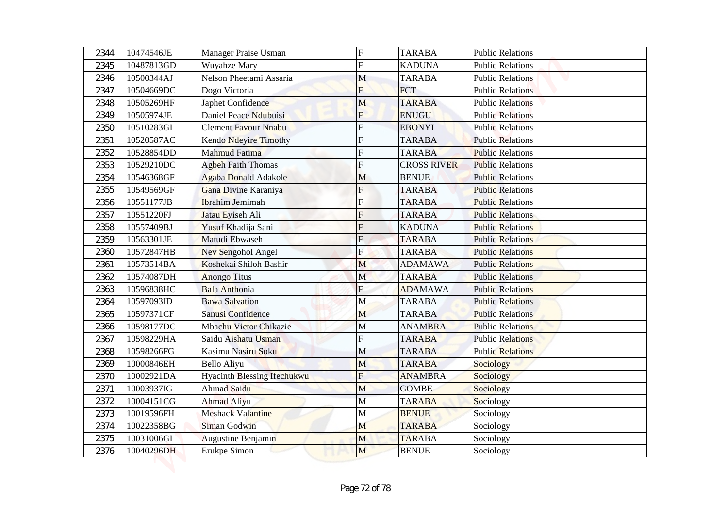| 2344 | 10474546JE | Manager Praise Usman | F | TARABA | Public Relations |
|---|---|---|---|---|---|
| 2345 | 10487813GD | Wuyahze Mary | F | KADUNA | Public Relations |
| 2346 | 10500344AJ | Nelson Pheetami Assaria | M | TARABA | Public Relations |
| 2347 | 10504669DC | Dogo Victoria | F | FCT | Public Relations |
| 2348 | 10505269HF | Japhet Confidence | M | TARABA | Public Relations |
| 2349 | 10505974JE | Daniel Peace Ndubuisi | F | ENUGU | Public Relations |
| 2350 | 10510283GI | Clement Favour Nnabu | F | EBONYI | Public Relations |
| 2351 | 10520587AC | Kendo Ndeyire Timothy | F | TARABA | Public Relations |
| 2352 | 10528854DD | Mahmud Fatima | F | TARABA | Public Relations |
| 2353 | 10529210DC | Agbeh Faith Thomas | F | CROSS RIVER | Public Relations |
| 2354 | 10546368GF | Agaba Donald Adakole | M | BENUE | Public Relations |
| 2355 | 10549569GF | Gana Divine Karaniya | F | TARABA | Public Relations |
| 2356 | 10551177JB | Ibrahim Jemimah | F | TARABA | Public Relations |
| 2357 | 10551220FJ | Jatau Eyiseh Ali | F | TARABA | Public Relations |
| 2358 | 10557409BJ | Yusuf Khadija Sani | F | KADUNA | Public Relations |
| 2359 | 10563301JE | Matudi Ebwaseh | F | TARABA | Public Relations |
| 2360 | 10572847HB | Nev Sengohol Angel | F | TARABA | Public Relations |
| 2361 | 10573514BA | Koshekai Shiloh Bashir | M | ADAMAWA | Public Relations |
| 2362 | 10574087DH | Anongo Titus | M | TARABA | Public Relations |
| 2363 | 10596838HC | Bala Anthonia | F | ADAMAWA | Public Relations |
| 2364 | 10597093ID | Bawa Salvation | M | TARABA | Public Relations |
| 2365 | 10597371CF | Sanusi Confidence | M | TARABA | Public Relations |
| 2366 | 10598177DC | Mbachu Victor Chikazie | M | ANAMBRA | Public Relations |
| 2367 | 10598229HA | Saidu Aishatu Usman | F | TARABA | Public Relations |
| 2368 | 10598266FG | Kasimu Nasiru Soku | M | TARABA | Public Relations |
| 2369 | 10000846EH | Bello Aliyu | M | TARABA | Sociology |
| 2370 | 10002921DA | Hyacinth Blessing Ifechukwu | F | ANAMBRA | Sociology |
| 2371 | 10003937IG | Ahmad Saidu | M | GOMBE | Sociology |
| 2372 | 10004151CG | Ahmad Aliyu | M | TARABA | Sociology |
| 2373 | 10019596FH | Meshack Valantine | M | BENUE | Sociology |
| 2374 | 10022358BG | Siman Godwin | M | TARABA | Sociology |
| 2375 | 10031006GI | Augustine Benjamin | M | TARABA | Sociology |
| 2376 | 10040296DH | Erukpe Simon | M | BENUE | Sociology |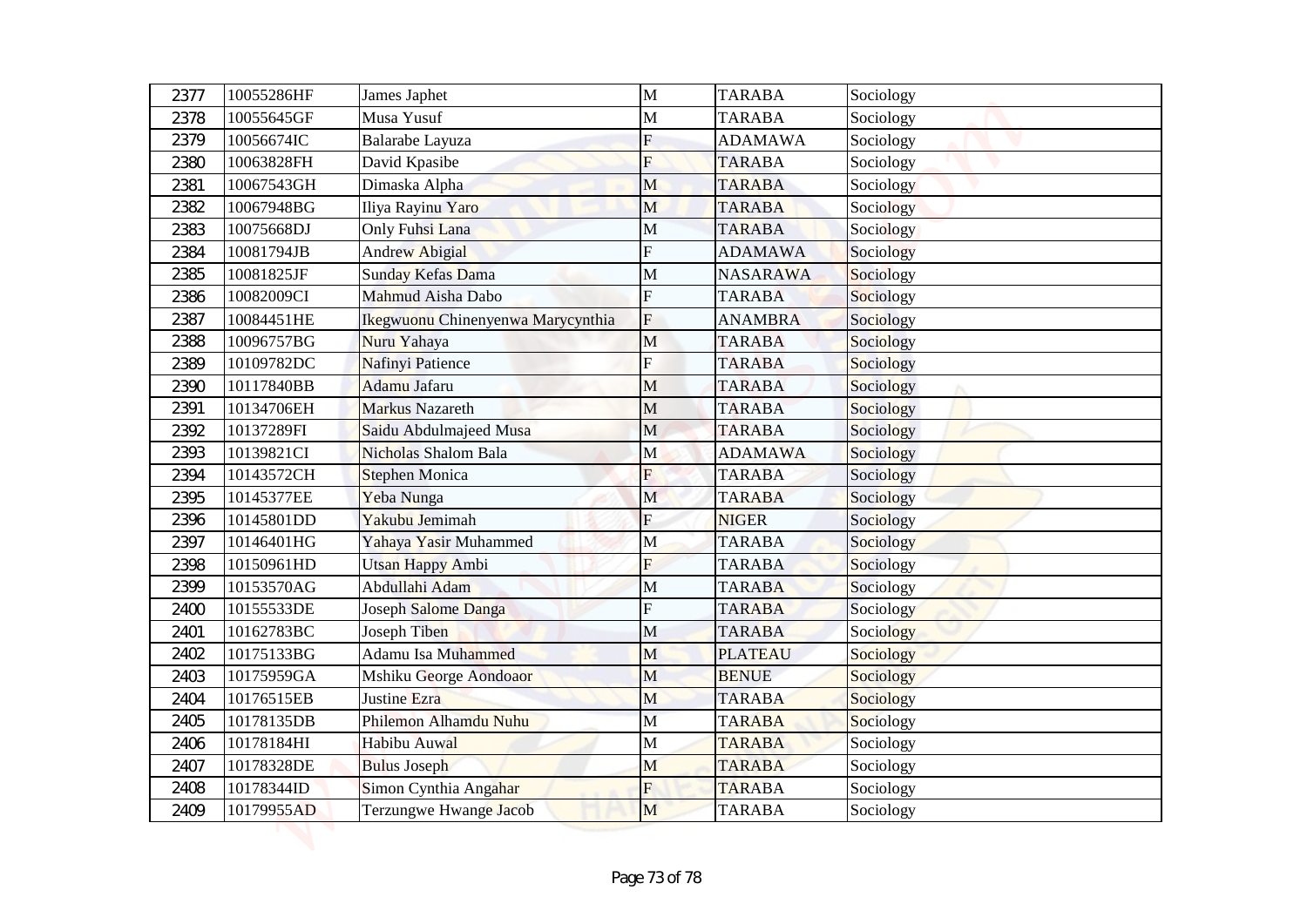| 2377 | 10055286HF | James Japhet | M | TARABA | Sociology |
|---|---|---|---|---|---|
| 2378 | 10055645GF | Musa Yusuf | M | TARABA | Sociology |
| 2379 | 10056674IC | Balarabe Layuza | F | ADAMAWA | Sociology |
| 2380 | 10063828FH | David Kpasibe | F | TARABA | Sociology |
| 2381 | 10067543GH | Dimaska Alpha | M | TARABA | Sociology |
| 2382 | 10067948BG | Iliya Rayinu Yaro | M | TARABA | Sociology |
| 2383 | 10075668DJ | Only Fuhsi Lana | M | TARABA | Sociology |
| 2384 | 10081794JB | Andrew Abigial | F | ADAMAWA | Sociology |
| 2385 | 10081825JF | Sunday Kefas Dama | M | NASARAWA | Sociology |
| 2386 | 10082009CI | Mahmud Aisha Dabo | F | TARABA | Sociology |
| 2387 | 10084451HE | Ikegwuonu Chinenyenwa Marycynthia | F | ANAMBRA | Sociology |
| 2388 | 10096757BG | Nuru Yahaya | M | TARABA | Sociology |
| 2389 | 10109782DC | Nafinyi Patience | F | TARABA | Sociology |
| 2390 | 10117840BB | Adamu Jafaru | M | TARABA | Sociology |
| 2391 | 10134706EH | Markus Nazareth | M | TARABA | Sociology |
| 2392 | 10137289FI | Saidu Abdulmajeed Musa | M | TARABA | Sociology |
| 2393 | 10139821CI | Nicholas Shalom Bala | M | ADAMAWA | Sociology |
| 2394 | 10143572CH | Stephen Monica | F | TARABA | Sociology |
| 2395 | 10145377EE | Yeba Nunga | M | TARABA | Sociology |
| 2396 | 10145801DD | Yakubu Jemimah | F | NIGER | Sociology |
| 2397 | 10146401HG | Yahaya Yasir Muhammed | M | TARABA | Sociology |
| 2398 | 10150961HD | Utsan Happy Ambi | F | TARABA | Sociology |
| 2399 | 10153570AG | Abdullahi Adam | M | TARABA | Sociology |
| 2400 | 10155533DE | Joseph Salome Danga | F | TARABA | Sociology |
| 2401 | 10162783BC | Joseph Tiben | M | TARABA | Sociology |
| 2402 | 10175133BG | Adamu Isa Muhammed | M | PLATEAU | Sociology |
| 2403 | 10175959GA | Mshiku George Aondoaor | M | BENUE | Sociology |
| 2404 | 10176515EB | Justine Ezra | M | TARABA | Sociology |
| 2405 | 10178135DB | Philemon Alhamdu Nuhu | M | TARABA | Sociology |
| 2406 | 10178184HI | Habibu Auwal | M | TARABA | Sociology |
| 2407 | 10178328DE | Bulus Joseph | M | TARABA | Sociology |
| 2408 | 10178344ID | Simon Cynthia Angahar | F | TARABA | Sociology |
| 2409 | 10179955AD | Terzungwe Hwange Jacob | M | TARABA | Sociology |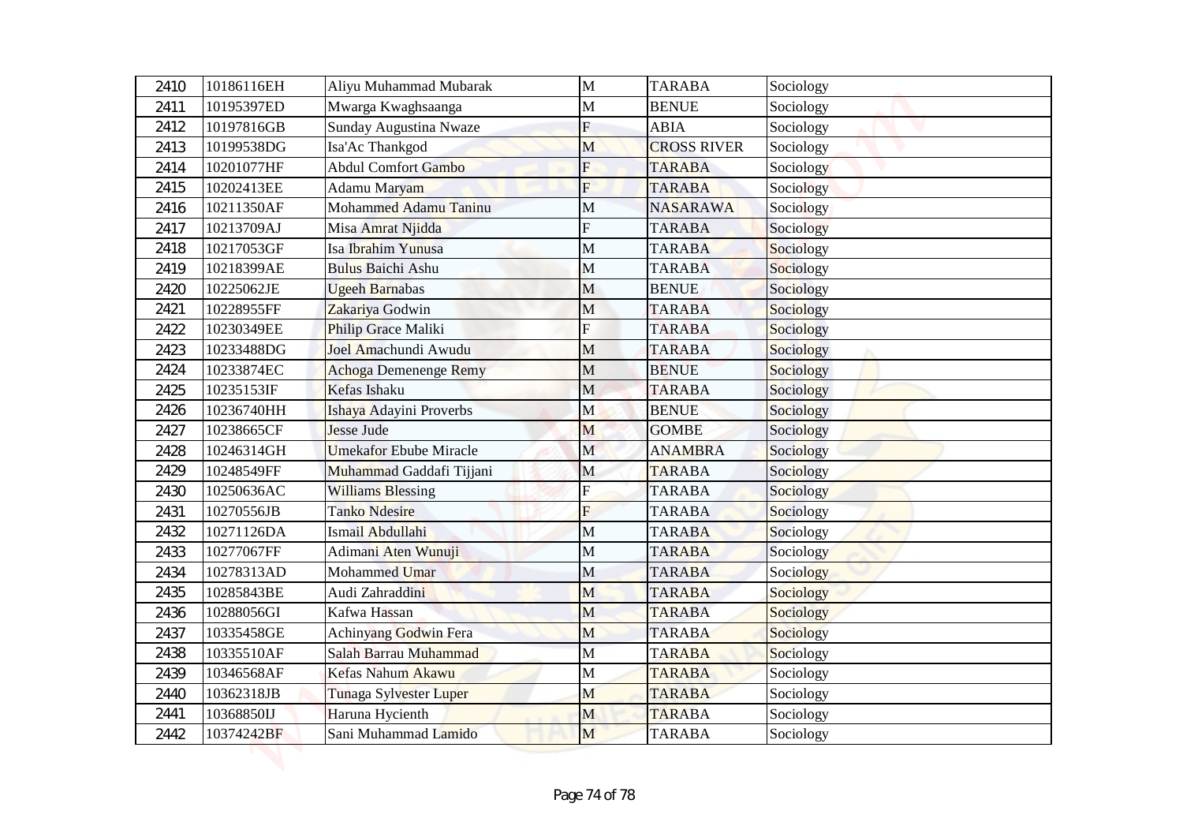| 2410 | 10186116EH | Aliyu Muhammad Mubarak | M | TARABA | Sociology |
|---|---|---|---|---|---|
| 2411 | 10195397ED | Mwarga Kwaghsaanga | M | BENUE | Sociology |
| 2412 | 10197816GB | Sunday Augustina Nwaze | F | ABIA | Sociology |
| 2413 | 10199538DG | Isa'Ac Thankgod | M | CROSS RIVER | Sociology |
| 2414 | 10201077HF | Abdul Comfort Gambo | F | TARABA | Sociology |
| 2415 | 10202413EE | Adamu Maryam | F | TARABA | Sociology |
| 2416 | 10211350AF | Mohammed Adamu Taninu | M | NASARAWA | Sociology |
| 2417 | 10213709AJ | Misa Amrat Njidda | F | TARABA | Sociology |
| 2418 | 10217053GF | Isa Ibrahim Yunusa | M | TARABA | Sociology |
| 2419 | 10218399AE | Bulus Baichi Ashu | M | TARABA | Sociology |
| 2420 | 10225062JE | Ugeeh Barnabas | M | BENUE | Sociology |
| 2421 | 10228955FF | Zakariya Godwin | M | TARABA | Sociology |
| 2422 | 10230349EE | Philip Grace Maliki | F | TARABA | Sociology |
| 2423 | 10233488DG | Joel Amachundi Awudu | M | TARABA | Sociology |
| 2424 | 10233874EC | Achoga Demenenge Remy | M | BENUE | Sociology |
| 2425 | 10235153IF | Kefas Ishaku | M | TARABA | Sociology |
| 2426 | 10236740HH | Ishaya Adayini Proverbs | M | BENUE | Sociology |
| 2427 | 10238665CF | Jesse Jude | M | GOMBE | Sociology |
| 2428 | 10246314GH | Umekafor Ebube Miracle | M | ANAMBRA | Sociology |
| 2429 | 10248549FF | Muhammad Gaddafi Tijjani | M | TARABA | Sociology |
| 2430 | 10250636AC | Williams Blessing | F | TARABA | Sociology |
| 2431 | 10270556JB | Tanko Ndesire | F | TARABA | Sociology |
| 2432 | 10271126DA | Ismail Abdullahi | M | TARABA | Sociology |
| 2433 | 10277067FF | Adimani Aten Wunuji | M | TARABA | Sociology |
| 2434 | 10278313AD | Mohammed Umar | M | TARABA | Sociology |
| 2435 | 10285843BE | Audi Zahraddini | M | TARABA | Sociology |
| 2436 | 10288056GI | Kafwa Hassan | M | TARABA | Sociology |
| 2437 | 10335458GE | Achinyang Godwin Fera | M | TARABA | Sociology |
| 2438 | 10335510AF | Salah Barrau Muhammad | M | TARABA | Sociology |
| 2439 | 10346568AF | Kefas Nahum Akawu | M | TARABA | Sociology |
| 2440 | 10362318JB | Tunaga Sylvester Luper | M | TARABA | Sociology |
| 2441 | 10368850IJ | Haruna Hycienth | M | TARABA | Sociology |
| 2442 | 10374242BF | Sani Muhammad Lamido | M | TARABA | Sociology |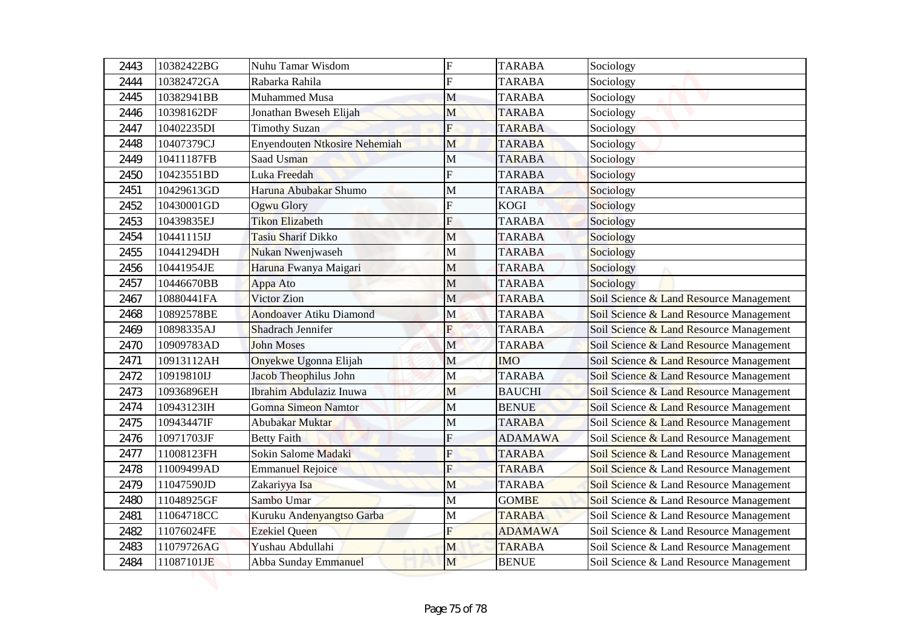| 2443 | 10382422BG | Nuhu Tamar Wisdom | F | TARABA | Sociology |
|---|---|---|---|---|---|
| 2444 | 10382472GA | Rabarka Rahila | F | TARABA | Sociology |
| 2445 | 10382941BB | Muhammed Musa | M | TARABA | Sociology |
| 2446 | 10398162DF | Jonathan Bweseh Elijah | M | TARABA | Sociology |
| 2447 | 10402235DI | Timothy Suzan | F | TARABA | Sociology |
| 2448 | 10407379CJ | Enyendouten Ntkosire Nehemiah | M | TARABA | Sociology |
| 2449 | 10411187FB | Saad Usman | M | TARABA | Sociology |
| 2450 | 10423551BD | Luka Freedah | F | TARABA | Sociology |
| 2451 | 10429613GD | Haruna Abubakar Shumo | M | TARABA | Sociology |
| 2452 | 10430001GD | Ogwu Glory | F | KOGI | Sociology |
| 2453 | 10439835EJ | Tikon Elizabeth | F | TARABA | Sociology |
| 2454 | 10441115IJ | Tasiu Sharif Dikko | M | TARABA | Sociology |
| 2455 | 10441294DH | Nukan Nwenjwaseh | M | TARABA | Sociology |
| 2456 | 10441954JE | Haruna Fwanya Maigari | M | TARABA | Sociology |
| 2457 | 10446670BB | Appa Ato | M | TARABA | Sociology |
| 2467 | 10880441FA | Victor Zion | M | TARABA | Soil Science & Land Resource Management |
| 2468 | 10892578BE | Aondoaver Atiku Diamond | M | TARABA | Soil Science & Land Resource Management |
| 2469 | 10898335AJ | Shadrach Jennifer | F | TARABA | Soil Science & Land Resource Management |
| 2470 | 10909783AD | John Moses | M | TARABA | Soil Science & Land Resource Management |
| 2471 | 10913112AH | Onyekwe Ugonna Elijah | M | IMO | Soil Science & Land Resource Management |
| 2472 | 10919810IJ | Jacob Theophilus John | M | TARABA | Soil Science & Land Resource Management |
| 2473 | 10936896EH | Ibrahim Abdulaziz Inuwa | M | BAUCHI | Soil Science & Land Resource Management |
| 2474 | 10943123IH | Gomna Simeon Namtor | M | BENUE | Soil Science & Land Resource Management |
| 2475 | 10943447IF | Abubakar Muktar | M | TARABA | Soil Science & Land Resource Management |
| 2476 | 10971703JF | Betty Faith | F | ADAMAWA | Soil Science & Land Resource Management |
| 2477 | 11008123FH | Sokin Salome Madaki | F | TARABA | Soil Science & Land Resource Management |
| 2478 | 11009499AD | Emmanuel Rejoice | F | TARABA | Soil Science & Land Resource Management |
| 2479 | 11047590JD | Zakariyya Isa | M | TARABA | Soil Science & Land Resource Management |
| 2480 | 11048925GF | Sambo Umar | M | GOMBE | Soil Science & Land Resource Management |
| 2481 | 11064718CC | Kuruku Andenyangtso Garba | M | TARABA | Soil Science & Land Resource Management |
| 2482 | 11076024FE | Ezekiel Queen | F | ADAMAWA | Soil Science & Land Resource Management |
| 2483 | 11079726AG | Yushau Abdullahi | M | TARABA | Soil Science & Land Resource Management |
| 2484 | 11087101JE | Abba Sunday Emmanuel | M | BENUE | Soil Science & Land Resource Management |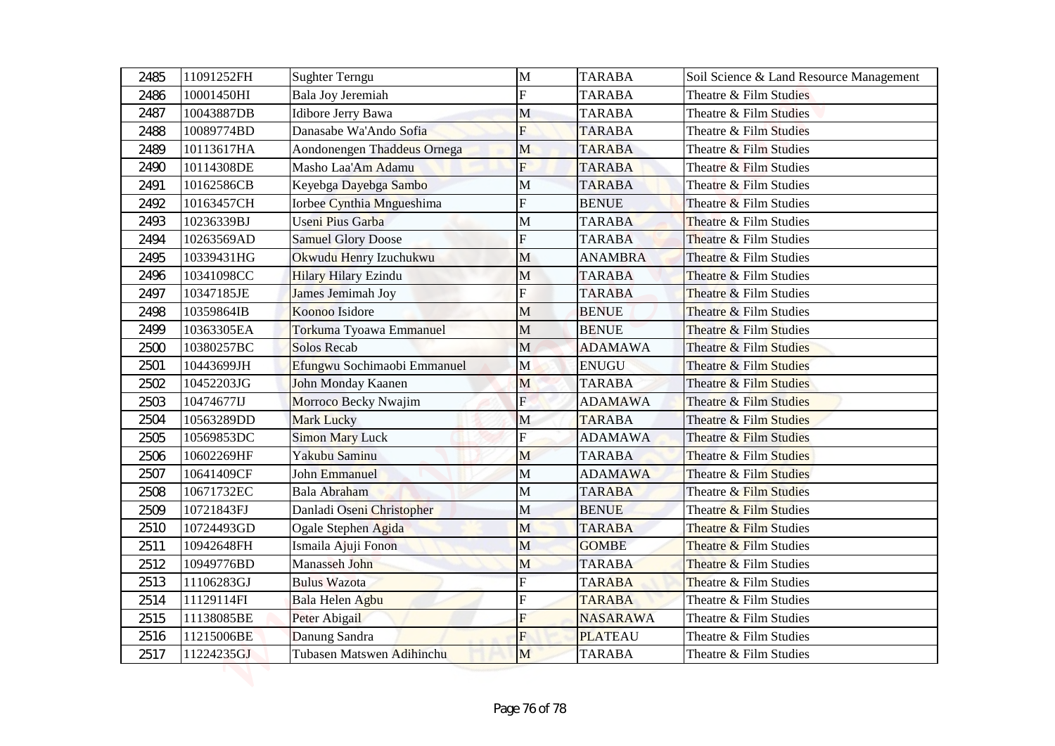| 2485 | 11091252FH | Sughter Terngu | M | TARABA | Soil Science & Land Resource Management |
|---|---|---|---|---|---|
| 2486 | 10001450HI | Bala Joy Jeremiah | F | TARABA | Theatre & Film Studies |
| 2487 | 10043887DB | Idibore Jerry Bawa | M | TARABA | Theatre & Film Studies |
| 2488 | 10089774BD | Danasabe Wa'Ando Sofia | F | TARABA | Theatre & Film Studies |
| 2489 | 10113617HA | Aondonengen Thaddeus Ornega | M | TARABA | Theatre & Film Studies |
| 2490 | 10114308DE | Masho Laa'Am Adamu | F | TARABA | Theatre & Film Studies |
| 2491 | 10162586CB | Keyebga Dayebga Sambo | M | TARABA | Theatre & Film Studies |
| 2492 | 10163457CH | Iorbee Cynthia Mngueshima | F | BENUE | Theatre & Film Studies |
| 2493 | 10236339BJ | Useni Pius Garba | M | TARABA | Theatre & Film Studies |
| 2494 | 10263569AD | Samuel Glory Doose | F | TARABA | Theatre & Film Studies |
| 2495 | 10339431HG | Okwudu Henry Izuchukwu | M | ANAMBRA | Theatre & Film Studies |
| 2496 | 10341098CC | Hilary Hilary Ezindu | M | TARABA | Theatre & Film Studies |
| 2497 | 10347185JE | James Jemimah Joy | F | TARABA | Theatre & Film Studies |
| 2498 | 10359864IB | Koonoo Isidore | M | BENUE | Theatre & Film Studies |
| 2499 | 10363305EA | Torkuma Tyoawa Emmanuel | M | BENUE | Theatre & Film Studies |
| 2500 | 10380257BC | Solos Recab | M | ADAMAWA | Theatre & Film Studies |
| 2501 | 10443699JH | Efungwu Sochimaobi Emmanuel | M | ENUGU | Theatre & Film Studies |
| 2502 | 10452203JG | John Monday Kaanen | M | TARABA | Theatre & Film Studies |
| 2503 | 10474677IJ | Morroco Becky Nwajim | F | ADAMAWA | Theatre & Film Studies |
| 2504 | 10563289DD | Mark Lucky | M | TARABA | Theatre & Film Studies |
| 2505 | 10569853DC | Simon Mary Luck | F | ADAMAWA | Theatre & Film Studies |
| 2506 | 10602269HF | Yakubu Saminu | M | TARABA | Theatre & Film Studies |
| 2507 | 10641409CF | John Emmanuel | M | ADAMAWA | Theatre & Film Studies |
| 2508 | 10671732EC | Bala Abraham | M | TARABA | Theatre & Film Studies |
| 2509 | 10721843FJ | Danladi Oseni Christopher | M | BENUE | Theatre & Film Studies |
| 2510 | 10724493GD | Ogale Stephen Agida | M | TARABA | Theatre & Film Studies |
| 2511 | 10942648FH | Ismaila Ajuji Fonon | M | GOMBE | Theatre & Film Studies |
| 2512 | 10949776BD | Manasseh John | M | TARABA | Theatre & Film Studies |
| 2513 | 11106283GJ | Bulus Wazota | F | TARABA | Theatre & Film Studies |
| 2514 | 11129114FI | Bala Helen Agbu | F | TARABA | Theatre & Film Studies |
| 2515 | 11138085BE | Peter Abigail | F | NASARAWA | Theatre & Film Studies |
| 2516 | 11215006BE | Danung Sandra | F | PLATEAU | Theatre & Film Studies |
| 2517 | 11224235GJ | Tubasen Matswen Adihinchu | M | TARABA | Theatre & Film Studies |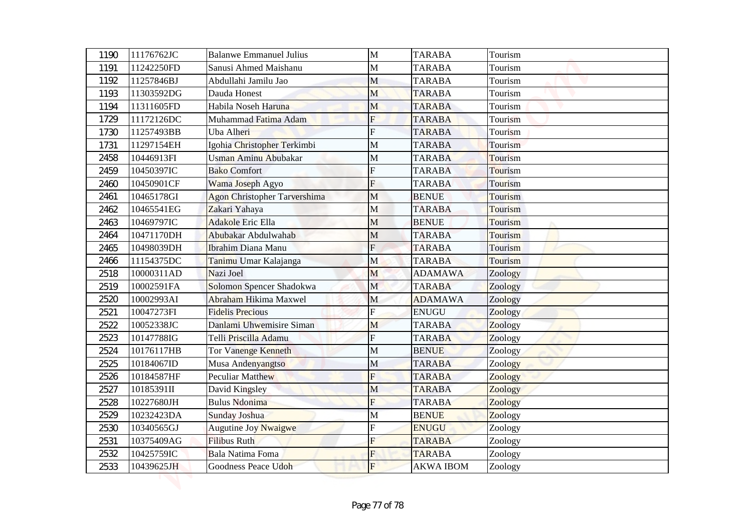| | | | | | |
|---|---|---|---|---|---|
| 1190 | 11176762JC | Balanwe Emmanuel Julius | M | TARABA | Tourism |
| 1191 | 11242250FD | Sanusi Ahmed Maishanu | M | TARABA | Tourism |
| 1192 | 11257846BJ | Abdullahi Jamilu Jao | M | TARABA | Tourism |
| 1193 | 11303592DG | Dauda Honest | M | TARABA | Tourism |
| 1194 | 11311605FD | Habila Noseh Haruna | M | TARABA | Tourism |
| 1729 | 11172126DC | Muhammad Fatima Adam | F | TARABA | Tourism |
| 1730 | 11257493BB | Uba Alheri | F | TARABA | Tourism |
| 1731 | 11297154EH | Igohia Christopher Terkimbi | M | TARABA | Tourism |
| 2458 | 10446913FI | Usman Aminu Abubakar | M | TARABA | Tourism |
| 2459 | 10450397IC | Bako Comfort | F | TARABA | Tourism |
| 2460 | 10450901CF | Wama Joseph Agyo | F | TARABA | Tourism |
| 2461 | 10465178GI | Agon Christopher Tarvershima | M | BENUE | Tourism |
| 2462 | 10465541EG | Zakari Yahaya | M | TARABA | Tourism |
| 2463 | 10469797IC | Adakole Eric Ella | M | BENUE | Tourism |
| 2464 | 10471170DH | Abubakar Abdulwahab | M | TARABA | Tourism |
| 2465 | 10498039DH | Ibrahim Diana Manu | F | TARABA | Tourism |
| 2466 | 11154375DC | Tanimu Umar Kalajanga | M | TARABA | Tourism |
| 2518 | 10000311AD | Nazi Joel | M | ADAMAWA | Zoology |
| 2519 | 10002591FA | Solomon Spencer Shadokwa | M | TARABA | Zoology |
| 2520 | 10002993AI | Abraham Hikima Maxwel | M | ADAMAWA | Zoology |
| 2521 | 10047273FI | Fidelis Precious | F | ENUGU | Zoology |
| 2522 | 10052338JC | Danlami Uhwemisire Siman | M | TARABA | Zoology |
| 2523 | 10147788IG | Telli Priscilla Adamu | F | TARABA | Zoology |
| 2524 | 10176117HB | Tor Vanenge Kenneth | M | BENUE | Zoology |
| 2525 | 10184067ID | Musa Andenyangtso | M | TARABA | Zoology |
| 2526 | 10184587HF | Peculiar Matthew | F | TARABA | Zoology |
| 2527 | 10185391II | David Kingsley | M | TARABA | Zoology |
| 2528 | 10227680JH | Bulus Ndonima | F | TARABA | Zoology |
| 2529 | 10232423DA | Sunday Joshua | M | BENUE | Zoology |
| 2530 | 10340565GJ | Augutine Joy Nwaigwe | F | ENUGU | Zoology |
| 2531 | 10375409AG | Filibus Ruth | F | TARABA | Zoology |
| 2532 | 10425759IC | Bala Natima Foma | F | TARABA | Zoology |
| 2533 | 10439625JH | Goodness Peace Udoh | F | AKWA IBOM | Zoology |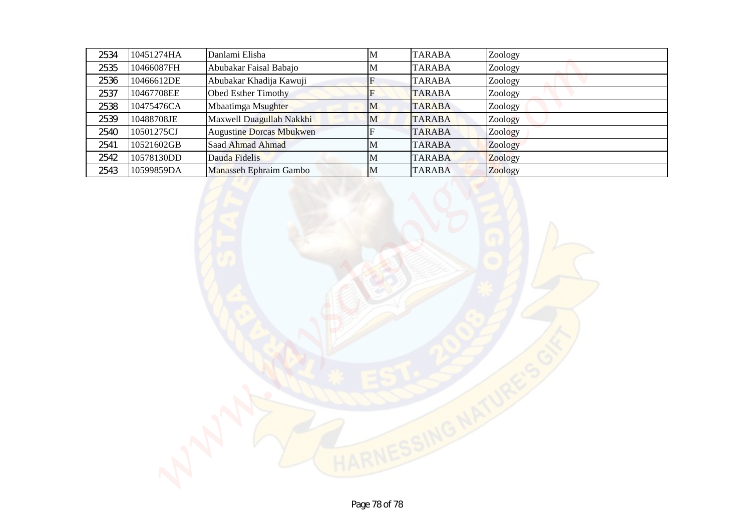| | | | | | |
|---|---|---|---|---|---|
| 2534 | 10451274HA | Danlami Elisha | M | TARABA | Zoology |
| 2535 | 10466087FH | Abubakar Faisal Babajo | M | TARABA | Zoology |
| 2536 | 10466612DE | Abubakar Khadija Kawuji | F | TARABA | Zoology |
| 2537 | 10467708EE | Obed Esther Timothy | F | TARABA | Zoology |
| 2538 | 10475476CA | Mbaatimga Msughter | M | TARABA | Zoology |
| 2539 | 10488708JE | Maxwell Duagullah Nakkhi | M | TARABA | Zoology |
| 2540 | 10501275CJ | Augustine Dorcas Mbukwen | F | TARABA | Zoology |
| 2541 | 10521602GB | Saad Ahmad Ahmad | M | TARABA | Zoology |
| 2542 | 10578130DD | Dauda Fidelis | M | TARABA | Zoology |
| 2543 | 10599859DA | Manasseh Ephraim Gambo | M | TARABA | Zoology |